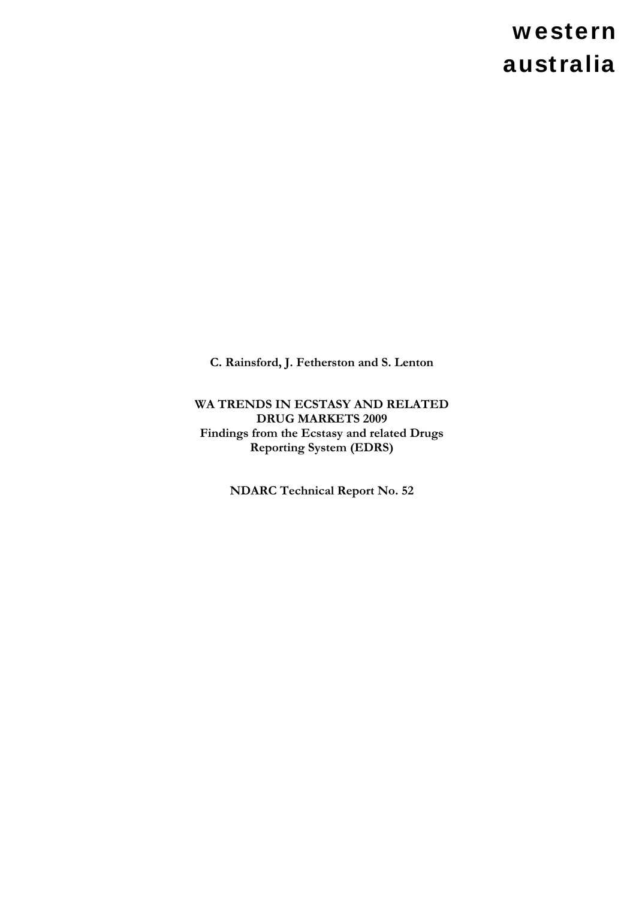**western australia**

**C. Rainsford, J. Fetherston and S. Lenton**

**WA TRENDS IN ECSTASY AND RELATED DRUG MARKETS 2009**
**Findings from the Ecstasy and related Drugs Reporting System (EDRS)**

**NDARC Technical Report No. 52**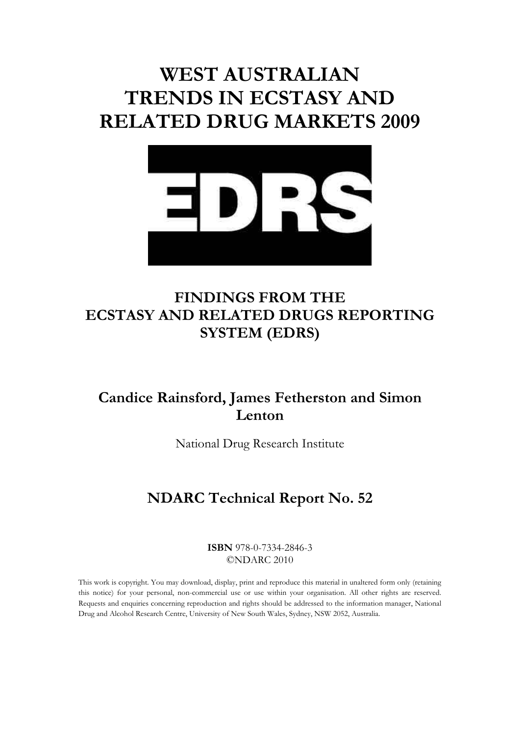# WEST AUSTRALIAN TRENDS IN ECSTASY AND RELATED DRUG MARKETS 2009

EDRS

## FINDINGS FROM THE ECSTASY AND RELATED DRUGS REPORTING SYSTEM (EDRS)

**Candice Rainsford, James Fetherston and Simon Lenton**

National Drug Research Institute

## NDARC Technical Report No. 52

**ISBN** 978-0-7334-2846-3
©NDARC 2010

This work is copyright. You may download, display, print and reproduce this material in unaltered form only (retaining this notice) for your personal, non-commercial use or use within your organisation. All other rights are reserved. Requests and enquiries concerning reproduction and rights should be addressed to the information manager, National Drug and Alcohol Research Centre, University of New South Wales, Sydney, NSW 2052, Australia.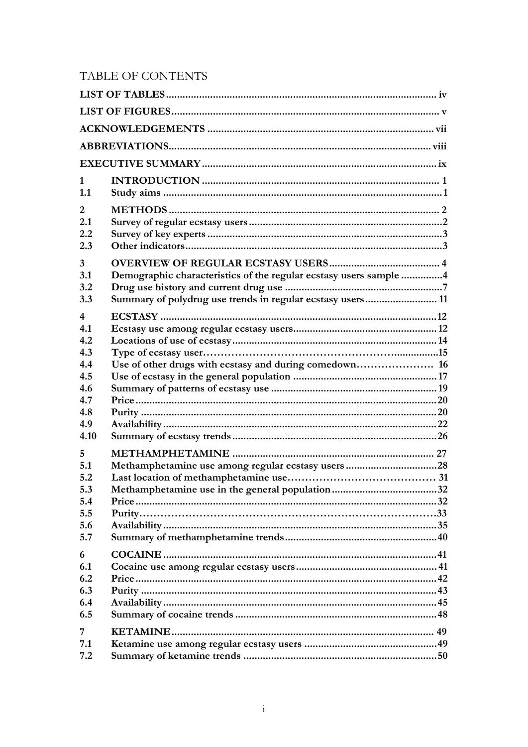# TABLE OF CONTENTS

| | | |
|---|---|---|
| **LIST OF TABLES** | | **iv** |
| **LIST OF FIGURES** | | **v** |
| **ACKNOWLEDGEMENTS** | | **vii** |
| **ABBREVIATIONS** | | **viii** |
| **EXECUTIVE SUMMARY** | | **ix** |
| **1** | **INTRODUCTION** | **1** |
| **1.1** | **Study aims** | **1** |
| **2** | **METHODS** | **2** |
| **2.1** | **Survey of regular ecstasy users** | **2** |
| **2.2** | **Survey of key experts** | **3** |
| **2.3** | **Other indicators** | **3** |
| **3** | **OVERVIEW OF REGULAR ECSTASY USERS** | **4** |
| **3.1** | **Demographic characteristics of the regular ecstasy users sample** | **4** |
| **3.2** | **Drug use history and current drug use** | **7** |
| **3.3** | **Summary of polydrug use trends in regular ecstasy users** | **11** |
| **4** | **ECSTASY** | **12** |
| **4.1** | **Ecstasy use among regular ecstasy users** | **12** |
| **4.2** | **Locations of use of ecstasy** | **14** |
| **4.3** | **Type of ecstasy user** | **15** |
| **4.4** | **Use of other drugs with ecstasy and during comedown** | **16** |
| **4.5** | **Use of ecstasy in the general population** | **17** |
| **4.6** | **Summary of patterns of ecstasy use** | **19** |
| **4.7** | **Price** | **20** |
| **4.8** | **Purity** | **20** |
| **4.9** | **Availability** | **22** |
| **4.10** | **Summary of ecstasy trends** | **26** |
| **5** | **METHAMPHETAMINE** | **27** |
| **5.1** | **Methamphetamine use among regular ecstasy users** | **28** |
| **5.2** | **Last location of methamphetamine use** | **31** |
| **5.3** | **Methamphetamine use in the general population** | **32** |
| **5.4** | **Price** | **32** |
| **5.5** | **Purity** | **33** |
| **5.6** | **Availability** | **35** |
| **5.7** | **Summary of methamphetamine trends** | **40** |
| **6** | **COCAINE** | **41** |
| **6.1** | **Cocaine use among regular ecstasy users** | **41** |
| **6.2** | **Price** | **42** |
| **6.3** | **Purity** | **43** |
| **6.4** | **Availability** | **45** |
| **6.5** | **Summary of cocaine trends** | **48** |
| **7** | **KETAMINE** | **49** |
| **7.1** | **Ketamine use among regular ecstasy users** | **49** |
| **7.2** | **Summary of ketamine trends** | **50** |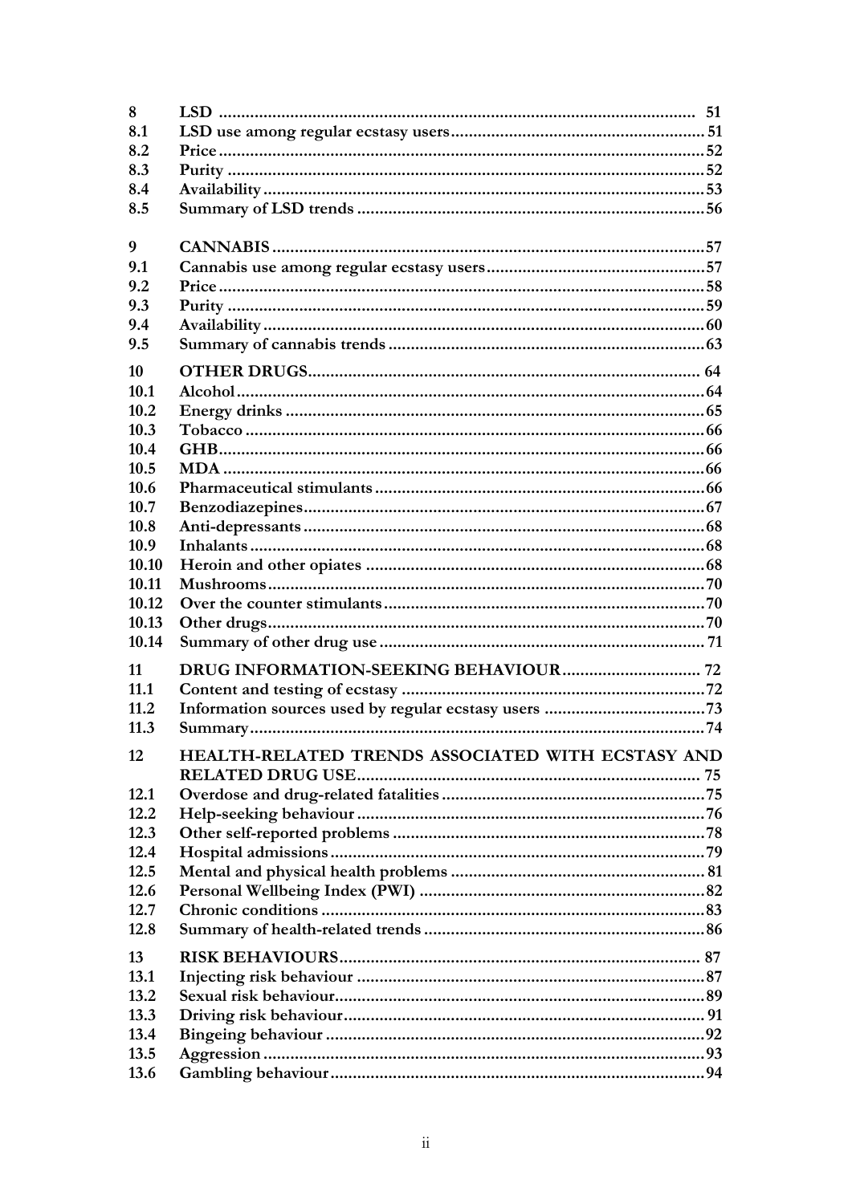| | | |
|---|---|---|
| **8** | **LSD** | **51** |
| **8.1** | **LSD use among regular ecstasy users** | **51** |
| **8.2** | **Price** | **52** |
| **8.3** | **Purity** | **52** |
| **8.4** | **Availability** | **53** |
| **8.5** | **Summary of LSD trends** | **56** |
| **9** | **CANNABIS** | **57** |
| **9.1** | **Cannabis use among regular ecstasy users** | **57** |
| **9.2** | **Price** | **58** |
| **9.3** | **Purity** | **59** |
| **9.4** | **Availability** | **60** |
| **9.5** | **Summary of cannabis trends** | **63** |
| **10** | **OTHER DRUGS** | **64** |
| **10.1** | **Alcohol** | **64** |
| **10.2** | **Energy drinks** | **65** |
| **10.3** | **Tobacco** | **66** |
| **10.4** | **GHB** | **66** |
| **10.5** | **MDA** | **66** |
| **10.6** | **Pharmaceutical stimulants** | **66** |
| **10.7** | **Benzodiazepines** | **67** |
| **10.8** | **Anti-depressants** | **68** |
| **10.9** | **Inhalants** | **68** |
| **10.10** | **Heroin and other opiates** | **68** |
| **10.11** | **Mushrooms** | **70** |
| **10.12** | **Over the counter stimulants** | **70** |
| **10.13** | **Other drugs** | **70** |
| **10.14** | **Summary of other drug use** | **71** |
| **11** | **DRUG INFORMATION-SEEKING BEHAVIOUR** | **72** |
| **11.1** | **Content and testing of ecstasy** | **72** |
| **11.2** | **Information sources used by regular ecstasy users** | **73** |
| **11.3** | **Summary** | **74** |
| **12** | **HEALTH-RELATED TRENDS ASSOCIATED WITH ECSTASY AND RELATED DRUG USE** | **75** |
| **12.1** | **Overdose and drug-related fatalities** | **75** |
| **12.2** | **Help-seeking behaviour** | **76** |
| **12.3** | **Other self-reported problems** | **78** |
| **12.4** | **Hospital admissions** | **79** |
| **12.5** | **Mental and physical health problems** | **81** |
| **12.6** | **Personal Wellbeing Index (PWI)** | **82** |
| **12.7** | **Chronic conditions** | **83** |
| **12.8** | **Summary of health-related trends** | **86** |
| **13** | **RISK BEHAVIOURS** | **87** |
| **13.1** | **Injecting risk behaviour** | **87** |
| **13.2** | **Sexual risk behaviour** | **89** |
| **13.3** | **Driving risk behaviour** | **91** |
| **13.4** | **Bingeing behaviour** | **92** |
| **13.5** | **Aggression** | **93** |
| **13.6** | **Gambling behaviour** | **94** |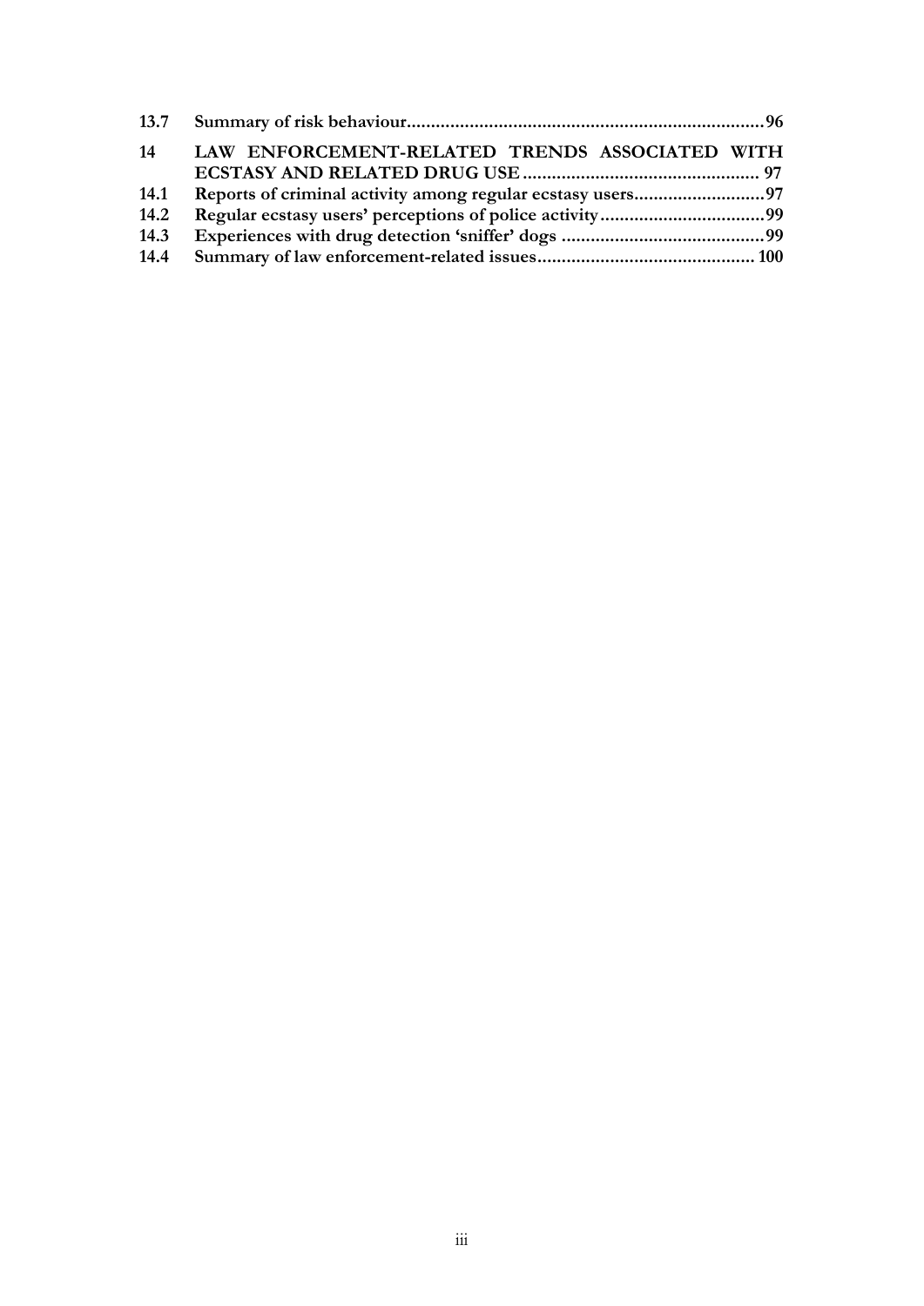**13.7 Summary of risk behaviour........................................................................96**

**14 LAW ENFORCEMENT-RELATED TRENDS ASSOCIATED WITH ECSTASY AND RELATED DRUG USE................................................ 97**

**14.1 Reports of criminal activity among regular ecstasy users..........................97**

**14.2 Regular ecstasy users' perceptions of police activity.................................99**

**14.3 Experiences with drug detection 'sniffer' dogs ..........................................99**

**14.4 Summary of law enforcement-related issues............................................ 100**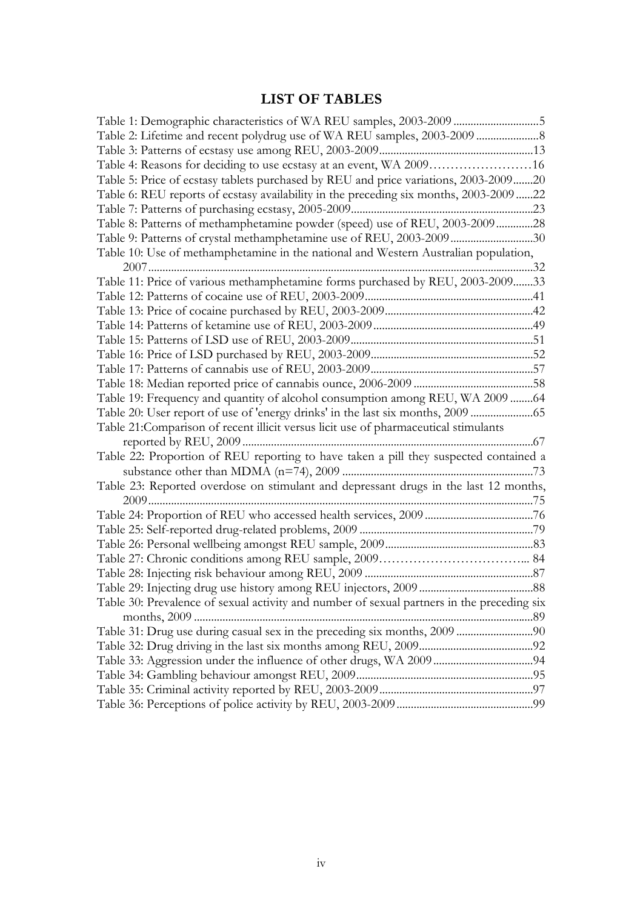# LIST OF TABLES

Table 1: Demographic characteristics of WA REU samples, 2003-2009 .............................5
Table 2: Lifetime and recent polydrug use of WA REU samples, 2003-2009 ......................8
Table 3: Patterns of ecstasy use among REU, 2003-2009.....................................................13
Table 4: Reasons for deciding to use ecstasy at an event, WA 2009……………………16
Table 5: Price of ecstasy tablets purchased by REU and price variations, 2003-2009.......20
Table 6: REU reports of ecstasy availability in the preceding six months, 2003-2009 ......22
Table 7: Patterns of purchasing ecstasy, 2005-2009...............................................................23
Table 8: Patterns of methamphetamine powder (speed) use of REU, 2003-2009 .............28
Table 9: Patterns of crystal methamphetamine use of REU, 2003-2009 .............................30
Table 10: Use of methamphetamine in the national and Western Australian population, 2007......................................................................................................................................32
Table 11: Price of various methamphetamine forms purchased by REU, 2003-2009.......33
Table 12: Patterns of cocaine use of REU, 2003-2009..........................................................41
Table 13: Price of cocaine purchased by REU, 2003-2009....................................................42
Table 14: Patterns of ketamine use of REU, 2003-2009........................................................49
Table 15: Patterns of LSD use of REU, 2003-2009................................................................51
Table 16: Price of LSD purchased by REU, 2003-2009.........................................................52
Table 17: Patterns of cannabis use of REU, 2003-2009.........................................................57
Table 18: Median reported price of cannabis ounce, 2006-2009 ..........................................58
Table 19: Frequency and quantity of alcohol consumption among REU, WA 2009 ........64
Table 20: User report of use of 'energy drinks' in the last six months, 2009 ......................65
Table 21:Comparison of recent illicit versus licit use of pharmaceutical stimulants reported by REU, 2009 ......................................................................................................67
Table 22: Proportion of REU reporting to have taken a pill they suspected contained a substance other than MDMA (n=74), 2009 ..................................................................73
Table 23: Reported overdose on stimulant and depressant drugs in the last 12 months, 2009.....................................................................................................................................75
Table 24: Proportion of REU who accessed health services, 2009 ......................................76
Table 25: Self-reported drug-related problems, 2009 ............................................................79
Table 26: Personal wellbeing amongst REU sample, 2009....................................................83
Table 27: Chronic conditions among REU sample, 2009……………………………... 84
Table 28: Injecting risk behaviour among REU, 2009 ...........................................................87
Table 29: Injecting drug use history among REU injectors, 2009 ........................................88
Table 30: Prevalence of sexual activity and number of sexual partners in the preceding six months, 2009 ......................................................................................................................89
Table 31: Drug use during casual sex in the preceding six months, 2009 ...........................90
Table 32: Drug driving in the last six months among REU, 2009........................................92
Table 33: Aggression under the influence of other drugs, WA 2009 ..................................94
Table 34: Gambling behaviour amongst REU, 2009..............................................................95
Table 35: Criminal activity reported by REU, 2003-2009......................................................97
Table 36: Perceptions of police activity by REU, 2003-2009................................................99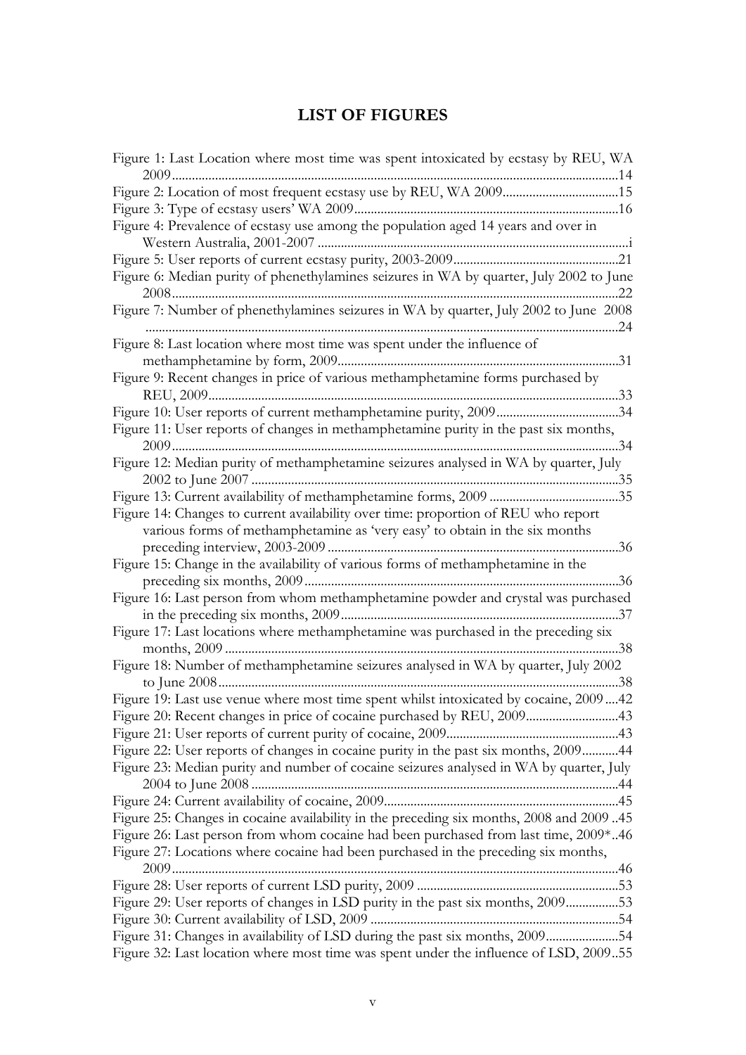# LIST OF FIGURES

Figure 1: Last Location where most time was spent intoxicated by ecstasy by REU, WA 2009 ....14
Figure 2: Location of most frequent ecstasy use by REU, WA 2009 ....15
Figure 3: Type of ecstasy users' WA 2009 ....16
Figure 4: Prevalence of ecstasy use among the population aged 14 years and over in Western Australia, 2001-2007 ....i
Figure 5: User reports of current ecstasy purity, 2003-2009 ....21
Figure 6: Median purity of phenethylamines seizures in WA by quarter, July 2002 to June 2008 ....22
Figure 7: Number of phenethylamines seizures in WA by quarter, July 2002 to June 2008 ....24
Figure 8: Last location where most time was spent under the influence of methamphetamine by form, 2009 ....31
Figure 9: Recent changes in price of various methamphetamine forms purchased by REU, 2009 ....33
Figure 10: User reports of current methamphetamine purity, 2009 ....34
Figure 11: User reports of changes in methamphetamine purity in the past six months, 2009 ....34
Figure 12: Median purity of methamphetamine seizures analysed in WA by quarter, July 2002 to June 2007 ....35
Figure 13: Current availability of methamphetamine forms, 2009 ....35
Figure 14: Changes to current availability over time: proportion of REU who report various forms of methamphetamine as 'very easy' to obtain in the six months preceding interview, 2003-2009 ....36
Figure 15: Change in the availability of various forms of methamphetamine in the preceding six months, 2009 ....36
Figure 16: Last person from whom methamphetamine powder and crystal was purchased in the preceding six months, 2009 ....37
Figure 17: Last locations where methamphetamine was purchased in the preceding six months, 2009 ....38
Figure 18: Number of methamphetamine seizures analysed in WA by quarter, July 2002 to June 2008 ....38
Figure 19: Last use venue where most time spent whilst intoxicated by cocaine, 2009 ....42
Figure 20: Recent changes in price of cocaine purchased by REU, 2009 ....43
Figure 21: User reports of current purity of cocaine, 2009 ....43
Figure 22: User reports of changes in cocaine purity in the past six months, 2009 ....44
Figure 23: Median purity and number of cocaine seizures analysed in WA by quarter, July 2004 to June 2008 ....44
Figure 24: Current availability of cocaine, 2009 ....45
Figure 25: Changes in cocaine availability in the preceding six months, 2008 and 2009 ..45
Figure 26: Last person from whom cocaine had been purchased from last time, 2009* ..46
Figure 27: Locations where cocaine had been purchased in the preceding six months, 2009 ....46
Figure 28: User reports of current LSD purity, 2009 ....53
Figure 29: User reports of changes in LSD purity in the past six months, 2009 ....53
Figure 30: Current availability of LSD, 2009 ....54
Figure 31: Changes in availability of LSD during the past six months, 2009 ....54
Figure 32: Last location where most time was spent under the influence of LSD, 2009 ..55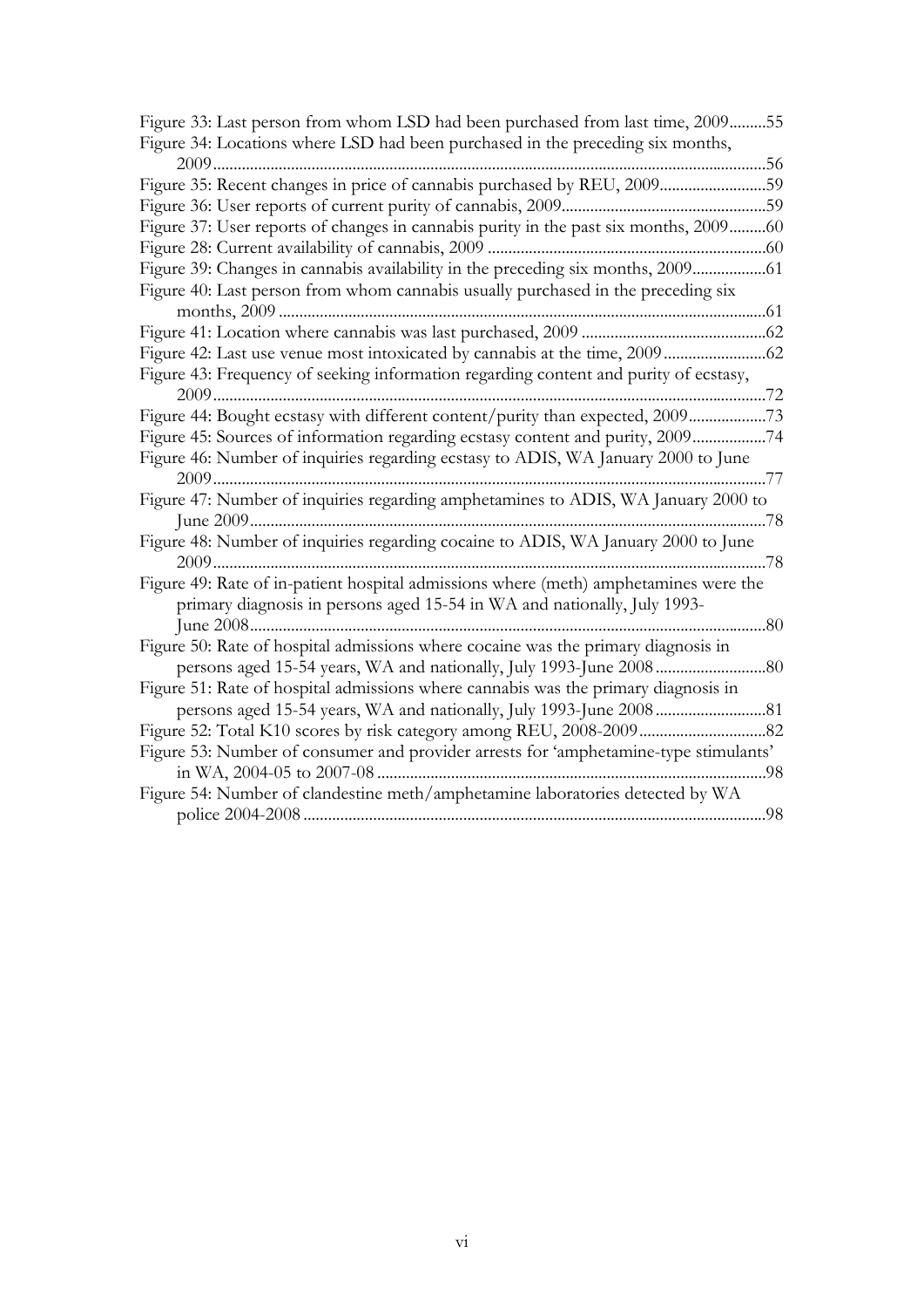Figure 33: Last person from whom LSD had been purchased from last time, 2009.........55

Figure 34: Locations where LSD had been purchased in the preceding six months, 2009.....................................................................................................................56

Figure 35: Recent changes in price of cannabis purchased by REU, 2009..........................59

Figure 36: User reports of current purity of cannabis, 2009.................................................59

Figure 37: User reports of changes in cannabis purity in the past six months, 2009.........60

Figure 28: Current availability of cannabis, 2009 ...................................................................60

Figure 39: Changes in cannabis availability in the preceding six months, 2009..................61

Figure 40: Last person from whom cannabis usually purchased in the preceding six months, 2009 ......................................................................................................................61

Figure 41: Location where cannabis was last purchased, 2009 .............................................62

Figure 42: Last use venue most intoxicated by cannabis at the time, 2009.........................62

Figure 43: Frequency of seeking information regarding content and purity of ecstasy, 2009.....................................................................................................................72

Figure 44: Bought ecstasy with different content/purity than expected, 2009...................73

Figure 45: Sources of information regarding ecstasy content and purity, 2009..................74

Figure 46: Number of inquiries regarding ecstasy to ADIS, WA January 2000 to June 2009.....................................................................................................................77

Figure 47: Number of inquiries regarding amphetamines to ADIS, WA January 2000 to June 2009.............................................................................................................78

Figure 48: Number of inquiries regarding cocaine to ADIS, WA January 2000 to June 2009.....................................................................................................................78

Figure 49: Rate of in-patient hospital admissions where (meth) amphetamines were the primary diagnosis in persons aged 15-54 in WA and nationally, July 1993-June 2008.............................................................................................................80

Figure 50: Rate of hospital admissions where cocaine was the primary diagnosis in persons aged 15-54 years, WA and nationally, July 1993-June 2008...........................80

Figure 51: Rate of hospital admissions where cannabis was the primary diagnosis in persons aged 15-54 years, WA and nationally, July 1993-June 2008...........................81

Figure 52: Total K10 scores by risk category among REU, 2008-2009...............................82

Figure 53: Number of consumer and provider arrests for 'amphetamine-type stimulants' in WA, 2004-05 to 2007-08 ..............................................................................98

Figure 54: Number of clandestine meth/amphetamine laboratories detected by WA police 2004-2008 ...............................................................................................98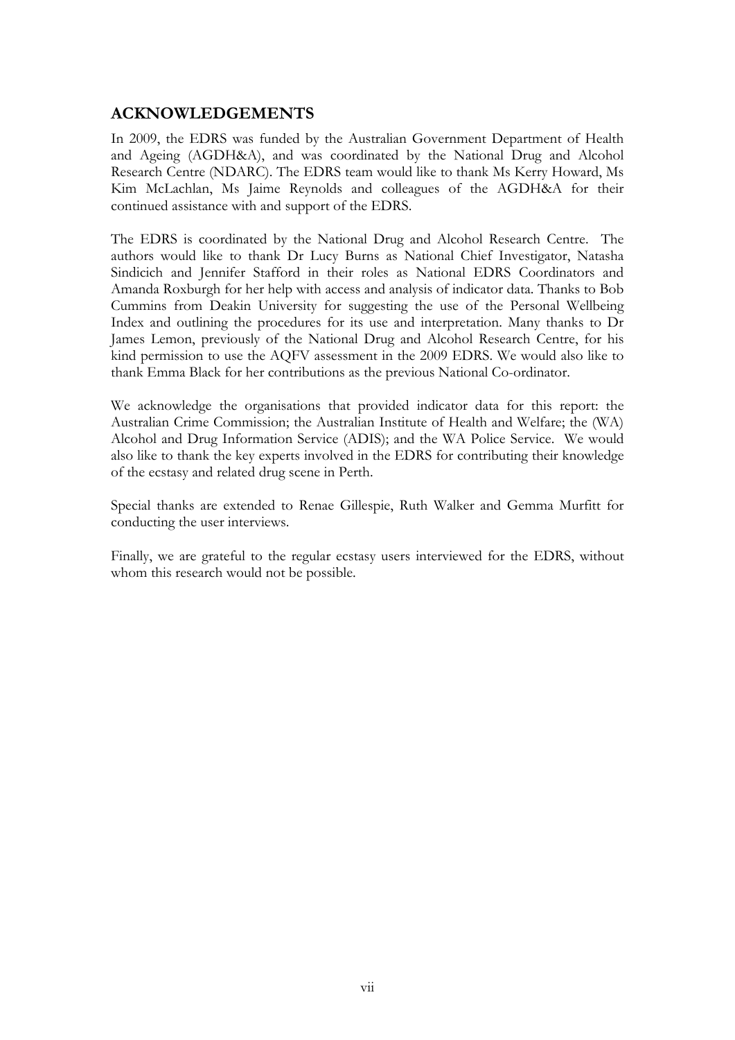## ACKNOWLEDGEMENTS

In 2009, the EDRS was funded by the Australian Government Department of Health and Ageing (AGDH&A), and was coordinated by the National Drug and Alcohol Research Centre (NDARC). The EDRS team would like to thank Ms Kerry Howard, Ms Kim McLachlan, Ms Jaime Reynolds and colleagues of the AGDH&A for their continued assistance with and support of the EDRS.

The EDRS is coordinated by the National Drug and Alcohol Research Centre. The authors would like to thank Dr Lucy Burns as National Chief Investigator, Natasha Sindicich and Jennifer Stafford in their roles as National EDRS Coordinators and Amanda Roxburgh for her help with access and analysis of indicator data. Thanks to Bob Cummins from Deakin University for suggesting the use of the Personal Wellbeing Index and outlining the procedures for its use and interpretation. Many thanks to Dr James Lemon, previously of the National Drug and Alcohol Research Centre, for his kind permission to use the AQFV assessment in the 2009 EDRS. We would also like to thank Emma Black for her contributions as the previous National Co-ordinator.

We acknowledge the organisations that provided indicator data for this report: the Australian Crime Commission; the Australian Institute of Health and Welfare; the (WA) Alcohol and Drug Information Service (ADIS); and the WA Police Service. We would also like to thank the key experts involved in the EDRS for contributing their knowledge of the ecstasy and related drug scene in Perth.

Special thanks are extended to Renae Gillespie, Ruth Walker and Gemma Murfitt for conducting the user interviews.

Finally, we are grateful to the regular ecstasy users interviewed for the EDRS, without whom this research would not be possible.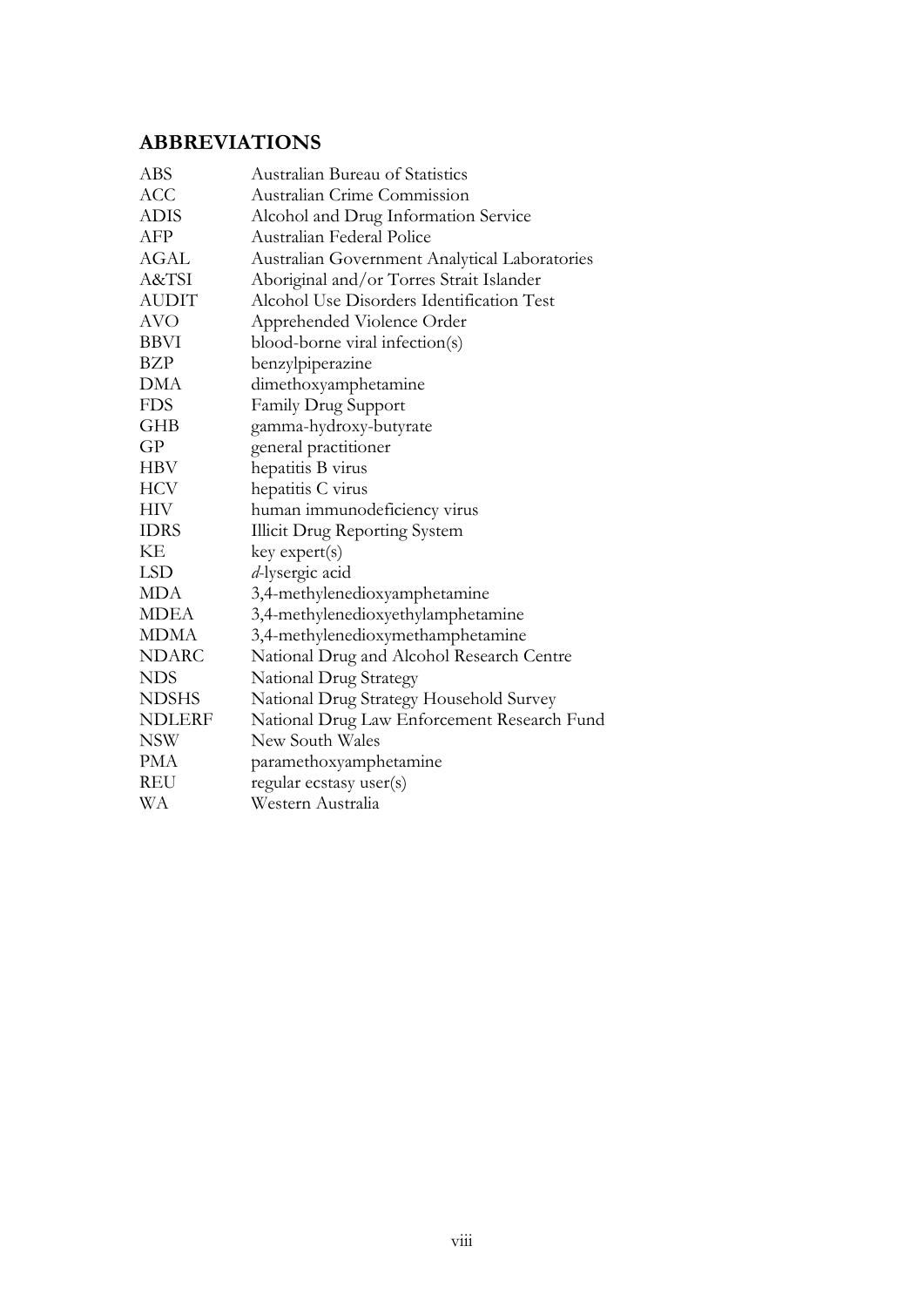## ABBREVIATIONS

| | |
|---|---|
| ABS | Australian Bureau of Statistics |
| ACC | Australian Crime Commission |
| ADIS | Alcohol and Drug Information Service |
| AFP | Australian Federal Police |
| AGAL | Australian Government Analytical Laboratories |
| A&TSI | Aboriginal and/or Torres Strait Islander |
| AUDIT | Alcohol Use Disorders Identification Test |
| AVO | Apprehended Violence Order |
| BBVI | blood-borne viral infection(s) |
| BZP | benzylpiperazine |
| DMA | dimethoxyamphetamine |
| FDS | Family Drug Support |
| GHB | gamma-hydroxy-butyrate |
| GP | general practitioner |
| HBV | hepatitis B virus |
| HCV | hepatitis C virus |
| HIV | human immunodeficiency virus |
| IDRS | Illicit Drug Reporting System |
| KE | key expert(s) |
| LSD | *d*-lysergic acid |
| MDA | 3,4-methylenedioxyamphetamine |
| MDEA | 3,4-methylenedioxyethylamphetamine |
| MDMA | 3,4-methylenedioxymethamphetamine |
| NDARC | National Drug and Alcohol Research Centre |
| NDS | National Drug Strategy |
| NDSHS | National Drug Strategy Household Survey |
| NDLERF | National Drug Law Enforcement Research Fund |
| NSW | New South Wales |
| PMA | paramethoxyamphetamine |
| REU | regular ecstasy user(s) |
| WA | Western Australia |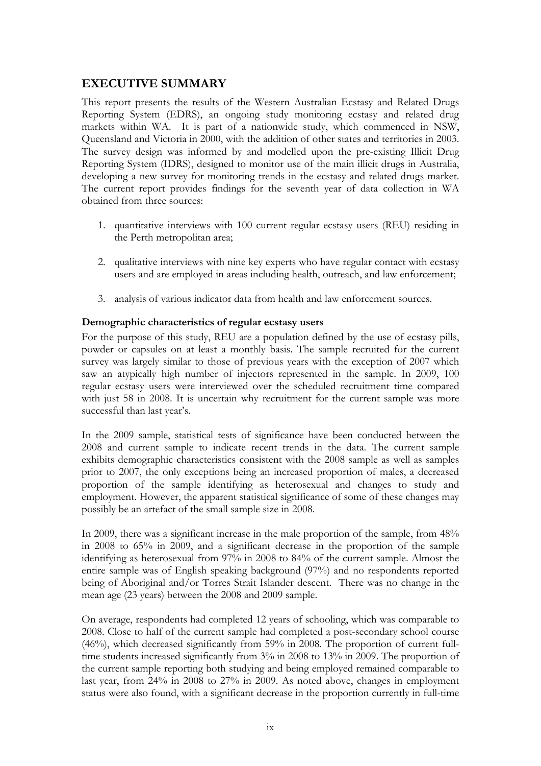## EXECUTIVE SUMMARY

This report presents the results of the Western Australian Ecstasy and Related Drugs Reporting System (EDRS), an ongoing study monitoring ecstasy and related drug markets within WA. It is part of a nationwide study, which commenced in NSW, Queensland and Victoria in 2000, with the addition of other states and territories in 2003. The survey design was informed by and modelled upon the pre-existing Illicit Drug Reporting System (IDRS), designed to monitor use of the main illicit drugs in Australia, developing a new survey for monitoring trends in the ecstasy and related drugs market. The current report provides findings for the seventh year of data collection in WA obtained from three sources:

1. quantitative interviews with 100 current regular ecstasy users (REU) residing in the Perth metropolitan area;

2. qualitative interviews with nine key experts who have regular contact with ecstasy users and are employed in areas including health, outreach, and law enforcement;

3. analysis of various indicator data from health and law enforcement sources.

### Demographic characteristics of regular ecstasy users

For the purpose of this study, REU are a population defined by the use of ecstasy pills, powder or capsules on at least a monthly basis. The sample recruited for the current survey was largely similar to those of previous years with the exception of 2007 which saw an atypically high number of injectors represented in the sample. In 2009, 100 regular ecstasy users were interviewed over the scheduled recruitment time compared with just 58 in 2008. It is uncertain why recruitment for the current sample was more successful than last year's.

In the 2009 sample, statistical tests of significance have been conducted between the 2008 and current sample to indicate recent trends in the data. The current sample exhibits demographic characteristics consistent with the 2008 sample as well as samples prior to 2007, the only exceptions being an increased proportion of males, a decreased proportion of the sample identifying as heterosexual and changes to study and employment. However, the apparent statistical significance of some of these changes may possibly be an artefact of the small sample size in 2008.

In 2009, there was a significant increase in the male proportion of the sample, from 48% in 2008 to 65% in 2009, and a significant decrease in the proportion of the sample identifying as heterosexual from 97% in 2008 to 84% of the current sample. Almost the entire sample was of English speaking background (97%) and no respondents reported being of Aboriginal and/or Torres Strait Islander descent. There was no change in the mean age (23 years) between the 2008 and 2009 sample.

On average, respondents had completed 12 years of schooling, which was comparable to 2008. Close to half of the current sample had completed a post-secondary school course (46%), which decreased significantly from 59% in 2008. The proportion of current full-time students increased significantly from 3% in 2008 to 13% in 2009. The proportion of the current sample reporting both studying and being employed remained comparable to last year, from 24% in 2008 to 27% in 2009. As noted above, changes in employment status were also found, with a significant decrease in the proportion currently in full-time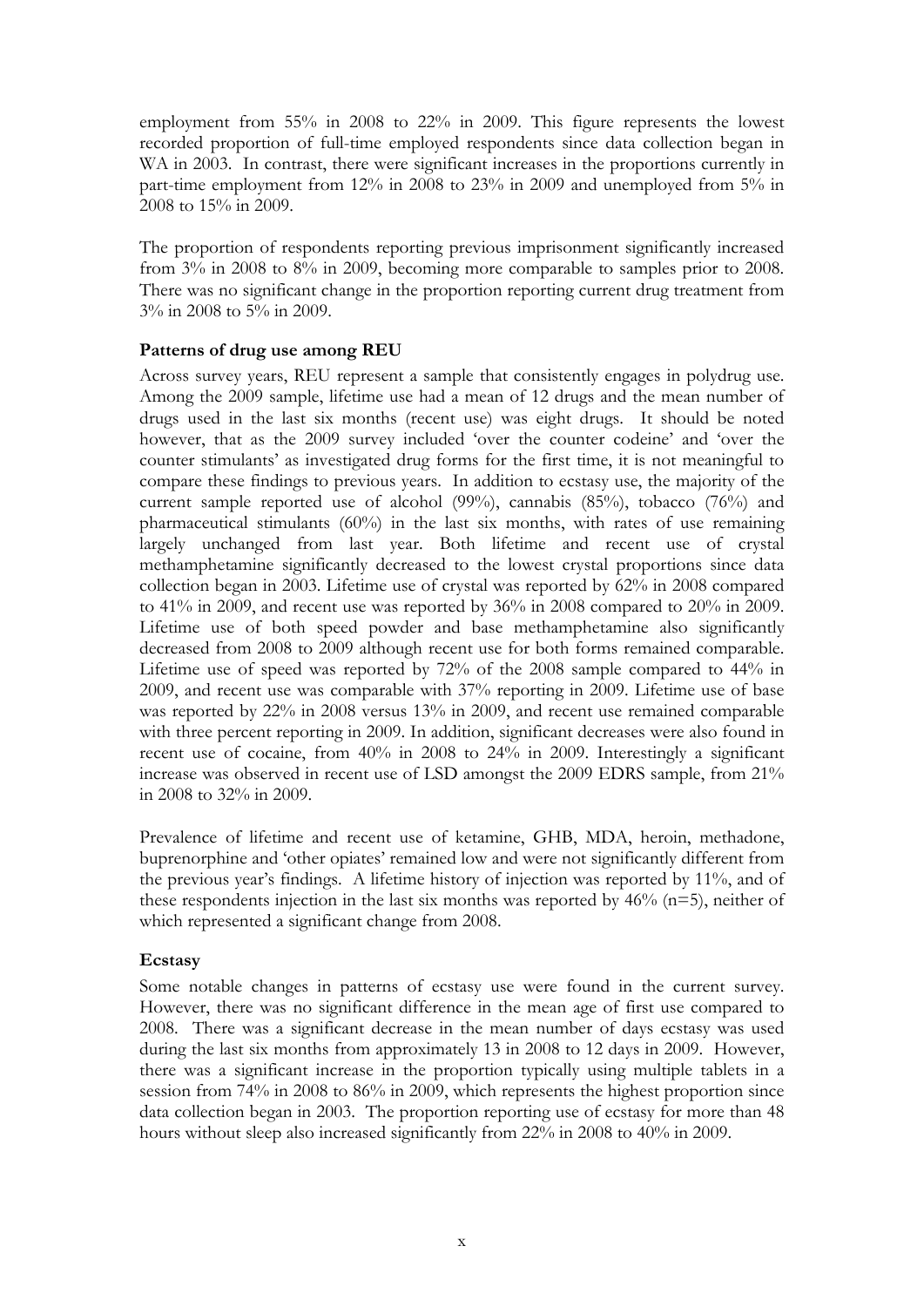employment from 55% in 2008 to 22% in 2009. This figure represents the lowest recorded proportion of full-time employed respondents since data collection began in WA in 2003. In contrast, there were significant increases in the proportions currently in part-time employment from 12% in 2008 to 23% in 2009 and unemployed from 5% in 2008 to 15% in 2009.

The proportion of respondents reporting previous imprisonment significantly increased from 3% in 2008 to 8% in 2009, becoming more comparable to samples prior to 2008. There was no significant change in the proportion reporting current drug treatment from 3% in 2008 to 5% in 2009.

**Patterns of drug use among REU**

Across survey years, REU represent a sample that consistently engages in polydrug use. Among the 2009 sample, lifetime use had a mean of 12 drugs and the mean number of drugs used in the last six months (recent use) was eight drugs. It should be noted however, that as the 2009 survey included 'over the counter codeine' and 'over the counter stimulants' as investigated drug forms for the first time, it is not meaningful to compare these findings to previous years. In addition to ecstasy use, the majority of the current sample reported use of alcohol (99%), cannabis (85%), tobacco (76%) and pharmaceutical stimulants (60%) in the last six months, with rates of use remaining largely unchanged from last year. Both lifetime and recent use of crystal methamphetamine significantly decreased to the lowest crystal proportions since data collection began in 2003. Lifetime use of crystal was reported by 62% in 2008 compared to 41% in 2009, and recent use was reported by 36% in 2008 compared to 20% in 2009. Lifetime use of both speed powder and base methamphetamine also significantly decreased from 2008 to 2009 although recent use for both forms remained comparable. Lifetime use of speed was reported by 72% of the 2008 sample compared to 44% in 2009, and recent use was comparable with 37% reporting in 2009. Lifetime use of base was reported by 22% in 2008 versus 13% in 2009, and recent use remained comparable with three percent reporting in 2009. In addition, significant decreases were also found in recent use of cocaine, from 40% in 2008 to 24% in 2009. Interestingly a significant increase was observed in recent use of LSD amongst the 2009 EDRS sample, from 21% in 2008 to 32% in 2009.

Prevalence of lifetime and recent use of ketamine, GHB, MDA, heroin, methadone, buprenorphine and 'other opiates' remained low and were not significantly different from the previous year's findings. A lifetime history of injection was reported by 11%, and of these respondents injection in the last six months was reported by 46% (n=5), neither of which represented a significant change from 2008.

**Ecstasy**

Some notable changes in patterns of ecstasy use were found in the current survey. However, there was no significant difference in the mean age of first use compared to 2008. There was a significant decrease in the mean number of days ecstasy was used during the last six months from approximately 13 in 2008 to 12 days in 2009. However, there was a significant increase in the proportion typically using multiple tablets in a session from 74% in 2008 to 86% in 2009, which represents the highest proportion since data collection began in 2003. The proportion reporting use of ecstasy for more than 48 hours without sleep also increased significantly from 22% in 2008 to 40% in 2009.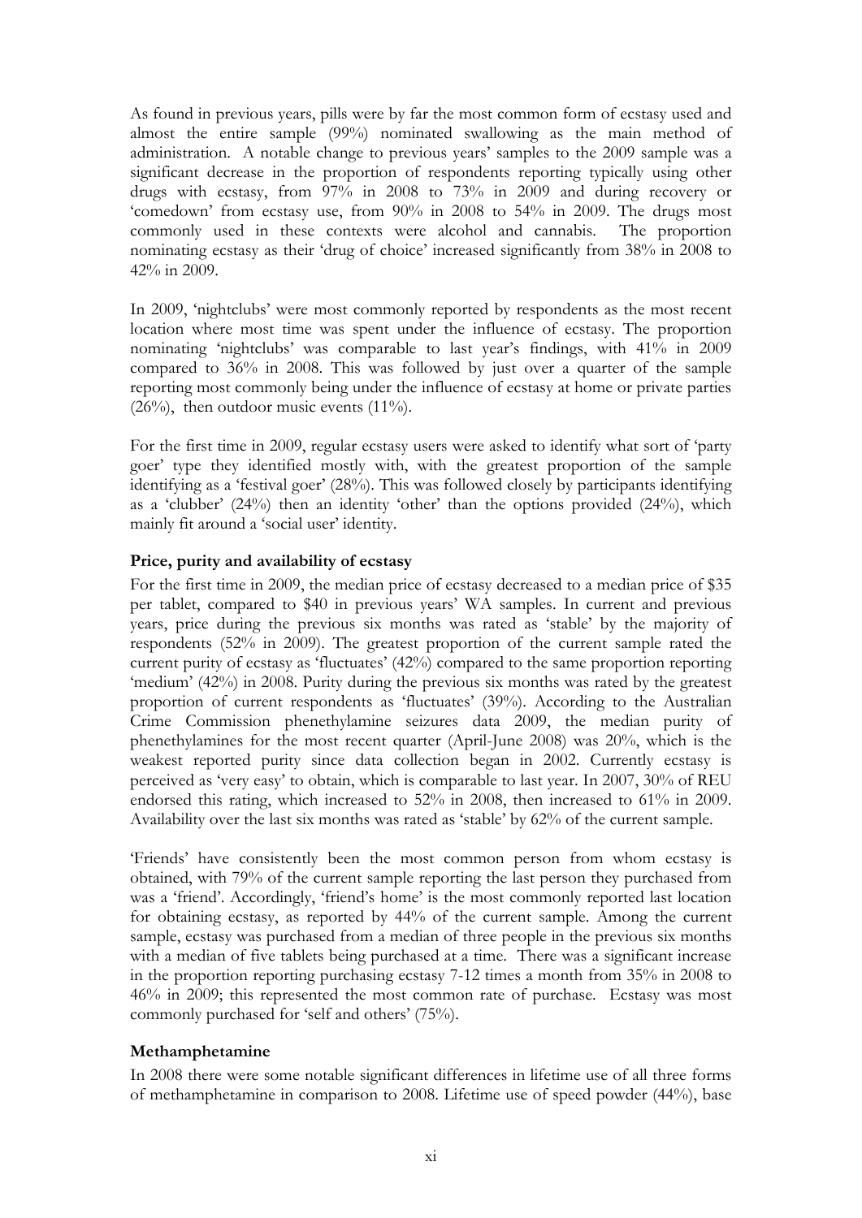As found in previous years, pills were by far the most common form of ecstasy used and almost the entire sample (99%) nominated swallowing as the main method of administration. A notable change to previous years' samples to the 2009 sample was a significant decrease in the proportion of respondents reporting typically using other drugs with ecstasy, from 97% in 2008 to 73% in 2009 and during recovery or 'comedown' from ecstasy use, from 90% in 2008 to 54% in 2009. The drugs most commonly used in these contexts were alcohol and cannabis. The proportion nominating ecstasy as their 'drug of choice' increased significantly from 38% in 2008 to 42% in 2009.

In 2009, 'nightclubs' were most commonly reported by respondents as the most recent location where most time was spent under the influence of ecstasy. The proportion nominating 'nightclubs' was comparable to last year's findings, with 41% in 2009 compared to 36% in 2008. This was followed by just over a quarter of the sample reporting most commonly being under the influence of ecstasy at home or private parties (26%), then outdoor music events (11%).

For the first time in 2009, regular ecstasy users were asked to identify what sort of 'party goer' type they identified mostly with, with the greatest proportion of the sample identifying as a 'festival goer' (28%). This was followed closely by participants identifying as a 'clubber' (24%) then an identity 'other' than the options provided (24%), which mainly fit around a 'social user' identity.

**Price, purity and availability of ecstasy**

For the first time in 2009, the median price of ecstasy decreased to a median price of \$35 per tablet, compared to \$40 in previous years' WA samples. In current and previous years, price during the previous six months was rated as 'stable' by the majority of respondents (52% in 2009). The greatest proportion of the current sample rated the current purity of ecstasy as 'fluctuates' (42%) compared to the same proportion reporting 'medium' (42%) in 2008. Purity during the previous six months was rated by the greatest proportion of current respondents as 'fluctuates' (39%). According to the Australian Crime Commission phenethylamine seizures data 2009, the median purity of phenethylamines for the most recent quarter (April-June 2008) was 20%, which is the weakest reported purity since data collection began in 2002. Currently ecstasy is perceived as 'very easy' to obtain, which is comparable to last year. In 2007, 30% of REU endorsed this rating, which increased to 52% in 2008, then increased to 61% in 2009. Availability over the last six months was rated as 'stable' by 62% of the current sample.

'Friends' have consistently been the most common person from whom ecstasy is obtained, with 79% of the current sample reporting the last person they purchased from was a 'friend'. Accordingly, 'friend's home' is the most commonly reported last location for obtaining ecstasy, as reported by 44% of the current sample. Among the current sample, ecstasy was purchased from a median of three people in the previous six months with a median of five tablets being purchased at a time. There was a significant increase in the proportion reporting purchasing ecstasy 7-12 times a month from 35% in 2008 to 46% in 2009; this represented the most common rate of purchase. Ecstasy was most commonly purchased for 'self and others' (75%).

**Methamphetamine**

In 2008 there were some notable significant differences in lifetime use of all three forms of methamphetamine in comparison to 2008. Lifetime use of speed powder (44%), base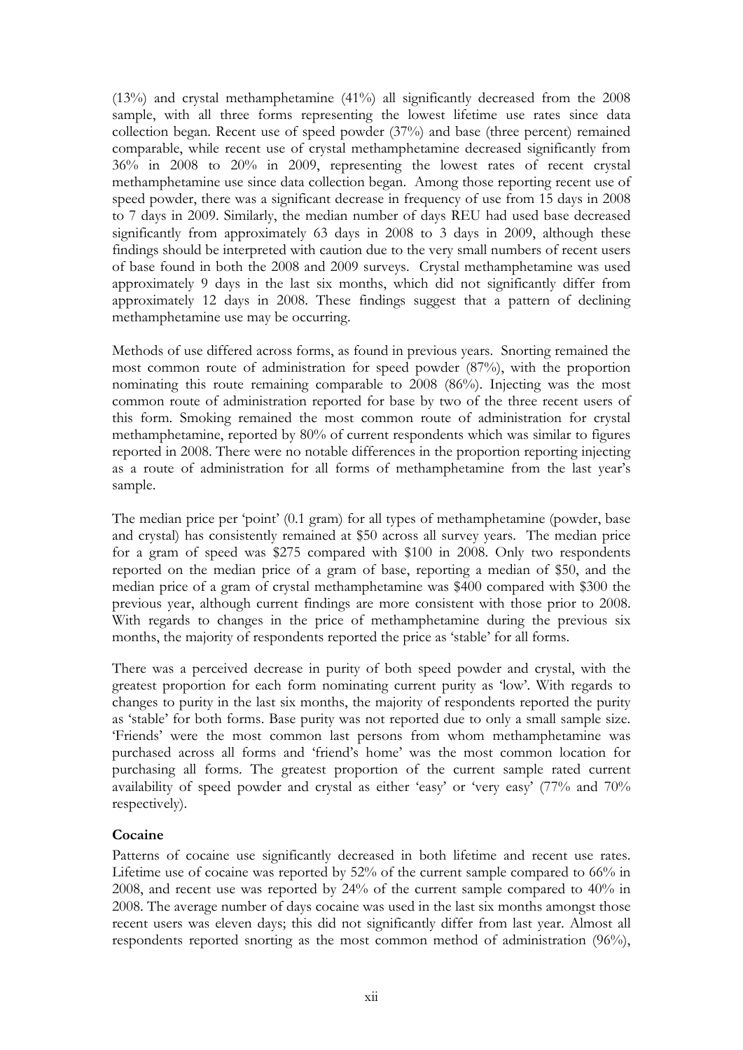(13%) and crystal methamphetamine (41%) all significantly decreased from the 2008 sample, with all three forms representing the lowest lifetime use rates since data collection began. Recent use of speed powder (37%) and base (three percent) remained comparable, while recent use of crystal methamphetamine decreased significantly from 36% in 2008 to 20% in 2009, representing the lowest rates of recent crystal methamphetamine use since data collection began. Among those reporting recent use of speed powder, there was a significant decrease in frequency of use from 15 days in 2008 to 7 days in 2009. Similarly, the median number of days REU had used base decreased significantly from approximately 63 days in 2008 to 3 days in 2009, although these findings should be interpreted with caution due to the very small numbers of recent users of base found in both the 2008 and 2009 surveys. Crystal methamphetamine was used approximately 9 days in the last six months, which did not significantly differ from approximately 12 days in 2008. These findings suggest that a pattern of declining methamphetamine use may be occurring.

Methods of use differed across forms, as found in previous years. Snorting remained the most common route of administration for speed powder (87%), with the proportion nominating this route remaining comparable to 2008 (86%). Injecting was the most common route of administration reported for base by two of the three recent users of this form. Smoking remained the most common route of administration for crystal methamphetamine, reported by 80% of current respondents which was similar to figures reported in 2008. There were no notable differences in the proportion reporting injecting as a route of administration for all forms of methamphetamine from the last year's sample.

The median price per 'point' (0.1 gram) for all types of methamphetamine (powder, base and crystal) has consistently remained at $50 across all survey years. The median price for a gram of speed was $275 compared with $100 in 2008. Only two respondents reported on the median price of a gram of base, reporting a median of $50, and the median price of a gram of crystal methamphetamine was $400 compared with $300 the previous year, although current findings are more consistent with those prior to 2008. With regards to changes in the price of methamphetamine during the previous six months, the majority of respondents reported the price as 'stable' for all forms.

There was a perceived decrease in purity of both speed powder and crystal, with the greatest proportion for each form nominating current purity as 'low'. With regards to changes to purity in the last six months, the majority of respondents reported the purity as 'stable' for both forms. Base purity was not reported due to only a small sample size. 'Friends' were the most common last persons from whom methamphetamine was purchased across all forms and 'friend's home' was the most common location for purchasing all forms. The greatest proportion of the current sample rated current availability of speed powder and crystal as either 'easy' or 'very easy' (77% and 70% respectively).

**Cocaine**

Patterns of cocaine use significantly decreased in both lifetime and recent use rates. Lifetime use of cocaine was reported by 52% of the current sample compared to 66% in 2008, and recent use was reported by 24% of the current sample compared to 40% in 2008. The average number of days cocaine was used in the last six months amongst those recent users was eleven days; this did not significantly differ from last year. Almost all respondents reported snorting as the most common method of administration (96%),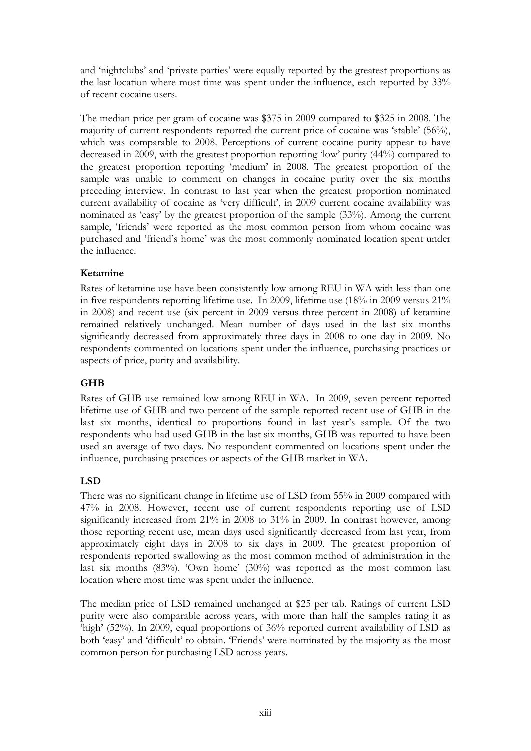and 'nightclubs' and 'private parties' were equally reported by the greatest proportions as the last location where most time was spent under the influence, each reported by 33% of recent cocaine users.

The median price per gram of cocaine was $375 in 2009 compared to $325 in 2008. The majority of current respondents reported the current price of cocaine was 'stable' (56%), which was comparable to 2008. Perceptions of current cocaine purity appear to have decreased in 2009, with the greatest proportion reporting 'low' purity (44%) compared to the greatest proportion reporting 'medium' in 2008. The greatest proportion of the sample was unable to comment on changes in cocaine purity over the six months preceding interview. In contrast to last year when the greatest proportion nominated current availability of cocaine as 'very difficult', in 2009 current cocaine availability was nominated as 'easy' by the greatest proportion of the sample (33%). Among the current sample, 'friends' were reported as the most common person from whom cocaine was purchased and 'friend's home' was the most commonly nominated location spent under the influence.

**Ketamine**

Rates of ketamine use have been consistently low among REU in WA with less than one in five respondents reporting lifetime use. In 2009, lifetime use (18% in 2009 versus 21% in 2008) and recent use (six percent in 2009 versus three percent in 2008) of ketamine remained relatively unchanged. Mean number of days used in the last six months significantly decreased from approximately three days in 2008 to one day in 2009. No respondents commented on locations spent under the influence, purchasing practices or aspects of price, purity and availability.

**GHB**

Rates of GHB use remained low among REU in WA. In 2009, seven percent reported lifetime use of GHB and two percent of the sample reported recent use of GHB in the last six months, identical to proportions found in last year's sample. Of the two respondents who had used GHB in the last six months, GHB was reported to have been used an average of two days. No respondent commented on locations spent under the influence, purchasing practices or aspects of the GHB market in WA.

**LSD**

There was no significant change in lifetime use of LSD from 55% in 2009 compared with 47% in 2008. However, recent use of current respondents reporting use of LSD significantly increased from 21% in 2008 to 31% in 2009. In contrast however, among those reporting recent use, mean days used significantly decreased from last year, from approximately eight days in 2008 to six days in 2009. The greatest proportion of respondents reported swallowing as the most common method of administration in the last six months (83%). 'Own home' (30%) was reported as the most common last location where most time was spent under the influence.

The median price of LSD remained unchanged at $25 per tab. Ratings of current LSD purity were also comparable across years, with more than half the samples rating it as 'high' (52%). In 2009, equal proportions of 36% reported current availability of LSD as both 'easy' and 'difficult' to obtain. 'Friends' were nominated by the majority as the most common person for purchasing LSD across years.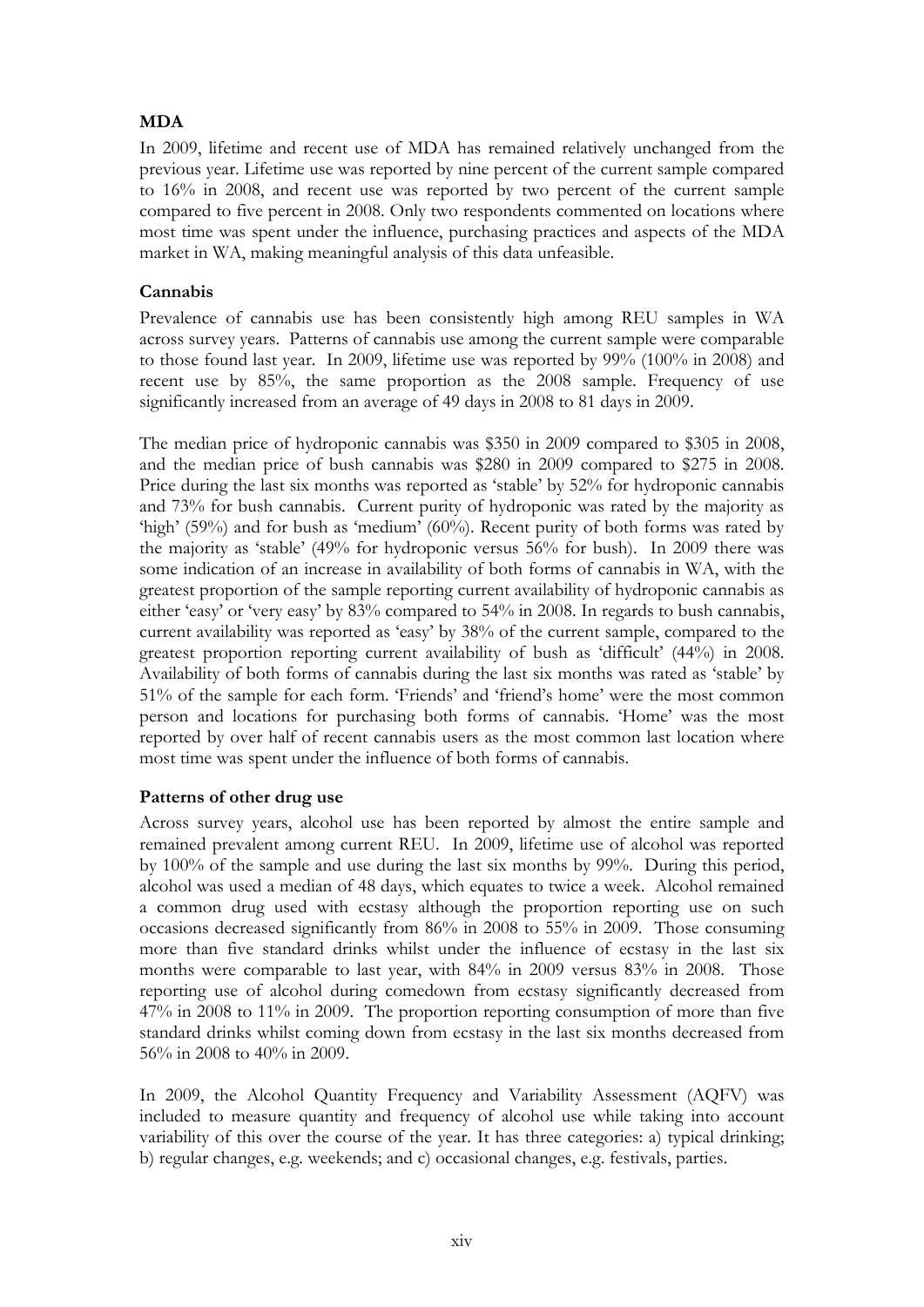**MDA**

In 2009, lifetime and recent use of MDA has remained relatively unchanged from the previous year. Lifetime use was reported by nine percent of the current sample compared to 16% in 2008, and recent use was reported by two percent of the current sample compared to five percent in 2008. Only two respondents commented on locations where most time was spent under the influence, purchasing practices and aspects of the MDA market in WA, making meaningful analysis of this data unfeasible.

**Cannabis**

Prevalence of cannabis use has been consistently high among REU samples in WA across survey years. Patterns of cannabis use among the current sample were comparable to those found last year. In 2009, lifetime use was reported by 99% (100% in 2008) and recent use by 85%, the same proportion as the 2008 sample. Frequency of use significantly increased from an average of 49 days in 2008 to 81 days in 2009.

The median price of hydroponic cannabis was $350 in 2009 compared to $305 in 2008, and the median price of bush cannabis was $280 in 2009 compared to $275 in 2008. Price during the last six months was reported as 'stable' by 52% for hydroponic cannabis and 73% for bush cannabis. Current purity of hydroponic was rated by the majority as 'high' (59%) and for bush as 'medium' (60%). Recent purity of both forms was rated by the majority as 'stable' (49% for hydroponic versus 56% for bush). In 2009 there was some indication of an increase in availability of both forms of cannabis in WA, with the greatest proportion of the sample reporting current availability of hydroponic cannabis as either 'easy' or 'very easy' by 83% compared to 54% in 2008. In regards to bush cannabis, current availability was reported as 'easy' by 38% of the current sample, compared to the greatest proportion reporting current availability of bush as 'difficult' (44%) in 2008. Availability of both forms of cannabis during the last six months was rated as 'stable' by 51% of the sample for each form. 'Friends' and 'friend's home' were the most common person and locations for purchasing both forms of cannabis. 'Home' was the most reported by over half of recent cannabis users as the most common last location where most time was spent under the influence of both forms of cannabis.

**Patterns of other drug use**

Across survey years, alcohol use has been reported by almost the entire sample and remained prevalent among current REU. In 2009, lifetime use of alcohol was reported by 100% of the sample and use during the last six months by 99%. During this period, alcohol was used a median of 48 days, which equates to twice a week. Alcohol remained a common drug used with ecstasy although the proportion reporting use on such occasions decreased significantly from 86% in 2008 to 55% in 2009. Those consuming more than five standard drinks whilst under the influence of ecstasy in the last six months were comparable to last year, with 84% in 2009 versus 83% in 2008. Those reporting use of alcohol during comedown from ecstasy significantly decreased from 47% in 2008 to 11% in 2009. The proportion reporting consumption of more than five standard drinks whilst coming down from ecstasy in the last six months decreased from 56% in 2008 to 40% in 2009.

In 2009, the Alcohol Quantity Frequency and Variability Assessment (AQFV) was included to measure quantity and frequency of alcohol use while taking into account variability of this over the course of the year. It has three categories: a) typical drinking; b) regular changes, e.g. weekends; and c) occasional changes, e.g. festivals, parties.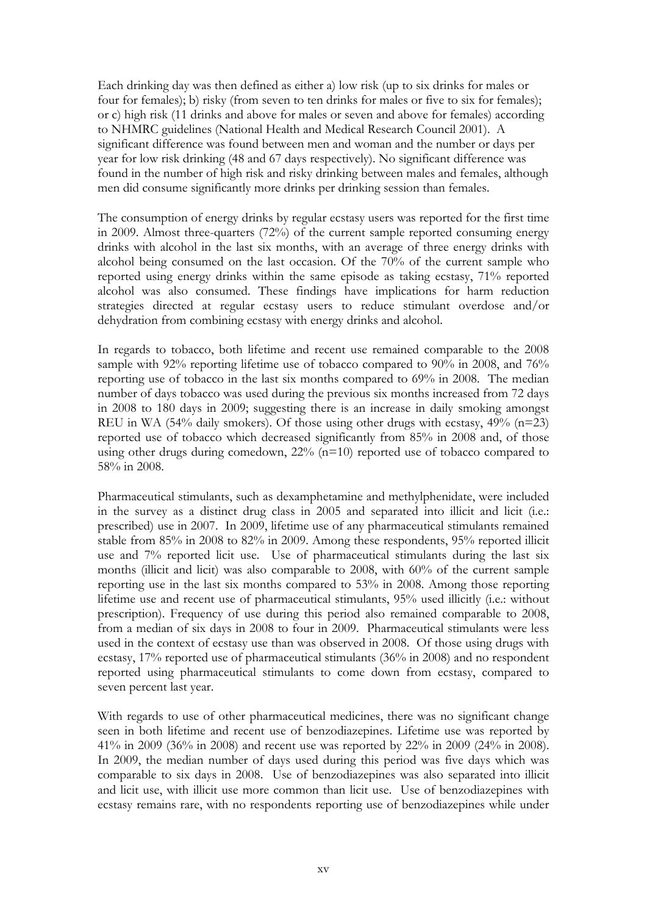Each drinking day was then defined as either a) low risk (up to six drinks for males or four for females); b) risky (from seven to ten drinks for males or five to six for females); or c) high risk (11 drinks and above for males or seven and above for females) according to NHMRC guidelines (National Health and Medical Research Council 2001). A significant difference was found between men and woman and the number or days per year for low risk drinking (48 and 67 days respectively). No significant difference was found in the number of high risk and risky drinking between males and females, although men did consume significantly more drinks per drinking session than females.

The consumption of energy drinks by regular ecstasy users was reported for the first time in 2009. Almost three-quarters (72%) of the current sample reported consuming energy drinks with alcohol in the last six months, with an average of three energy drinks with alcohol being consumed on the last occasion. Of the 70% of the current sample who reported using energy drinks within the same episode as taking ecstasy, 71% reported alcohol was also consumed. These findings have implications for harm reduction strategies directed at regular ecstasy users to reduce stimulant overdose and/or dehydration from combining ecstasy with energy drinks and alcohol.

In regards to tobacco, both lifetime and recent use remained comparable to the 2008 sample with 92% reporting lifetime use of tobacco compared to 90% in 2008, and 76% reporting use of tobacco in the last six months compared to 69% in 2008. The median number of days tobacco was used during the previous six months increased from 72 days in 2008 to 180 days in 2009; suggesting there is an increase in daily smoking amongst REU in WA (54% daily smokers). Of those using other drugs with ecstasy, 49% (n=23) reported use of tobacco which decreased significantly from 85% in 2008 and, of those using other drugs during comedown, 22% (n=10) reported use of tobacco compared to 58% in 2008.

Pharmaceutical stimulants, such as dexamphetamine and methylphenidate, were included in the survey as a distinct drug class in 2005 and separated into illicit and licit (i.e.: prescribed) use in 2007. In 2009, lifetime use of any pharmaceutical stimulants remained stable from 85% in 2008 to 82% in 2009. Among these respondents, 95% reported illicit use and 7% reported licit use. Use of pharmaceutical stimulants during the last six months (illicit and licit) was also comparable to 2008, with 60% of the current sample reporting use in the last six months compared to 53% in 2008. Among those reporting lifetime use and recent use of pharmaceutical stimulants, 95% used illicitly (i.e.: without prescription). Frequency of use during this period also remained comparable to 2008, from a median of six days in 2008 to four in 2009. Pharmaceutical stimulants were less used in the context of ecstasy use than was observed in 2008. Of those using drugs with ecstasy, 17% reported use of pharmaceutical stimulants (36% in 2008) and no respondent reported using pharmaceutical stimulants to come down from ecstasy, compared to seven percent last year.

With regards to use of other pharmaceutical medicines, there was no significant change seen in both lifetime and recent use of benzodiazepines. Lifetime use was reported by 41% in 2009 (36% in 2008) and recent use was reported by 22% in 2009 (24% in 2008). In 2009, the median number of days used during this period was five days which was comparable to six days in 2008. Use of benzodiazepines was also separated into illicit and licit use, with illicit use more common than licit use. Use of benzodiazepines with ecstasy remains rare, with no respondents reporting use of benzodiazepines while under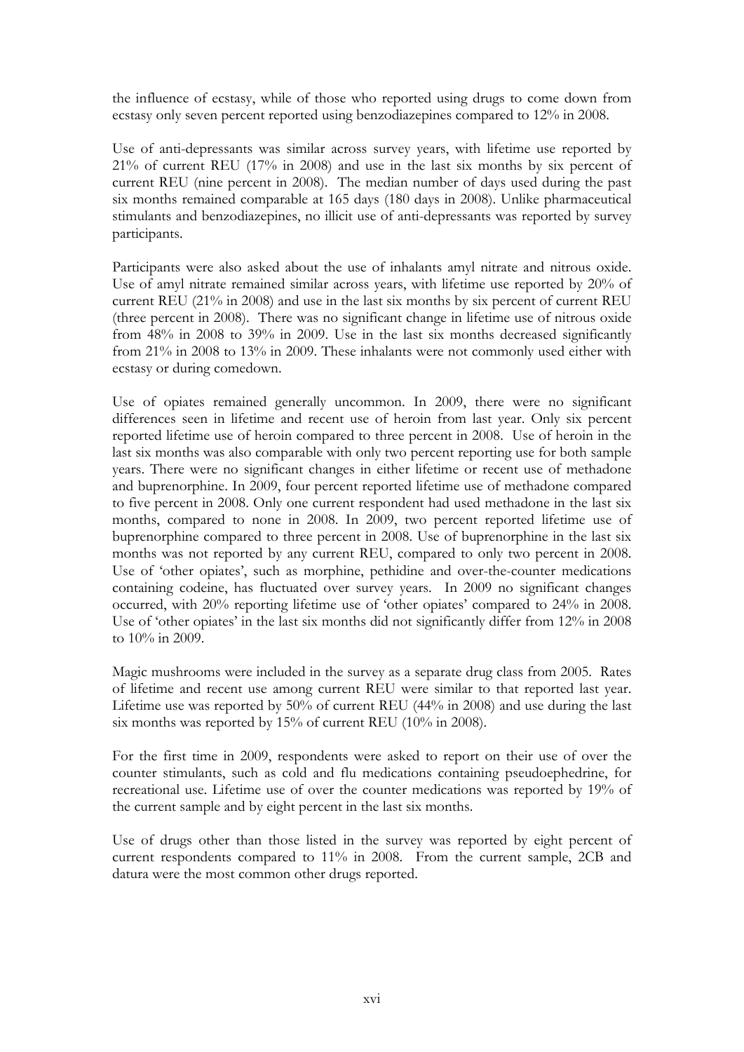the influence of ecstasy, while of those who reported using drugs to come down from ecstasy only seven percent reported using benzodiazepines compared to 12% in 2008.

Use of anti-depressants was similar across survey years, with lifetime use reported by 21% of current REU (17% in 2008) and use in the last six months by six percent of current REU (nine percent in 2008). The median number of days used during the past six months remained comparable at 165 days (180 days in 2008). Unlike pharmaceutical stimulants and benzodiazepines, no illicit use of anti-depressants was reported by survey participants.

Participants were also asked about the use of inhalants amyl nitrate and nitrous oxide. Use of amyl nitrate remained similar across years, with lifetime use reported by 20% of current REU (21% in 2008) and use in the last six months by six percent of current REU (three percent in 2008). There was no significant change in lifetime use of nitrous oxide from 48% in 2008 to 39% in 2009. Use in the last six months decreased significantly from 21% in 2008 to 13% in 2009. These inhalants were not commonly used either with ecstasy or during comedown.

Use of opiates remained generally uncommon. In 2009, there were no significant differences seen in lifetime and recent use of heroin from last year. Only six percent reported lifetime use of heroin compared to three percent in 2008. Use of heroin in the last six months was also comparable with only two percent reporting use for both sample years. There were no significant changes in either lifetime or recent use of methadone and buprenorphine. In 2009, four percent reported lifetime use of methadone compared to five percent in 2008. Only one current respondent had used methadone in the last six months, compared to none in 2008. In 2009, two percent reported lifetime use of buprenorphine compared to three percent in 2008. Use of buprenorphine in the last six months was not reported by any current REU, compared to only two percent in 2008. Use of 'other opiates', such as morphine, pethidine and over-the-counter medications containing codeine, has fluctuated over survey years. In 2009 no significant changes occurred, with 20% reporting lifetime use of 'other opiates' compared to 24% in 2008. Use of 'other opiates' in the last six months did not significantly differ from 12% in 2008 to 10% in 2009.

Magic mushrooms were included in the survey as a separate drug class from 2005. Rates of lifetime and recent use among current REU were similar to that reported last year. Lifetime use was reported by 50% of current REU (44% in 2008) and use during the last six months was reported by 15% of current REU (10% in 2008).

For the first time in 2009, respondents were asked to report on their use of over the counter stimulants, such as cold and flu medications containing pseudoephedrine, for recreational use. Lifetime use of over the counter medications was reported by 19% of the current sample and by eight percent in the last six months.

Use of drugs other than those listed in the survey was reported by eight percent of current respondents compared to 11% in 2008. From the current sample, 2CB and datura were the most common other drugs reported.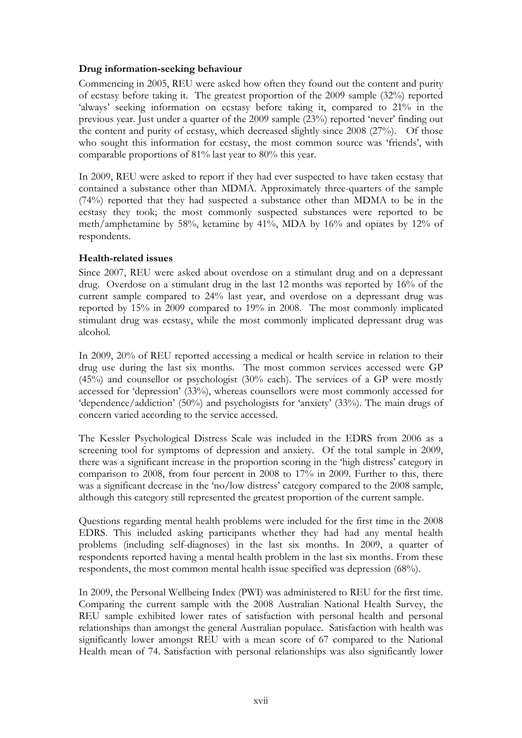### Drug information-seeking behaviour

Commencing in 2005, REU were asked how often they found out the content and purity of ecstasy before taking it. The greatest proportion of the 2009 sample (32%) reported 'always' seeking information on ecstasy before taking it, compared to 21% in the previous year. Just under a quarter of the 2009 sample (23%) reported 'never' finding out the content and purity of ecstasy, which decreased slightly since 2008 (27%). Of those who sought this information for ecstasy, the most common source was 'friends', with comparable proportions of 81% last year to 80% this year.

In 2009, REU were asked to report if they had ever suspected to have taken ecstasy that contained a substance other than MDMA. Approximately three-quarters of the sample (74%) reported that they had suspected a substance other than MDMA to be in the ecstasy they took; the most commonly suspected substances were reported to be meth/amphetamine by 58%, ketamine by 41%, MDA by 16% and opiates by 12% of respondents.

### Health-related issues

Since 2007, REU were asked about overdose on a stimulant drug and on a depressant drug. Overdose on a stimulant drug in the last 12 months was reported by 16% of the current sample compared to 24% last year, and overdose on a depressant drug was reported by 15% in 2009 compared to 19% in 2008. The most commonly implicated stimulant drug was ecstasy, while the most commonly implicated depressant drug was alcohol.

In 2009, 20% of REU reported accessing a medical or health service in relation to their drug use during the last six months. The most common services accessed were GP (45%) and counsellor or psychologist (30% each). The services of a GP were mostly accessed for 'depression' (33%), whereas counsellors were most commonly accessed for 'dependence/addiction' (50%) and psychologists for 'anxiety' (33%). The main drugs of concern varied according to the service accessed.

The Kessler Psychological Distress Scale was included in the EDRS from 2006 as a screening tool for symptoms of depression and anxiety. Of the total sample in 2009, there was a significant increase in the proportion scoring in the 'high distress' category in comparison to 2008, from four percent in 2008 to 17% in 2009. Further to this, there was a significant decrease in the 'no/low distress' category compared to the 2008 sample, although this category still represented the greatest proportion of the current sample.

Questions regarding mental health problems were included for the first time in the 2008 EDRS. This included asking participants whether they had had any mental health problems (including self-diagnoses) in the last six months. In 2009, a quarter of respondents reported having a mental health problem in the last six months. From these respondents, the most common mental health issue specified was depression (68%).

In 2009, the Personal Wellbeing Index (PWI) was administered to REU for the first time. Comparing the current sample with the 2008 Australian National Health Survey, the REU sample exhibited lower rates of satisfaction with personal health and personal relationships than amongst the general Australian populace. Satisfaction with health was significantly lower amongst REU with a mean score of 67 compared to the National Health mean of 74. Satisfaction with personal relationships was also significantly lower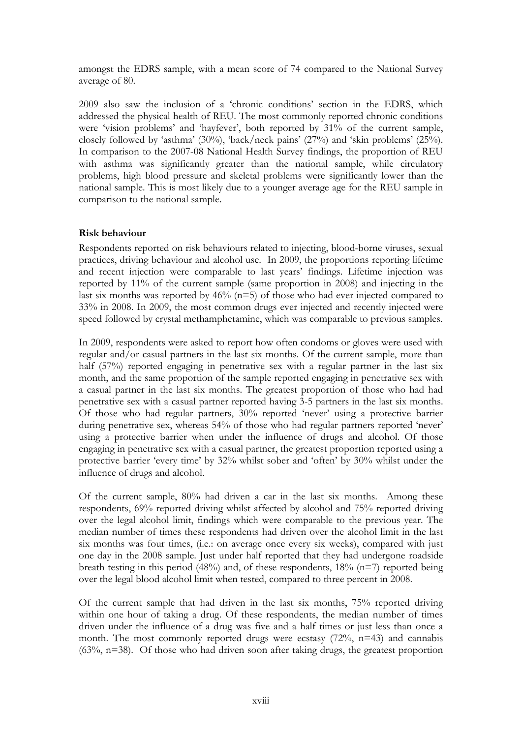amongst the EDRS sample, with a mean score of 74 compared to the National Survey average of 80.

2009 also saw the inclusion of a 'chronic conditions' section in the EDRS, which addressed the physical health of REU. The most commonly reported chronic conditions were 'vision problems' and 'hayfever', both reported by 31% of the current sample, closely followed by 'asthma' (30%), 'back/neck pains' (27%) and 'skin problems' (25%). In comparison to the 2007-08 National Health Survey findings, the proportion of REU with asthma was significantly greater than the national sample, while circulatory problems, high blood pressure and skeletal problems were significantly lower than the national sample. This is most likely due to a younger average age for the REU sample in comparison to the national sample.

**Risk behaviour**

Respondents reported on risk behaviours related to injecting, blood-borne viruses, sexual practices, driving behaviour and alcohol use. In 2009, the proportions reporting lifetime and recent injection were comparable to last years' findings. Lifetime injection was reported by 11% of the current sample (same proportion in 2008) and injecting in the last six months was reported by 46% (n=5) of those who had ever injected compared to 33% in 2008. In 2009, the most common drugs ever injected and recently injected were speed followed by crystal methamphetamine, which was comparable to previous samples.

In 2009, respondents were asked to report how often condoms or gloves were used with regular and/or casual partners in the last six months. Of the current sample, more than half (57%) reported engaging in penetrative sex with a regular partner in the last six month, and the same proportion of the sample reported engaging in penetrative sex with a casual partner in the last six months. The greatest proportion of those who had had penetrative sex with a casual partner reported having 3-5 partners in the last six months. Of those who had regular partners, 30% reported 'never' using a protective barrier during penetrative sex, whereas 54% of those who had regular partners reported 'never' using a protective barrier when under the influence of drugs and alcohol. Of those engaging in penetrative sex with a casual partner, the greatest proportion reported using a protective barrier 'every time' by 32% whilst sober and 'often' by 30% whilst under the influence of drugs and alcohol.

Of the current sample, 80% had driven a car in the last six months. Among these respondents, 69% reported driving whilst affected by alcohol and 75% reported driving over the legal alcohol limit, findings which were comparable to the previous year. The median number of times these respondents had driven over the alcohol limit in the last six months was four times, (i.e.: on average once every six weeks), compared with just one day in the 2008 sample. Just under half reported that they had undergone roadside breath testing in this period (48%) and, of these respondents, 18% (n=7) reported being over the legal blood alcohol limit when tested, compared to three percent in 2008.

Of the current sample that had driven in the last six months, 75% reported driving within one hour of taking a drug. Of these respondents, the median number of times driven under the influence of a drug was five and a half times or just less than once a month. The most commonly reported drugs were ecstasy (72%, n=43) and cannabis (63%, n=38). Of those who had driven soon after taking drugs, the greatest proportion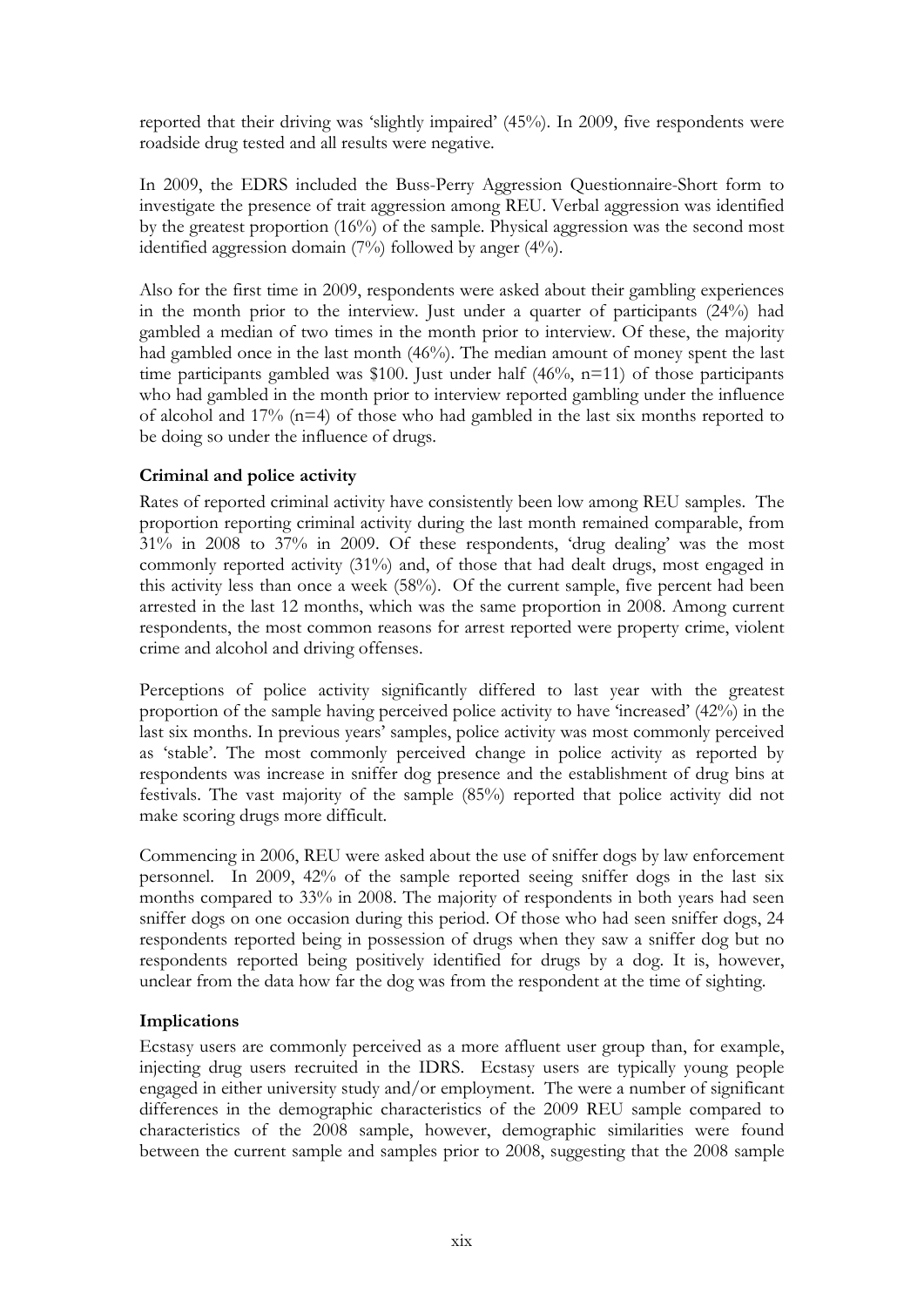reported that their driving was 'slightly impaired' (45%). In 2009, five respondents were roadside drug tested and all results were negative.

In 2009, the EDRS included the Buss-Perry Aggression Questionnaire-Short form to investigate the presence of trait aggression among REU. Verbal aggression was identified by the greatest proportion (16%) of the sample. Physical aggression was the second most identified aggression domain (7%) followed by anger (4%).

Also for the first time in 2009, respondents were asked about their gambling experiences in the month prior to the interview. Just under a quarter of participants (24%) had gambled a median of two times in the month prior to interview. Of these, the majority had gambled once in the last month (46%). The median amount of money spent the last time participants gambled was $100. Just under half (46%, n=11) of those participants who had gambled in the month prior to interview reported gambling under the influence of alcohol and 17% (n=4) of those who had gambled in the last six months reported to be doing so under the influence of drugs.

**Criminal and police activity**

Rates of reported criminal activity have consistently been low among REU samples. The proportion reporting criminal activity during the last month remained comparable, from 31% in 2008 to 37% in 2009. Of these respondents, 'drug dealing' was the most commonly reported activity (31%) and, of those that had dealt drugs, most engaged in this activity less than once a week (58%). Of the current sample, five percent had been arrested in the last 12 months, which was the same proportion in 2008. Among current respondents, the most common reasons for arrest reported were property crime, violent crime and alcohol and driving offenses.

Perceptions of police activity significantly differed to last year with the greatest proportion of the sample having perceived police activity to have 'increased' (42%) in the last six months. In previous years' samples, police activity was most commonly perceived as 'stable'. The most commonly perceived change in police activity as reported by respondents was increase in sniffer dog presence and the establishment of drug bins at festivals. The vast majority of the sample (85%) reported that police activity did not make scoring drugs more difficult.

Commencing in 2006, REU were asked about the use of sniffer dogs by law enforcement personnel. In 2009, 42% of the sample reported seeing sniffer dogs in the last six months compared to 33% in 2008. The majority of respondents in both years had seen sniffer dogs on one occasion during this period. Of those who had seen sniffer dogs, 24 respondents reported being in possession of drugs when they saw a sniffer dog but no respondents reported being positively identified for drugs by a dog. It is, however, unclear from the data how far the dog was from the respondent at the time of sighting.

**Implications**

Ecstasy users are commonly perceived as a more affluent user group than, for example, injecting drug users recruited in the IDRS. Ecstasy users are typically young people engaged in either university study and/or employment. The were a number of significant differences in the demographic characteristics of the 2009 REU sample compared to characteristics of the 2008 sample, however, demographic similarities were found between the current sample and samples prior to 2008, suggesting that the 2008 sample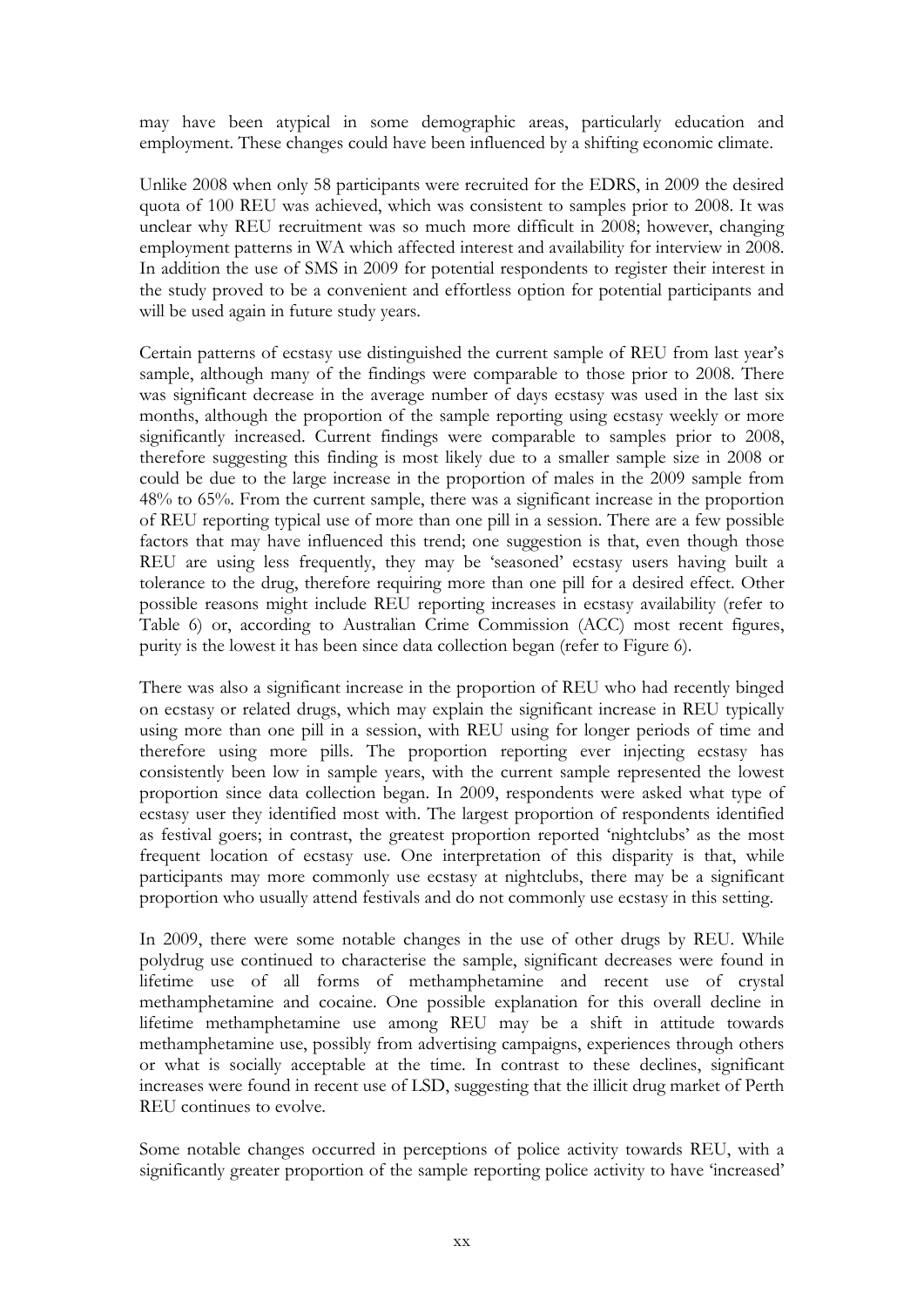may have been atypical in some demographic areas, particularly education and employment. These changes could have been influenced by a shifting economic climate.

Unlike 2008 when only 58 participants were recruited for the EDRS, in 2009 the desired quota of 100 REU was achieved, which was consistent to samples prior to 2008. It was unclear why REU recruitment was so much more difficult in 2008; however, changing employment patterns in WA which affected interest and availability for interview in 2008. In addition the use of SMS in 2009 for potential respondents to register their interest in the study proved to be a convenient and effortless option for potential participants and will be used again in future study years.

Certain patterns of ecstasy use distinguished the current sample of REU from last year's sample, although many of the findings were comparable to those prior to 2008. There was significant decrease in the average number of days ecstasy was used in the last six months, although the proportion of the sample reporting using ecstasy weekly or more significantly increased. Current findings were comparable to samples prior to 2008, therefore suggesting this finding is most likely due to a smaller sample size in 2008 or could be due to the large increase in the proportion of males in the 2009 sample from 48% to 65%. From the current sample, there was a significant increase in the proportion of REU reporting typical use of more than one pill in a session. There are a few possible factors that may have influenced this trend; one suggestion is that, even though those REU are using less frequently, they may be 'seasoned' ecstasy users having built a tolerance to the drug, therefore requiring more than one pill for a desired effect. Other possible reasons might include REU reporting increases in ecstasy availability (refer to Table 6) or, according to Australian Crime Commission (ACC) most recent figures, purity is the lowest it has been since data collection began (refer to Figure 6).

There was also a significant increase in the proportion of REU who had recently binged on ecstasy or related drugs, which may explain the significant increase in REU typically using more than one pill in a session, with REU using for longer periods of time and therefore using more pills. The proportion reporting ever injecting ecstasy has consistently been low in sample years, with the current sample represented the lowest proportion since data collection began. In 2009, respondents were asked what type of ecstasy user they identified most with. The largest proportion of respondents identified as festival goers; in contrast, the greatest proportion reported 'nightclubs' as the most frequent location of ecstasy use. One interpretation of this disparity is that, while participants may more commonly use ecstasy at nightclubs, there may be a significant proportion who usually attend festivals and do not commonly use ecstasy in this setting.

In 2009, there were some notable changes in the use of other drugs by REU. While polydrug use continued to characterise the sample, significant decreases were found in lifetime use of all forms of methamphetamine and recent use of crystal methamphetamine and cocaine. One possible explanation for this overall decline in lifetime methamphetamine use among REU may be a shift in attitude towards methamphetamine use, possibly from advertising campaigns, experiences through others or what is socially acceptable at the time. In contrast to these declines, significant increases were found in recent use of LSD, suggesting that the illicit drug market of Perth REU continues to evolve.

Some notable changes occurred in perceptions of police activity towards REU, with a significantly greater proportion of the sample reporting police activity to have 'increased'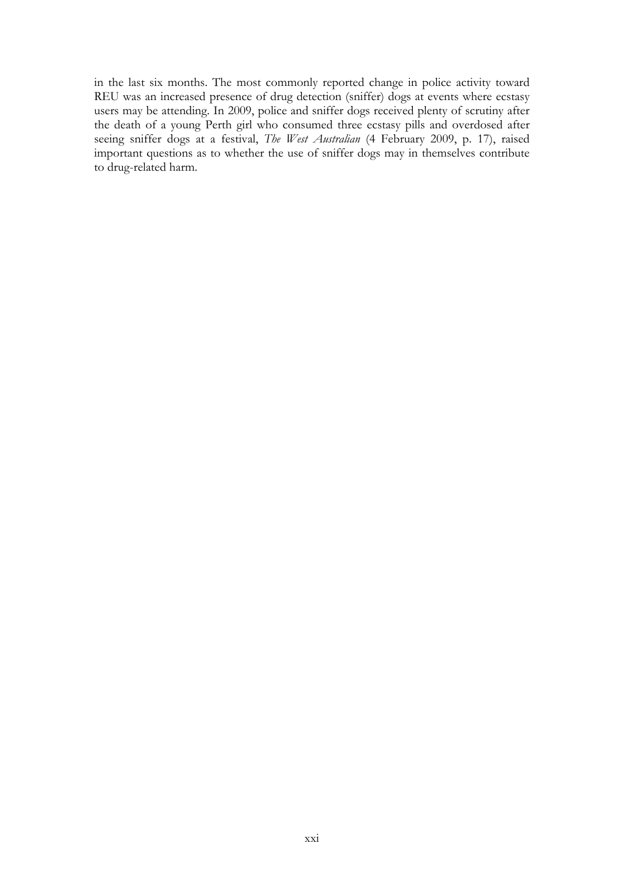in the last six months. The most commonly reported change in police activity toward REU was an increased presence of drug detection (sniffer) dogs at events where ecstasy users may be attending. In 2009, police and sniffer dogs received plenty of scrutiny after the death of a young Perth girl who consumed three ecstasy pills and overdosed after seeing sniffer dogs at a festival, *The West Australian* (4 February 2009, p. 17), raised important questions as to whether the use of sniffer dogs may in themselves contribute to drug-related harm.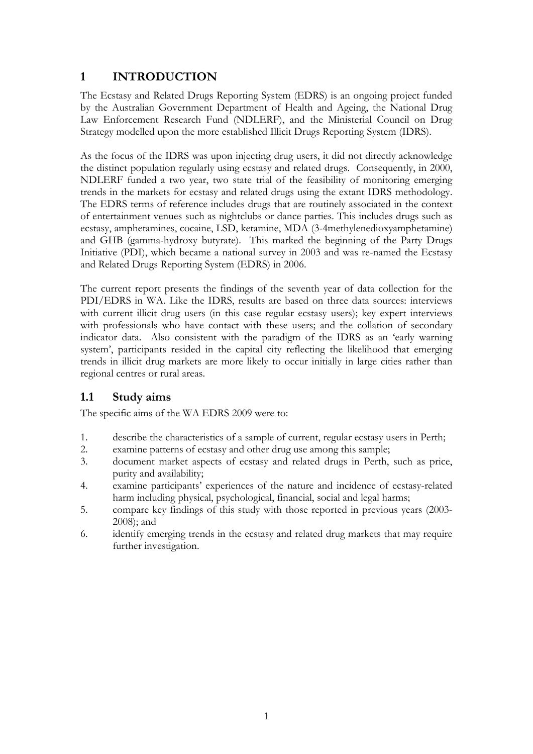# 1 INTRODUCTION

The Ecstasy and Related Drugs Reporting System (EDRS) is an ongoing project funded by the Australian Government Department of Health and Ageing, the National Drug Law Enforcement Research Fund (NDLERF), and the Ministerial Council on Drug Strategy modelled upon the more established Illicit Drugs Reporting System (IDRS).

As the focus of the IDRS was upon injecting drug users, it did not directly acknowledge the distinct population regularly using ecstasy and related drugs. Consequently, in 2000, NDLERF funded a two year, two state trial of the feasibility of monitoring emerging trends in the markets for ecstasy and related drugs using the extant IDRS methodology. The EDRS terms of reference includes drugs that are routinely associated in the context of entertainment venues such as nightclubs or dance parties. This includes drugs such as ecstasy, amphetamines, cocaine, LSD, ketamine, MDA (3-4methylenedioxyamphetamine) and GHB (gamma-hydroxy butyrate). This marked the beginning of the Party Drugs Initiative (PDI), which became a national survey in 2003 and was re-named the Ecstasy and Related Drugs Reporting System (EDRS) in 2006.

The current report presents the findings of the seventh year of data collection for the PDI/EDRS in WA. Like the IDRS, results are based on three data sources: interviews with current illicit drug users (in this case regular ecstasy users); key expert interviews with professionals who have contact with these users; and the collation of secondary indicator data. Also consistent with the paradigm of the IDRS as an 'early warning system', participants resided in the capital city reflecting the likelihood that emerging trends in illicit drug markets are more likely to occur initially in large cities rather than regional centres or rural areas.

## 1.1 Study aims

The specific aims of the WA EDRS 2009 were to:

1. describe the characteristics of a sample of current, regular ecstasy users in Perth;
2. examine patterns of ecstasy and other drug use among this sample;
3. document market aspects of ecstasy and related drugs in Perth, such as price, purity and availability;
4. examine participants' experiences of the nature and incidence of ecstasy-related harm including physical, psychological, financial, social and legal harms;
5. compare key findings of this study with those reported in previous years (2003-2008); and
6. identify emerging trends in the ecstasy and related drug markets that may require further investigation.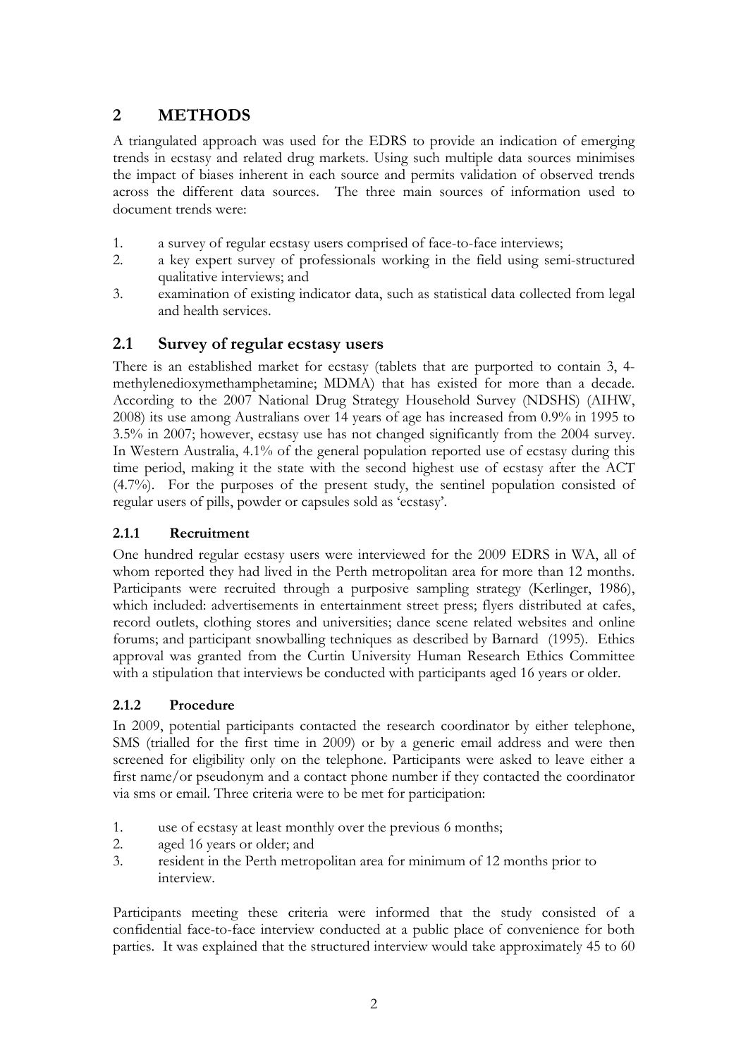# 2 METHODS

A triangulated approach was used for the EDRS to provide an indication of emerging trends in ecstasy and related drug markets. Using such multiple data sources minimises the impact of biases inherent in each source and permits validation of observed trends across the different data sources. The three main sources of information used to document trends were:

1. a survey of regular ecstasy users comprised of face-to-face interviews;
2. a key expert survey of professionals working in the field using semi-structured qualitative interviews; and
3. examination of existing indicator data, such as statistical data collected from legal and health services.

## 2.1 Survey of regular ecstasy users

There is an established market for ecstasy (tablets that are purported to contain 3, 4-methylenedioxymethamphetamine; MDMA) that has existed for more than a decade. According to the 2007 National Drug Strategy Household Survey (NDSHS) (AIHW, 2008) its use among Australians over 14 years of age has increased from 0.9% in 1995 to 3.5% in 2007; however, ecstasy use has not changed significantly from the 2004 survey. In Western Australia, 4.1% of the general population reported use of ecstasy during this time period, making it the state with the second highest use of ecstasy after the ACT (4.7%). For the purposes of the present study, the sentinel population consisted of regular users of pills, powder or capsules sold as 'ecstasy'.

### 2.1.1 Recruitment

One hundred regular ecstasy users were interviewed for the 2009 EDRS in WA, all of whom reported they had lived in the Perth metropolitan area for more than 12 months. Participants were recruited through a purposive sampling strategy (Kerlinger, 1986), which included: advertisements in entertainment street press; flyers distributed at cafes, record outlets, clothing stores and universities; dance scene related websites and online forums; and participant snowballing techniques as described by Barnard (1995). Ethics approval was granted from the Curtin University Human Research Ethics Committee with a stipulation that interviews be conducted with participants aged 16 years or older.

### 2.1.2 Procedure

In 2009, potential participants contacted the research coordinator by either telephone, SMS (trialled for the first time in 2009) or by a generic email address and were then screened for eligibility only on the telephone. Participants were asked to leave either a first name/or pseudonym and a contact phone number if they contacted the coordinator via sms or email. Three criteria were to be met for participation:

1. use of ecstasy at least monthly over the previous 6 months;
2. aged 16 years or older; and
3. resident in the Perth metropolitan area for minimum of 12 months prior to interview.

Participants meeting these criteria were informed that the study consisted of a confidential face-to-face interview conducted at a public place of convenience for both parties. It was explained that the structured interview would take approximately 45 to 60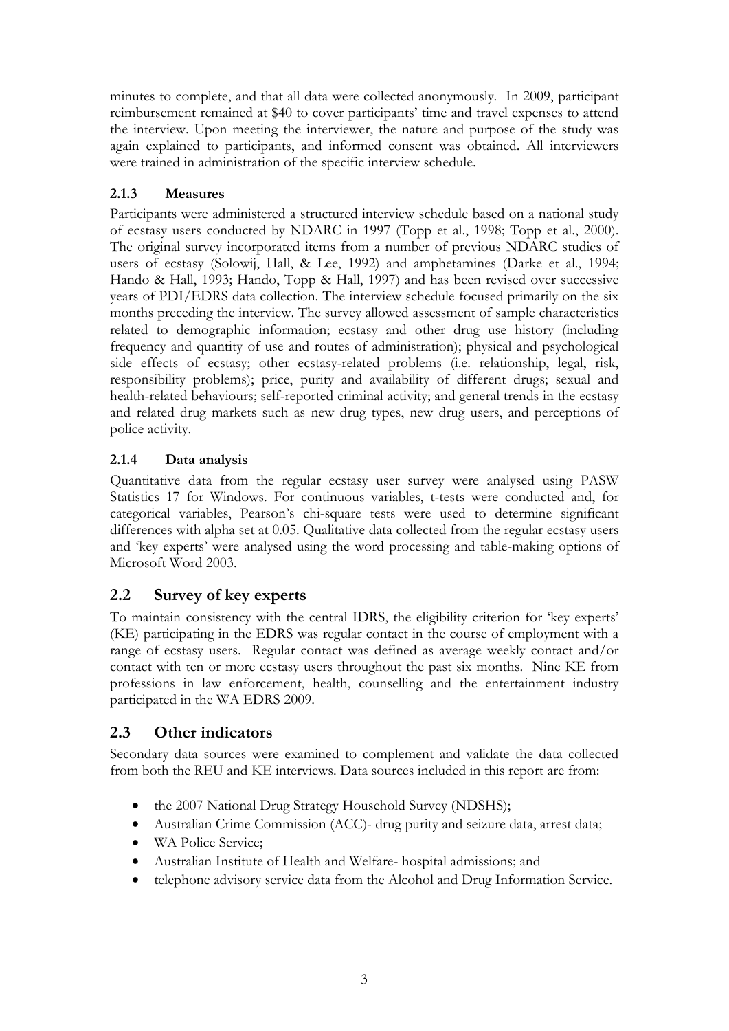minutes to complete, and that all data were collected anonymously. In 2009, participant reimbursement remained at $40 to cover participants' time and travel expenses to attend the interview. Upon meeting the interviewer, the nature and purpose of the study was again explained to participants, and informed consent was obtained. All interviewers were trained in administration of the specific interview schedule.

### 2.1.3 Measures

Participants were administered a structured interview schedule based on a national study of ecstasy users conducted by NDARC in 1997 (Topp et al., 1998; Topp et al., 2000). The original survey incorporated items from a number of previous NDARC studies of users of ecstasy (Solowij, Hall, & Lee, 1992) and amphetamines (Darke et al., 1994; Hando & Hall, 1993; Hando, Topp & Hall, 1997) and has been revised over successive years of PDI/EDRS data collection. The interview schedule focused primarily on the six months preceding the interview. The survey allowed assessment of sample characteristics related to demographic information; ecstasy and other drug use history (including frequency and quantity of use and routes of administration); physical and psychological side effects of ecstasy; other ecstasy-related problems (i.e. relationship, legal, risk, responsibility problems); price, purity and availability of different drugs; sexual and health-related behaviours; self-reported criminal activity; and general trends in the ecstasy and related drug markets such as new drug types, new drug users, and perceptions of police activity.

### 2.1.4 Data analysis

Quantitative data from the regular ecstasy user survey were analysed using PASW Statistics 17 for Windows. For continuous variables, t-tests were conducted and, for categorical variables, Pearson's chi-square tests were used to determine significant differences with alpha set at 0.05. Qualitative data collected from the regular ecstasy users and 'key experts' were analysed using the word processing and table-making options of Microsoft Word 2003.

## 2.2 Survey of key experts

To maintain consistency with the central IDRS, the eligibility criterion for 'key experts' (KE) participating in the EDRS was regular contact in the course of employment with a range of ecstasy users. Regular contact was defined as average weekly contact and/or contact with ten or more ecstasy users throughout the past six months. Nine KE from professions in law enforcement, health, counselling and the entertainment industry participated in the WA EDRS 2009.

## 2.3 Other indicators

Secondary data sources were examined to complement and validate the data collected from both the REU and KE interviews. Data sources included in this report are from:

- the 2007 National Drug Strategy Household Survey (NDSHS);
- Australian Crime Commission (ACC)- drug purity and seizure data, arrest data;
- WA Police Service;
- Australian Institute of Health and Welfare- hospital admissions; and
- telephone advisory service data from the Alcohol and Drug Information Service.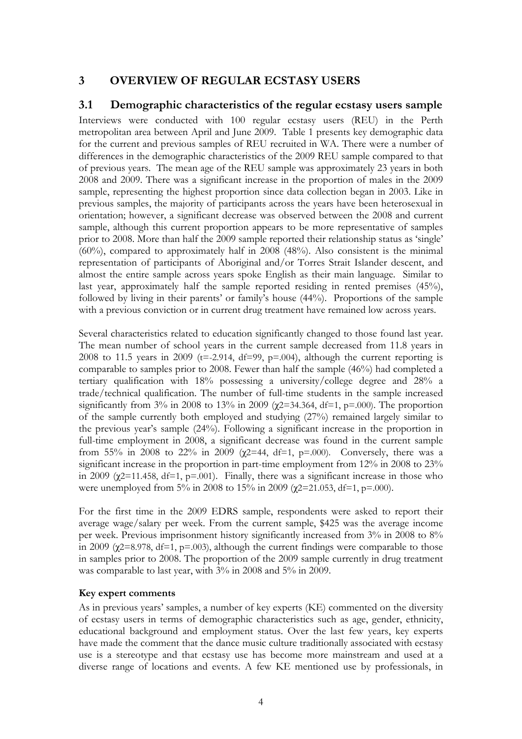# 3 OVERVIEW OF REGULAR ECSTASY USERS

## 3.1 Demographic characteristics of the regular ecstasy users sample

Interviews were conducted with 100 regular ecstasy users (REU) in the Perth metropolitan area between April and June 2009. Table 1 presents key demographic data for the current and previous samples of REU recruited in WA. There were a number of differences in the demographic characteristics of the 2009 REU sample compared to that of previous years. The mean age of the REU sample was approximately 23 years in both 2008 and 2009. There was a significant increase in the proportion of males in the 2009 sample, representing the highest proportion since data collection began in 2003. Like in previous samples, the majority of participants across the years have been heterosexual in orientation; however, a significant decrease was observed between the 2008 and current sample, although this current proportion appears to be more representative of samples prior to 2008. More than half the 2009 sample reported their relationship status as 'single' (60%), compared to approximately half in 2008 (48%). Also consistent is the minimal representation of participants of Aboriginal and/or Torres Strait Islander descent, and almost the entire sample across years spoke English as their main language. Similar to last year, approximately half the sample reported residing in rented premises (45%), followed by living in their parents' or family's house (44%). Proportions of the sample with a previous conviction or in current drug treatment have remained low across years.

Several characteristics related to education significantly changed to those found last year. The mean number of school years in the current sample decreased from 11.8 years in 2008 to 11.5 years in 2009 ($t=-2.914$, $df=99$, $p=.004$), although the current reporting is comparable to samples prior to 2008. Fewer than half the sample (46%) had completed a tertiary qualification with 18% possessing a university/college degree and 28% a trade/technical qualification. The number of full-time students in the sample increased significantly from 3% in 2008 to 13% in 2009 ($\chi^2=34.364$, $df=1$, $p=.000$). The proportion of the sample currently both employed and studying (27%) remained largely similar to the previous year's sample (24%). Following a significant increase in the proportion in full-time employment in 2008, a significant decrease was found in the current sample from 55% in 2008 to 22% in 2009 ($\chi^2=44$, $df=1$, $p=.000$). Conversely, there was a significant increase in the proportion in part-time employment from 12% in 2008 to 23% in 2009 ($\chi^2=11.458$, $df=1$, $p=.001$). Finally, there was a significant increase in those who were unemployed from 5% in 2008 to 15% in 2009 ($\chi^2=21.053$, $df=1$, $p=.000$).

For the first time in the 2009 EDRS sample, respondents were asked to report their average wage/salary per week. From the current sample, $425 was the average income per week. Previous imprisonment history significantly increased from 3% in 2008 to 8% in 2009 ($\chi^2=8.978$, $df=1$, $p=.003$), although the current findings were comparable to those in samples prior to 2008. The proportion of the 2009 sample currently in drug treatment was comparable to last year, with 3% in 2008 and 5% in 2009.

**Key expert comments**

As in previous years' samples, a number of key experts (KE) commented on the diversity of ecstasy users in terms of demographic characteristics such as age, gender, ethnicity, educational background and employment status. Over the last few years, key experts have made the comment that the dance music culture traditionally associated with ecstasy use is a stereotype and that ecstasy use has become more mainstream and used at a diverse range of locations and events. A few KE mentioned use by professionals, in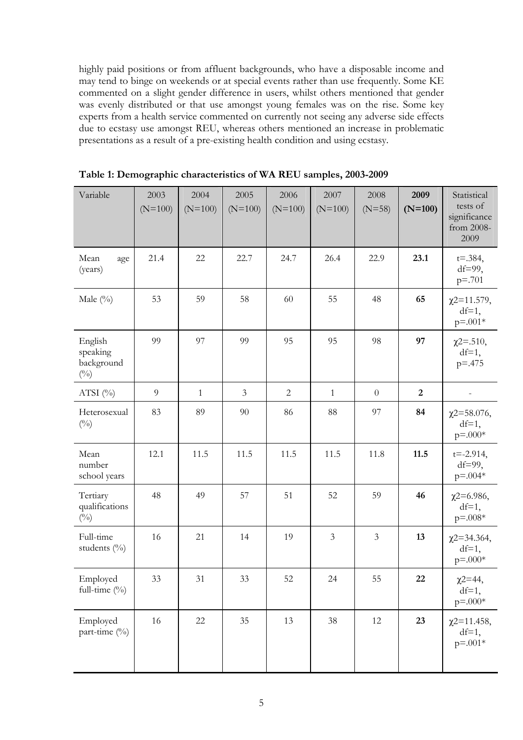highly paid positions or from affluent backgrounds, who have a disposable income and may tend to binge on weekends or at special events rather than use frequently. Some KE commented on a slight gender difference in users, whilst others mentioned that gender was evenly distributed or that use amongst young females was on the rise. Some key experts from a health service commented on currently not seeing any adverse side effects due to ecstasy use amongst REU, whereas others mentioned an increase in problematic presentations as a result of a pre-existing health condition and using ecstasy.

**Table 1: Demographic characteristics of WA REU samples, 2003-2009**

| Variable | 2003 (N=100) | 2004 (N=100) | 2005 (N=100) | 2006 (N=100) | 2007 (N=100) | 2008 (N=58) | **2009 (N=100)** | Statistical tests of significance from 2008-2009 |
|---|---|---|---|---|---|---|---|---|
| Mean age (years) | 21.4 | 22 | 22.7 | 24.7 | 26.4 | 22.9 | **23.1** | t=.384, df=99, p=.701 |
| Male (%) | 53 | 59 | 58 | 60 | 55 | 48 | **65** | $\chi$2=11.579, df=1, p=.001* |
| English speaking background (%) | 99 | 97 | 99 | 95 | 95 | 98 | **97** | $\chi$2=.510, df=1, p=.475 |
| ATSI (%) | 9 | 1 | 3 | 2 | 1 | 0 | **2** | - |
| Heterosexual (%) | 83 | 89 | 90 | 86 | 88 | 97 | **84** | $\chi$2=58.076, df=1, p=.000* |
| Mean number school years | 12.1 | 11.5 | 11.5 | 11.5 | 11.5 | 11.8 | **11.5** | t=-2.914, df=99, p=.004* |
| Tertiary qualifications (%) | 48 | 49 | 57 | 51 | 52 | 59 | **46** | $\chi$2=6.986, df=1, p=.008* |
| Full-time students (%) | 16 | 21 | 14 | 19 | 3 | 3 | **13** | $\chi$2=34.364, df=1, p=.000* |
| Employed full-time (%) | 33 | 31 | 33 | 52 | 24 | 55 | **22** | $\chi$2=44, df=1, p=.000* |
| Employed part-time (%) | 16 | 22 | 35 | 13 | 38 | 12 | **23** | $\chi$2=11.458, df=1, p=.001* |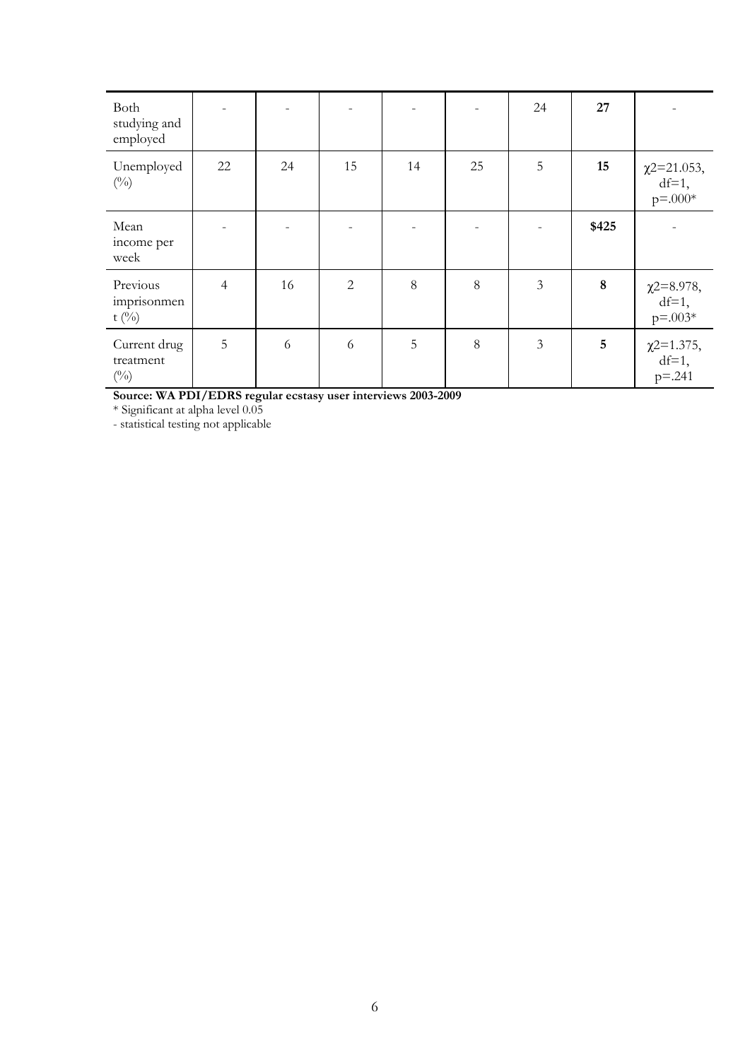| | | | | | | | | |
|---|---|---|---|---|---|---|---|---|
| Both studying and employed | - | - | - | - | - | 24 | **27** | - |
| Unemployed (%) | 22 | 24 | 15 | 14 | 25 | 5 | **15** | $\chi2$=21.053, df=1, p=.000* |
| Mean income per week | - | - | - | - | - | - | **\$425** | - |
| Previous imprisonment (%) | 4 | 16 | 2 | 8 | 8 | 3 | **8** | $\chi2$=8.978, df=1, p=.003* |
| Current drug treatment (%) | 5 | 6 | 6 | 5 | 8 | 3 | **5** | $\chi2$=1.375, df=1, p=.241 |

**Source: WA PDI/EDRS regular ecstasy user interviews 2003-2009**

\* Significant at alpha level 0.05

\- statistical testing not applicable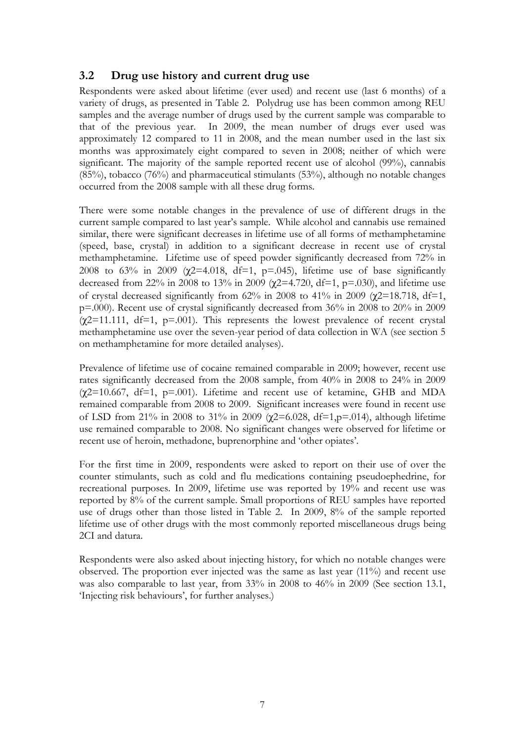## 3.2 Drug use history and current drug use

Respondents were asked about lifetime (ever used) and recent use (last 6 months) of a variety of drugs, as presented in Table 2. Polydrug use has been common among REU samples and the average number of drugs used by the current sample was comparable to that of the previous year. In 2009, the mean number of drugs ever used was approximately 12 compared to 11 in 2008, and the mean number used in the last six months was approximately eight compared to seven in 2008; neither of which were significant. The majority of the sample reported recent use of alcohol (99%), cannabis (85%), tobacco (76%) and pharmaceutical stimulants (53%), although no notable changes occurred from the 2008 sample with all these drug forms.

There were some notable changes in the prevalence of use of different drugs in the current sample compared to last year's sample. While alcohol and cannabis use remained similar, there were significant decreases in lifetime use of all forms of methamphetamine (speed, base, crystal) in addition to a significant decrease in recent use of crystal methamphetamine. Lifetime use of speed powder significantly decreased from 72% in 2008 to 63% in 2009 ($\chi2$=4.018, df=1, p=.045), lifetime use of base significantly decreased from 22% in 2008 to 13% in 2009 ($\chi2$=4.720, df=1, p=.030), and lifetime use of crystal decreased significantly from 62% in 2008 to 41% in 2009 ($\chi2$=18.718, df=1, p=.000). Recent use of crystal significantly decreased from 36% in 2008 to 20% in 2009 ($\chi2$=11.111, df=1, p=.001). This represents the lowest prevalence of recent crystal methamphetamine use over the seven-year period of data collection in WA (see section 5 on methamphetamine for more detailed analyses).

Prevalence of lifetime use of cocaine remained comparable in 2009; however, recent use rates significantly decreased from the 2008 sample, from 40% in 2008 to 24% in 2009 ($\chi2$=10.667, df=1, p=.001). Lifetime and recent use of ketamine, GHB and MDA remained comparable from 2008 to 2009. Significant increases were found in recent use of LSD from 21% in 2008 to 31% in 2009 ($\chi2$=6.028, df=1,p=.014), although lifetime use remained comparable to 2008. No significant changes were observed for lifetime or recent use of heroin, methadone, buprenorphine and 'other opiates'.

For the first time in 2009, respondents were asked to report on their use of over the counter stimulants, such as cold and flu medications containing pseudoephedrine, for recreational purposes. In 2009, lifetime use was reported by 19% and recent use was reported by 8% of the current sample. Small proportions of REU samples have reported use of drugs other than those listed in Table 2. In 2009, 8% of the sample reported lifetime use of other drugs with the most commonly reported miscellaneous drugs being 2CI and datura.

Respondents were also asked about injecting history, for which no notable changes were observed. The proportion ever injected was the same as last year (11%) and recent use was also comparable to last year, from 33% in 2008 to 46% in 2009 (See section 13.1, 'Injecting risk behaviours', for further analyses.)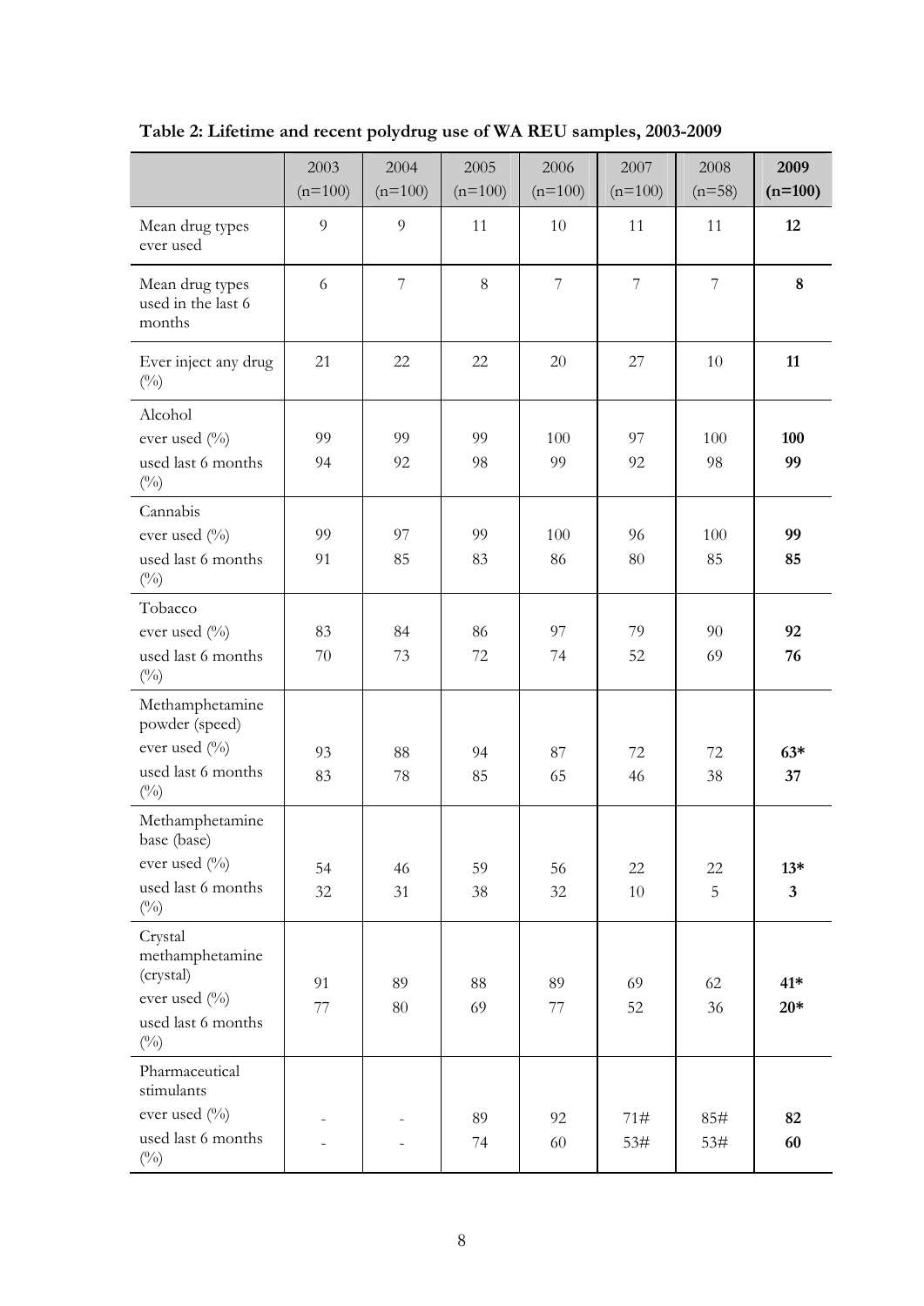**Table 2: Lifetime and recent polydrug use of WA REU samples, 2003-2009**

| | 2003 (n=100) | 2004 (n=100) | 2005 (n=100) | 2006 (n=100) | 2007 (n=100) | 2008 (n=58) | **2009 (n=100)** |
|---|---|---|---|---|---|---|---|
| Mean drug types ever used | 9 | 9 | 11 | 10 | 11 | 11 | **12** |
| Mean drug types used in the last 6 months | 6 | 7 | 8 | 7 | 7 | 7 | **8** |
| Ever inject any drug (%) | 21 | 22 | 22 | 20 | 27 | 10 | **11** |
| Alcohol | | | | | | | |
| ever used (%) | 99 | 99 | 99 | 100 | 97 | 100 | **100** |
| used last 6 months (%) | 94 | 92 | 98 | 99 | 92 | 98 | **99** |
| Cannabis | | | | | | | |
| ever used (%) | 99 | 97 | 99 | 100 | 96 | 100 | **99** |
| used last 6 months (%) | 91 | 85 | 83 | 86 | 80 | 85 | **85** |
| Tobacco | | | | | | | |
| ever used (%) | 83 | 84 | 86 | 97 | 79 | 90 | **92** |
| used last 6 months (%) | 70 | 73 | 72 | 74 | 52 | 69 | **76** |
| Methamphetamine powder (speed) | | | | | | | |
| ever used (%) | 93 | 88 | 94 | 87 | 72 | 72 | **63*** |
| used last 6 months (%) | 83 | 78 | 85 | 65 | 46 | 38 | **37** |
| Methamphetamine base (base) | | | | | | | |
| ever used (%) | 54 | 46 | 59 | 56 | 22 | 22 | **13*** |
| used last 6 months (%) | 32 | 31 | 38 | 32 | 10 | 5 | **3** |
| Crystal methamphetamine (crystal) | | | | | | | |
| ever used (%) | 91 | 89 | 88 | 89 | 69 | 62 | **41*** |
| used last 6 months (%) | 77 | 80 | 69 | 77 | 52 | 36 | **20*** |
| Pharmaceutical stimulants | | | | | | | |
| ever used (%) | - | - | 89 | 92 | 71# | 85# | **82** |
| used last 6 months (%) | - | - | 74 | 60 | 53# | 53# | **60** |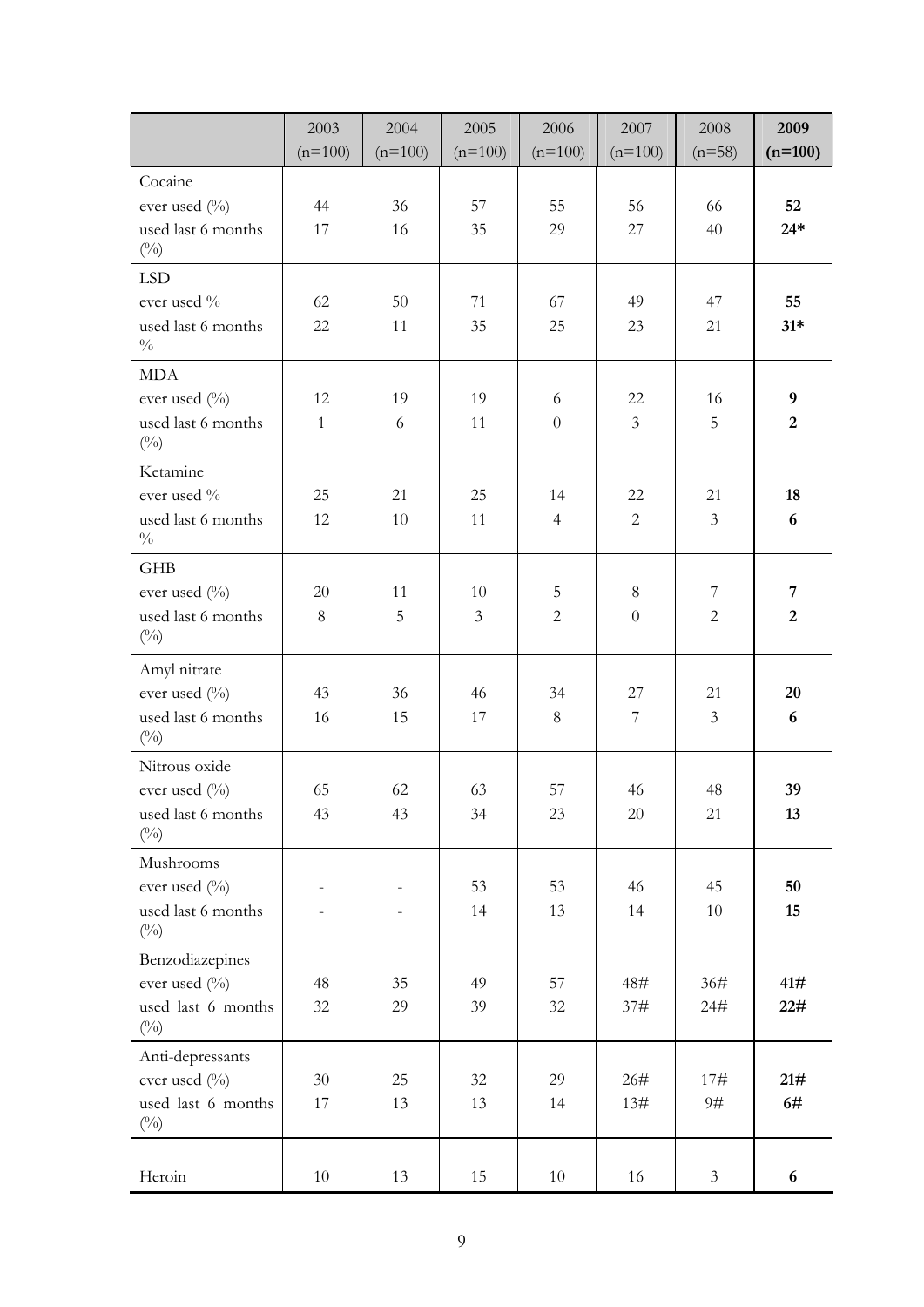| | 2003 (n=100) | 2004 (n=100) | 2005 (n=100) | 2006 (n=100) | 2007 (n=100) | 2008 (n=58) | **2009 (n=100)** |
|---|---|---|---|---|---|---|---|
| Cocaine | | | | | | | |
| ever used (%) | 44 | 36 | 57 | 55 | 56 | 66 | **52** |
| used last 6 months (%) | 17 | 16 | 35 | 29 | 27 | 40 | **24*** |
| LSD | | | | | | | |
| ever used % | 62 | 50 | 71 | 67 | 49 | 47 | **55** |
| used last 6 months % | 22 | 11 | 35 | 25 | 23 | 21 | **31*** |
| MDA | | | | | | | |
| ever used (%) | 12 | 19 | 19 | 6 | 22 | 16 | **9** |
| used last 6 months (%) | 1 | 6 | 11 | 0 | 3 | 5 | **2** |
| Ketamine | | | | | | | |
| ever used % | 25 | 21 | 25 | 14 | 22 | 21 | **18** |
| used last 6 months % | 12 | 10 | 11 | 4 | 2 | 3 | **6** |
| GHB | | | | | | | |
| ever used (%) | 20 | 11 | 10 | 5 | 8 | 7 | **7** |
| used last 6 months (%) | 8 | 5 | 3 | 2 | 0 | 2 | **2** |
| Amyl nitrate | | | | | | | |
| ever used (%) | 43 | 36 | 46 | 34 | 27 | 21 | **20** |
| used last 6 months (%) | 16 | 15 | 17 | 8 | 7 | 3 | **6** |
| Nitrous oxide | | | | | | | |
| ever used (%) | 65 | 62 | 63 | 57 | 46 | 48 | **39** |
| used last 6 months (%) | 43 | 43 | 34 | 23 | 20 | 21 | **13** |
| Mushrooms | | | | | | | |
| ever used (%) | - | - | 53 | 53 | 46 | 45 | **50** |
| used last 6 months (%) | - | - | 14 | 13 | 14 | 10 | **15** |
| Benzodiazepines | | | | | | | |
| ever used (%) | 48 | 35 | 49 | 57 | 48# | 36# | **41#** |
| used last 6 months (%) | 32 | 29 | 39 | 32 | 37# | 24# | **22#** |
| Anti-depressants | | | | | | | |
| ever used (%) | 30 | 25 | 32 | 29 | 26# | 17# | **21#** |
| used last 6 months (%) | 17 | 13 | 13 | 14 | 13# | 9# | **6#** |
| Heroin | 10 | 13 | 15 | 10 | 16 | 3 | **6** |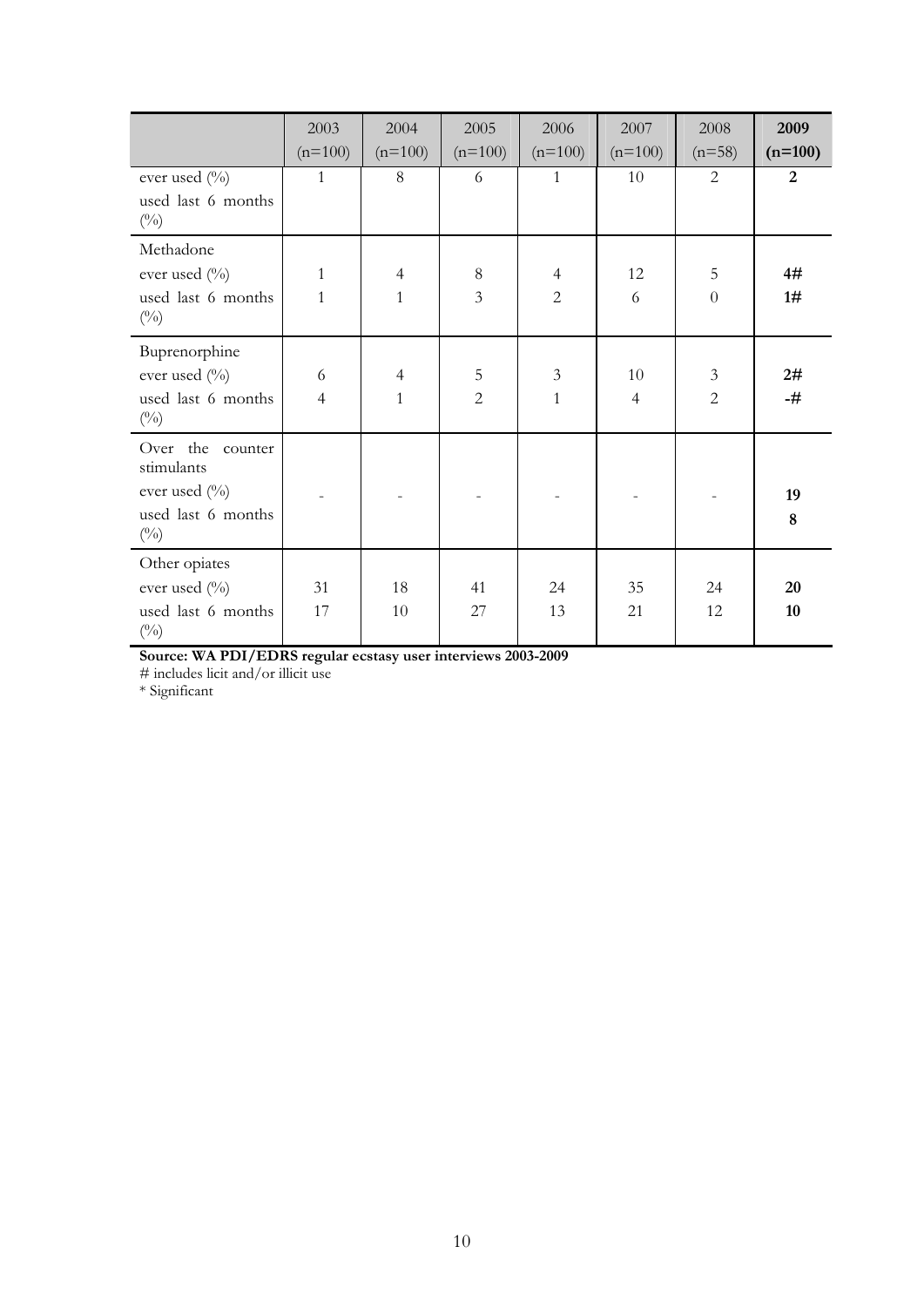| | 2003 (n=100) | 2004 (n=100) | 2005 (n=100) | 2006 (n=100) | 2007 (n=100) | 2008 (n=58) | **2009 (n=100)** |
|---|---|---|---|---|---|---|---|
| ever used (%) | 1 | 8 | 6 | 1 | 10 | 2 | **2** |
| used last 6 months (%) | | | | | | | |
| Methadone | | | | | | | |
| ever used (%) | 1 | 4 | 8 | 4 | 12 | 5 | **4#** |
| used last 6 months (%) | 1 | 1 | 3 | 2 | 6 | 0 | **1#** |
| Buprenorphine | | | | | | | |
| ever used (%) | 6 | 4 | 5 | 3 | 10 | 3 | **2#** |
| used last 6 months (%) | 4 | 1 | 2 | 1 | 4 | 2 | **-#** |
| Over the counter stimulants | | | | | | | |
| ever used (%) | - | - | - | - | - | - | **19** |
| used last 6 months (%) | | | | | | | **8** |
| Other opiates | | | | | | | |
| ever used (%) | 31 | 18 | 41 | 24 | 35 | 24 | **20** |
| used last 6 months (%) | 17 | 10 | 27 | 13 | 21 | 12 | **10** |

**Source: WA PDI/EDRS regular ecstasy user interviews 2003-2009**

# includes licit and/or illicit use

* Significant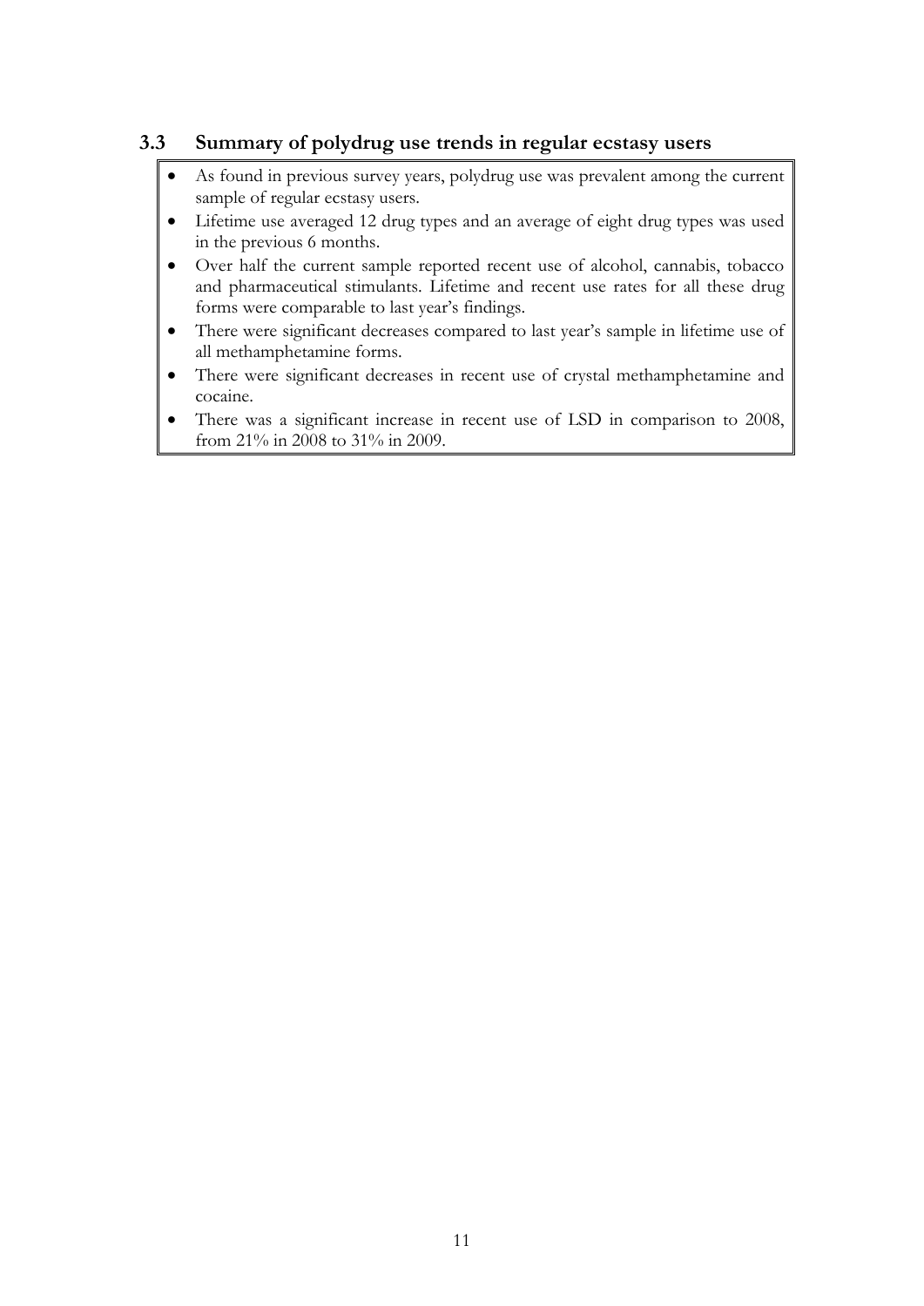### 3.3 Summary of polydrug use trends in regular ecstasy users

- As found in previous survey years, polydrug use was prevalent among the current sample of regular ecstasy users.
- Lifetime use averaged 12 drug types and an average of eight drug types was used in the previous 6 months.
- Over half the current sample reported recent use of alcohol, cannabis, tobacco and pharmaceutical stimulants. Lifetime and recent use rates for all these drug forms were comparable to last year's findings.
- There were significant decreases compared to last year's sample in lifetime use of all methamphetamine forms.
- There were significant decreases in recent use of crystal methamphetamine and cocaine.
- There was a significant increase in recent use of LSD in comparison to 2008, from 21% in 2008 to 31% in 2009.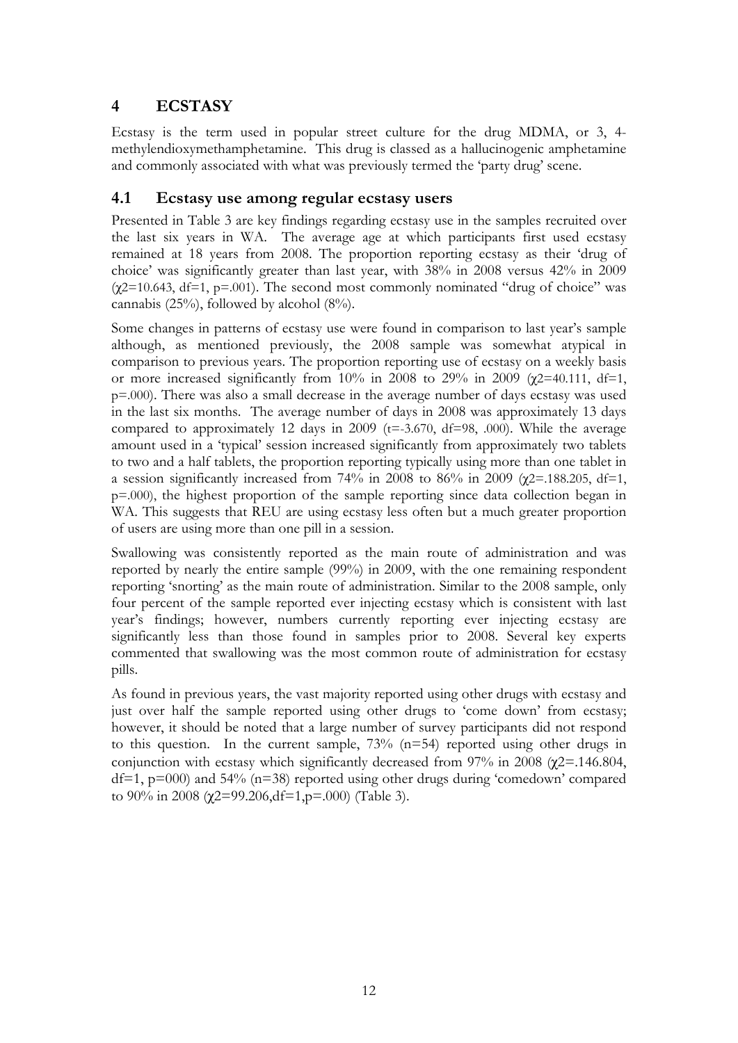## 4 ECSTASY

Ecstasy is the term used in popular street culture for the drug MDMA, or 3, 4-methylendioxymethamphetamine. This drug is classed as a hallucinogenic amphetamine and commonly associated with what was previously termed the 'party drug' scene.

### 4.1 Ecstasy use among regular ecstasy users

Presented in Table 3 are key findings regarding ecstasy use in the samples recruited over the last six years in WA. The average age at which participants first used ecstasy remained at 18 years from 2008. The proportion reporting ecstasy as their 'drug of choice' was significantly greater than last year, with 38% in 2008 versus 42% in 2009 ($\chi 2$=10.643, df=1, p=.001). The second most commonly nominated "drug of choice" was cannabis (25%), followed by alcohol (8%).

Some changes in patterns of ecstasy use were found in comparison to last year's sample although, as mentioned previously, the 2008 sample was somewhat atypical in comparison to previous years. The proportion reporting use of ecstasy on a weekly basis or more increased significantly from 10% in 2008 to 29% in 2009 ($\chi 2$=40.111, df=1, p=.000). There was also a small decrease in the average number of days ecstasy was used in the last six months. The average number of days in 2008 was approximately 13 days compared to approximately 12 days in 2009 (t=-3.670, df=98, .000). While the average amount used in a 'typical' session increased significantly from approximately two tablets to two and a half tablets, the proportion reporting typically using more than one tablet in a session significantly increased from 74% in 2008 to 86% in 2009 ($\chi 2$=.188.205, df=1, p=.000), the highest proportion of the sample reporting since data collection began in WA. This suggests that REU are using ecstasy less often but a much greater proportion of users are using more than one pill in a session.

Swallowing was consistently reported as the main route of administration and was reported by nearly the entire sample (99%) in 2009, with the one remaining respondent reporting 'snorting' as the main route of administration. Similar to the 2008 sample, only four percent of the sample reported ever injecting ecstasy which is consistent with last year's findings; however, numbers currently reporting ever injecting ecstasy are significantly less than those found in samples prior to 2008. Several key experts commented that swallowing was the most common route of administration for ecstasy pills.

As found in previous years, the vast majority reported using other drugs with ecstasy and just over half the sample reported using other drugs to 'come down' from ecstasy; however, it should be noted that a large number of survey participants did not respond to this question. In the current sample, 73% (n=54) reported using other drugs in conjunction with ecstasy which significantly decreased from 97% in 2008 ($\chi 2$=.146.804, df=1, p=000) and 54% (n=38) reported using other drugs during 'comedown' compared to 90% in 2008 ($\chi 2$=99.206,df=1,p=.000) (Table 3).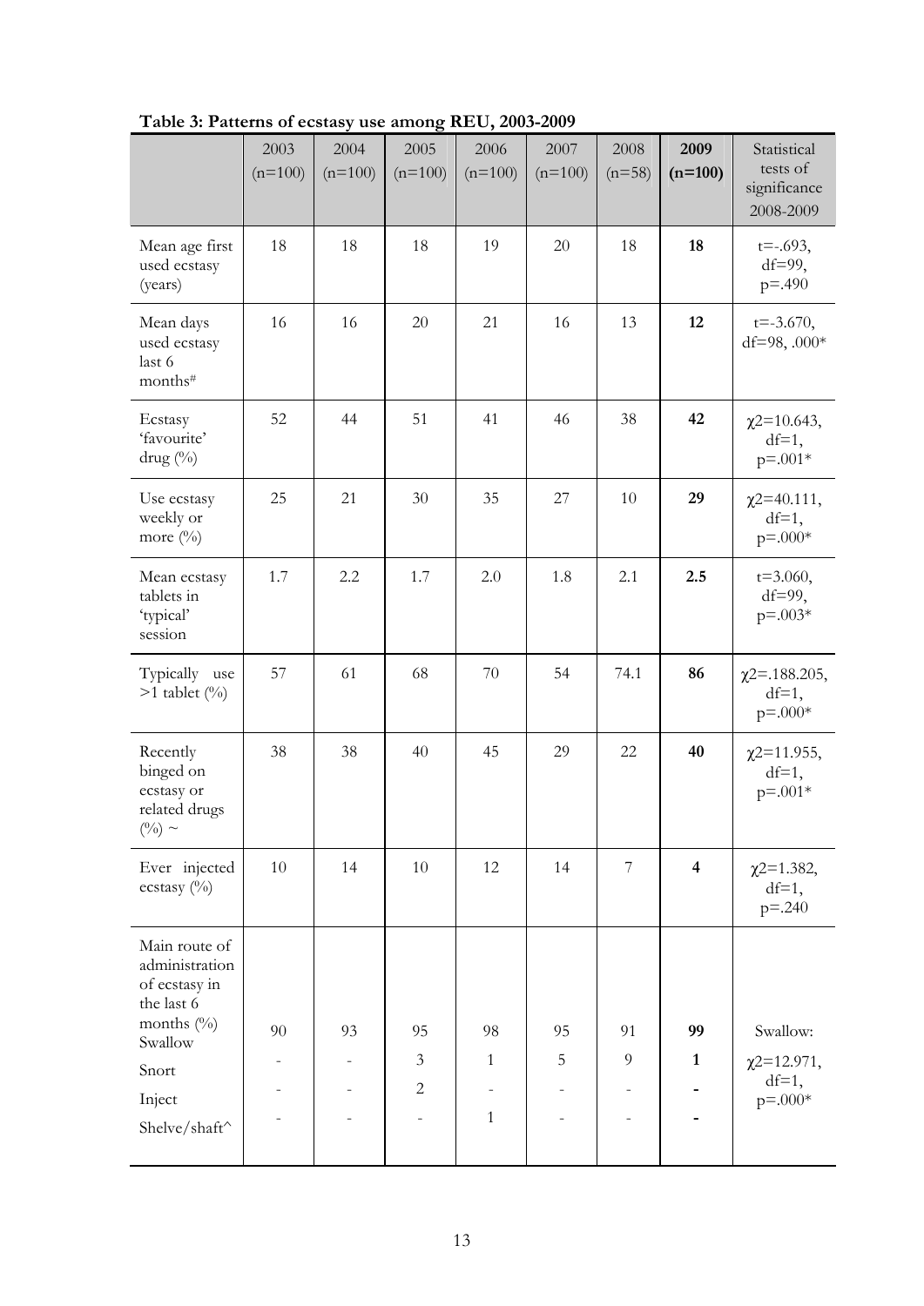**Table 3: Patterns of ecstasy use among REU, 2003-2009**

| | 2003 (n=100) | 2004 (n=100) | 2005 (n=100) | 2006 (n=100) | 2007 (n=100) | 2008 (n=58) | **2009 (n=100)** | Statistical tests of significance 2008-2009 |
|---|---|---|---|---|---|---|---|---|
| Mean age first used ecstasy (years) | 18 | 18 | 18 | 19 | 20 | 18 | **18** | t=-.693, df=99, p=.490 |
| Mean days used ecstasy last 6 months[#] | 16 | 16 | 20 | 21 | 16 | 13 | **12** | t=-3.670, df=98, .000* |
| Ecstasy 'favourite' drug (%) | 52 | 44 | 51 | 41 | 46 | 38 | **42** | $\chi 2$=10.643, df=1, p=.001* |
| Use ecstasy weekly or more (%) | 25 | 21 | 30 | 35 | 27 | 10 | **29** | $\chi 2$=40.111, df=1, p=.000* |
| Mean ecstasy tablets in 'typical' session | 1.7 | 2.2 | 1.7 | 2.0 | 1.8 | 2.1 | **2.5** | t=3.060, df=99, p=.003* |
| Typically use >1 tablet (%) | 57 | 61 | 68 | 70 | 54 | 74.1 | **86** | $\chi 2$=.188.205, df=1, p=.000* |
| Recently binged on ecstasy or related drugs (%) ~ | 38 | 38 | 40 | 45 | 29 | 22 | **40** | $\chi 2$=11.955, df=1, p=.001* |
| Ever injected ecstasy (%) | 10 | 14 | 10 | 12 | 14 | 7 | **4** | $\chi 2$=1.382, df=1, p=.240 |
| Main route of administration of ecstasy in the last 6 months (%) | | | | | | | | |
| Swallow | 90 | 93 | 95 | 98 | 95 | 91 | **99** | Swallow: $\chi 2$=12.971, df=1, p=.000* |
| Snort | - | - | 3 | 1 | 5 | 9 | **1** | |
| Inject | - | - | 2 | - | - | - | **-** | |
| Shelve/shaft^ | - | - | - | 1 | - | - | **-** | |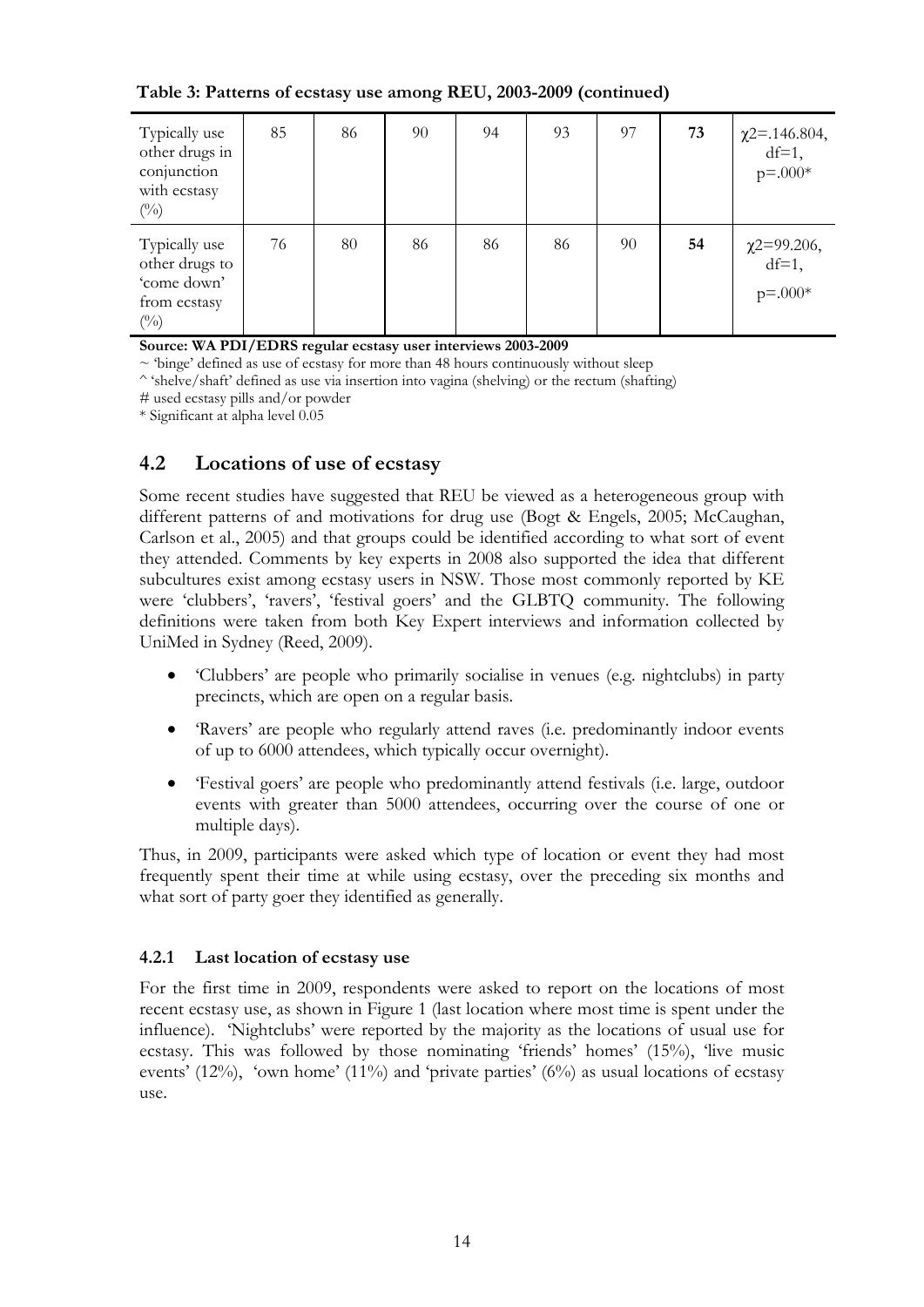**Table 3: Patterns of ecstasy use among REU, 2003-2009 (continued)**

| | | | | | | | | |
|---|---|---|---|---|---|---|---|---|
| Typically use other drugs in conjunction with ecstasy (%) | 85 | 86 | 90 | 94 | 93 | 97 | **73** | $\chi 2$=.146.804, df=1, p=.000* |
| Typically use other drugs to 'come down' from ecstasy (%) | 76 | 80 | 86 | 86 | 86 | 90 | **54** | $\chi 2$=99.206, df=1, p=.000* |

**Source: WA PDI/EDRS regular ecstasy user interviews 2003-2009**

~ 'binge' defined as use of ecstasy for more than 48 hours continuously without sleep

^ 'shelve/shaft' defined as use via insertion into vagina (shelving) or the rectum (shafting)

# used ecstasy pills and/or powder

* Significant at alpha level 0.05

## 4.2 Locations of use of ecstasy

Some recent studies have suggested that REU be viewed as a heterogeneous group with different patterns of and motivations for drug use (Bogt & Engels, 2005; McCaughan, Carlson et al., 2005) and that groups could be identified according to what sort of event they attended. Comments by key experts in 2008 also supported the idea that different subcultures exist among ecstasy users in NSW. Those most commonly reported by KE were 'clubbers', 'ravers', 'festival goers' and the GLBTQ community. The following definitions were taken from both Key Expert interviews and information collected by UniMed in Sydney (Reed, 2009).

- 'Clubbers' are people who primarily socialise in venues (e.g. nightclubs) in party precincts, which are open on a regular basis.
- 'Ravers' are people who regularly attend raves (i.e. predominantly indoor events of up to 6000 attendees, which typically occur overnight).
- 'Festival goers' are people who predominantly attend festivals (i.e. large, outdoor events with greater than 5000 attendees, occurring over the course of one or multiple days).

Thus, in 2009, participants were asked which type of location or event they had most frequently spent their time at while using ecstasy, over the preceding six months and what sort of party goer they identified as generally.

### 4.2.1 Last location of ecstasy use

For the first time in 2009, respondents were asked to report on the locations of most recent ecstasy use, as shown in Figure 1 (last location where most time is spent under the influence). 'Nightclubs' were reported by the majority as the locations of usual use for ecstasy. This was followed by those nominating 'friends' homes' (15%), 'live music events' (12%), 'own home' (11%) and 'private parties' (6%) as usual locations of ecstasy use.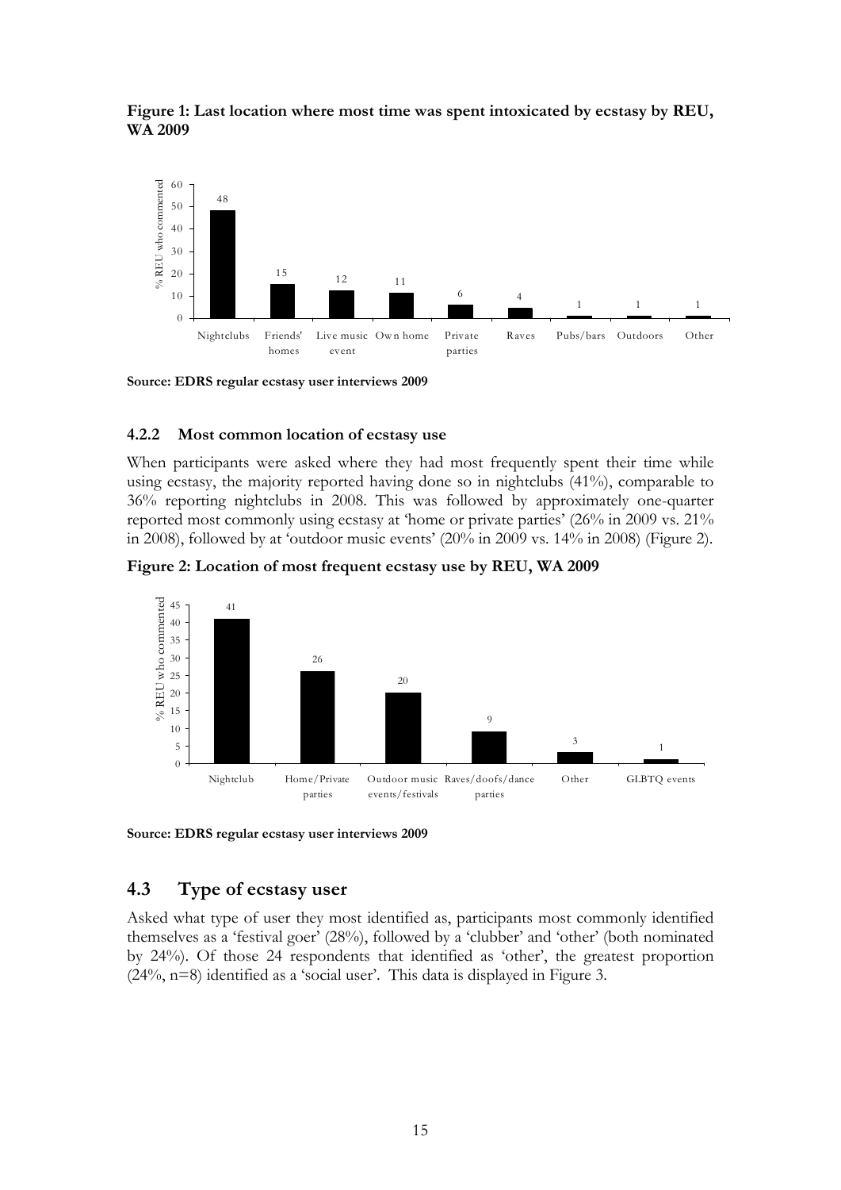**Figure 1: Last location where most time was spent intoxicated by ecstasy by REU, WA 2009**

**Source: EDRS regular ecstasy user interviews 2009**

### 4.2.2 Most common location of ecstasy use

When participants were asked where they had most frequently spent their time while using ecstasy, the majority reported having done so in nightclubs (41%), comparable to 36% reporting nightclubs in 2008. This was followed by approximately one-quarter reported most commonly using ecstasy at 'home or private parties' (26% in 2009 vs. 21% in 2008), followed by at 'outdoor music events' (20% in 2009 vs. 14% in 2008) (Figure 2).

**Figure 2: Location of most frequent ecstasy use by REU, WA 2009**

**Source: EDRS regular ecstasy user interviews 2009**

## 4.3 Type of ecstasy user

Asked what type of user they most identified as, participants most commonly identified themselves as a 'festival goer' (28%), followed by a 'clubber' and 'other' (both nominated by 24%). Of those 24 respondents that identified as 'other', the greatest proportion (24%, n=8) identified as a 'social user'. This data is displayed in Figure 3.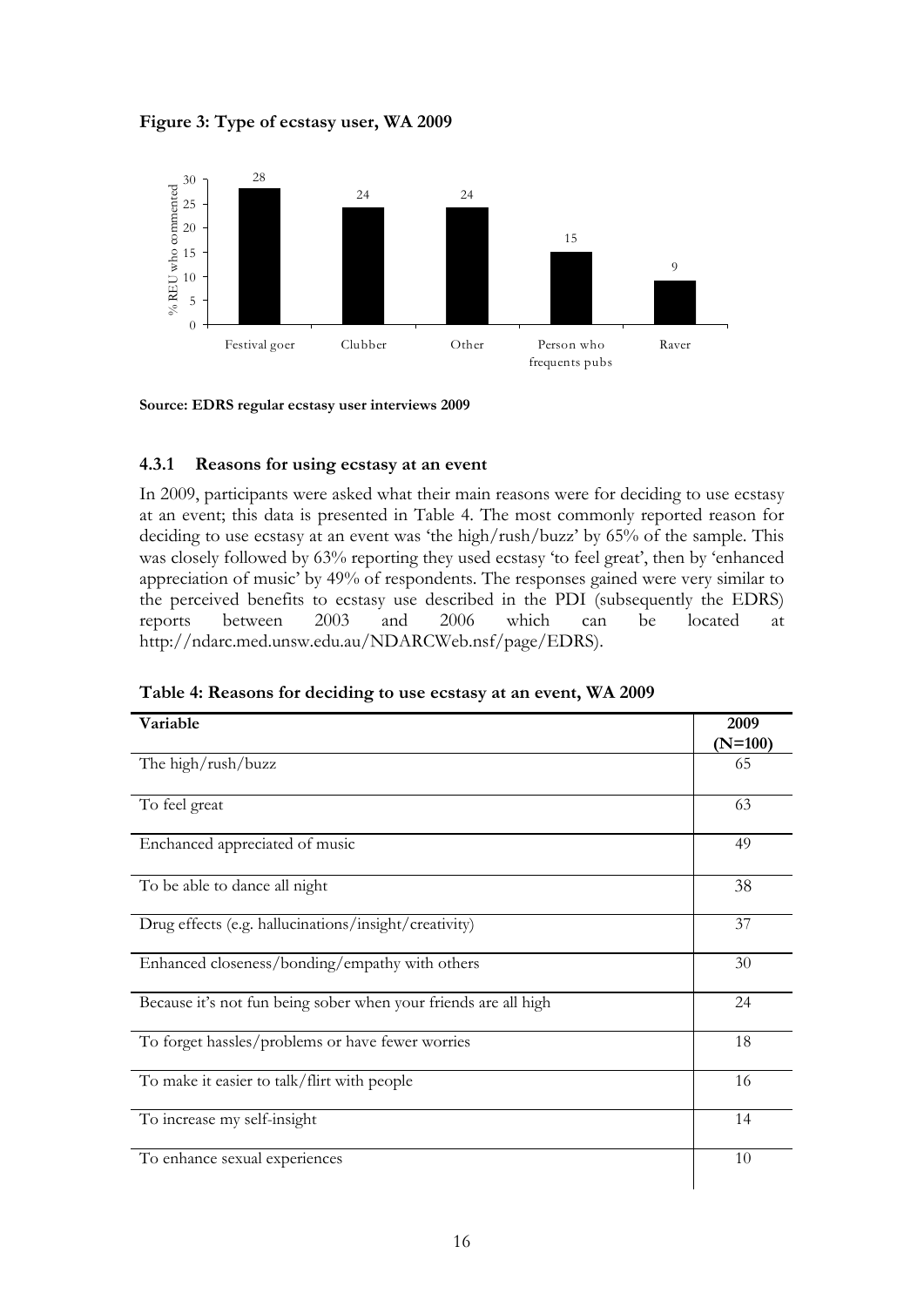**Figure 3: Type of ecstasy user, WA 2009**

| Type | % REU who commented |
|---|---|
| Festival goer | 28 |
| Clubber | 24 |
| Other | 24 |
| Person who frequents pubs | 15 |
| Raver | 9 |

**Source: EDRS regular ecstasy user interviews 2009**

### 4.3.1 Reasons for using ecstasy at an event

In 2009, participants were asked what their main reasons were for deciding to use ecstasy at an event; this data is presented in Table 4. The most commonly reported reason for deciding to use ecstasy at an event was 'the high/rush/buzz' by 65% of the sample. This was closely followed by 63% reporting they used ecstasy 'to feel great', then by 'enhanced appreciation of music' by 49% of respondents. The responses gained were very similar to the perceived benefits to ecstasy use described in the PDI (subsequently the EDRS) reports between 2003 and 2006 which can be located at http://ndarc.med.unsw.edu.au/NDARCWeb.nsf/page/EDRS).

**Table 4: Reasons for deciding to use ecstasy at an event, WA 2009**

| Variable | 2009 (N=100) |
|---|---|
| The high/rush/buzz | 65 |
| To feel great | 63 |
| Enchanced appreciated of music | 49 |
| To be able to dance all night | 38 |
| Drug effects (e.g. hallucinations/insight/creativity) | 37 |
| Enhanced closeness/bonding/empathy with others | 30 |
| Because it's not fun being sober when your friends are all high | 24 |
| To forget hassles/problems or have fewer worries | 18 |
| To make it easier to talk/flirt with people | 16 |
| To increase my self-insight | 14 |
| To enhance sexual experiences | 10 |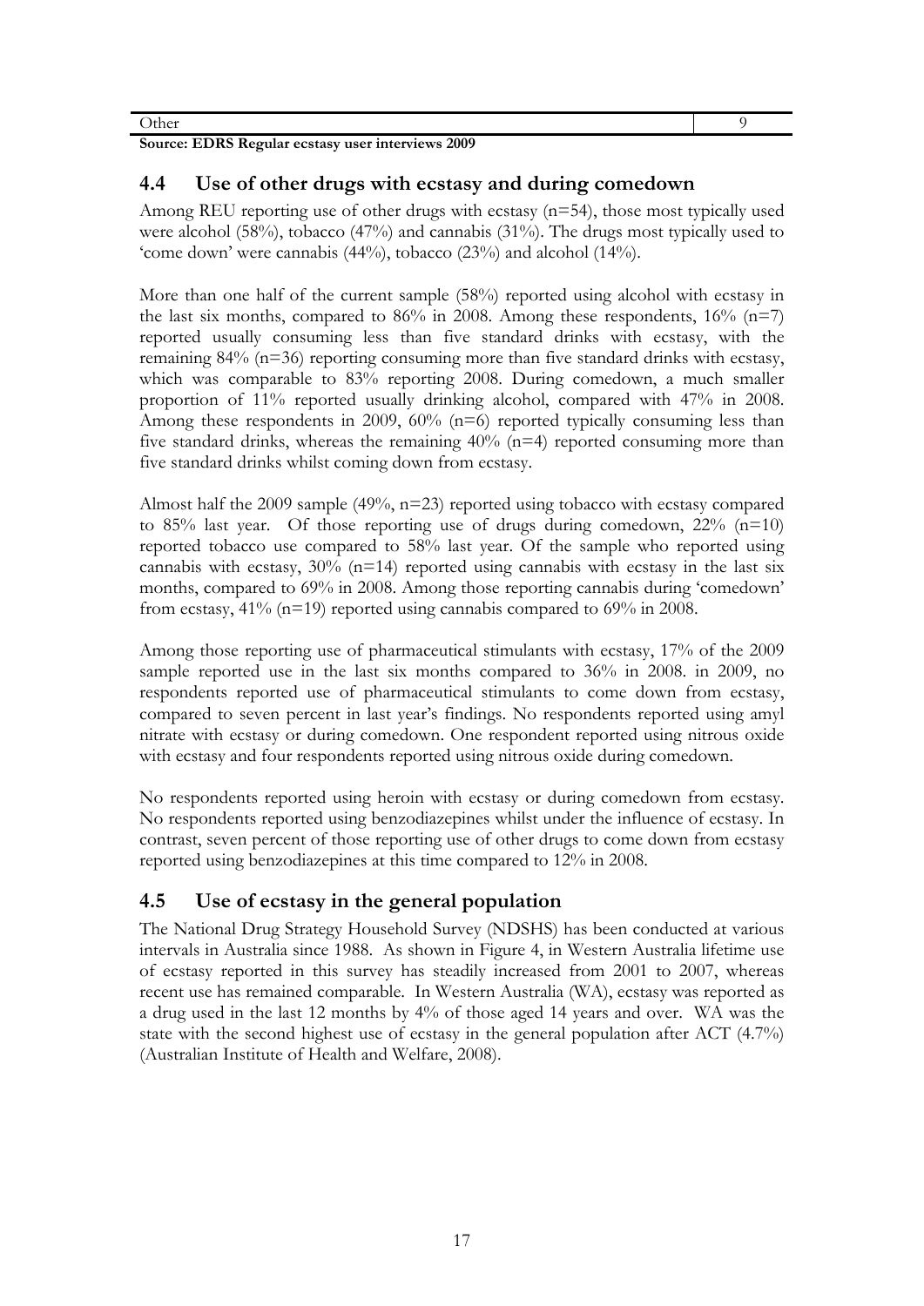| Other | 9 |
| --- | --- |

**Source: EDRS Regular ecstasy user interviews 2009**

## 4.4 Use of other drugs with ecstasy and during comedown

Among REU reporting use of other drugs with ecstasy (n=54), those most typically used were alcohol (58%), tobacco (47%) and cannabis (31%). The drugs most typically used to 'come down' were cannabis (44%), tobacco (23%) and alcohol (14%).

More than one half of the current sample (58%) reported using alcohol with ecstasy in the last six months, compared to 86% in 2008. Among these respondents, 16% (n=7) reported usually consuming less than five standard drinks with ecstasy, with the remaining 84% (n=36) reporting consuming more than five standard drinks with ecstasy, which was comparable to 83% reporting 2008. During comedown, a much smaller proportion of 11% reported usually drinking alcohol, compared with 47% in 2008. Among these respondents in 2009, 60% (n=6) reported typically consuming less than five standard drinks, whereas the remaining 40% (n=4) reported consuming more than five standard drinks whilst coming down from ecstasy.

Almost half the 2009 sample (49%, n=23) reported using tobacco with ecstasy compared to 85% last year. Of those reporting use of drugs during comedown, 22% (n=10) reported tobacco use compared to 58% last year. Of the sample who reported using cannabis with ecstasy, 30% (n=14) reported using cannabis with ecstasy in the last six months, compared to 69% in 2008. Among those reporting cannabis during 'comedown' from ecstasy, 41% (n=19) reported using cannabis compared to 69% in 2008.

Among those reporting use of pharmaceutical stimulants with ecstasy, 17% of the 2009 sample reported use in the last six months compared to 36% in 2008. in 2009, no respondents reported use of pharmaceutical stimulants to come down from ecstasy, compared to seven percent in last year's findings. No respondents reported using amyl nitrate with ecstasy or during comedown. One respondent reported using nitrous oxide with ecstasy and four respondents reported using nitrous oxide during comedown.

No respondents reported using heroin with ecstasy or during comedown from ecstasy. No respondents reported using benzodiazepines whilst under the influence of ecstasy. In contrast, seven percent of those reporting use of other drugs to come down from ecstasy reported using benzodiazepines at this time compared to 12% in 2008.

## 4.5 Use of ecstasy in the general population

The National Drug Strategy Household Survey (NDSHS) has been conducted at various intervals in Australia since 1988. As shown in Figure 4, in Western Australia lifetime use of ecstasy reported in this survey has steadily increased from 2001 to 2007, whereas recent use has remained comparable. In Western Australia (WA), ecstasy was reported as a drug used in the last 12 months by 4% of those aged 14 years and over. WA was the state with the second highest use of ecstasy in the general population after ACT (4.7%) (Australian Institute of Health and Welfare, 2008).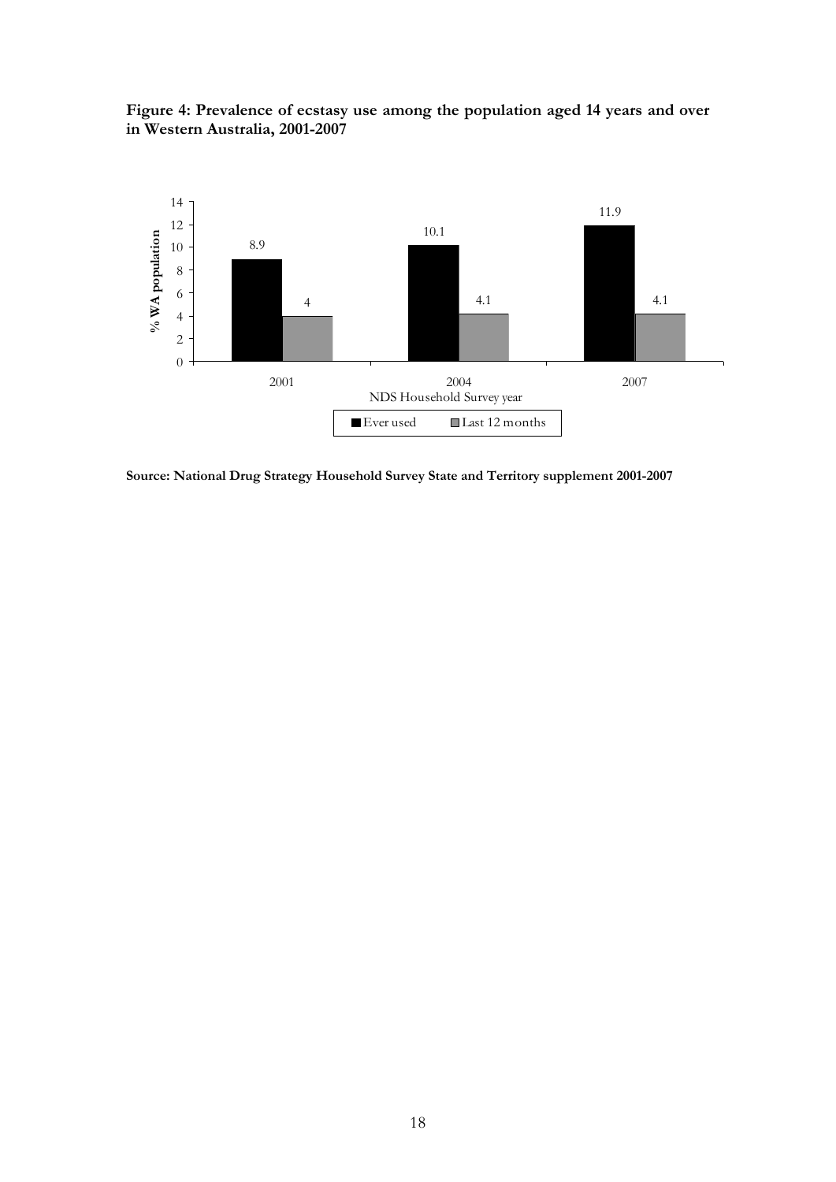**Figure 4: Prevalence of ecstasy use among the population aged 14 years and over in Western Australia, 2001-2007**

| NDS Household Survey year | Ever used | Last 12 months |
|---|---|---|
| 2001 | 8.9 | 4 |
| 2004 | 10.1 | 4.1 |
| 2007 | 11.9 | 4.1 |

% WA population

**Source: National Drug Strategy Household Survey State and Territory supplement 2001-2007**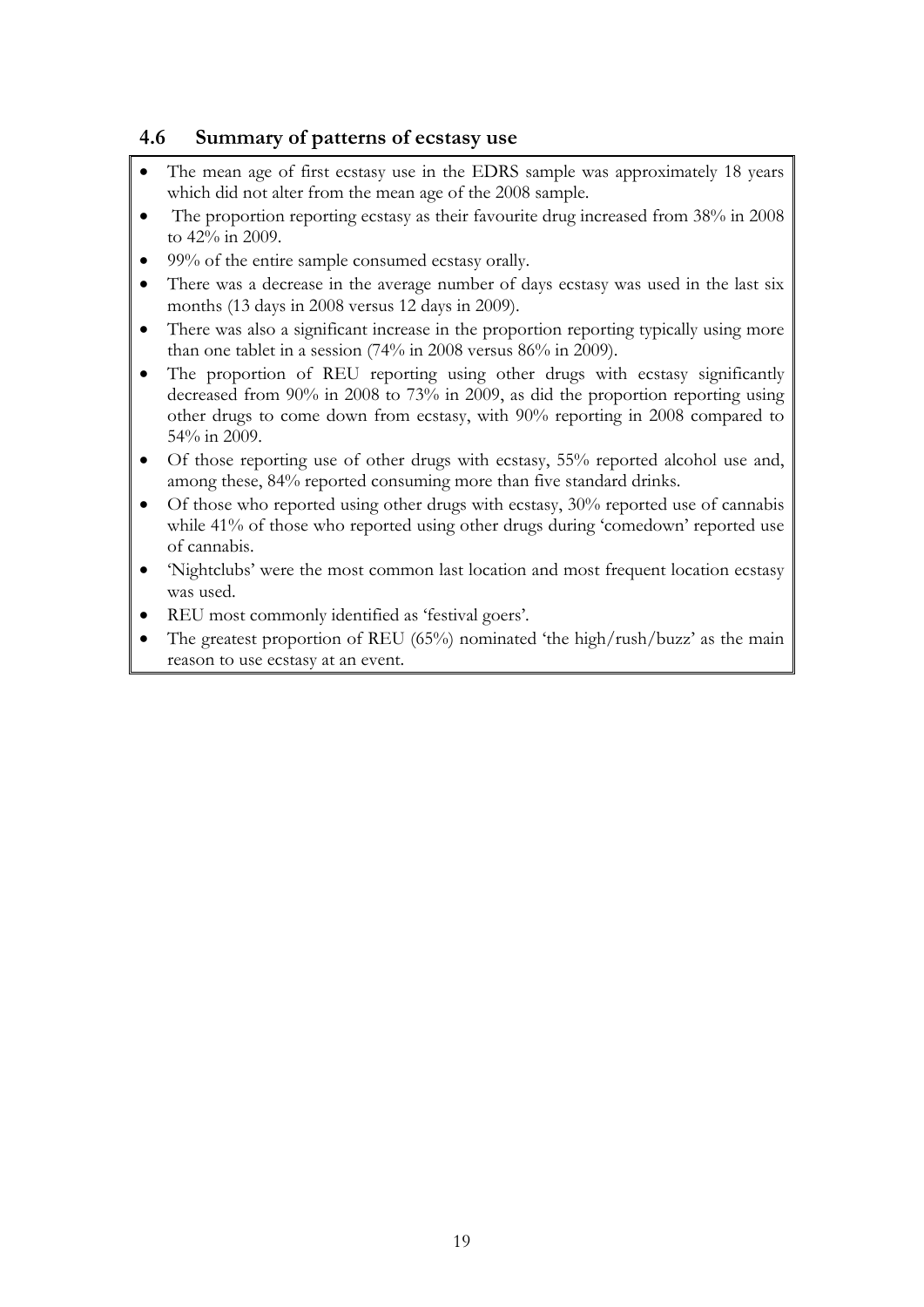## 4.6 Summary of patterns of ecstasy use

- The mean age of first ecstasy use in the EDRS sample was approximately 18 years which did not alter from the mean age of the 2008 sample.
- The proportion reporting ecstasy as their favourite drug increased from 38% in 2008 to 42% in 2009.
- 99% of the entire sample consumed ecstasy orally.
- There was a decrease in the average number of days ecstasy was used in the last six months (13 days in 2008 versus 12 days in 2009).
- There was also a significant increase in the proportion reporting typically using more than one tablet in a session (74% in 2008 versus 86% in 2009).
- The proportion of REU reporting using other drugs with ecstasy significantly decreased from 90% in 2008 to 73% in 2009, as did the proportion reporting using other drugs to come down from ecstasy, with 90% reporting in 2008 compared to 54% in 2009.
- Of those reporting use of other drugs with ecstasy, 55% reported alcohol use and, among these, 84% reported consuming more than five standard drinks.
- Of those who reported using other drugs with ecstasy, 30% reported use of cannabis while 41% of those who reported using other drugs during 'comedown' reported use of cannabis.
- 'Nightclubs' were the most common last location and most frequent location ecstasy was used.
- REU most commonly identified as 'festival goers'.
- The greatest proportion of REU (65%) nominated 'the high/rush/buzz' as the main reason to use ecstasy at an event.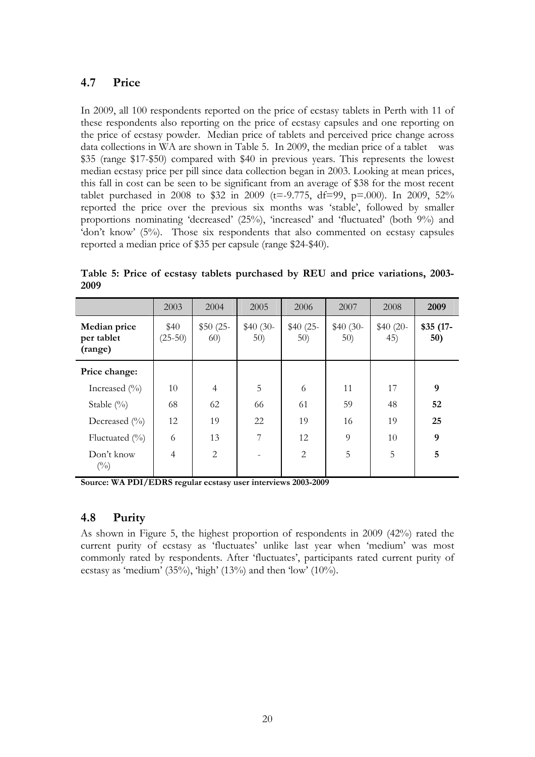## 4.7 Price

In 2009, all 100 respondents reported on the price of ecstasy tablets in Perth with 11 of these respondents also reporting on the price of ecstasy capsules and one reporting on the price of ecstasy powder. Median price of tablets and perceived price change across data collections in WA are shown in Table 5. In 2009, the median price of a tablet was \$35 (range \$17-\$50) compared with \$40 in previous years. This represents the lowest median ecstasy price per pill since data collection began in 2003. Looking at mean prices, this fall in cost can be seen to be significant from an average of \$38 for the most recent tablet purchased in 2008 to \$32 in 2009 ($t=-9.775$, $df=99$, $p=.000$). In 2009, 52% reported the price over the previous six months was 'stable', followed by smaller proportions nominating 'decreased' (25%), 'increased' and 'fluctuated' (both 9%) and 'don't know' (5%). Those six respondents that also commented on ecstasy capsules reported a median price of \$35 per capsule (range \$24-\$40).

**Table 5: Price of ecstasy tablets purchased by REU and price variations, 2003-2009**

| | 2003 | 2004 | 2005 | 2006 | 2007 | 2008 | **2009** |
|---|---|---|---|---|---|---|---|
| **Median price per tablet (range)** | \$40 (25-50) | \$50 (25-60) | \$40 (30-50) | \$40 (25-50) | \$40 (30-50) | \$40 (20-45) | **\$35 (17-50)** |
| **Price change:** | | | | | | | |
| Increased (%) | 10 | 4 | 5 | 6 | 11 | 17 | **9** |
| Stable (%) | 68 | 62 | 66 | 61 | 59 | 48 | **52** |
| Decreased (%) | 12 | 19 | 22 | 19 | 16 | 19 | **25** |
| Fluctuated (%) | 6 | 13 | 7 | 12 | 9 | 10 | **9** |
| Don't know (%) | 4 | 2 | - | 2 | 5 | 5 | **5** |

**Source: WA PDI/EDRS regular ecstasy user interviews 2003-2009**

## 4.8 Purity

As shown in Figure 5, the highest proportion of respondents in 2009 (42%) rated the current purity of ecstasy as 'fluctuates' unlike last year when 'medium' was most commonly rated by respondents. After 'fluctuates', participants rated current purity of ecstasy as 'medium' (35%), 'high' (13%) and then 'low' (10%).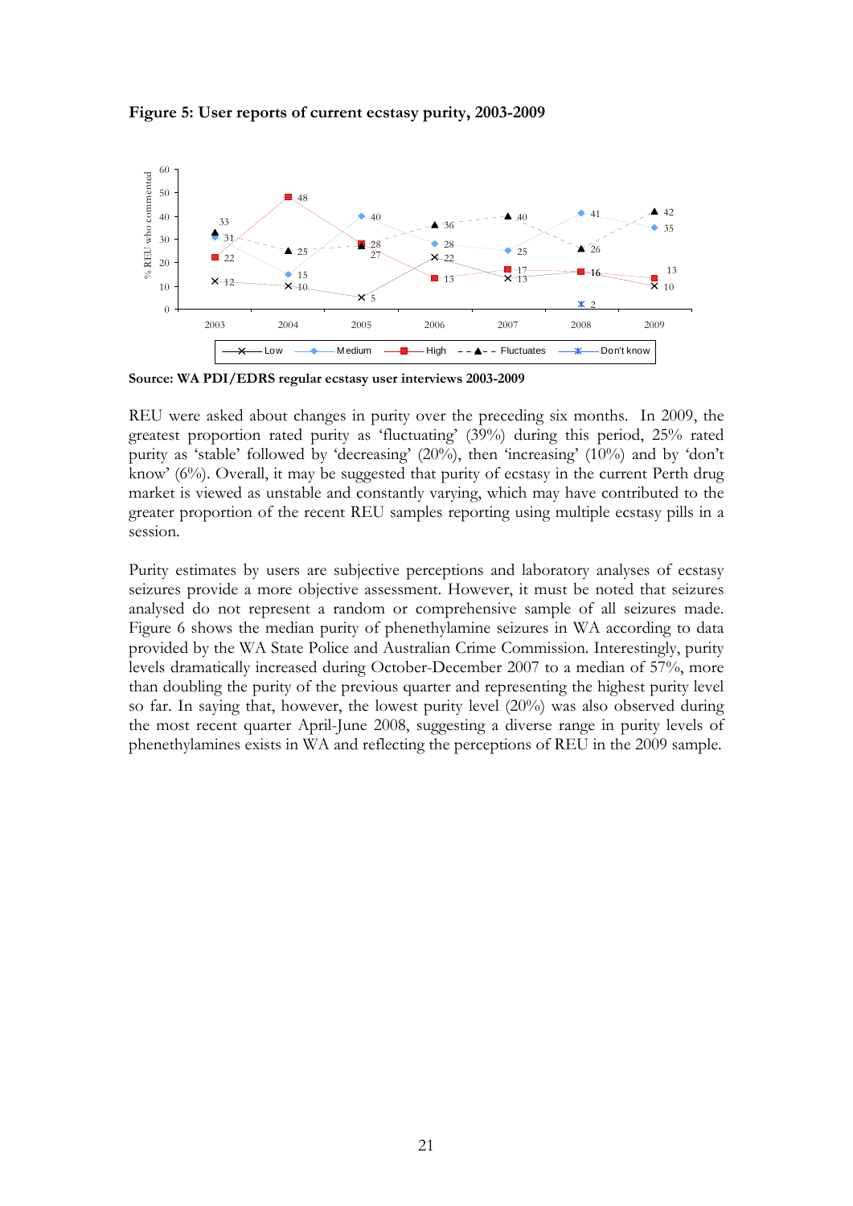**Figure 5: User reports of current ecstasy purity, 2003-2009**

**Source: WA PDI/EDRS regular ecstasy user interviews 2003-2009**

REU were asked about changes in purity over the preceding six months. In 2009, the greatest proportion rated purity as 'fluctuating' (39%) during this period, 25% rated purity as 'stable' followed by 'decreasing' (20%), then 'increasing' (10%) and by 'don't know' (6%). Overall, it may be suggested that purity of ecstasy in the current Perth drug market is viewed as unstable and constantly varying, which may have contributed to the greater proportion of the recent REU samples reporting using multiple ecstasy pills in a session.

Purity estimates by users are subjective perceptions and laboratory analyses of ecstasy seizures provide a more objective assessment. However, it must be noted that seizures analysed do not represent a random or comprehensive sample of all seizures made. Figure 6 shows the median purity of phenethylamine seizures in WA according to data provided by the WA State Police and Australian Crime Commission. Interestingly, purity levels dramatically increased during October-December 2007 to a median of 57%, more than doubling the purity of the previous quarter and representing the highest purity level so far. In saying that, however, the lowest purity level (20%) was also observed during the most recent quarter April-June 2008, suggesting a diverse range in purity levels of phenethylamines exists in WA and reflecting the perceptions of REU in the 2009 sample.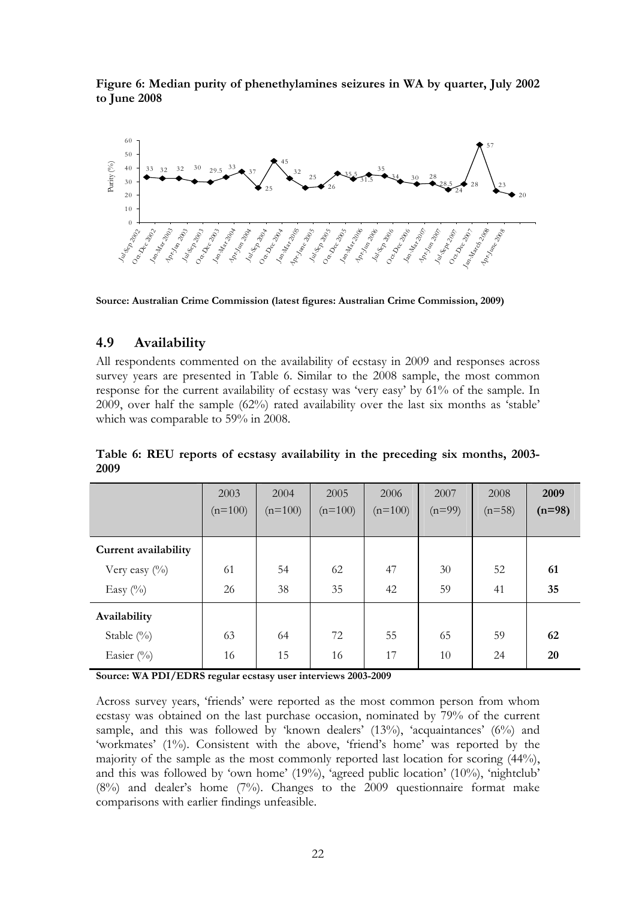**Figure 6: Median purity of phenethylamines seizures in WA by quarter, July 2002 to June 2008**

Source: Australian Crime Commission (latest figures: Australian Crime Commission, 2009)

## 4.9 Availability

All respondents commented on the availability of ecstasy in 2009 and responses across survey years are presented in Table 6. Similar to the 2008 sample, the most common response for the current availability of ecstasy was 'very easy' by 61% of the sample. In 2009, over half the sample (62%) rated availability over the last six months as 'stable' which was comparable to 59% in 2008.

**Table 6: REU reports of ecstasy availability in the preceding six months, 2003-2009**

| | 2003 (n=100) | 2004 (n=100) | 2005 (n=100) | 2006 (n=100) | 2007 (n=99) | 2008 (n=58) | **2009 (n=98)** |
|---|---|---|---|---|---|---|---|
| **Current availability** | | | | | | | |
| Very easy (%) | 61 | 54 | 62 | 47 | 30 | 52 | **61** |
| Easy (%) | 26 | 38 | 35 | 42 | 59 | 41 | **35** |
| **Availability** | | | | | | | |
| Stable (%) | 63 | 64 | 72 | 55 | 65 | 59 | **62** |
| Easier (%) | 16 | 15 | 16 | 17 | 10 | 24 | **20** |

**Source: WA PDI/EDRS regular ecstasy user interviews 2003-2009**

Across survey years, 'friends' were reported as the most common person from whom ecstasy was obtained on the last purchase occasion, nominated by 79% of the current sample, and this was followed by 'known dealers' (13%), 'acquaintances' (6%) and 'workmates' (1%). Consistent with the above, 'friend's home' was reported by the majority of the sample as the most commonly reported last location for scoring (44%), and this was followed by 'own home' (19%), 'agreed public location' (10%), 'nightclub' (8%) and dealer's home (7%). Changes to the 2009 questionnaire format make comparisons with earlier findings unfeasible.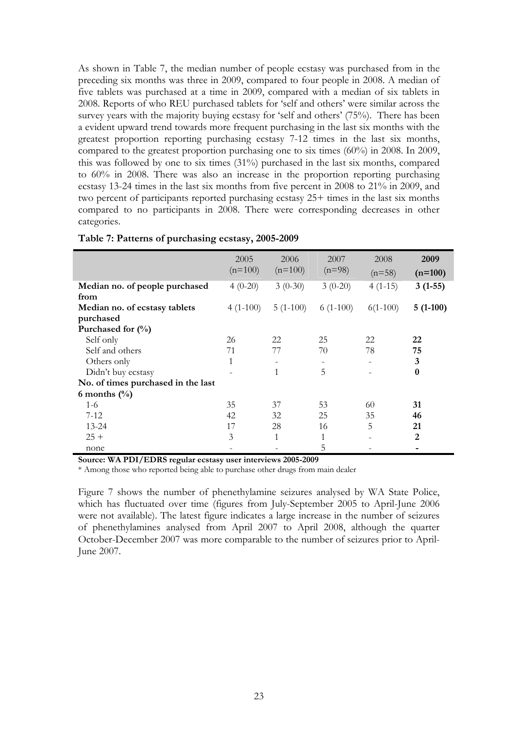As shown in Table 7, the median number of people ecstasy was purchased from in the preceding six months was three in 2009, compared to four people in 2008. A median of five tablets was purchased at a time in 2009, compared with a median of six tablets in 2008. Reports of who REU purchased tablets for 'self and others' were similar across the survey years with the majority buying ecstasy for 'self and others' (75%). There has been a evident upward trend towards more frequent purchasing in the last six months with the greatest proportion reporting purchasing ecstasy 7-12 times in the last six months, compared to the greatest proportion purchasing one to six times (60%) in 2008. In 2009, this was followed by one to six times (31%) purchased in the last six months, compared to 60% in 2008. There was also an increase in the proportion reporting purchasing ecstasy 13-24 times in the last six months from five percent in 2008 to 21% in 2009, and two percent of participants reported purchasing ecstasy 25+ times in the last six months compared to no participants in 2008. There were corresponding decreases in other categories.

**Table 7: Patterns of purchasing ecstasy, 2005-2009**

| | 2005 (n=100) | 2006 (n=100) | 2007 (n=98) | 2008 (n=58) | **2009 (n=100)** |
|---|---|---|---|---|---|
| **Median no. of people purchased from** | 4 (0-20) | 3 (0-30) | 3 (0-20) | 4 (1-15) | **3 (1-55)** |
| **Median no. of ecstasy tablets purchased** | 4 (1-100) | 5 (1-100) | 6 (1-100) | 6(1-100) | **5 (1-100)** |
| **Purchased for (%)** | | | | | |
| Self only | 26 | 22 | 25 | 22 | **22** |
| Self and others | 71 | 77 | 70 | 78 | **75** |
| Others only | 1 | - | - | - | **3** |
| Didn't buy ecstasy | - | 1 | 5 | - | **0** |
| **No. of times purchased in the last 6 months (%)** | | | | | |
| 1-6 | 35 | 37 | 53 | 60 | **31** |
| 7-12 | 42 | 32 | 25 | 35 | **46** |
| 13-24 | 17 | 28 | 16 | 5 | **21** |
| 25 + | 3 | 1 | 1 | - | **2** |
| none | - | - | 5 | - | **-** |

**Source: WA PDI/EDRS regular ecstasy user interviews 2005-2009**

\* Among those who reported being able to purchase other drugs from main dealer

Figure 7 shows the number of phenethylamine seizures analysed by WA State Police, which has fluctuated over time (figures from July-September 2005 to April-June 2006 were not available). The latest figure indicates a large increase in the number of seizures of phenethylamines analysed from April 2007 to April 2008, although the quarter October-December 2007 was more comparable to the number of seizures prior to April-June 2007.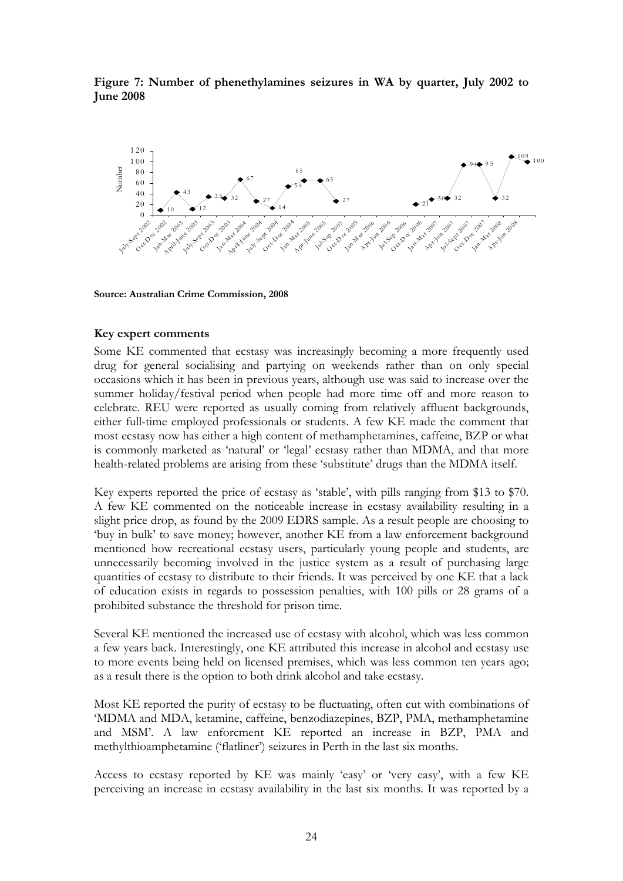**Figure 7: Number of phenethylamines seizures in WA by quarter, July 2002 to June 2008**

**Source: Australian Crime Commission, 2008**

### Key expert comments

Some KE commented that ecstasy was increasingly becoming a more frequently used drug for general socialising and partying on weekends rather than on only special occasions which it has been in previous years, although use was said to increase over the summer holiday/festival period when people had more time off and more reason to celebrate. REU were reported as usually coming from relatively affluent backgrounds, either full-time employed professionals or students. A few KE made the comment that most ecstasy now has either a high content of methamphetamines, caffeine, BZP or what is commonly marketed as 'natural' or 'legal' ecstasy rather than MDMA, and that more health-related problems are arising from these 'substitute' drugs than the MDMA itself.

Key experts reported the price of ecstasy as 'stable', with pills ranging from $13 to $70. A few KE commented on the noticeable increase in ecstasy availability resulting in a slight price drop, as found by the 2009 EDRS sample. As a result people are choosing to 'buy in bulk' to save money; however, another KE from a law enforcement background mentioned how recreational ecstasy users, particularly young people and students, are unnecessarily becoming involved in the justice system as a result of purchasing large quantities of ecstasy to distribute to their friends. It was perceived by one KE that a lack of education exists in regards to possession penalties, with 100 pills or 28 grams of a prohibited substance the threshold for prison time.

Several KE mentioned the increased use of ecstasy with alcohol, which was less common a few years back. Interestingly, one KE attributed this increase in alcohol and ecstasy use to more events being held on licensed premises, which was less common ten years ago; as a result there is the option to both drink alcohol and take ecstasy.

Most KE reported the purity of ecstasy to be fluctuating, often cut with combinations of 'MDMA and MDA, ketamine, caffeine, benzodiazepines, BZP, PMA, methamphetamine and MSM'. A law enforcment KE reported an increase in BZP, PMA and methylthioamphetamine ('flatliner') seizures in Perth in the last six months.

Access to ecstasy reported by KE was mainly 'easy' or 'very easy', with a few KE perceiving an increase in ecstasy availability in the last six months. It was reported by a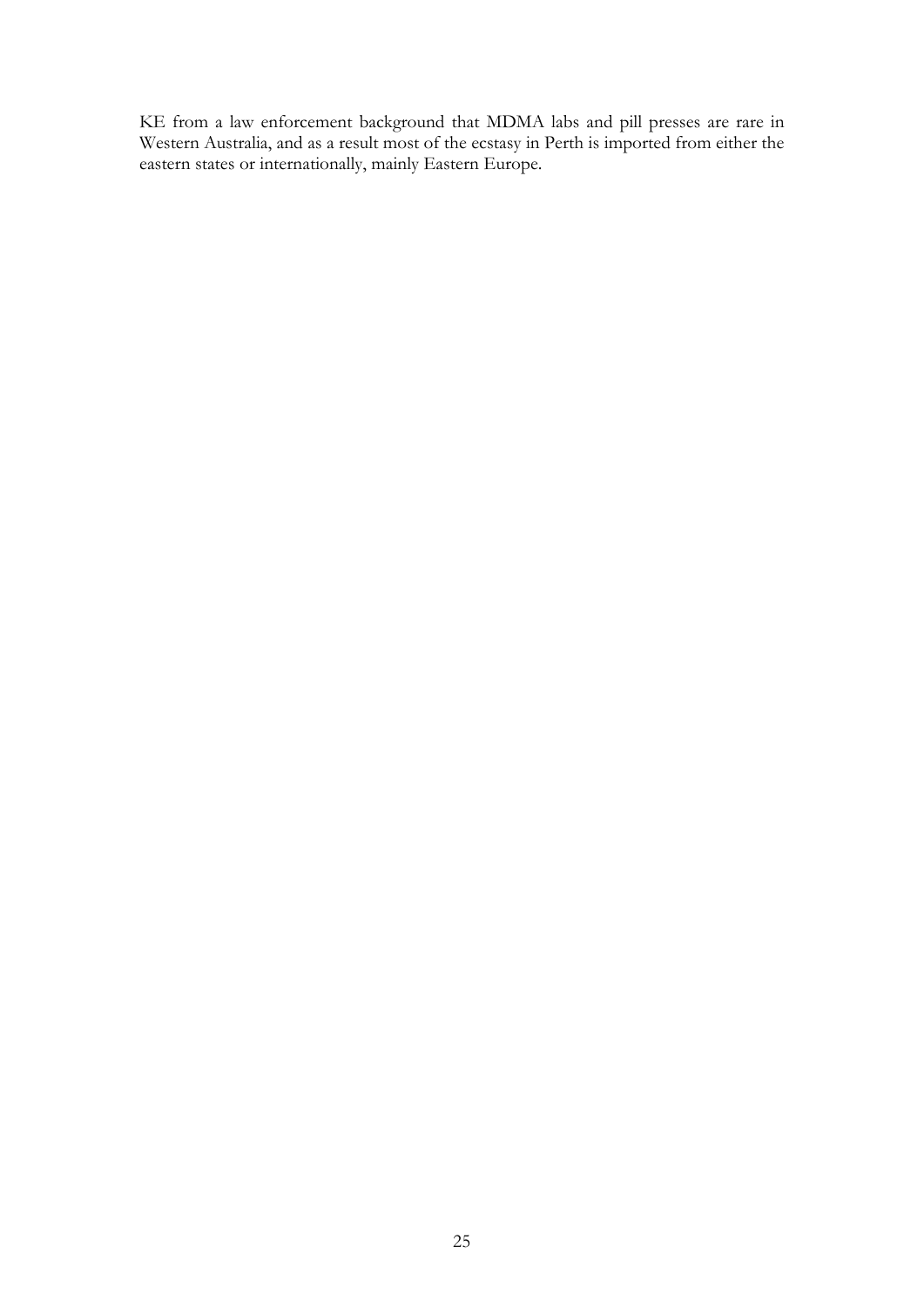KE from a law enforcement background that MDMA labs and pill presses are rare in Western Australia, and as a result most of the ecstasy in Perth is imported from either the eastern states or internationally, mainly Eastern Europe.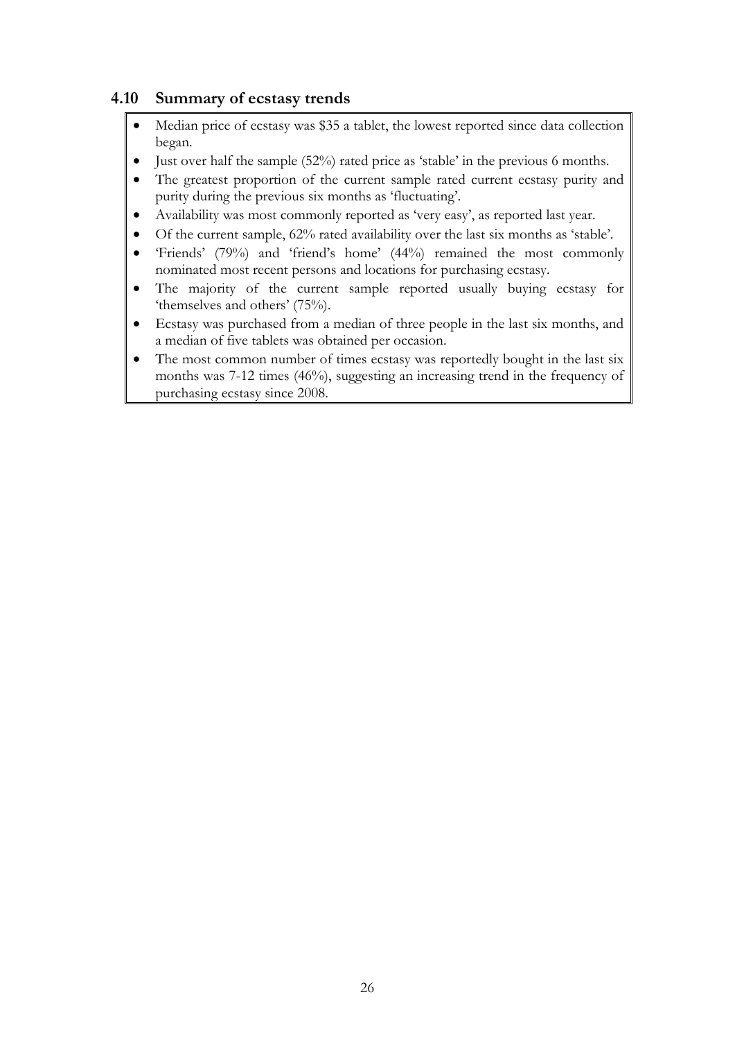## 4.10 Summary of ecstasy trends

- Median price of ecstasy was $35 a tablet, the lowest reported since data collection began.
- Just over half the sample (52%) rated price as 'stable' in the previous 6 months.
- The greatest proportion of the current sample rated current ecstasy purity and purity during the previous six months as 'fluctuating'.
- Availability was most commonly reported as 'very easy', as reported last year.
- Of the current sample, 62% rated availability over the last six months as 'stable'.
- 'Friends' (79%) and 'friend's home' (44%) remained the most commonly nominated most recent persons and locations for purchasing ecstasy.
- The majority of the current sample reported usually buying ecstasy for 'themselves and others' (75%).
- Ecstasy was purchased from a median of three people in the last six months, and a median of five tablets was obtained per occasion.
- The most common number of times ecstasy was reportedly bought in the last six months was 7-12 times (46%), suggesting an increasing trend in the frequency of purchasing ecstasy since 2008.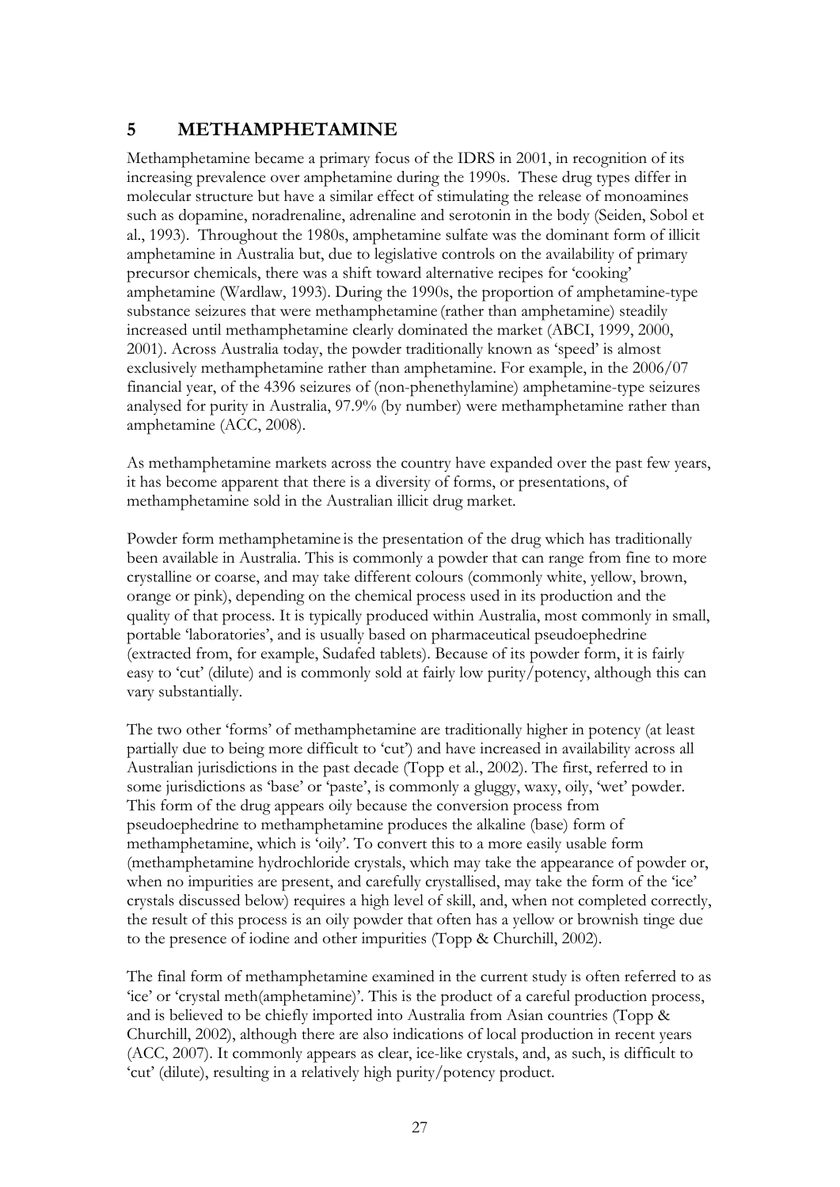## 5 METHAMPHETAMINE

Methamphetamine became a primary focus of the IDRS in 2001, in recognition of its increasing prevalence over amphetamine during the 1990s. These drug types differ in molecular structure but have a similar effect of stimulating the release of monoamines such as dopamine, noradrenaline, adrenaline and serotonin in the body (Seiden, Sobol et al., 1993). Throughout the 1980s, amphetamine sulfate was the dominant form of illicit amphetamine in Australia but, due to legislative controls on the availability of primary precursor chemicals, there was a shift toward alternative recipes for 'cooking' amphetamine (Wardlaw, 1993). During the 1990s, the proportion of amphetamine-type substance seizures that were methamphetamine (rather than amphetamine) steadily increased until methamphetamine clearly dominated the market (ABCI, 1999, 2000, 2001). Across Australia today, the powder traditionally known as 'speed' is almost exclusively methamphetamine rather than amphetamine. For example, in the 2006/07 financial year, of the 4396 seizures of (non-phenethylamine) amphetamine-type seizures analysed for purity in Australia, 97.9% (by number) were methamphetamine rather than amphetamine (ACC, 2008).

As methamphetamine markets across the country have expanded over the past few years, it has become apparent that there is a diversity of forms, or presentations, of methamphetamine sold in the Australian illicit drug market.

Powder form methamphetamine is the presentation of the drug which has traditionally been available in Australia. This is commonly a powder that can range from fine to more crystalline or coarse, and may take different colours (commonly white, yellow, brown, orange or pink), depending on the chemical process used in its production and the quality of that process. It is typically produced within Australia, most commonly in small, portable 'laboratories', and is usually based on pharmaceutical pseudoephedrine (extracted from, for example, Sudafed tablets). Because of its powder form, it is fairly easy to 'cut' (dilute) and is commonly sold at fairly low purity/potency, although this can vary substantially.

The two other 'forms' of methamphetamine are traditionally higher in potency (at least partially due to being more difficult to 'cut') and have increased in availability across all Australian jurisdictions in the past decade (Topp et al., 2002). The first, referred to in some jurisdictions as 'base' or 'paste', is commonly a gluggy, waxy, oily, 'wet' powder. This form of the drug appears oily because the conversion process from pseudoephedrine to methamphetamine produces the alkaline (base) form of methamphetamine, which is 'oily'. To convert this to a more easily usable form (methamphetamine hydrochloride crystals, which may take the appearance of powder or, when no impurities are present, and carefully crystallised, may take the form of the 'ice' crystals discussed below) requires a high level of skill, and, when not completed correctly, the result of this process is an oily powder that often has a yellow or brownish tinge due to the presence of iodine and other impurities (Topp & Churchill, 2002).

The final form of methamphetamine examined in the current study is often referred to as 'ice' or 'crystal meth(amphetamine)'. This is the product of a careful production process, and is believed to be chiefly imported into Australia from Asian countries (Topp & Churchill, 2002), although there are also indications of local production in recent years (ACC, 2007). It commonly appears as clear, ice-like crystals, and, as such, is difficult to 'cut' (dilute), resulting in a relatively high purity/potency product.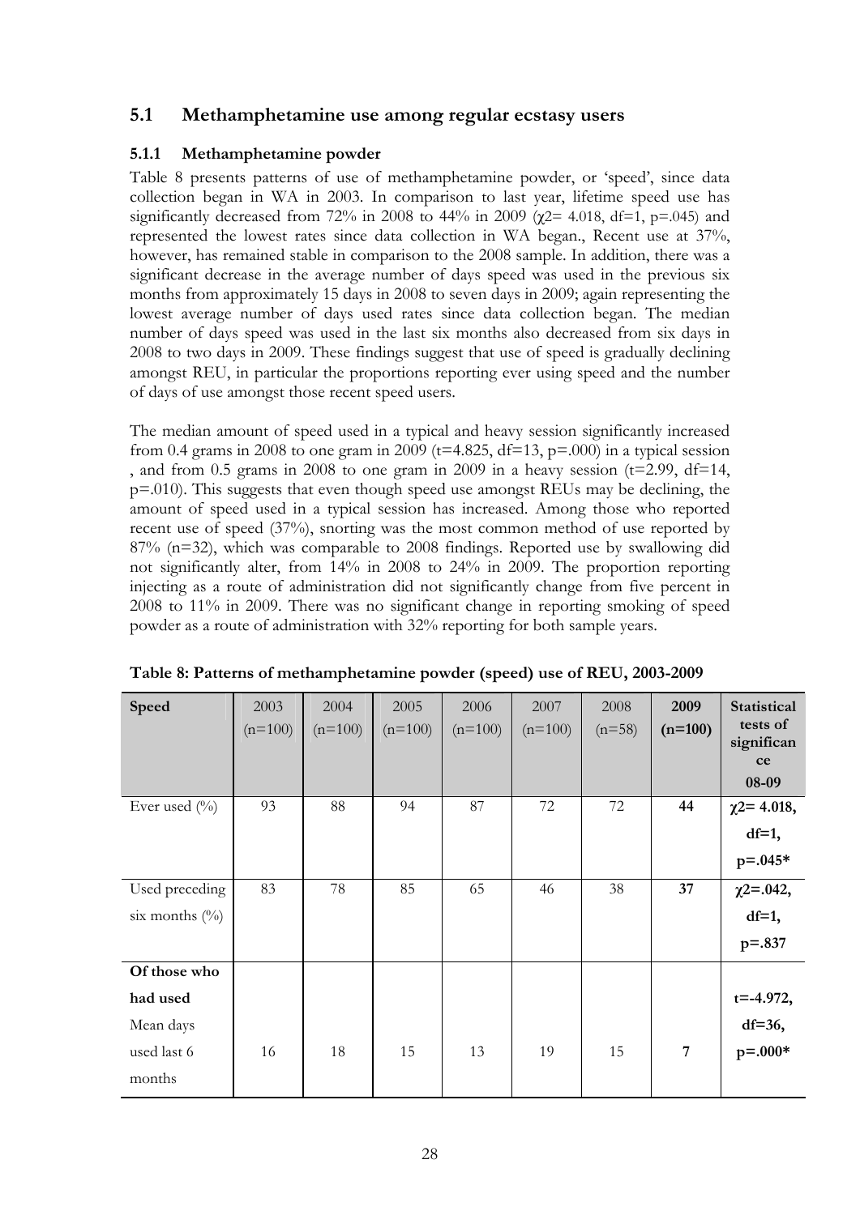## 5.1 Methamphetamine use among regular ecstasy users

### 5.1.1 Methamphetamine powder

Table 8 presents patterns of use of methamphetamine powder, or 'speed', since data collection began in WA in 2003. In comparison to last year, lifetime speed use has significantly decreased from 72% in 2008 to 44% in 2009 ($\chi 2= 4.018$, df=1, p=.045) and represented the lowest rates since data collection in WA began., Recent use at 37%, however, has remained stable in comparison to the 2008 sample. In addition, there was a significant decrease in the average number of days speed was used in the previous six months from approximately 15 days in 2008 to seven days in 2009; again representing the lowest average number of days used rates since data collection began. The median number of days speed was used in the last six months also decreased from six days in 2008 to two days in 2009. These findings suggest that use of speed is gradually declining amongst REU, in particular the proportions reporting ever using speed and the number of days of use amongst those recent speed users.

The median amount of speed used in a typical and heavy session significantly increased from 0.4 grams in 2008 to one gram in 2009 (t=4.825, df=13, p=.000) in a typical session , and from 0.5 grams in 2008 to one gram in 2009 in a heavy session (t=2.99, df=14, p=.010). This suggests that even though speed use amongst REUs may be declining, the amount of speed used in a typical session has increased. Among those who reported recent use of speed (37%), snorting was the most common method of use reported by 87% (n=32), which was comparable to 2008 findings. Reported use by swallowing did not significantly alter, from 14% in 2008 to 24% in 2009. The proportion reporting injecting as a route of administration did not significantly change from five percent in 2008 to 11% in 2009. There was no significant change in reporting smoking of speed powder as a route of administration with 32% reporting for both sample years.

**Table 8: Patterns of methamphetamine powder (speed) use of REU, 2003-2009**

| Speed | 2003 (n=100) | 2004 (n=100) | 2005 (n=100) | 2006 (n=100) | 2007 (n=100) | 2008 (n=58) | **2009 (n=100)** | **Statistical tests of significance 08-09** |
|---|---|---|---|---|---|---|---|---|
| Ever used (%) | 93 | 88 | 94 | 87 | 72 | 72 | **44** | **$\chi 2= 4.018$, df=1, p=.045*** |
| Used preceding six months (%) | 83 | 78 | 85 | 65 | 46 | 38 | **37** | **$\chi 2=.042$, df=1, p=.837** |
| **Of those who had used** Mean days used last 6 months | 16 | 18 | 15 | 13 | 19 | 15 | **7** | **t=-4.972, df=36, p=.000*** |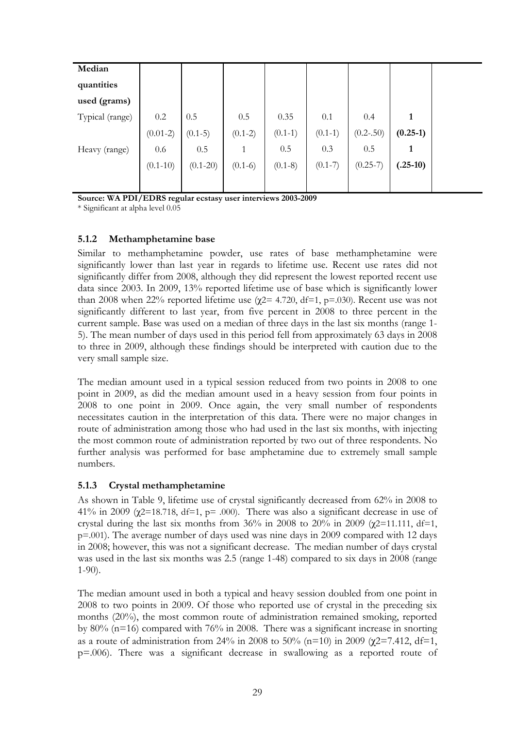| Median quantities used (grams) | | | | | | | | |
|---|---|---|---|---|---|---|---|---|
| Typical (range) | 0.2 | 0.5 | 0.5 | 0.35 | 0.1 | 0.4 | **1** | |
| | (0.01-2) | (0.1-5) | (0.1-2) | (0.1-1) | (0.1-1) | (0.2-.50) | **(0.25-1)** | |
| Heavy (range) | 0.6 | 0.5 | 1 | 0.5 | 0.3 | 0.5 | **1** | |
| | (0.1-10) | (0.1-20) | (0.1-6) | (0.1-8) | (0.1-7) | (0.25-7) | **(.25-10)** | |

**Source: WA PDI/EDRS regular ecstasy user interviews 2003-2009**
* Significant at alpha level 0.05

### 5.1.2 Methamphetamine base

Similar to methamphetamine powder, use rates of base methamphetamine were significantly lower than last year in regards to lifetime use. Recent use rates did not significantly differ from 2008, although they did represent the lowest reported recent use data since 2003. In 2009, 13% reported lifetime use of base which is significantly lower than 2008 when 22% reported lifetime use ($\chi 2$= 4.720, df=1, p=.030). Recent use was not significantly different to last year, from five percent in 2008 to three percent in the current sample. Base was used on a median of three days in the last six months (range 1-5). The mean number of days used in this period fell from approximately 63 days in 2008 to three in 2009, although these findings should be interpreted with caution due to the very small sample size.

The median amount used in a typical session reduced from two points in 2008 to one point in 2009, as did the median amount used in a heavy session from four points in 2008 to one point in 2009. Once again, the very small number of respondents necessitates caution in the interpretation of this data. There were no major changes in route of administration among those who had used in the last six months, with injecting the most common route of administration reported by two out of three respondents. No further analysis was performed for base amphetamine due to extremely small sample numbers.

### 5.1.3 Crystal methamphetamine

As shown in Table 9, lifetime use of crystal significantly decreased from 62% in 2008 to 41% in 2009 ($\chi 2$=18.718, df=1, p= .000). There was also a significant decrease in use of crystal during the last six months from 36% in 2008 to 20% in 2009 ($\chi 2$=11.111, df=1, p=.001). The average number of days used was nine days in 2009 compared with 12 days in 2008; however, this was not a significant decrease. The median number of days crystal was used in the last six months was 2.5 (range 1-48) compared to six days in 2008 (range 1-90).

The median amount used in both a typical and heavy session doubled from one point in 2008 to two points in 2009. Of those who reported use of crystal in the preceding six months (20%), the most common route of administration remained smoking, reported by 80% (n=16) compared with 76% in 2008. There was a significant increase in snorting as a route of administration from 24% in 2008 to 50% (n=10) in 2009 ($\chi 2$=7.412, df=1, p=.006). There was a significant decrease in swallowing as a reported route of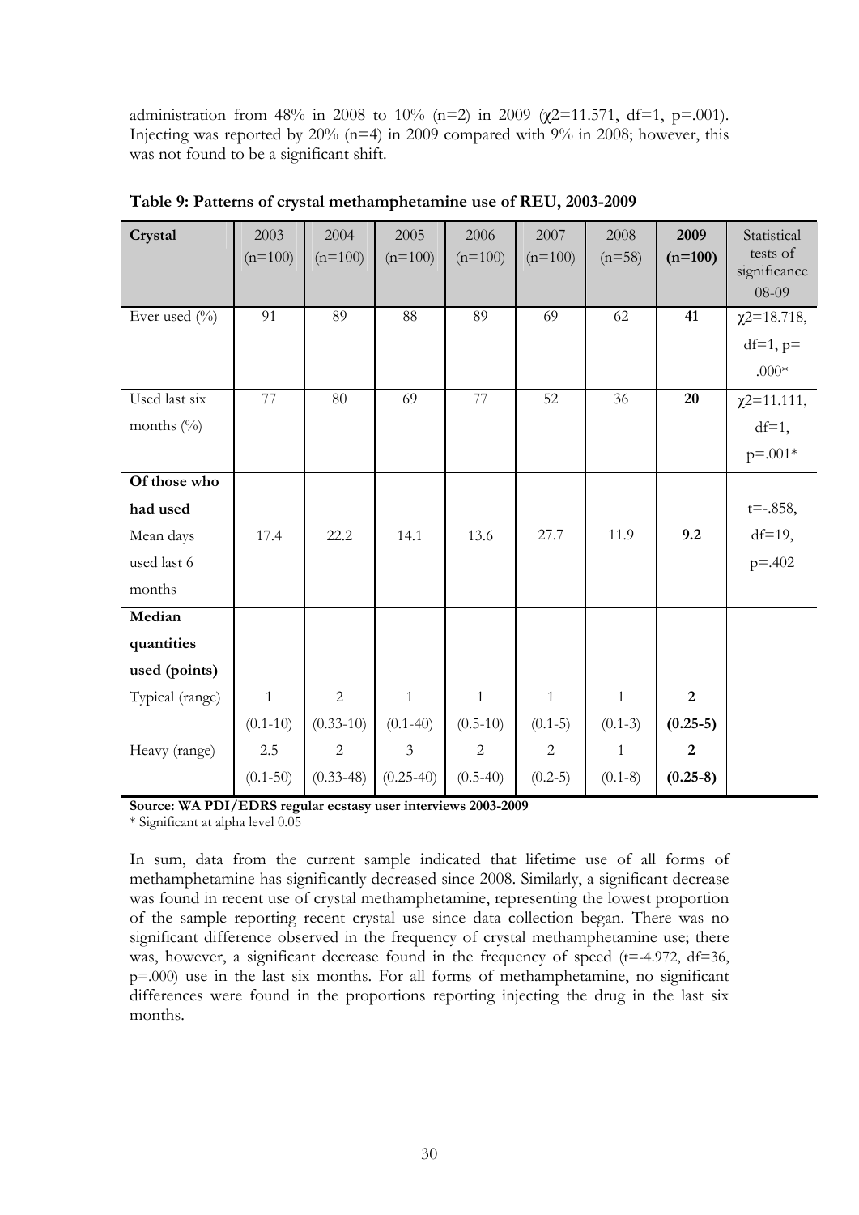administration from 48% in 2008 to 10% (n=2) in 2009 ($\chi2$=11.571, df=1, p=.001). Injecting was reported by 20% (n=4) in 2009 compared with 9% in 2008; however, this was not found to be a significant shift.

**Table 9: Patterns of crystal methamphetamine use of REU, 2003-2009**

| Crystal | 2003 (n=100) | 2004 (n=100) | 2005 (n=100) | 2006 (n=100) | 2007 (n=100) | 2008 (n=58) | **2009 (n=100)** | Statistical tests of significance 08-09 |
|---|---|---|---|---|---|---|---|---|
| Ever used (%) | 91 | 89 | 88 | 89 | 69 | 62 | **41** | $\chi2$=18.718, df=1, p= .000* |
| Used last six months (%) | 77 | 80 | 69 | 77 | 52 | 36 | **20** | $\chi2$=11.111, df=1, p=.001* |
| **Of those who had used** Mean days used last 6 months | 17.4 | 22.2 | 14.1 | 13.6 | 27.7 | 11.9 | **9.2** | t=-.858, df=19, p=.402 |
| **Median quantities used (points)** | | | | | | | | |
| Typical (range) | 1 (0.1-10) | 2 (0.33-10) | 1 (0.1-40) | 1 (0.5-10) | 1 (0.1-5) | 1 (0.1-3) | **2 (0.25-5)** | |
| Heavy (range) | 2.5 (0.1-50) | 2 (0.33-48) | 3 (0.25-40) | 2 (0.5-40) | 2 (0.2-5) | 1 (0.1-8) | **2 (0.25-8)** | |

**Source: WA PDI/EDRS regular ecstasy user interviews 2003-2009**
\* Significant at alpha level 0.05

In sum, data from the current sample indicated that lifetime use of all forms of methamphetamine has significantly decreased since 2008. Similarly, a significant decrease was found in recent use of crystal methamphetamine, representing the lowest proportion of the sample reporting recent crystal use since data collection began. There was no significant difference observed in the frequency of crystal methamphetamine use; there was, however, a significant decrease found in the frequency of speed (t=-4.972, df=36, p=.000) use in the last six months. For all forms of methamphetamine, no significant differences were found in the proportions reporting injecting the drug in the last six months.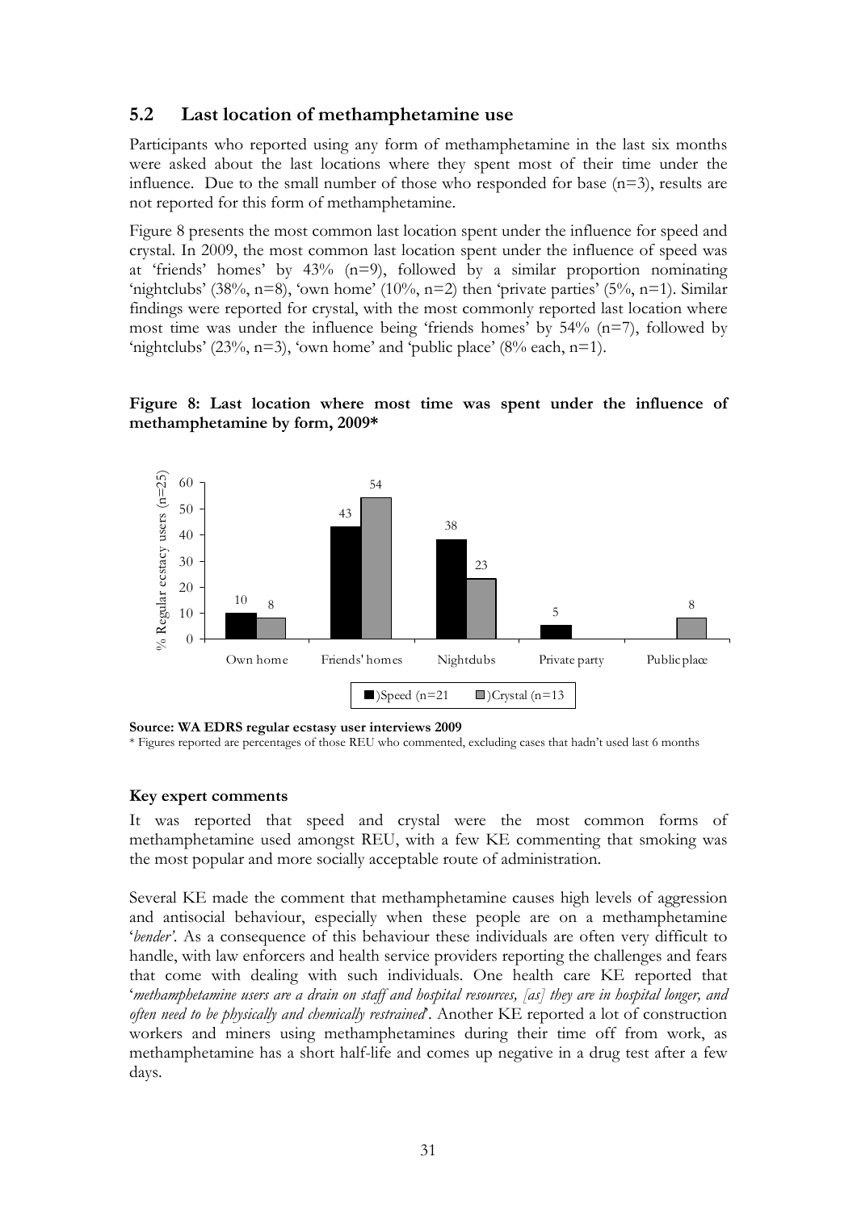## 5.2 Last location of methamphetamine use

Participants who reported using any form of methamphetamine in the last six months were asked about the last locations where they spent most of their time under the influence. Due to the small number of those who responded for base (n=3), results are not reported for this form of methamphetamine.

Figure 8 presents the most common last location spent under the influence for speed and crystal. In 2009, the most common last location spent under the influence of speed was at 'friends' homes' by 43% (n=9), followed by a similar proportion nominating 'nightclubs' (38%, n=8), 'own home' (10%, n=2) then 'private parties' (5%, n=1). Similar findings were reported for crystal, with the most commonly reported last location where most time was under the influence being 'friends homes' by 54% (n=7), followed by 'nightclubs' (23%, n=3), 'own home' and 'public place' (8% each, n=1).

**Figure 8: Last location where most time was spent under the influence of methamphetamine by form, 2009***

| Location | Speed (n=21) | Crystal (n=13) |
|---|---|---|
| Own home | 10 | 8 |
| Friends' homes | 43 | 54 |
| Nightclubs | 38 | 23 |
| Private party | 5 | |
| Public place | | 8 |

(Y-axis: % Regular ecstasy users (n=25))

**Source: WA EDRS regular ecstasy user interviews 2009**

\* Figures reported are percentages of those REU who commented, excluding cases that hadn't used last 6 months

#### Key expert comments

It was reported that speed and crystal were the most common forms of methamphetamine used amongst REU, with a few KE commenting that smoking was the most popular and more socially acceptable route of administration.

Several KE made the comment that methamphetamine causes high levels of aggression and antisocial behaviour, especially when these people are on a methamphetamine '*bender'*. As a consequence of this behaviour these individuals are often very difficult to handle, with law enforcers and health service providers reporting the challenges and fears that come with dealing with such individuals. One health care KE reported that '*methamphetamine users are a drain on staff and hospital resources, [as] they are in hospital longer, and often need to be physically and chemically restrained*'. Another KE reported a lot of construction workers and miners using methamphetamines during their time off from work, as methamphetamine has a short half-life and comes up negative in a drug test after a few days.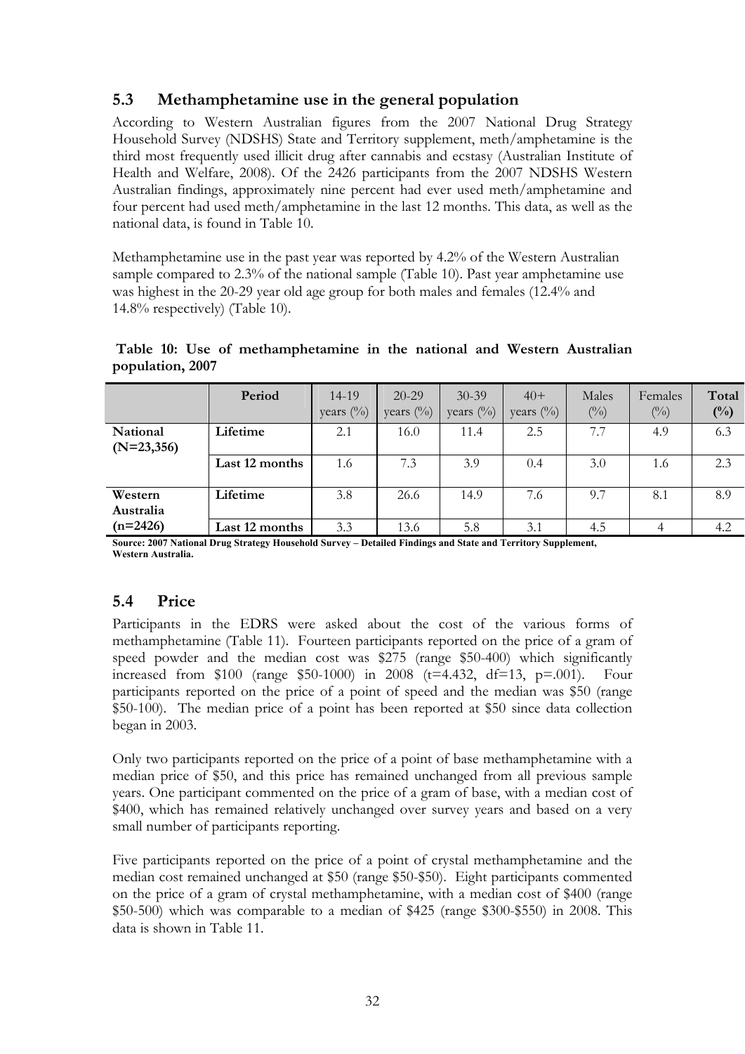## 5.3 Methamphetamine use in the general population

According to Western Australian figures from the 2007 National Drug Strategy Household Survey (NDSHS) State and Territory supplement, meth/amphetamine is the third most frequently used illicit drug after cannabis and ecstasy (Australian Institute of Health and Welfare, 2008). Of the 2426 participants from the 2007 NDSHS Western Australian findings, approximately nine percent had ever used meth/amphetamine and four percent had used meth/amphetamine in the last 12 months. This data, as well as the national data, is found in Table 10.

Methamphetamine use in the past year was reported by 4.2% of the Western Australian sample compared to 2.3% of the national sample (Table 10). Past year amphetamine use was highest in the 20-29 year old age group for both males and females (12.4% and 14.8% respectively) (Table 10).

**Table 10: Use of methamphetamine in the national and Western Australian population, 2007**

| | Period | 14-19 years (%) | 20-29 years (%) | 30-39 years (%) | 40+ years (%) | Males (%) | Females (%) | Total (%) |
|---|---|---|---|---|---|---|---|---|
| **National (N=23,356)** | **Lifetime** | 2.1 | 16.0 | 11.4 | 2.5 | 7.7 | 4.9 | 6.3 |
| | **Last 12 months** | 1.6 | 7.3 | 3.9 | 0.4 | 3.0 | 1.6 | 2.3 |
| **Western Australia (n=2426)** | **Lifetime** | 3.8 | 26.6 | 14.9 | 7.6 | 9.7 | 8.1 | 8.9 |
| | **Last 12 months** | 3.3 | 13.6 | 5.8 | 3.1 | 4.5 | 4 | 4.2 |

**Source: 2007 National Drug Strategy Household Survey – Detailed Findings and State and Territory Supplement, Western Australia.**

## 5.4 Price

Participants in the EDRS were asked about the cost of the various forms of methamphetamine (Table 11). Fourteen participants reported on the price of a gram of speed powder and the median cost was $275 (range $50-400) which significantly increased from $100 (range $50-1000) in 2008 ($t$=4.432, df=13, $p$=.001). Four participants reported on the price of a point of speed and the median was $50 (range $50-100). The median price of a point has been reported at $50 since data collection began in 2003.

Only two participants reported on the price of a point of base methamphetamine with a median price of $50, and this price has remained unchanged from all previous sample years. One participant commented on the price of a gram of base, with a median cost of $400, which has remained relatively unchanged over survey years and based on a very small number of participants reporting.

Five participants reported on the price of a point of crystal methamphetamine and the median cost remained unchanged at $50 (range $50-$50). Eight participants commented on the price of a gram of crystal methamphetamine, with a median cost of $400 (range $50-500) which was comparable to a median of $425 (range $300-$550) in 2008. This data is shown in Table 11.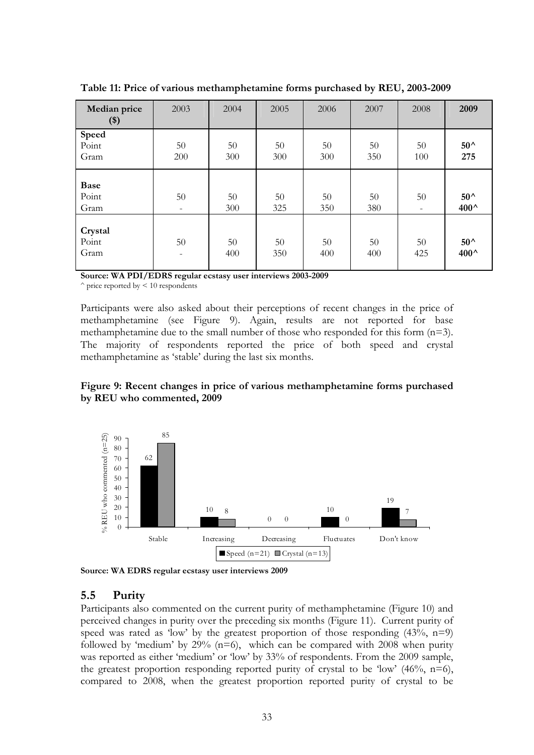**Table 11: Price of various methamphetamine forms purchased by REU, 2003-2009**

| Median price ($) | 2003 | 2004 | 2005 | 2006 | 2007 | 2008 | **2009** |
|---|---|---|---|---|---|---|---|
| **Speed** | | | | | | | |
| Point | 50 | 50 | 50 | 50 | 50 | 50 | **50^** |
| Gram | 200 | 300 | 300 | 300 | 350 | 100 | **275** |
| **Base** | | | | | | | |
| Point | 50 | 50 | 50 | 50 | 50 | 50 | **50^** |
| Gram | - | 300 | 325 | 350 | 380 | - | **400^** |
| **Crystal** | | | | | | | |
| Point | 50 | 50 | 50 | 50 | 50 | 50 | **50^** |
| Gram | - | 400 | 350 | 400 | 400 | 425 | **400^** |

**Source: WA PDI/EDRS regular ecstasy user interviews 2003-2009**

^ price reported by < 10 respondents

Participants were also asked about their perceptions of recent changes in the price of methamphetamine (see Figure 9). Again, results are not reported for base methamphetamine due to the small number of those who responded for this form (n=3). The majority of respondents reported the price of both speed and crystal methamphetamine as 'stable' during the last six months.

**Figure 9: Recent changes in price of various methamphetamine forms purchased by REU who commented, 2009**

| % REU who commented (n=25) | Stable | Increasing | Decreasing | Fluctuates | Don't know |
|---|---|---|---|---|---|
| Speed (n=21) | 62 | 10 | 0 | 10 | 19 |
| Crystal (n=13) | 85 | 8 | 0 | 0 | 7 |

**Source: WA EDRS regular ecstasy user interviews 2009**

## 5.5 Purity

Participants also commented on the current purity of methamphetamine (Figure 10) and perceived changes in purity over the preceding six months (Figure 11). Current purity of speed was rated as 'low' by the greatest proportion of those responding (43%, n=9) followed by 'medium' by 29% (n=6), which can be compared with 2008 when purity was reported as either 'medium' or 'low' by 33% of respondents. From the 2009 sample, the greatest proportion responding reported purity of crystal to be 'low' (46%, n=6), compared to 2008, when the greatest proportion reported purity of crystal to be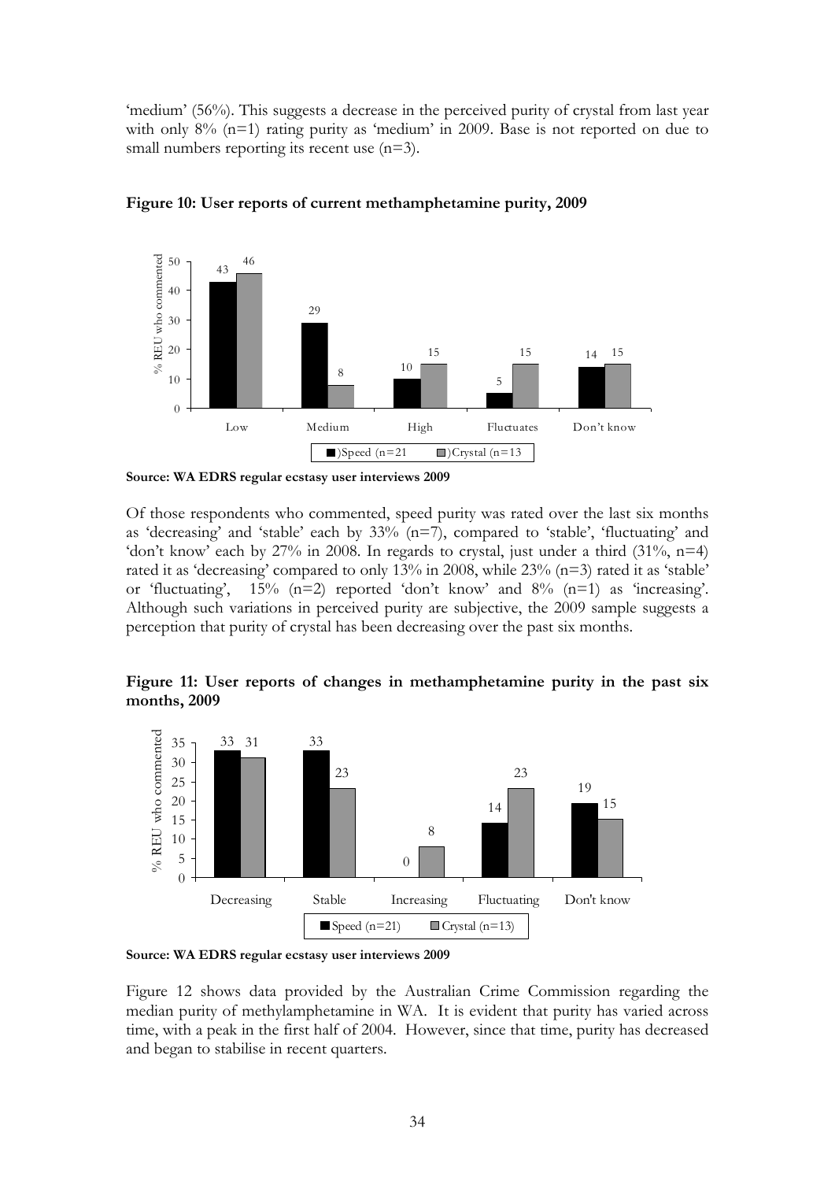'medium' (56%). This suggests a decrease in the perceived purity of crystal from last year with only 8% (n=1) rating purity as 'medium' in 2009. Base is not reported on due to small numbers reporting its recent use (n=3).

**Figure 10: User reports of current methamphetamine purity, 2009**

| | Low | Medium | High | Fluctuates | Don't know |
|---|---|---|---|---|---|
| Speed (n=21) | 43 | 29 | 10 | 5 | 14 |
| Crystal (n=13) | 46 | 8 | 15 | 15 | 15 |

**Source: WA EDRS regular ecstasy user interviews 2009**

Of those respondents who commented, speed purity was rated over the last six months as 'decreasing' and 'stable' each by 33% (n=7), compared to 'stable', 'fluctuating' and 'don't know' each by 27% in 2008. In regards to crystal, just under a third (31%, n=4) rated it as 'decreasing' compared to only 13% in 2008, while 23% (n=3) rated it as 'stable' or 'fluctuating', 15% (n=2) reported 'don't know' and 8% (n=1) as 'increasing'. Although such variations in perceived purity are subjective, the 2009 sample suggests a perception that purity of crystal has been decreasing over the past six months.

**Figure 11: User reports of changes in methamphetamine purity in the past six months, 2009**

| | Decreasing | Stable | Increasing | Fluctuating | Don't know |
|---|---|---|---|---|---|
| Speed (n=21) | 33 | 33 | 0 | 14 | 19 |
| Crystal (n=13) | 31 | 23 | 8 | 23 | 15 |

**Source: WA EDRS regular ecstasy user interviews 2009**

Figure 12 shows data provided by the Australian Crime Commission regarding the median purity of methylamphetamine in WA. It is evident that purity has varied across time, with a peak in the first half of 2004. However, since that time, purity has decreased and began to stabilise in recent quarters.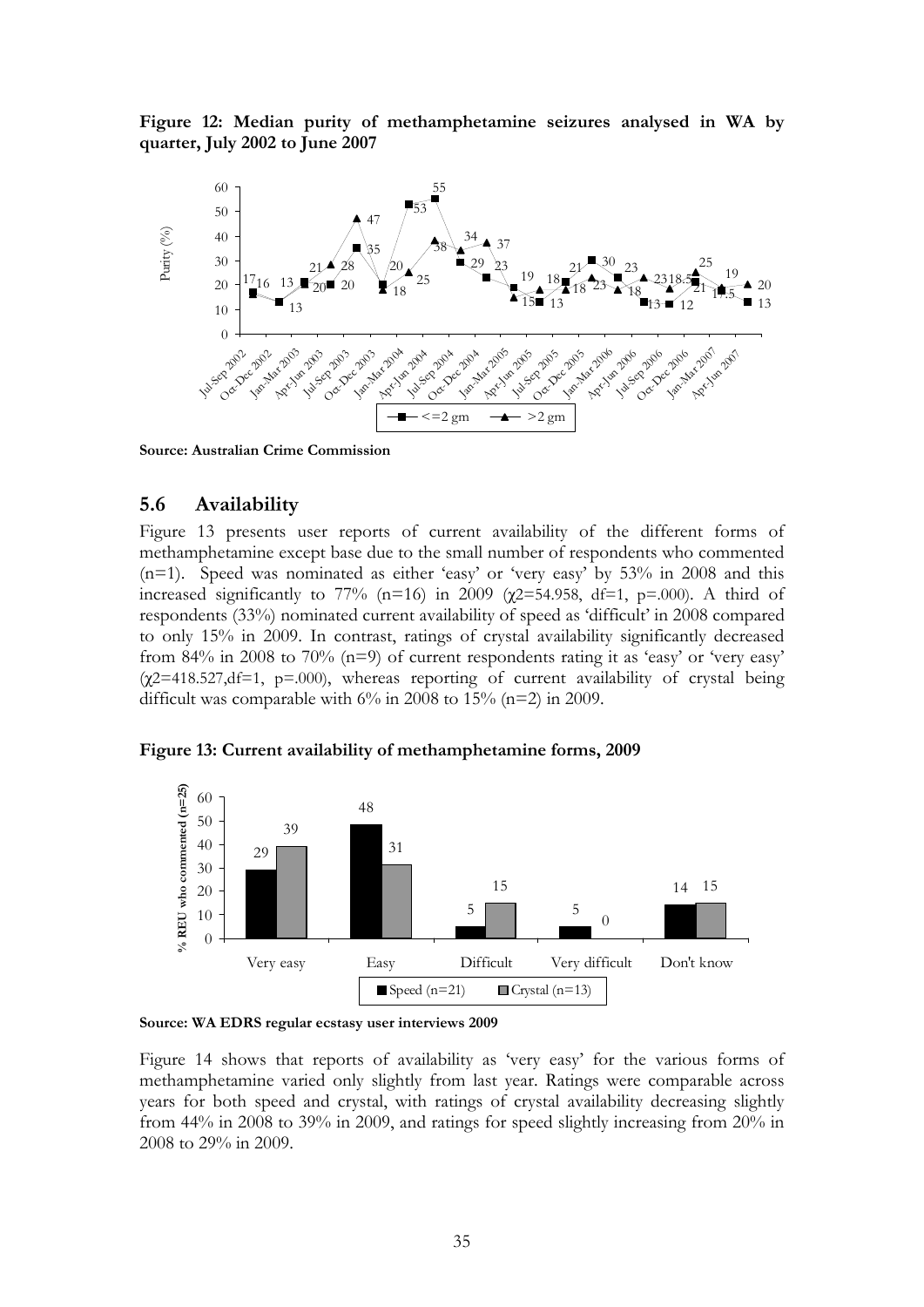**Figure 12: Median purity of methamphetamine seizures analysed in WA by quarter, July 2002 to June 2007**

**Source: Australian Crime Commission**

## 5.6 Availability

Figure 13 presents user reports of current availability of the different forms of methamphetamine except base due to the small number of respondents who commented (n=1). Speed was nominated as either 'easy' or 'very easy' by 53% in 2008 and this increased significantly to 77% (n=16) in 2009 ($\chi2$=54.958, df=1, p=.000). A third of respondents (33%) nominated current availability of speed as 'difficult' in 2008 compared to only 15% in 2009. In contrast, ratings of crystal availability significantly decreased from 84% in 2008 to 70% (n=9) of current respondents rating it as 'easy' or 'very easy' ($\chi2$=418.527,df=1, p=.000), whereas reporting of current availability of crystal being difficult was comparable with 6% in 2008 to 15% (n=2) in 2009.

**Figure 13: Current availability of methamphetamine forms, 2009**

**Source: WA EDRS regular ecstasy user interviews 2009**

Figure 14 shows that reports of availability as 'very easy' for the various forms of methamphetamine varied only slightly from last year. Ratings were comparable across years for both speed and crystal, with ratings of crystal availability decreasing slightly from 44% in 2008 to 39% in 2009, and ratings for speed slightly increasing from 20% in 2008 to 29% in 2009.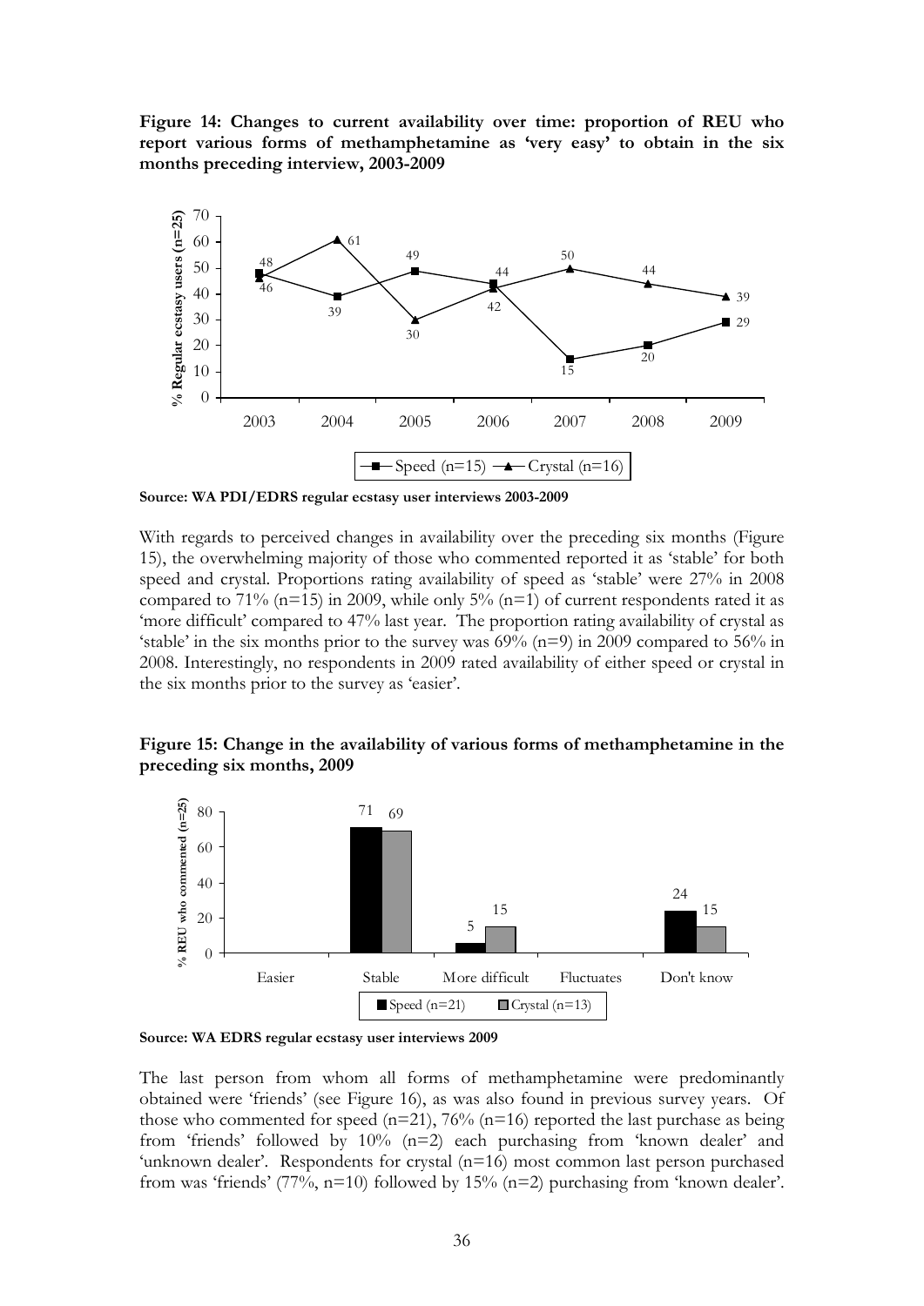**Figure 14: Changes to current availability over time: proportion of REU who report various forms of methamphetamine as 'very easy' to obtain in the six months preceding interview, 2003-2009**

| Year | Speed (n=15) | Crystal (n=16) |
|---|---|---|
| 2003 | 48 | 46 |
| 2004 | 39 | 61 |
| 2005 | 49 | 30 |
| 2006 | 44 | 42 |
| 2007 | 15 | 50 |
| 2008 | 20 | 44 |
| 2009 | 29 | 39 |

**Source: WA PDI/EDRS regular ecstasy user interviews 2003-2009**

With regards to perceived changes in availability over the preceding six months (Figure 15), the overwhelming majority of those who commented reported it as 'stable' for both speed and crystal. Proportions rating availability of speed as 'stable' were 27% in 2008 compared to 71% (n=15) in 2009, while only 5% (n=1) of current respondents rated it as 'more difficult' compared to 47% last year. The proportion rating availability of crystal as 'stable' in the six months prior to the survey was 69% (n=9) in 2009 compared to 56% in 2008. Interestingly, no respondents in 2009 rated availability of either speed or crystal in the six months prior to the survey as 'easier'.

**Figure 15: Change in the availability of various forms of methamphetamine in the preceding six months, 2009**

| | Speed (n=21) | Crystal (n=13) |
|---|---|---|
| Easier | | |
| Stable | 71 | 69 |
| More difficult | 5 | 15 |
| Fluctuates | | |
| Don't know | 24 | 15 |

**Source: WA EDRS regular ecstasy user interviews 2009**

The last person from whom all forms of methamphetamine were predominantly obtained were 'friends' (see Figure 16), as was also found in previous survey years. Of those who commented for speed (n=21), 76% (n=16) reported the last purchase as being from 'friends' followed by 10% (n=2) each purchasing from 'known dealer' and 'unknown dealer'. Respondents for crystal (n=16) most common last person purchased from was 'friends' (77%, n=10) followed by 15% (n=2) purchasing from 'known dealer'.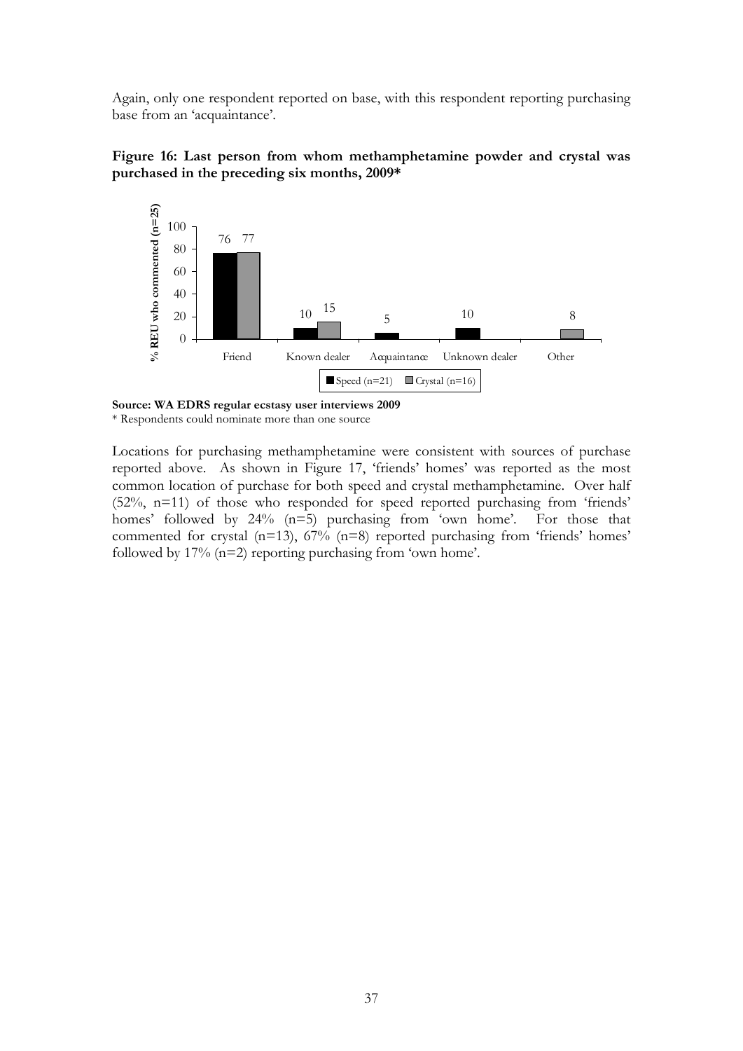Again, only one respondent reported on base, with this respondent reporting purchasing base from an 'acquaintance'.

**Figure 16: Last person from whom methamphetamine powder and crystal was purchased in the preceding six months, 2009***

| % REU who commented (n=25) | Friend | Known dealer | Acquaintance | Unknown dealer | Other |
|---|---|---|---|---|---|
| Speed (n=21) | 76 | 10 | 5 | 10 | |
| Crystal (n=16) | 77 | 15 | | | 8 |

**Source: WA EDRS regular ecstasy user interviews 2009**

\* Respondents could nominate more than one source

Locations for purchasing methamphetamine were consistent with sources of purchase reported above. As shown in Figure 17, 'friends' homes' was reported as the most common location of purchase for both speed and crystal methamphetamine. Over half (52%, n=11) of those who responded for speed reported purchasing from 'friends' homes' followed by 24% (n=5) purchasing from 'own home'. For those that commented for crystal (n=13), 67% (n=8) reported purchasing from 'friends' homes' followed by 17% (n=2) reporting purchasing from 'own home'.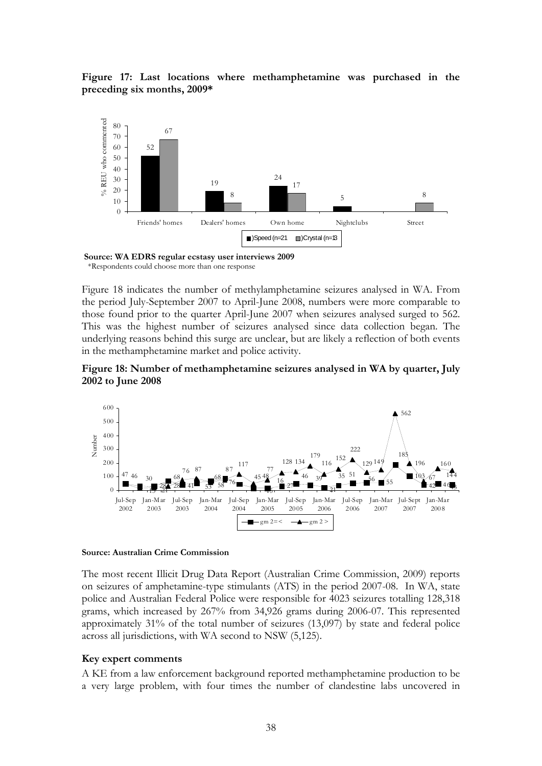**Figure 17: Last locations where methamphetamine was purchased in the preceding six months, 2009***

**Source: WA EDRS regular ecstasy user interviews 2009**
*Respondents could choose more than one response

Figure 18 indicates the number of methylamphetamine seizures analysed in WA. From the period July-September 2007 to April-June 2008, numbers were more comparable to those found prior to the quarter April-June 2007 when seizures analysed surged to 562. This was the highest number of seizures analysed since data collection began. The underlying reasons behind this surge are unclear, but are likely a reflection of both events in the methamphetamine market and police activity.

**Figure 18: Number of methamphetamine seizures analysed in WA by quarter, July 2002 to June 2008**

**Source: Australian Crime Commission**

The most recent Illicit Drug Data Report (Australian Crime Commission, 2009) reports on seizures of amphetamine-type stimulants (ATS) in the period 2007-08. In WA, state police and Australian Federal Police were responsible for 4023 seizures totalling 128,318 grams, which increased by 267% from 34,926 grams during 2006-07. This represented approximately 31% of the total number of seizures (13,097) by state and federal police across all jurisdictions, with WA second to NSW (5,125).

**Key expert comments**

A KE from a law enforcement background reported methamphetamine production to be a very large problem, with four times the number of clandestine labs uncovered in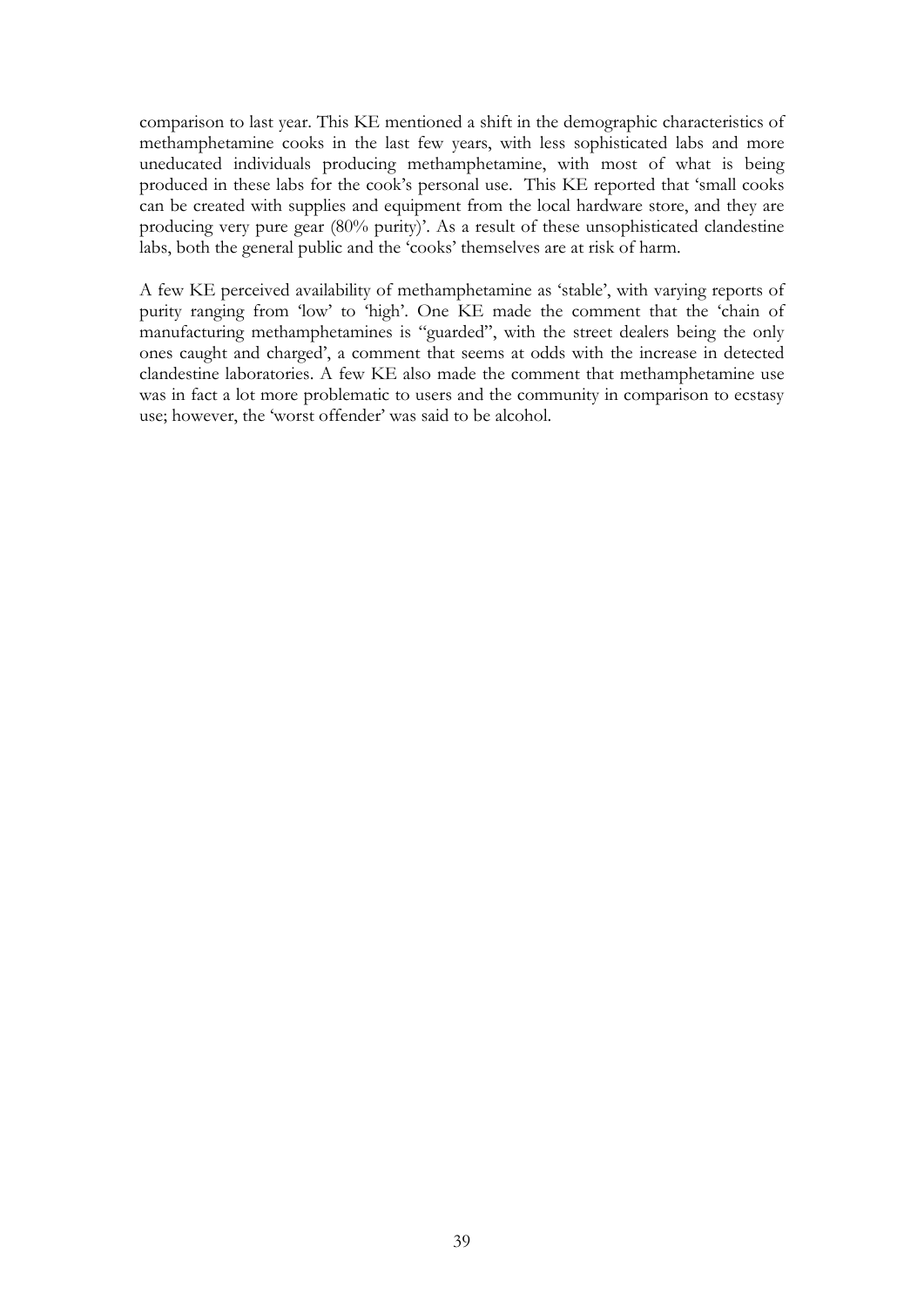comparison to last year. This KE mentioned a shift in the demographic characteristics of methamphetamine cooks in the last few years, with less sophisticated labs and more uneducated individuals producing methamphetamine, with most of what is being produced in these labs for the cook's personal use. This KE reported that 'small cooks can be created with supplies and equipment from the local hardware store, and they are producing very pure gear (80% purity)'. As a result of these unsophisticated clandestine labs, both the general public and the 'cooks' themselves are at risk of harm.

A few KE perceived availability of methamphetamine as 'stable', with varying reports of purity ranging from 'low' to 'high'. One KE made the comment that the 'chain of manufacturing methamphetamines is "guarded", with the street dealers being the only ones caught and charged', a comment that seems at odds with the increase in detected clandestine laboratories. A few KE also made the comment that methamphetamine use was in fact a lot more problematic to users and the community in comparison to ecstasy use; however, the 'worst offender' was said to be alcohol.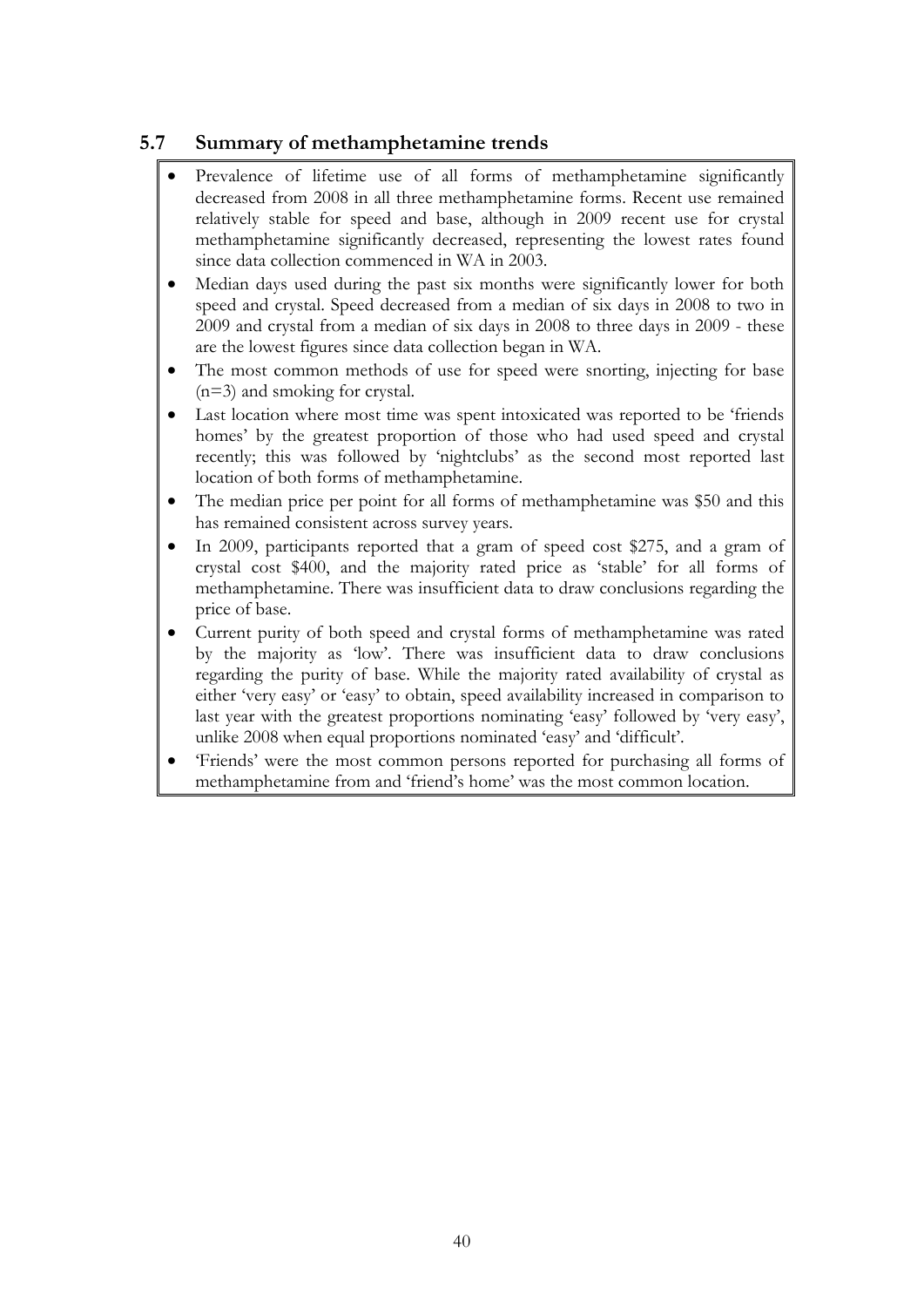## 5.7 Summary of methamphetamine trends

- Prevalence of lifetime use of all forms of methamphetamine significantly decreased from 2008 in all three methamphetamine forms. Recent use remained relatively stable for speed and base, although in 2009 recent use for crystal methamphetamine significantly decreased, representing the lowest rates found since data collection commenced in WA in 2003.
- Median days used during the past six months were significantly lower for both speed and crystal. Speed decreased from a median of six days in 2008 to two in 2009 and crystal from a median of six days in 2008 to three days in 2009 - these are the lowest figures since data collection began in WA.
- The most common methods of use for speed were snorting, injecting for base (n=3) and smoking for crystal.
- Last location where most time was spent intoxicated was reported to be 'friends homes' by the greatest proportion of those who had used speed and crystal recently; this was followed by 'nightclubs' as the second most reported last location of both forms of methamphetamine.
- The median price per point for all forms of methamphetamine was $50 and this has remained consistent across survey years.
- In 2009, participants reported that a gram of speed cost $275, and a gram of crystal cost $400, and the majority rated price as 'stable' for all forms of methamphetamine. There was insufficient data to draw conclusions regarding the price of base.
- Current purity of both speed and crystal forms of methamphetamine was rated by the majority as 'low'. There was insufficient data to draw conclusions regarding the purity of base. While the majority rated availability of crystal as either 'very easy' or 'easy' to obtain, speed availability increased in comparison to last year with the greatest proportions nominating 'easy' followed by 'very easy', unlike 2008 when equal proportions nominated 'easy' and 'difficult'.
- 'Friends' were the most common persons reported for purchasing all forms of methamphetamine from and 'friend's home' was the most common location.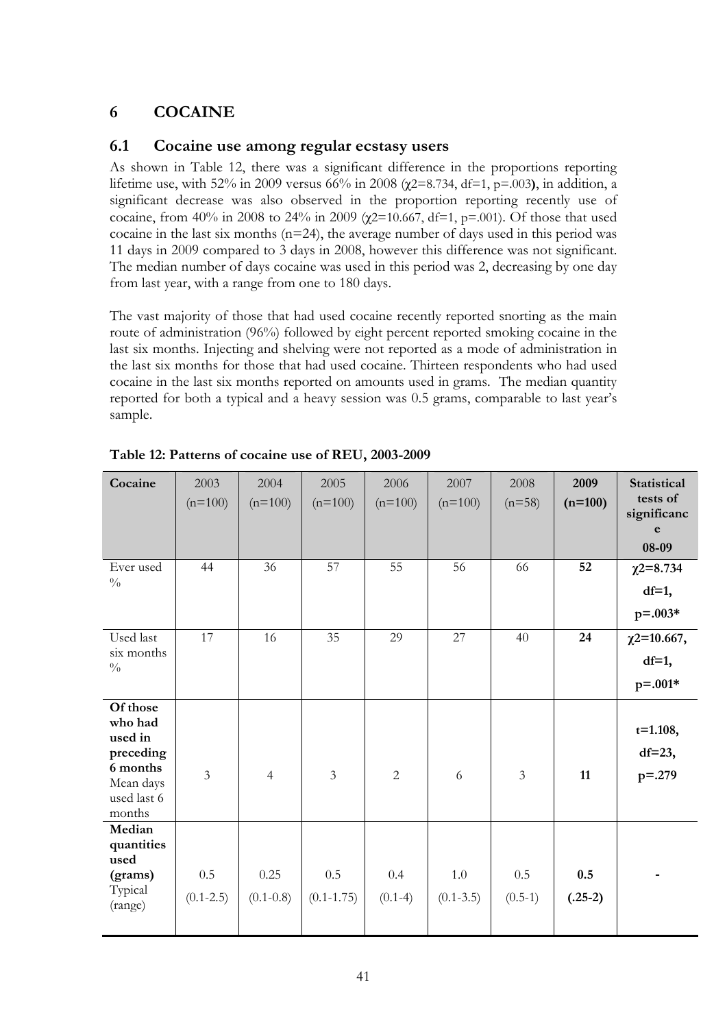# 6 COCAINE

## 6.1 Cocaine use among regular ecstasy users

As shown in Table 12, there was a significant difference in the proportions reporting lifetime use, with 52% in 2009 versus 66% in 2008 ($\chi2$=8.734, df=1, p=.003**)**, in addition, a significant decrease was also observed in the proportion reporting recently use of cocaine, from 40% in 2008 to 24% in 2009 ($\chi2$=10.667, df=1, p=.001). Of those that used cocaine in the last six months (n=24), the average number of days used in this period was 11 days in 2009 compared to 3 days in 2008, however this difference was not significant. The median number of days cocaine was used in this period was 2, decreasing by one day from last year, with a range from one to 180 days.

The vast majority of those that had used cocaine recently reported snorting as the main route of administration (96%) followed by eight percent reported smoking cocaine in the last six months. Injecting and shelving were not reported as a mode of administration in the last six months for those that had used cocaine. Thirteen respondents who had used cocaine in the last six months reported on amounts used in grams. The median quantity reported for both a typical and a heavy session was 0.5 grams, comparable to last year's sample.

**Table 12: Patterns of cocaine use of REU, 2003-2009**

| Cocaine | 2003 (n=100) | 2004 (n=100) | 2005 (n=100) | 2006 (n=100) | 2007 (n=100) | 2008 (n=58) | **2009 (n=100)** | **Statistical tests of significance 08-09** |
|---|---|---|---|---|---|---|---|---|
| Ever used % | 44 | 36 | 57 | 55 | 56 | 66 | **52** | **$\chi2$=8.734 df=1, p=.003*** |
| Used last six months % | 17 | 16 | 35 | 29 | 27 | 40 | **24** | **$\chi2$=10.667, df=1, p=.001*** |
| **Of those who had used in preceding 6 months** Mean days used last 6 months | 3 | 4 | 3 | 2 | 6 | 3 | **11** | **t=1.108, df=23, p=.279** |
| **Median quantities used (grams)** Typical (range) | 0.5 (0.1-2.5) | 0.25 (0.1-0.8) | 0.5 (0.1-1.75) | 0.4 (0.1-4) | 1.0 (0.1-3.5) | 0.5 (0.5-1) | **0.5 (.25-2)** | **-** |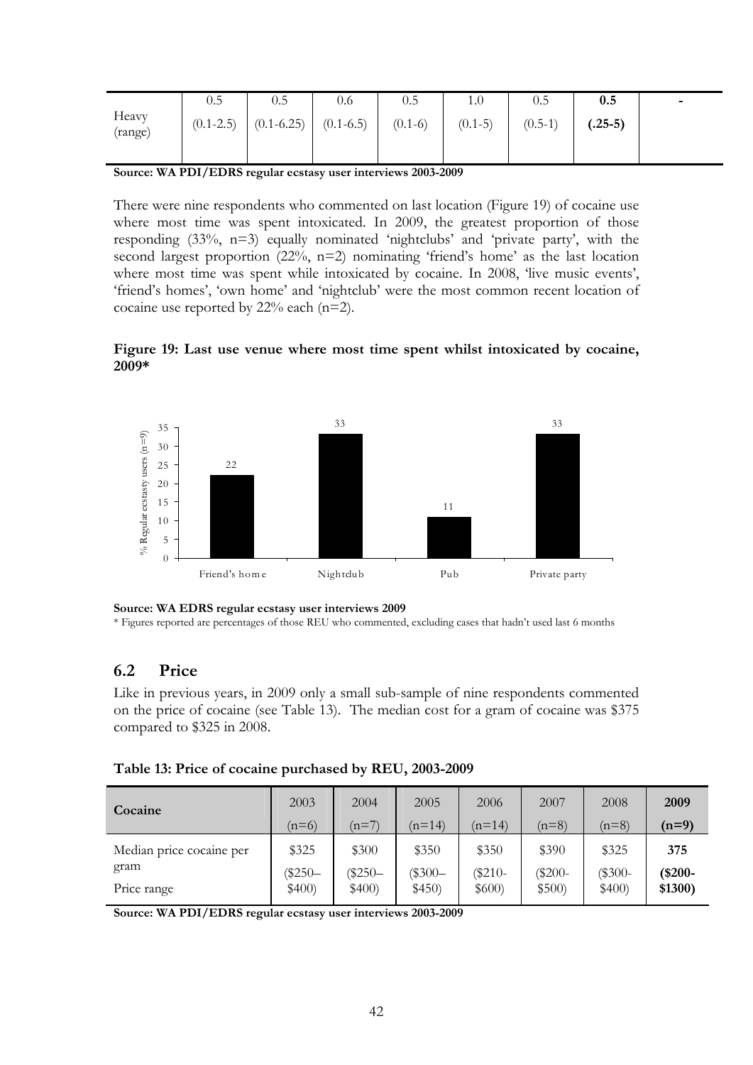| | | | | | | | | |
|---|---|---|---|---|---|---|---|---|
| Heavy (range) | 0.5 (0.1-2.5) | 0.5 (0.1-6.25) | 0.6 (0.1-6.5) | 0.5 (0.1-6) | 1.0 (0.1-5) | 0.5 (0.5-1) | **0.5 (.25-5)** | - |

**Source: WA PDI/EDRS regular ecstasy user interviews 2003-2009**

There were nine respondents who commented on last location (Figure 19) of cocaine use where most time was spent intoxicated. In 2009, the greatest proportion of those responding (33%, n=3) equally nominated 'nightclubs' and 'private party', with the second largest proportion (22%, n=2) nominating 'friend's home' as the last location where most time was spent while intoxicated by cocaine. In 2008, 'live music events', 'friend's homes', 'own home' and 'nightclub' were the most common recent location of cocaine use reported by 22% each (n=2).

**Figure 19: Last use venue where most time spent whilst intoxicated by cocaine, 2009***

| Venue | % Regular ecstasy users (n=9) |
|---|---|
| Friend's home | 22 |
| Nightclub | 33 |
| Pub | 11 |
| Private party | 33 |

**Source: WA EDRS regular ecstasy user interviews 2009**

\* Figures reported are percentages of those REU who commented, excluding cases that hadn't used last 6 months

## 6.2 Price

Like in previous years, in 2009 only a small sub-sample of nine respondents commented on the price of cocaine (see Table 13). The median cost for a gram of cocaine was $375 compared to $325 in 2008.

**Table 13: Price of cocaine purchased by REU, 2003-2009**

| Cocaine | 2003 (n=6) | 2004 (n=7) | 2005 (n=14) | 2006 (n=14) | 2007 (n=8) | 2008 (n=8) | **2009 (n=9)** |
|---|---|---|---|---|---|---|---|
| Median price cocaine per gram<br>Price range | $325<br>($250–$400) | $300<br>($250–$400) | $350<br>($300–$450) | $350<br>($210-$600) | $390<br>($200-$500) | $325<br>($300-$400) | **375**<br>**($200-$1300)** |

**Source: WA PDI/EDRS regular ecstasy user interviews 2003-2009**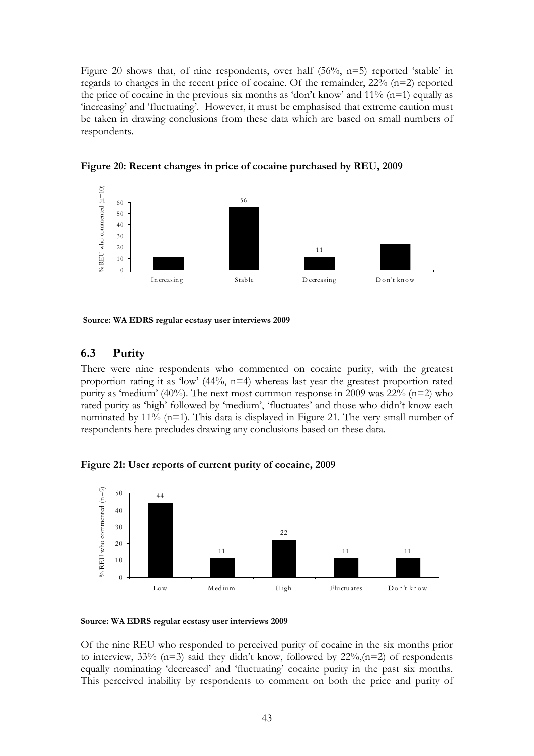Figure 20 shows that, of nine respondents, over half (56%, n=5) reported 'stable' in regards to changes in the recent price of cocaine. Of the remainder, 22% (n=2) reported the price of cocaine in the previous six months as 'don't know' and 11% (n=1) equally as 'increasing' and 'fluctuating'. However, it must be emphasised that extreme caution must be taken in drawing conclusions from these data which are based on small numbers of respondents.

**Figure 20: Recent changes in price of cocaine purchased by REU, 2009**

**Source: WA EDRS regular ecstasy user interviews 2009**

## 6.3 Purity

There were nine respondents who commented on cocaine purity, with the greatest proportion rating it as 'low' (44%, n=4) whereas last year the greatest proportion rated purity as 'medium' (40%). The next most common response in 2009 was 22% (n=2) who rated purity as 'high' followed by 'medium', 'fluctuates' and those who didn't know each nominated by 11% (n=1). This data is displayed in Figure 21. The very small number of respondents here precludes drawing any conclusions based on these data.

**Figure 21: User reports of current purity of cocaine, 2009**

**Source: WA EDRS regular ecstasy user interviews 2009**

Of the nine REU who responded to perceived purity of cocaine in the six months prior to interview, 33% (n=3) said they didn't know, followed by 22%,(n=2) of respondents equally nominating 'decreased' and 'fluctuating' cocaine purity in the past six months. This perceived inability by respondents to comment on both the price and purity of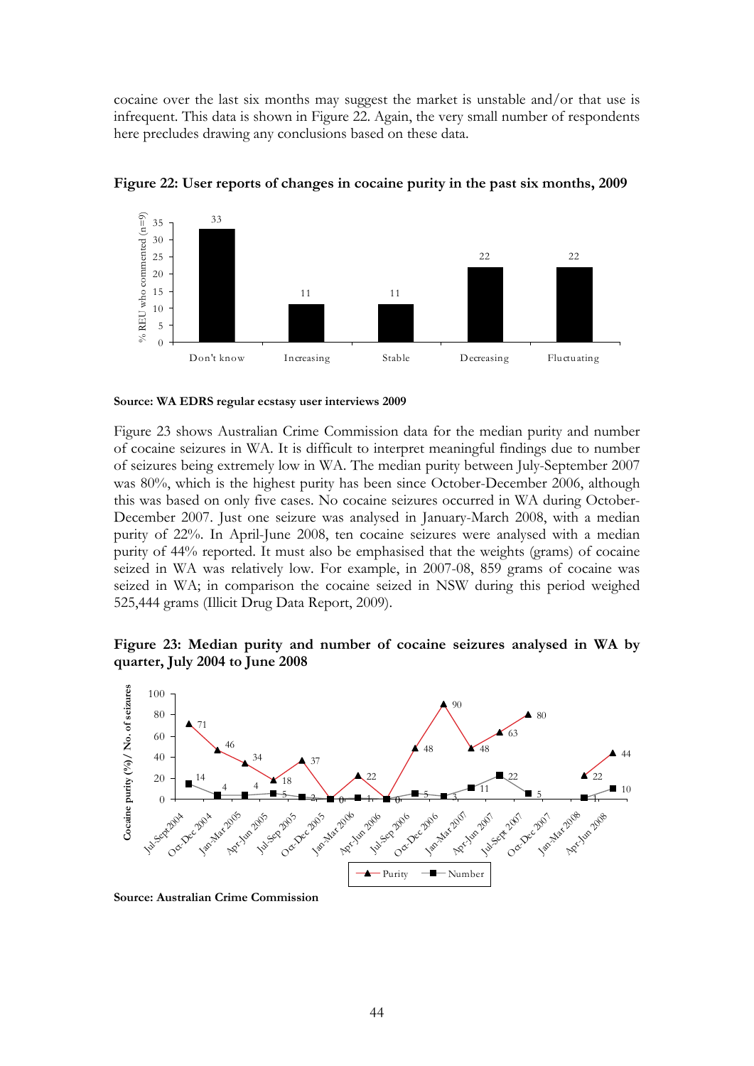cocaine over the last six months may suggest the market is unstable and/or that use is infrequent. This data is shown in Figure 22. Again, the very small number of respondents here precludes drawing any conclusions based on these data.

**Figure 22: User reports of changes in cocaine purity in the past six months, 2009**

| | % REU who commented (n=9) |
|---|---|
| Don't know | 33 |
| Increasing | 11 |
| Stable | 11 |
| Decreasing | 22 |
| Fluctuating | 22 |

**Source: WA EDRS regular ecstasy user interviews 2009**

Figure 23 shows Australian Crime Commission data for the median purity and number of cocaine seizures in WA. It is difficult to interpret meaningful findings due to number of seizures being extremely low in WA. The median purity between July-September 2007 was 80%, which is the highest purity has been since October-December 2006, although this was based on only five cases. No cocaine seizures occurred in WA during October-December 2007. Just one seizure was analysed in January-March 2008, with a median purity of 22%. In April-June 2008, ten cocaine seizures were analysed with a median purity of 44% reported. It must also be emphasised that the weights (grams) of cocaine seized in WA was relatively low. For example, in 2007-08, 859 grams of cocaine was seized in WA; in comparison the cocaine seized in NSW during this period weighed 525,444 grams (Illicit Drug Data Report, 2009).

**Figure 23: Median purity and number of cocaine seizures analysed in WA by quarter, July 2004 to June 2008**

| Quarter | Purity | Number |
|---|---|---|
| Jul-Sept 2004 | 71 | 14 |
| Oct-Dec 2004 | 46 | 4 |
| Jan-Mar 2005 | 34 | 4 |
| Apr-Jun 2005 | 18 | 5 |
| Jul-Sep 2005 | 37 | 2 |
| Oct-Dec 2005 | | 0 |
| Jan-Mar 2006 | 22 | 1 |
| Apr-Jun 2006 | | 0 |
| Jul-Sep 2006 | 48 | 5 |
| Oct-Dec 2006 | 90 | 3 |
| Jan-Mar 2007 | 48 | 11 |
| Apr-Jun 2007 | 63 | 22 |
| Jul-Sept 2007 | 80 | 5 |
| Oct-Dec 2007 | | |
| Jan-Mar 2008 | 22 | 1 |
| Apr-Jun 2008 | 44 | 10 |

**Source: Australian Crime Commission**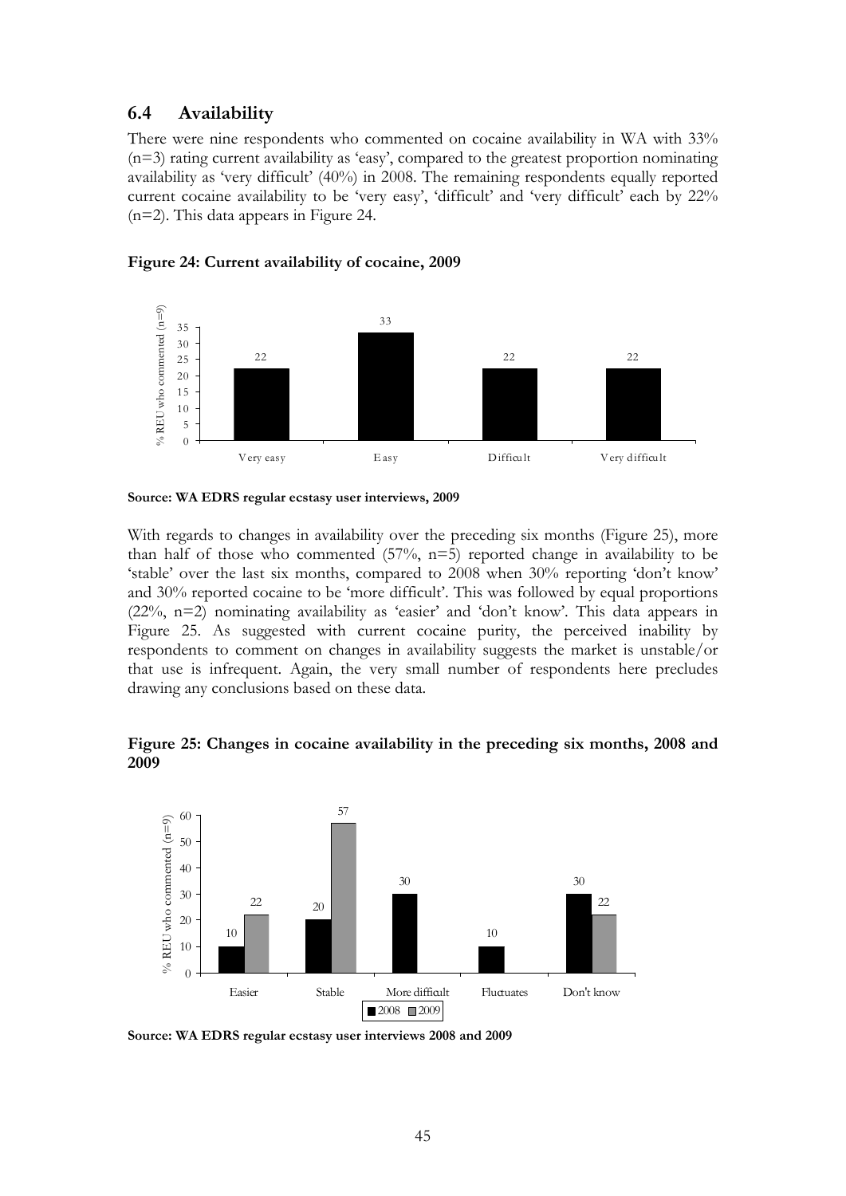## 6.4 Availability

There were nine respondents who commented on cocaine availability in WA with 33% (n=3) rating current availability as 'easy', compared to the greatest proportion nominating availability as 'very difficult' (40%) in 2008. The remaining respondents equally reported current cocaine availability to be 'very easy', 'difficult' and 'very difficult' each by 22% (n=2). This data appears in Figure 24.

**Figure 24: Current availability of cocaine, 2009**

| | Very easy | Easy | Difficult | Very difficult |
|---|---|---|---|---|
| % REU who commented (n=9) | 22 | 33 | 22 | 22 |

**Source: WA EDRS regular ecstasy user interviews, 2009**

With regards to changes in availability over the preceding six months (Figure 25), more than half of those who commented (57%, n=5) reported change in availability to be 'stable' over the last six months, compared to 2008 when 30% reporting 'don't know' and 30% reported cocaine to be 'more difficult'. This was followed by equal proportions (22%, n=2) nominating availability as 'easier' and 'don't know'. This data appears in Figure 25. As suggested with current cocaine purity, the perceived inability by respondents to comment on changes in availability suggests the market is unstable/or that use is infrequent. Again, the very small number of respondents here precludes drawing any conclusions based on these data.

**Figure 25: Changes in cocaine availability in the preceding six months, 2008 and 2009**

| % REU who commented (n=9) | Easier | Stable | More difficult | Fluctuates | Don't know |
|---|---|---|---|---|---|
| 2008 | 10 | 20 | 30 | 10 | 30 |
| 2009 | 22 | 57 | | | 22 |

**Source: WA EDRS regular ecstasy user interviews 2008 and 2009**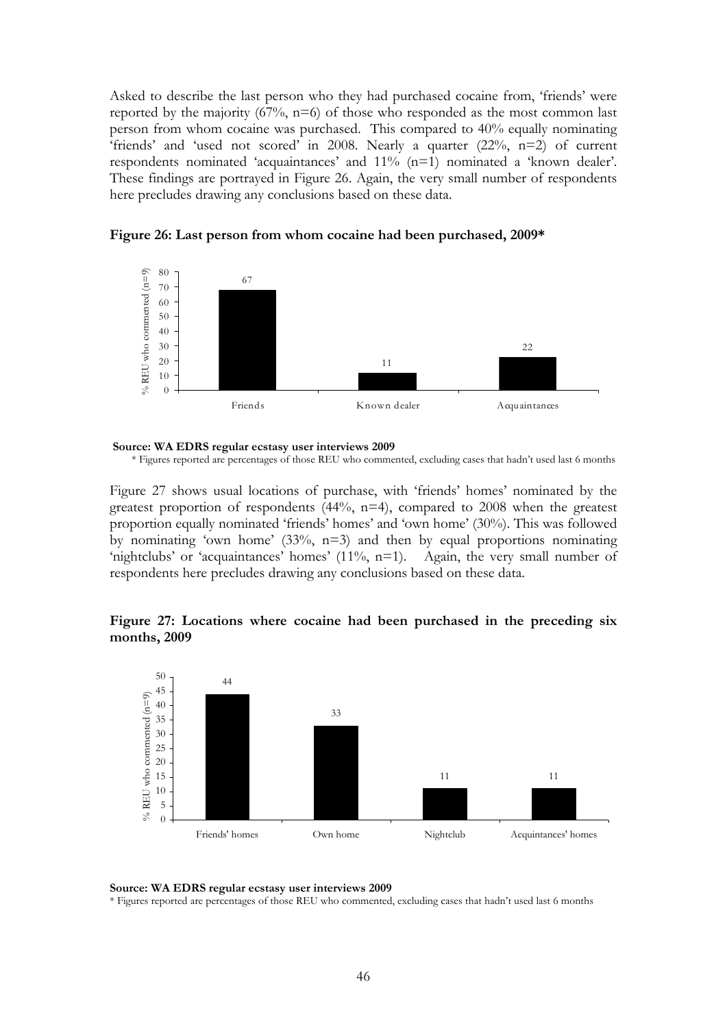Asked to describe the last person who they had purchased cocaine from, 'friends' were reported by the majority (67%, n=6) of those who responded as the most common last person from whom cocaine was purchased. This compared to 40% equally nominating 'friends' and 'used not scored' in 2008. Nearly a quarter (22%, n=2) of current respondents nominated 'acquaintances' and 11% (n=1) nominated a 'known dealer'. These findings are portrayed in Figure 26. Again, the very small number of respondents here precludes drawing any conclusions based on these data.

**Figure 26: Last person from whom cocaine had been purchased, 2009***

| | Friends | Known dealer | Acquaintances |
|---|---|---|---|
| % REU who commented (n=9) | 67 | 11 | 22 |

**Source: WA EDRS regular ecstasy user interviews 2009**

* Figures reported are percentages of those REU who commented, excluding cases that hadn't used last 6 months

Figure 27 shows usual locations of purchase, with 'friends' homes' nominated by the greatest proportion of respondents (44%, n=4), compared to 2008 when the greatest proportion equally nominated 'friends' homes' and 'own home' (30%). This was followed by nominating 'own home' (33%, n=3) and then by equal proportions nominating 'nightclubs' or 'acquaintances' homes' (11%, n=1). Again, the very small number of respondents here precludes drawing any conclusions based on these data.

**Figure 27: Locations where cocaine had been purchased in the preceding six months, 2009**

| | Friends' homes | Own home | Nightclub | Acquintances' homes |
|---|---|---|---|---|
| % REU who commented (n=9) | 44 | 33 | 11 | 11 |

**Source: WA EDRS regular ecstasy user interviews 2009**

* Figures reported are percentages of those REU who commented, excluding cases that hadn't used last 6 months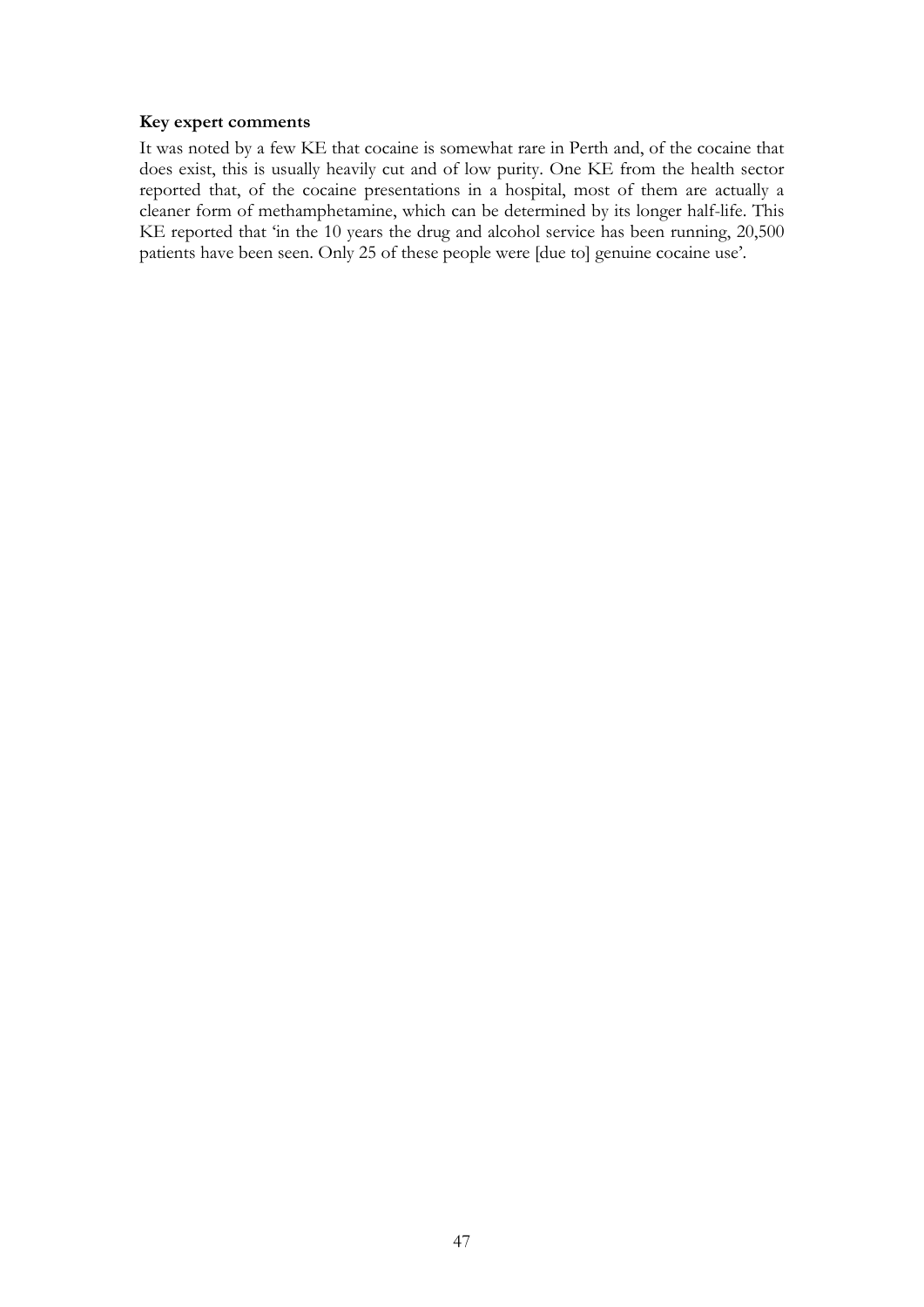**Key expert comments**

It was noted by a few KE that cocaine is somewhat rare in Perth and, of the cocaine that does exist, this is usually heavily cut and of low purity. One KE from the health sector reported that, of the cocaine presentations in a hospital, most of them are actually a cleaner form of methamphetamine, which can be determined by its longer half-life. This KE reported that 'in the 10 years the drug and alcohol service has been running, 20,500 patients have been seen. Only 25 of these people were [due to] genuine cocaine use'.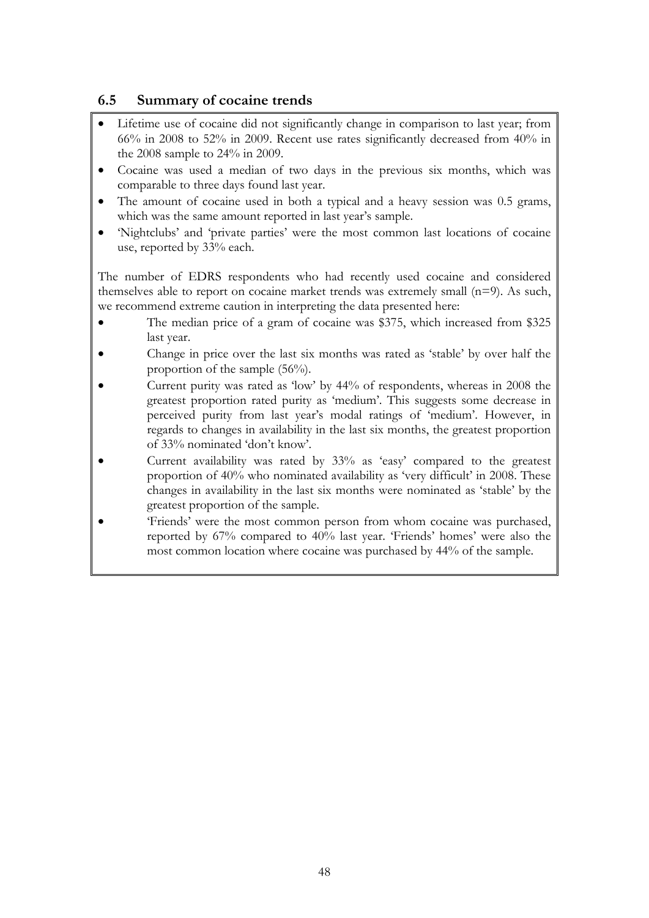## 6.5 Summary of cocaine trends

- Lifetime use of cocaine did not significantly change in comparison to last year; from 66% in 2008 to 52% in 2009. Recent use rates significantly decreased from 40% in the 2008 sample to 24% in 2009.
- Cocaine was used a median of two days in the previous six months, which was comparable to three days found last year.
- The amount of cocaine used in both a typical and a heavy session was 0.5 grams, which was the same amount reported in last year's sample.
- 'Nightclubs' and 'private parties' were the most common last locations of cocaine use, reported by 33% each.

The number of EDRS respondents who had recently used cocaine and considered themselves able to report on cocaine market trends was extremely small (n=9). As such, we recommend extreme caution in interpreting the data presented here:

- The median price of a gram of cocaine was $375, which increased from $325 last year.
- Change in price over the last six months was rated as 'stable' by over half the proportion of the sample (56%).
- Current purity was rated as 'low' by 44% of respondents, whereas in 2008 the greatest proportion rated purity as 'medium'. This suggests some decrease in perceived purity from last year's modal ratings of 'medium'. However, in regards to changes in availability in the last six months, the greatest proportion of 33% nominated 'don't know'.
- Current availability was rated by 33% as 'easy' compared to the greatest proportion of 40% who nominated availability as 'very difficult' in 2008. These changes in availability in the last six months were nominated as 'stable' by the greatest proportion of the sample.
- 'Friends' were the most common person from whom cocaine was purchased, reported by 67% compared to 40% last year. 'Friends' homes' were also the most common location where cocaine was purchased by 44% of the sample.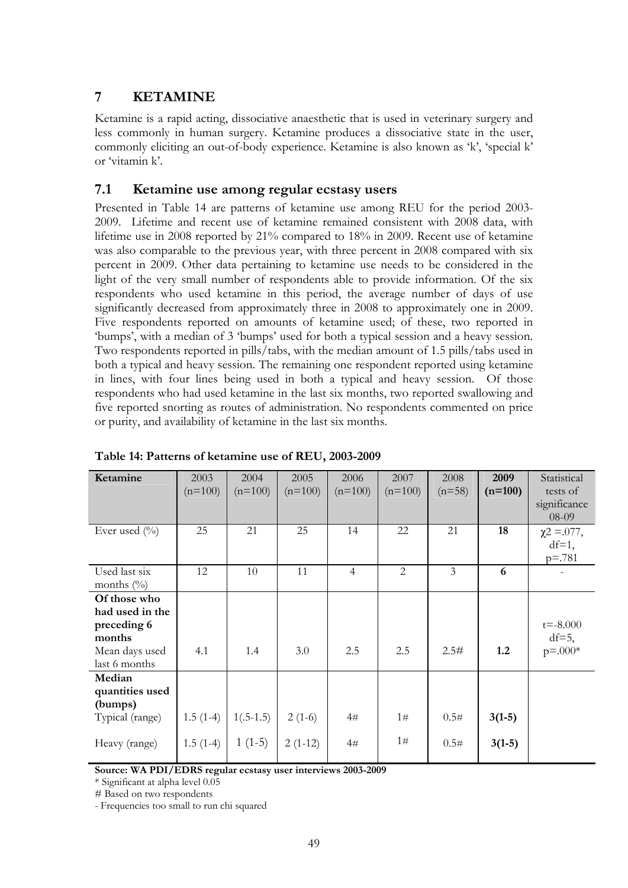# 7 KETAMINE

Ketamine is a rapid acting, dissociative anaesthetic that is used in veterinary surgery and less commonly in human surgery. Ketamine produces a dissociative state in the user, commonly eliciting an out-of-body experience. Ketamine is also known as 'k', 'special k' or 'vitamin k'.

## 7.1 Ketamine use among regular ecstasy users

Presented in Table 14 are patterns of ketamine use among REU for the period 2003-2009. Lifetime and recent use of ketamine remained consistent with 2008 data, with lifetime use in 2008 reported by 21% compared to 18% in 2009. Recent use of ketamine was also comparable to the previous year, with three percent in 2008 compared with six percent in 2009. Other data pertaining to ketamine use needs to be considered in the light of the very small number of respondents able to provide information. Of the six respondents who used ketamine in this period, the average number of days of use significantly decreased from approximately three in 2008 to approximately one in 2009. Five respondents reported on amounts of ketamine used; of these, two reported in 'bumps', with a median of 3 'bumps' used for both a typical session and a heavy session. Two respondents reported in pills/tabs, with the median amount of 1.5 pills/tabs used in both a typical and heavy session. The remaining one respondent reported using ketamine in lines, with four lines being used in both a typical and heavy session. Of those respondents who had used ketamine in the last six months, two reported swallowing and five reported snorting as routes of administration. No respondents commented on price or purity, and availability of ketamine in the last six months.

**Table 14: Patterns of ketamine use of REU, 2003-2009**

| Ketamine | 2003 (n=100) | 2004 (n=100) | 2005 (n=100) | 2006 (n=100) | 2007 (n=100) | 2008 (n=58) | **2009 (n=100)** | Statistical tests of significance 08-09 |
|---|---|---|---|---|---|---|---|---|
| Ever used (%) | 25 | 21 | 25 | 14 | 22 | 21 | **18** | $\chi2$ =.077, df=1, p=.781 |
| Used last six months (%) | 12 | 10 | 11 | 4 | 2 | 3 | **6** | - |
| **Of those who had used in the preceding 6 months** | | | | | | | | |
| Mean days used last 6 months | 4.1 | 1.4 | 3.0 | 2.5 | 2.5 | 2.5# | **1.2** | t=-8.000 df=5, p=.000* |
| **Median quantities used (bumps)** | | | | | | | | |
| Typical (range) | 1.5 (1-4) | 1(.5-1.5) | 2 (1-6) | 4# | 1# | 0.5# | **3(1-5)** | |
| Heavy (range) | 1.5 (1-4) | 1 (1-5) | 2 (1-12) | 4# | 1# | 0.5# | **3(1-5)** | |

**Source: WA PDI/EDRS regular ecstasy user interviews 2003-2009**

\* Significant at alpha level 0.05

\# Based on two respondents

\- Frequencies too small to run chi squared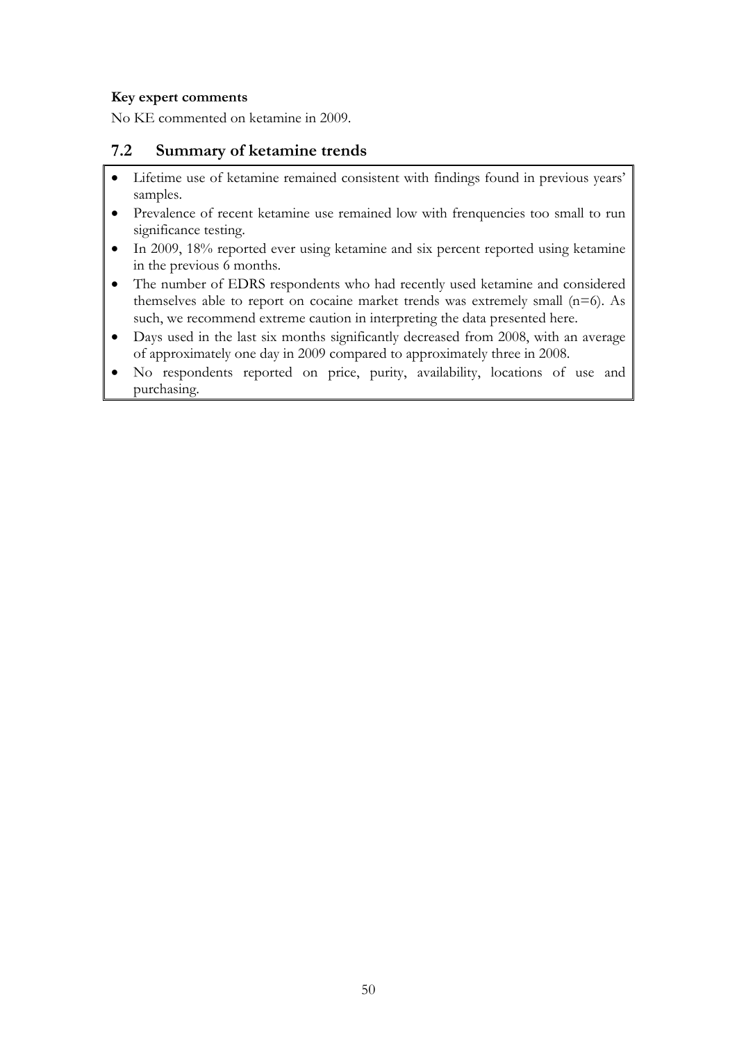**Key expert comments**

No KE commented on ketamine in 2009.

## 7.2 Summary of ketamine trends

- Lifetime use of ketamine remained consistent with findings found in previous years' samples.
- Prevalence of recent ketamine use remained low with frenquencies too small to run significance testing.
- In 2009, 18% reported ever using ketamine and six percent reported using ketamine in the previous 6 months.
- The number of EDRS respondents who had recently used ketamine and considered themselves able to report on cocaine market trends was extremely small (n=6). As such, we recommend extreme caution in interpreting the data presented here.
- Days used in the last six months significantly decreased from 2008, with an average of approximately one day in 2009 compared to approximately three in 2008.
- No respondents reported on price, purity, availability, locations of use and purchasing.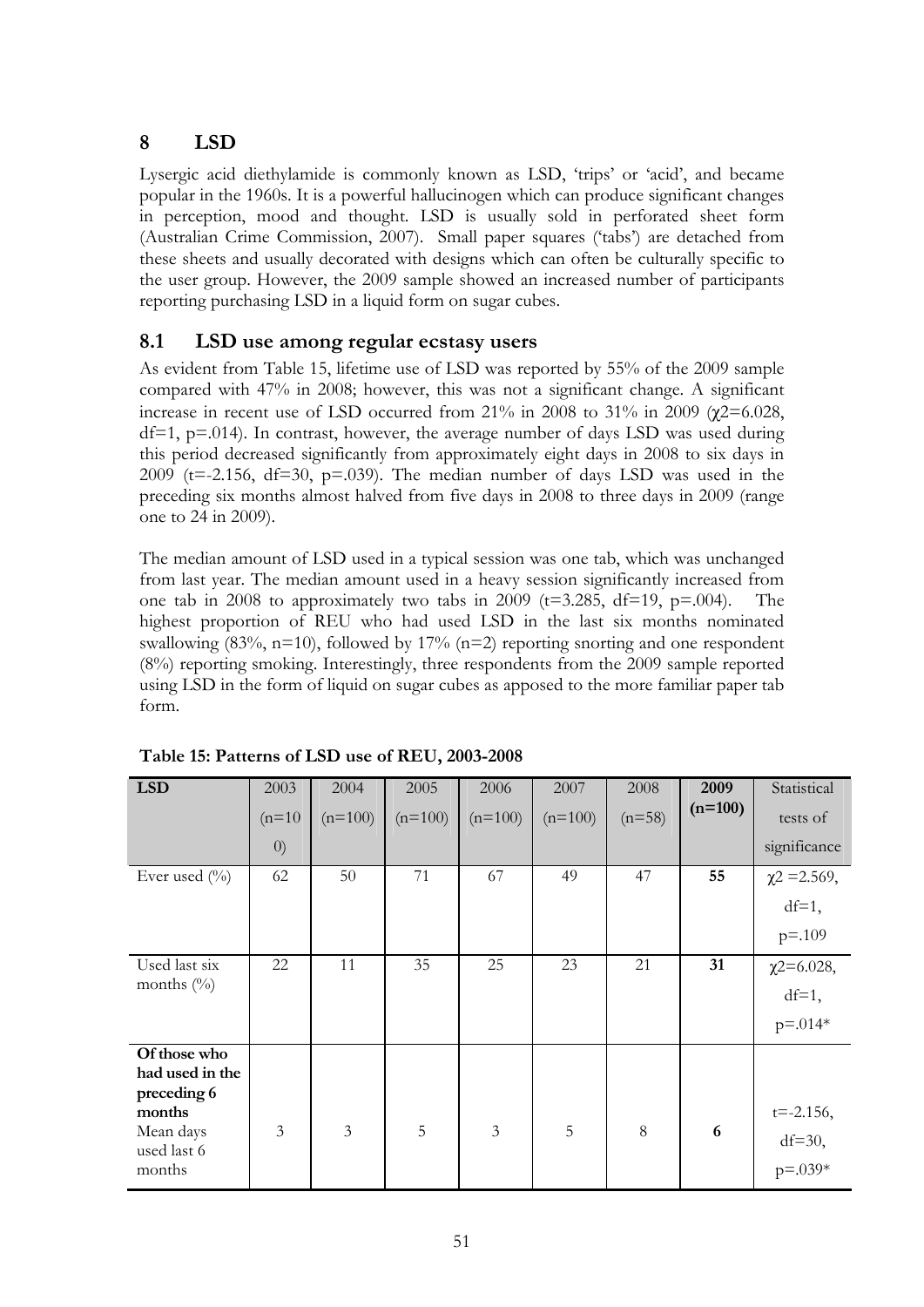# 8 LSD

Lysergic acid diethylamide is commonly known as LSD, 'trips' or 'acid', and became popular in the 1960s. It is a powerful hallucinogen which can produce significant changes in perception, mood and thought. LSD is usually sold in perforated sheet form (Australian Crime Commission, 2007). Small paper squares ('tabs') are detached from these sheets and usually decorated with designs which can often be culturally specific to the user group. However, the 2009 sample showed an increased number of participants reporting purchasing LSD in a liquid form on sugar cubes.

## 8.1 LSD use among regular ecstasy users

As evident from Table 15, lifetime use of LSD was reported by 55% of the 2009 sample compared with 47% in 2008; however, this was not a significant change. A significant increase in recent use of LSD occurred from 21% in 2008 to 31% in 2009 ($\chi^2$=6.028, df=1, p=.014). In contrast, however, the average number of days LSD was used during this period decreased significantly from approximately eight days in 2008 to six days in 2009 (t=-2.156, df=30, p=.039). The median number of days LSD was used in the preceding six months almost halved from five days in 2008 to three days in 2009 (range one to 24 in 2009).

The median amount of LSD used in a typical session was one tab, which was unchanged from last year. The median amount used in a heavy session significantly increased from one tab in 2008 to approximately two tabs in 2009 (t=3.285, df=19, p=.004). The highest proportion of REU who had used LSD in the last six months nominated swallowing (83%, n=10), followed by 17% (n=2) reporting snorting and one respondent (8%) reporting smoking. Interestingly, three respondents from the 2009 sample reported using LSD in the form of liquid on sugar cubes as apposed to the more familiar paper tab form.

**Table 15: Patterns of LSD use of REU, 2003-2008**

| LSD | 2003 (n=100) | 2004 (n=100) | 2005 (n=100) | 2006 (n=100) | 2007 (n=100) | 2008 (n=58) | **2009 (n=100)** | Statistical tests of significance |
|---|---|---|---|---|---|---|---|---|
| Ever used (%) | 62 | 50 | 71 | 67 | 49 | 47 | **55** | $\chi^2$ =2.569, df=1, p=.109 |
| Used last six months (%) | 22 | 11 | 35 | 25 | 23 | 21 | **31** | $\chi^2$=6.028, df=1, p=.014* |
| **Of those who had used in the preceding 6 months** Mean days used last 6 months | 3 | 3 | 5 | 3 | 5 | 8 | **6** | t=-2.156, df=30, p=.039* |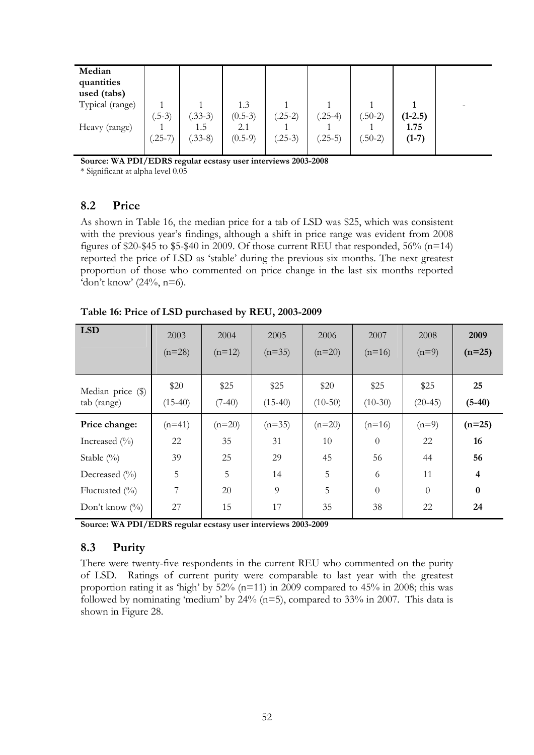| Median quantities used (tabs) | | | | | | | | |
|---|---|---|---|---|---|---|---|---|
| Typical (range) | 1 (.5-3) | 1 (.33-3) | 1.3 (0.5-3) | 1 (.25-2) | 1 (.25-4) | 1 (.50-2) | **1 (1-2.5)** | - |
| Heavy (range) | 1 (.25-7) | 1.5 (.33-8) | 2.1 (0.5-9) | 1 (.25-3) | 1 (.25-5) | 1 (.50-2) | **1.75 (1-7)** | |

**Source: WA PDI/EDRS regular ecstasy user interviews 2003-2008**

* Significant at alpha level 0.05

## 8.2 Price

As shown in Table 16, the median price for a tab of LSD was $25, which was consistent with the previous year's findings, although a shift in price range was evident from 2008 figures of $20-$45 to $5-$40 in 2009. Of those current REU that responded, 56% (n=14) reported the price of LSD as 'stable' during the previous six months. The next greatest proportion of those who commented on price change in the last six months reported 'don't know' (24%, n=6).

**Table 16: Price of LSD purchased by REU, 2003-2009**

| LSD | 2003 (n=28) | 2004 (n=12) | 2005 (n=35) | 2006 (n=20) | 2007 (n=16) | 2008 (n=9) | **2009 (n=25)** |
|---|---|---|---|---|---|---|---|
| Median price ($) tab (range) | $20 (15-40) | $25 (7-40) | $25 (15-40) | $20 (10-50) | $25 (10-30) | $25 (20-45) | **25 (5-40)** |
| **Price change:** | (n=41) | (n=20) | (n=35) | (n=20) | (n=16) | (n=9) | **(n=25)** |
| Increased (%) | 22 | 35 | 31 | 10 | 0 | 22 | **16** |
| Stable (%) | 39 | 25 | 29 | 45 | 56 | 44 | **56** |
| Decreased (%) | 5 | 5 | 14 | 5 | 6 | 11 | **4** |
| Fluctuated (%) | 7 | 20 | 9 | 5 | 0 | 0 | **0** |
| Don't know (%) | 27 | 15 | 17 | 35 | 38 | 22 | **24** |

**Source: WA PDI/EDRS regular ecstasy user interviews 2003-2009**

## 8.3 Purity

There were twenty-five respondents in the current REU who commented on the purity of LSD. Ratings of current purity were comparable to last year with the greatest proportion rating it as 'high' by 52% (n=11) in 2009 compared to 45% in 2008; this was followed by nominating 'medium' by 24% (n=5), compared to 33% in 2007. This data is shown in Figure 28.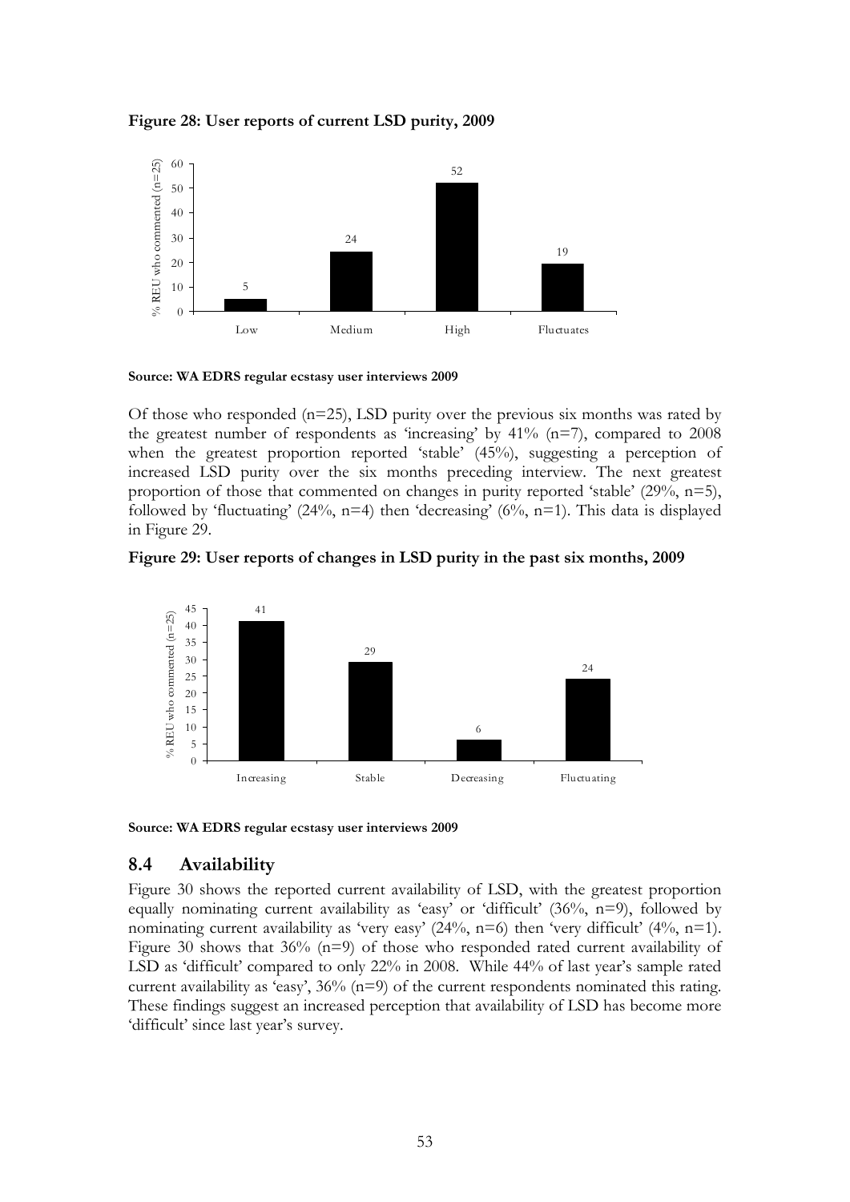**Figure 28: User reports of current LSD purity, 2009**

| | Low | Medium | High | Fluctuates |
|---|---|---|---|---|
| % REU who commented (n=25) | 5 | 24 | 52 | 19 |

**Source: WA EDRS regular ecstasy user interviews 2009**

Of those who responded (n=25), LSD purity over the previous six months was rated by the greatest number of respondents as 'increasing' by 41% (n=7), compared to 2008 when the greatest proportion reported 'stable' (45%), suggesting a perception of increased LSD purity over the six months preceding interview. The next greatest proportion of those that commented on changes in purity reported 'stable' (29%, n=5), followed by 'fluctuating' (24%, n=4) then 'decreasing' (6%, n=1). This data is displayed in Figure 29.

**Figure 29: User reports of changes in LSD purity in the past six months, 2009**

| | Increasing | Stable | Decreasing | Fluctuating |
|---|---|---|---|---|
| % REU who commented (n=25) | 41 | 29 | 6 | 24 |

**Source: WA EDRS regular ecstasy user interviews 2009**

## 8.4 Availability

Figure 30 shows the reported current availability of LSD, with the greatest proportion equally nominating current availability as 'easy' or 'difficult' (36%, n=9), followed by nominating current availability as 'very easy' (24%, n=6) then 'very difficult' (4%, n=1). Figure 30 shows that 36% (n=9) of those who responded rated current availability of LSD as 'difficult' compared to only 22% in 2008. While 44% of last year's sample rated current availability as 'easy', 36% (n=9) of the current respondents nominated this rating. These findings suggest an increased perception that availability of LSD has become more 'difficult' since last year's survey.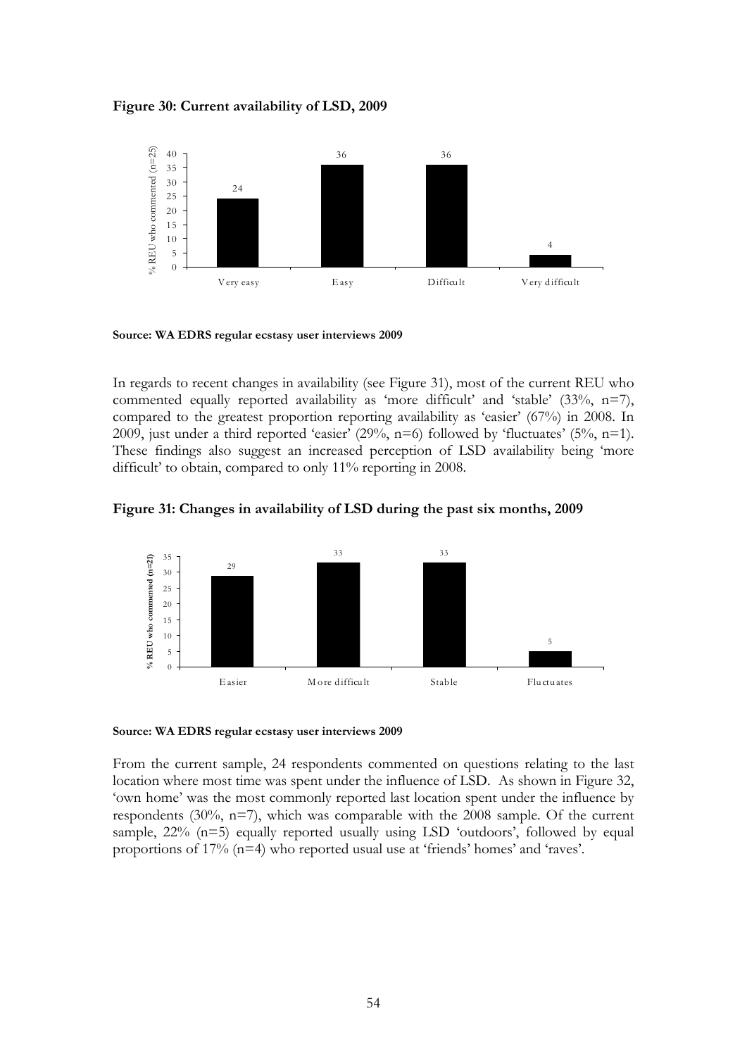**Figure 30: Current availability of LSD, 2009**

| | Very easy | Easy | Difficult | Very difficult |
|---|---|---|---|---|
| % REU who commented (n=25) | 24 | 36 | 36 | 4 |

**Source: WA EDRS regular ecstasy user interviews 2009**

In regards to recent changes in availability (see Figure 31), most of the current REU who commented equally reported availability as 'more difficult' and 'stable' (33%, n=7), compared to the greatest proportion reporting availability as 'easier' (67%) in 2008. In 2009, just under a third reported 'easier' (29%, n=6) followed by 'fluctuates' (5%, n=1). These findings also suggest an increased perception of LSD availability being 'more difficult' to obtain, compared to only 11% reporting in 2008.

**Figure 31: Changes in availability of LSD during the past six months, 2009**

| | Easier | More difficult | Stable | Fluctuates |
|---|---|---|---|---|
| % REU who commented (n=21) | 29 | 33 | 33 | 5 |

**Source: WA EDRS regular ecstasy user interviews 2009**

From the current sample, 24 respondents commented on questions relating to the last location where most time was spent under the influence of LSD. As shown in Figure 32, 'own home' was the most commonly reported last location spent under the influence by respondents (30%, n=7), which was comparable with the 2008 sample. Of the current sample, 22% (n=5) equally reported usually using LSD 'outdoors', followed by equal proportions of 17% (n=4) who reported usual use at 'friends' homes' and 'raves'.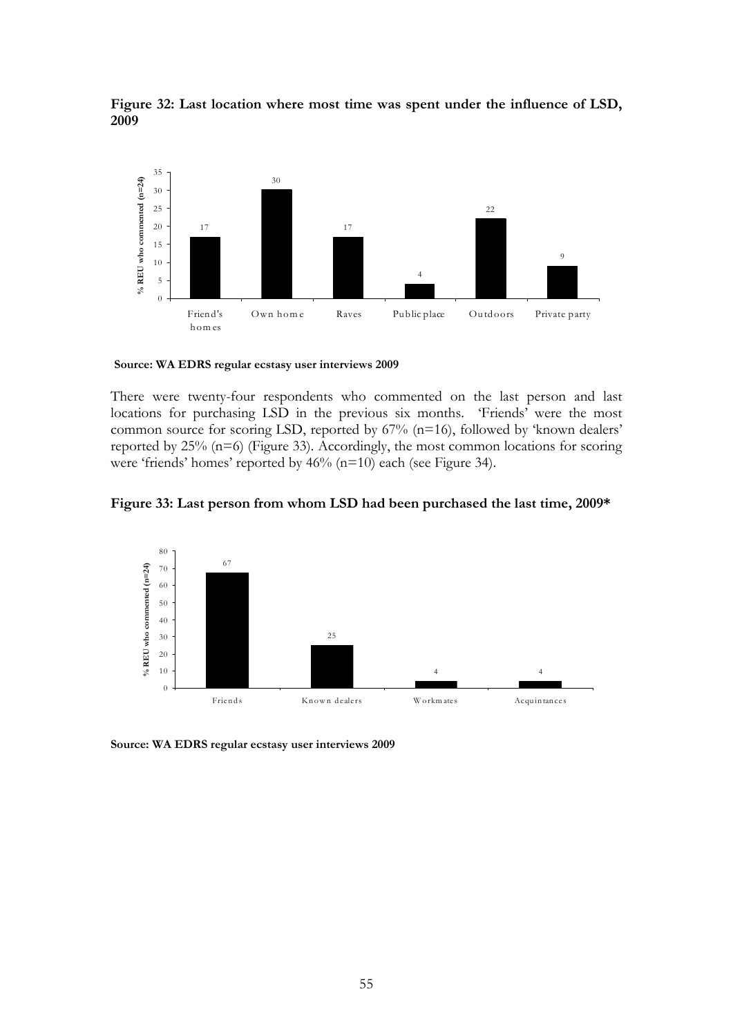**Figure 32: Last location where most time was spent under the influence of LSD, 2009**

| Location | % REU who commented (n=24) |
|---|---|
| Friend's homes | 17 |
| Own home | 30 |
| Raves | 17 |
| Public place | 4 |
| Outdoors | 22 |
| Private party | 9 |

**Source: WA EDRS regular ecstasy user interviews 2009**

There were twenty-four respondents who commented on the last person and last locations for purchasing LSD in the previous six months. 'Friends' were the most common source for scoring LSD, reported by 67% (n=16), followed by 'known dealers' reported by 25% (n=6) (Figure 33). Accordingly, the most common locations for scoring were 'friends' homes' reported by 46% (n=10) each (see Figure 34).

**Figure 33: Last person from whom LSD had been purchased the last time, 2009***

| Person | % REU who commented (n=24) |
|---|---|
| Friends | 67 |
| Known dealers | 25 |
| Workmates | 4 |
| Acquintances | 4 |

**Source: WA EDRS regular ecstasy user interviews 2009**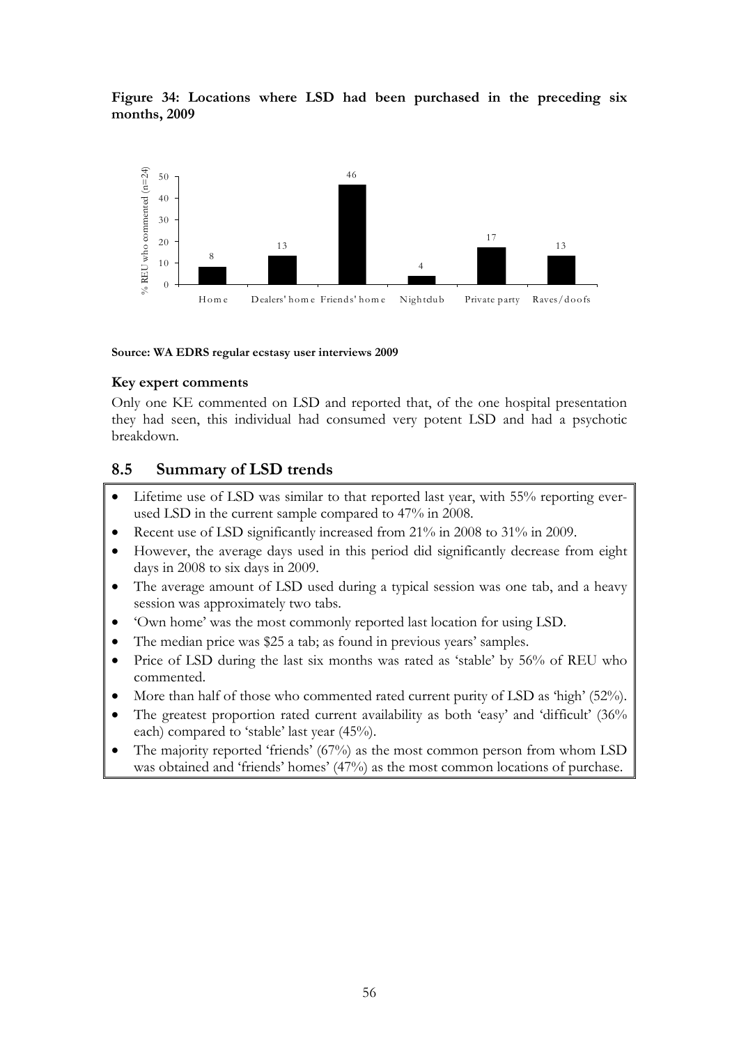**Figure 34: Locations where LSD had been purchased in the preceding six months, 2009**

| Location | % REU who commented (n=24) |
|---|---|
| Home | 8 |
| Dealers' home | 13 |
| Friends' home | 46 |
| Nightclub | 4 |
| Private party | 17 |
| Raves/doofs | 13 |

**Source: WA EDRS regular ecstasy user interviews 2009**

**Key expert comments**

Only one KE commented on LSD and reported that, of the one hospital presentation they had seen, this individual had consumed very potent LSD and had a psychotic breakdown.

## 8.5 Summary of LSD trends

- Lifetime use of LSD was similar to that reported last year, with 55% reporting ever-used LSD in the current sample compared to 47% in 2008.
- Recent use of LSD significantly increased from 21% in 2008 to 31% in 2009.
- However, the average days used in this period did significantly decrease from eight days in 2008 to six days in 2009.
- The average amount of LSD used during a typical session was one tab, and a heavy session was approximately two tabs.
- 'Own home' was the most commonly reported last location for using LSD.
- The median price was $25 a tab; as found in previous years' samples.
- Price of LSD during the last six months was rated as 'stable' by 56% of REU who commented.
- More than half of those who commented rated current purity of LSD as 'high' (52%).
- The greatest proportion rated current availability as both 'easy' and 'difficult' (36% each) compared to 'stable' last year (45%).
- The majority reported 'friends' (67%) as the most common person from whom LSD was obtained and 'friends' homes' (47%) as the most common locations of purchase.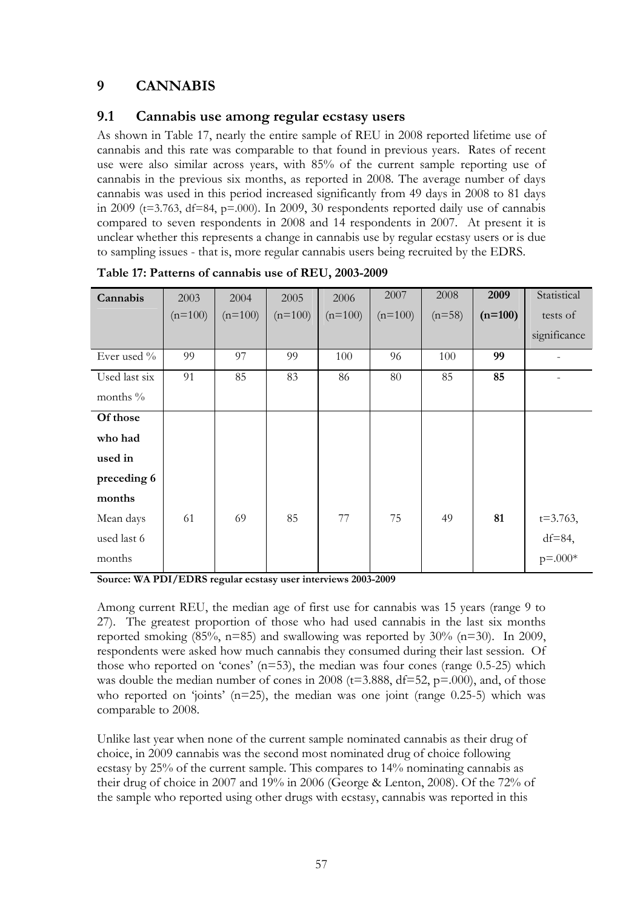# 9 CANNABIS

## 9.1 Cannabis use among regular ecstasy users

As shown in Table 17, nearly the entire sample of REU in 2008 reported lifetime use of cannabis and this rate was comparable to that found in previous years. Rates of recent use were also similar across years, with 85% of the current sample reporting use of cannabis in the previous six months, as reported in 2008. The average number of days cannabis was used in this period increased significantly from 49 days in 2008 to 81 days in 2009 (t=3.763, df=84, p=.000). In 2009, 30 respondents reported daily use of cannabis compared to seven respondents in 2008 and 14 respondents in 2007. At present it is unclear whether this represents a change in cannabis use by regular ecstasy users or is due to sampling issues - that is, more regular cannabis users being recruited by the EDRS.

**Table 17: Patterns of cannabis use of REU, 2003-2009**

| Cannabis | 2003 (n=100) | 2004 (n=100) | 2005 (n=100) | 2006 (n=100) | 2007 (n=100) | 2008 (n=58) | **2009 (n=100)** | Statistical tests of significance |
|---|---|---|---|---|---|---|---|---|
| Ever used % | 99 | 97 | 99 | 100 | 96 | 100 | **99** | - |
| Used last six months % | 91 | 85 | 83 | 86 | 80 | 85 | **85** | - |
| **Of those who had used in preceding 6 months** | | | | | | | | |
| Mean days used last 6 months | 61 | 69 | 85 | 77 | 75 | 49 | **81** | t=3.763, df=84, p=.000* |

**Source: WA PDI/EDRS regular ecstasy user interviews 2003-2009**

Among current REU, the median age of first use for cannabis was 15 years (range 9 to 27). The greatest proportion of those who had used cannabis in the last six months reported smoking (85%, n=85) and swallowing was reported by 30% (n=30). In 2009, respondents were asked how much cannabis they consumed during their last session. Of those who reported on 'cones' (n=53), the median was four cones (range 0.5-25) which was double the median number of cones in 2008 (t=3.888, df=52, p=.000), and, of those who reported on 'joints' (n=25), the median was one joint (range 0.25-5) which was comparable to 2008.

Unlike last year when none of the current sample nominated cannabis as their drug of choice, in 2009 cannabis was the second most nominated drug of choice following ecstasy by 25% of the current sample. This compares to 14% nominating cannabis as their drug of choice in 2007 and 19% in 2006 (George & Lenton, 2008). Of the 72% of the sample who reported using other drugs with ecstasy, cannabis was reported in this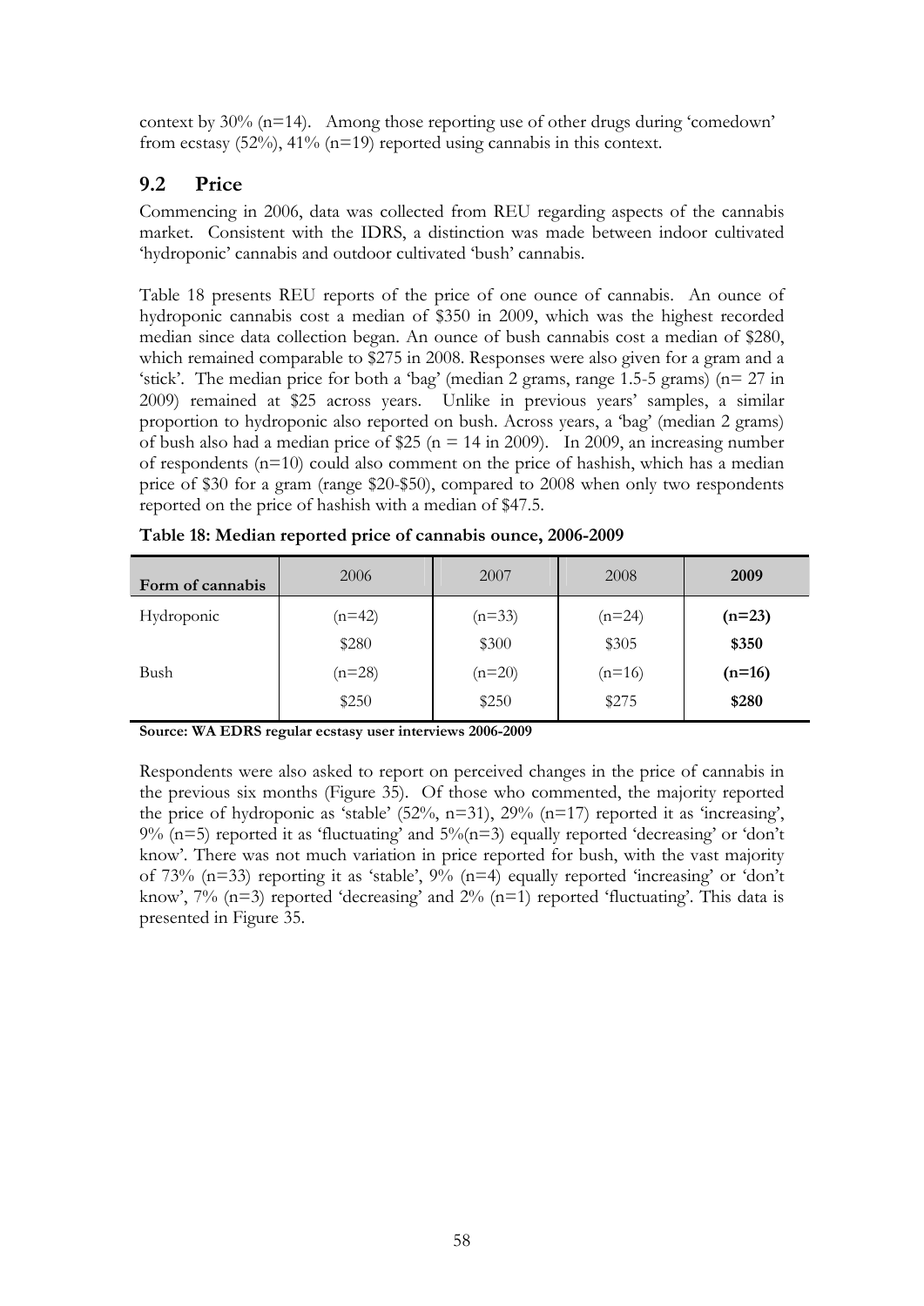context by 30% (n=14). Among those reporting use of other drugs during 'comedown' from ecstasy (52%), 41% (n=19) reported using cannabis in this context.

## 9.2 Price

Commencing in 2006, data was collected from REU regarding aspects of the cannabis market. Consistent with the IDRS, a distinction was made between indoor cultivated 'hydroponic' cannabis and outdoor cultivated 'bush' cannabis.

Table 18 presents REU reports of the price of one ounce of cannabis. An ounce of hydroponic cannabis cost a median of $350 in 2009, which was the highest recorded median since data collection began. An ounce of bush cannabis cost a median of $280, which remained comparable to $275 in 2008. Responses were also given for a gram and a 'stick'. The median price for both a 'bag' (median 2 grams, range 1.5-5 grams) (n= 27 in 2009) remained at $25 across years. Unlike in previous years' samples, a similar proportion to hydroponic also reported on bush. Across years, a 'bag' (median 2 grams) of bush also had a median price of $25 (n = 14 in 2009). In 2009, an increasing number of respondents (n=10) could also comment on the price of hashish, which has a median price of $30 for a gram (range $20-$50), compared to 2008 when only two respondents reported on the price of hashish with a median of $47.5.

**Table 18: Median reported price of cannabis ounce, 2006-2009**

| Form of cannabis | 2006 | 2007 | 2008 | **2009** |
|---|---|---|---|---|
| Hydroponic | (n=42) | (n=33) | (n=24) | **(n=23)** |
| | $280 | $300 | $305 | **$350** |
| Bush | (n=28) | (n=20) | (n=16) | **(n=16)** |
| | $250 | $250 | $275 | **$280** |

**Source: WA EDRS regular ecstasy user interviews 2006-2009**

Respondents were also asked to report on perceived changes in the price of cannabis in the previous six months (Figure 35). Of those who commented, the majority reported the price of hydroponic as 'stable' (52%, n=31), 29% (n=17) reported it as 'increasing', 9% (n=5) reported it as 'fluctuating' and 5%(n=3) equally reported 'decreasing' or 'don't know'. There was not much variation in price reported for bush, with the vast majority of 73% (n=33) reporting it as 'stable', 9% (n=4) equally reported 'increasing' or 'don't know', 7% (n=3) reported 'decreasing' and 2% (n=1) reported 'fluctuating'. This data is presented in Figure 35.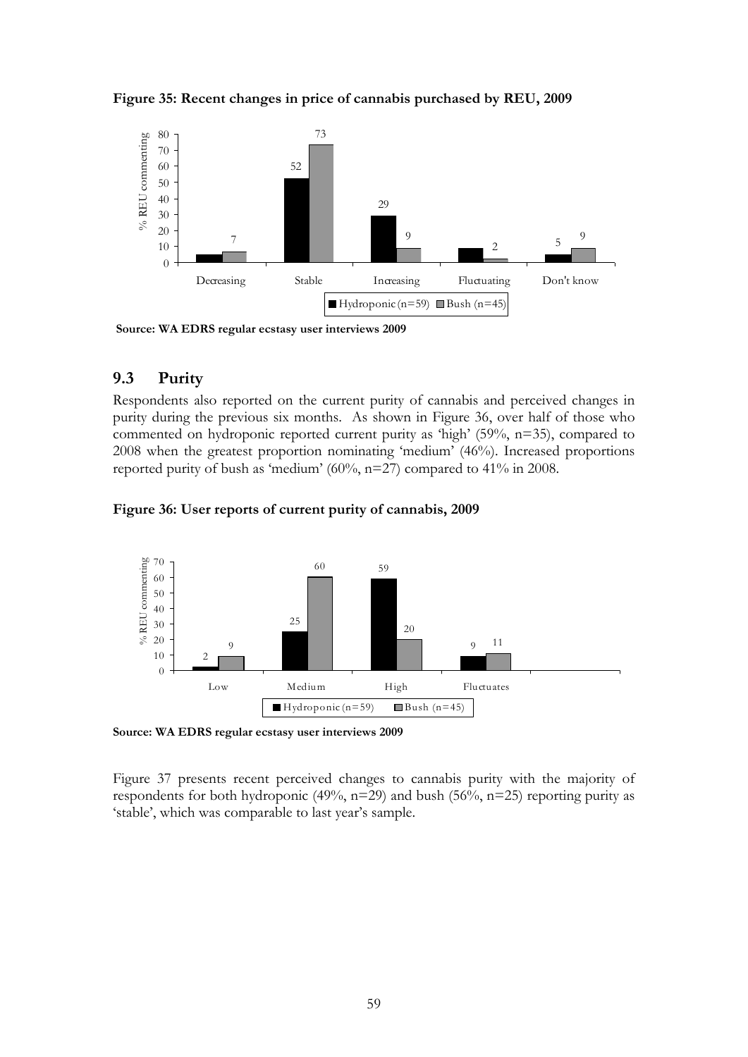**Figure 35: Recent changes in price of cannabis purchased by REU, 2009**

| | Decreasing | Stable | Increasing | Fluctuating | Don't know |
|---|---|---|---|---|---|
| Hydroponic (n=59) | 5 | 52 | 29 | 9 | 5 |
| Bush (n=45) | 7 | 73 | 9 | 2 | 9 |

**Source: WA EDRS regular ecstasy user interviews 2009**

## 9.3 Purity

Respondents also reported on the current purity of cannabis and perceived changes in purity during the previous six months. As shown in Figure 36, over half of those who commented on hydroponic reported current purity as 'high' (59%, n=35), compared to 2008 when the greatest proportion nominating 'medium' (46%). Increased proportions reported purity of bush as 'medium' (60%, n=27) compared to 41% in 2008.

**Figure 36: User reports of current purity of cannabis, 2009**

| | Low | Medium | High | Fluctuates |
|---|---|---|---|---|
| Hydroponic (n=59) | 2 | 25 | 59 | 9 |
| Bush (n=45) | 9 | 60 | 20 | 11 |

**Source: WA EDRS regular ecstasy user interviews 2009**

Figure 37 presents recent perceived changes to cannabis purity with the majority of respondents for both hydroponic (49%, n=29) and bush (56%, n=25) reporting purity as 'stable', which was comparable to last year's sample.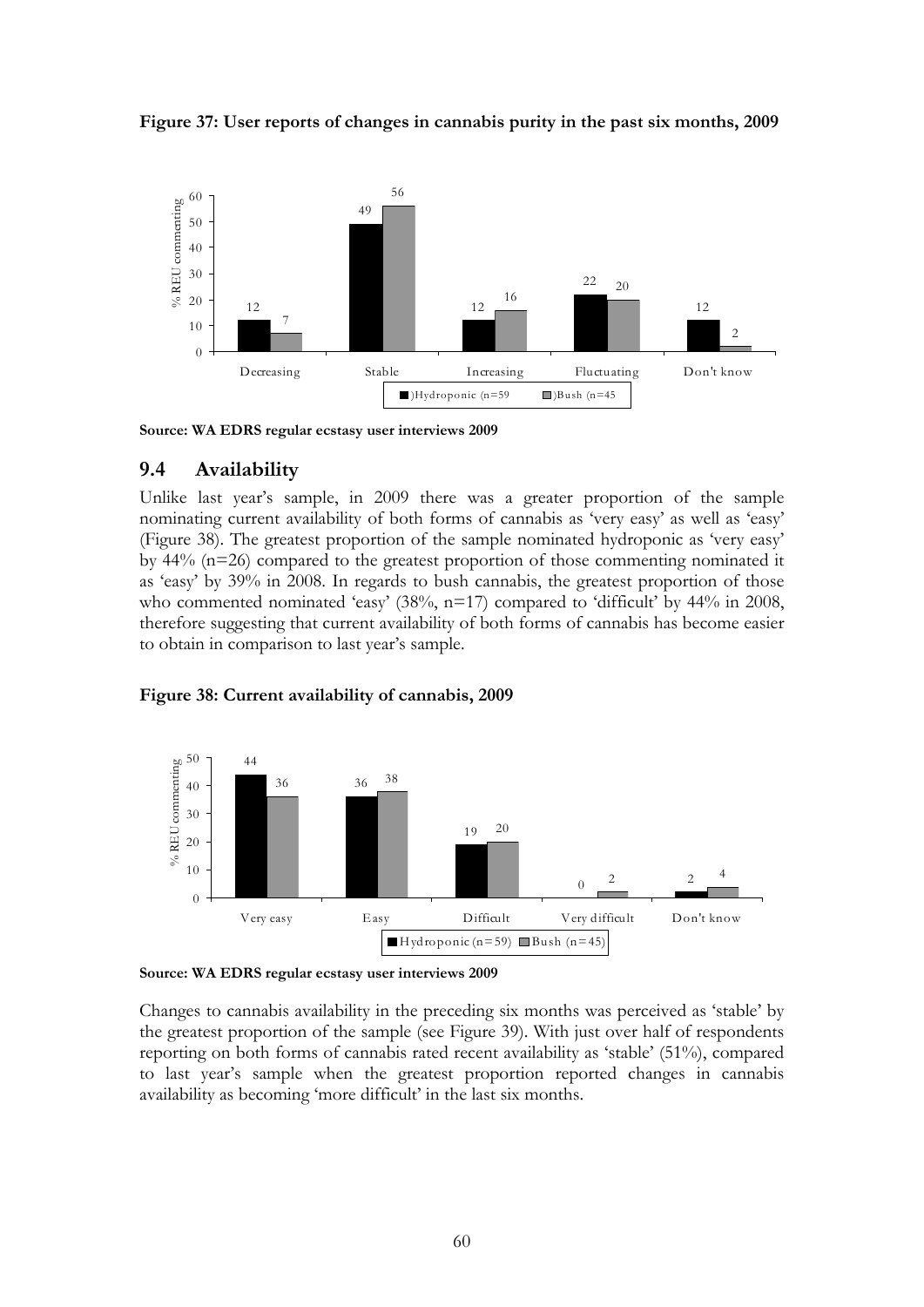**Figure 37: User reports of changes in cannabis purity in the past six months, 2009**

**Source: WA EDRS regular ecstasy user interviews 2009**

## 9.4 Availability

Unlike last year's sample, in 2009 there was a greater proportion of the sample nominating current availability of both forms of cannabis as 'very easy' as well as 'easy' (Figure 38). The greatest proportion of the sample nominated hydroponic as 'very easy' by 44% (n=26) compared to the greatest proportion of those commenting nominated it as 'easy' by 39% in 2008. In regards to bush cannabis, the greatest proportion of those who commented nominated 'easy' (38%, n=17) compared to 'difficult' by 44% in 2008, therefore suggesting that current availability of both forms of cannabis has become easier to obtain in comparison to last year's sample.

**Figure 38: Current availability of cannabis, 2009**

**Source: WA EDRS regular ecstasy user interviews 2009**

Changes to cannabis availability in the preceding six months was perceived as 'stable' by the greatest proportion of the sample (see Figure 39). With just over half of respondents reporting on both forms of cannabis rated recent availability as 'stable' (51%), compared to last year's sample when the greatest proportion reported changes in cannabis availability as becoming 'more difficult' in the last six months.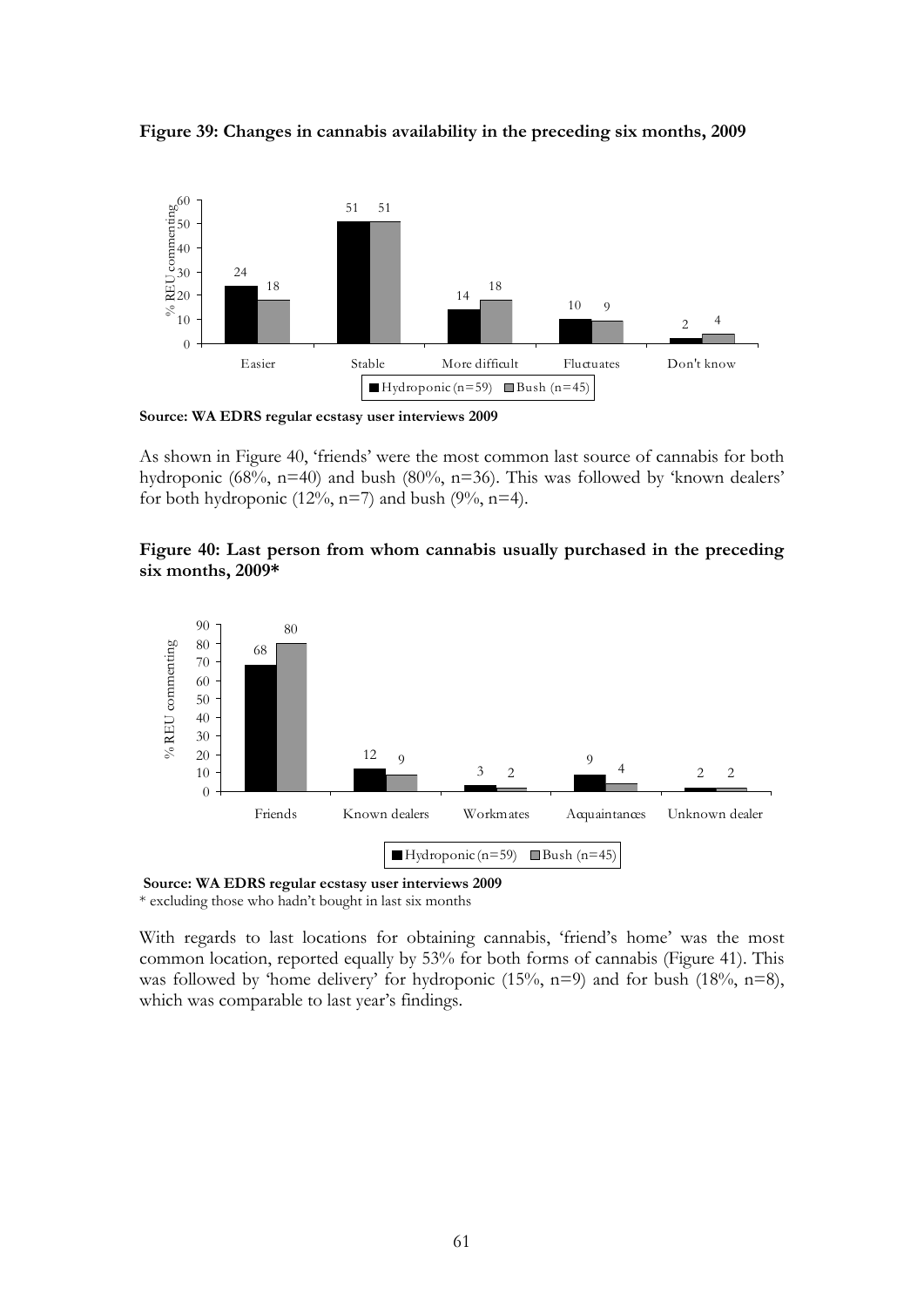**Figure 39: Changes in cannabis availability in the preceding six months, 2009**

| % REU commenting | Easier | Stable | More difficult | Fluctuates | Don't know |
|---|---|---|---|---|---|
| Hydroponic (n=59) | 24 | 51 | 14 | 10 | 2 |
| Bush (n=45) | 18 | 51 | 18 | 9 | 4 |

**Source: WA EDRS regular ecstasy user interviews 2009**

As shown in Figure 40, 'friends' were the most common last source of cannabis for both hydroponic (68%, n=40) and bush (80%, n=36). This was followed by 'known dealers' for both hydroponic (12%, n=7) and bush (9%, n=4).

**Figure 40: Last person from whom cannabis usually purchased in the preceding six months, 2009***

| % REU commenting | Friends | Known dealers | Workmates | Acquaintances | Unknown dealer |
|---|---|---|---|---|---|
| Hydroponic (n=59) | 68 | 12 | 3 | 9 | 2 |
| Bush (n=45) | 80 | 9 | 2 | 4 | 2 |

**Source: WA EDRS regular ecstasy user interviews 2009**
\* excluding those who hadn't bought in last six months

With regards to last locations for obtaining cannabis, 'friend's home' was the most common location, reported equally by 53% for both forms of cannabis (Figure 41). This was followed by 'home delivery' for hydroponic (15%, n=9) and for bush (18%, n=8), which was comparable to last year's findings.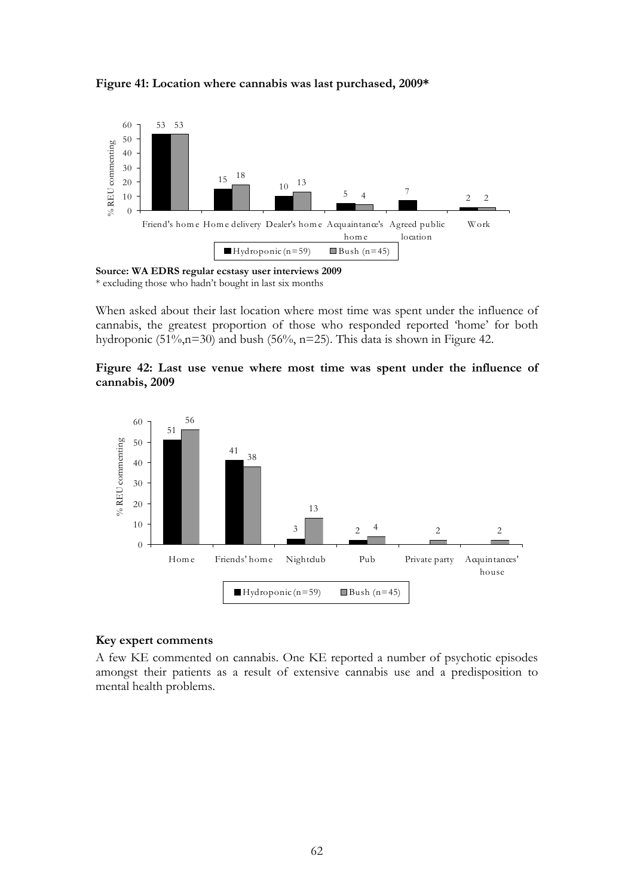**Figure 41: Location where cannabis was last purchased, 2009***

| Location | Hydroponic (n=59) | Bush (n=45) |
|---|---|---|
| Friend's home | 53 | 53 |
| Home delivery | 15 | 18 |
| Dealer's home | 10 | 13 |
| Acquaintance's home | 5 | 4 |
| Agreed public location | 7 | |
| Work | 2 | 2 |

**Source: WA EDRS regular ecstasy user interviews 2009**
* excluding those who hadn't bought in last six months

When asked about their last location where most time was spent under the influence of cannabis, the greatest proportion of those who responded reported 'home' for both hydroponic (51%,n=30) and bush (56%, n=25). This data is shown in Figure 42.

**Figure 42: Last use venue where most time was spent under the influence of cannabis, 2009**

| Venue | Hydroponic (n=59) | Bush (n=45) |
|---|---|---|
| Home | 51 | 56 |
| Friends' home | 41 | 38 |
| Nightclub | 3 | 13 |
| Pub | 2 | 4 |
| Private party | | 2 |
| Acquintances' house | | 2 |

### Key expert comments

A few KE commented on cannabis. One KE reported a number of psychotic episodes amongst their patients as a result of extensive cannabis use and a predisposition to mental health problems.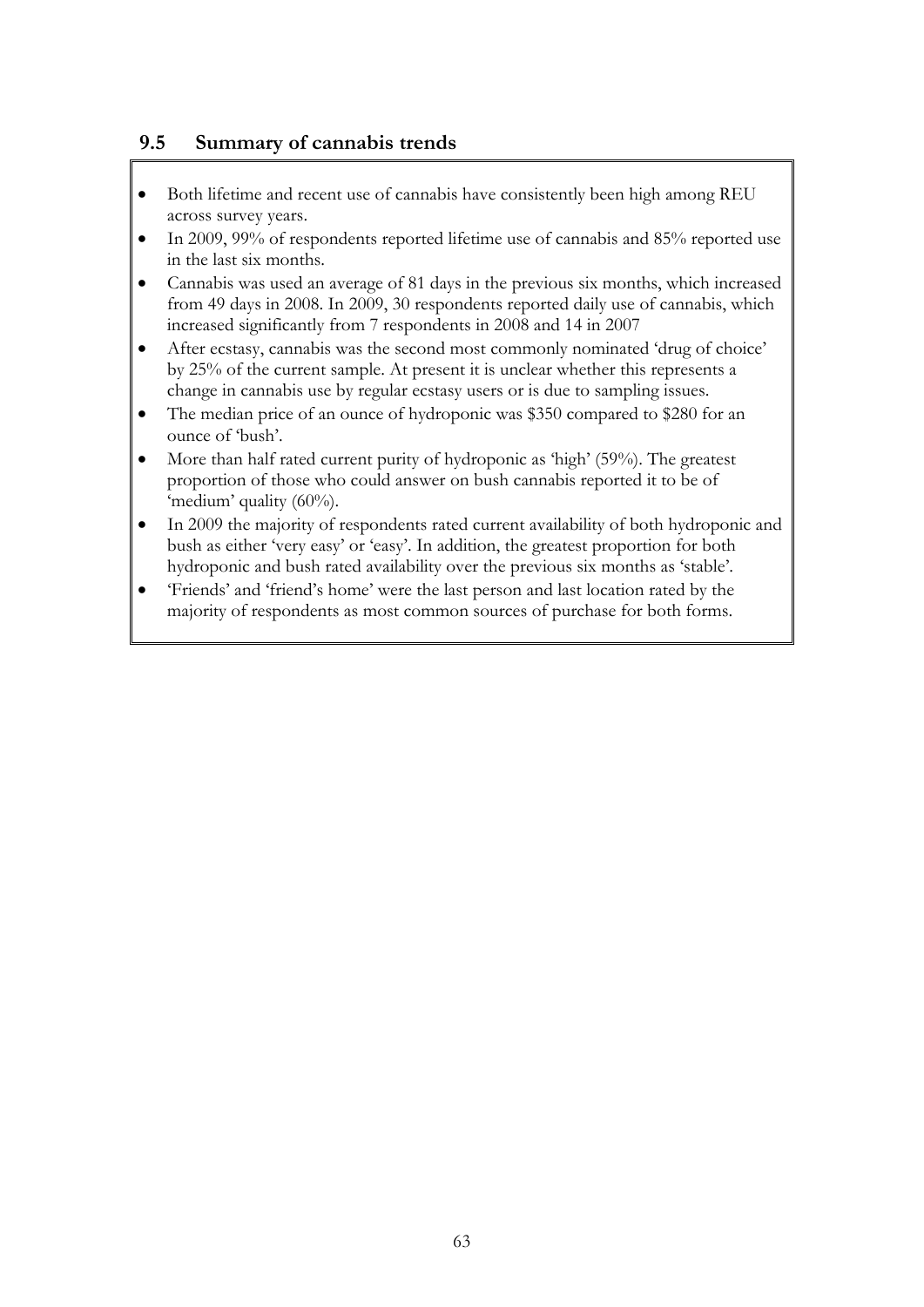## 9.5 Summary of cannabis trends

- Both lifetime and recent use of cannabis have consistently been high among REU across survey years.
- In 2009, 99% of respondents reported lifetime use of cannabis and 85% reported use in the last six months.
- Cannabis was used an average of 81 days in the previous six months, which increased from 49 days in 2008. In 2009, 30 respondents reported daily use of cannabis, which increased significantly from 7 respondents in 2008 and 14 in 2007
- After ecstasy, cannabis was the second most commonly nominated 'drug of choice' by 25% of the current sample. At present it is unclear whether this represents a change in cannabis use by regular ecstasy users or is due to sampling issues.
- The median price of an ounce of hydroponic was $350 compared to $280 for an ounce of 'bush'.
- More than half rated current purity of hydroponic as 'high' (59%). The greatest proportion of those who could answer on bush cannabis reported it to be of 'medium' quality (60%).
- In 2009 the majority of respondents rated current availability of both hydroponic and bush as either 'very easy' or 'easy'. In addition, the greatest proportion for both hydroponic and bush rated availability over the previous six months as 'stable'.
- 'Friends' and 'friend's home' were the last person and last location rated by the majority of respondents as most common sources of purchase for both forms.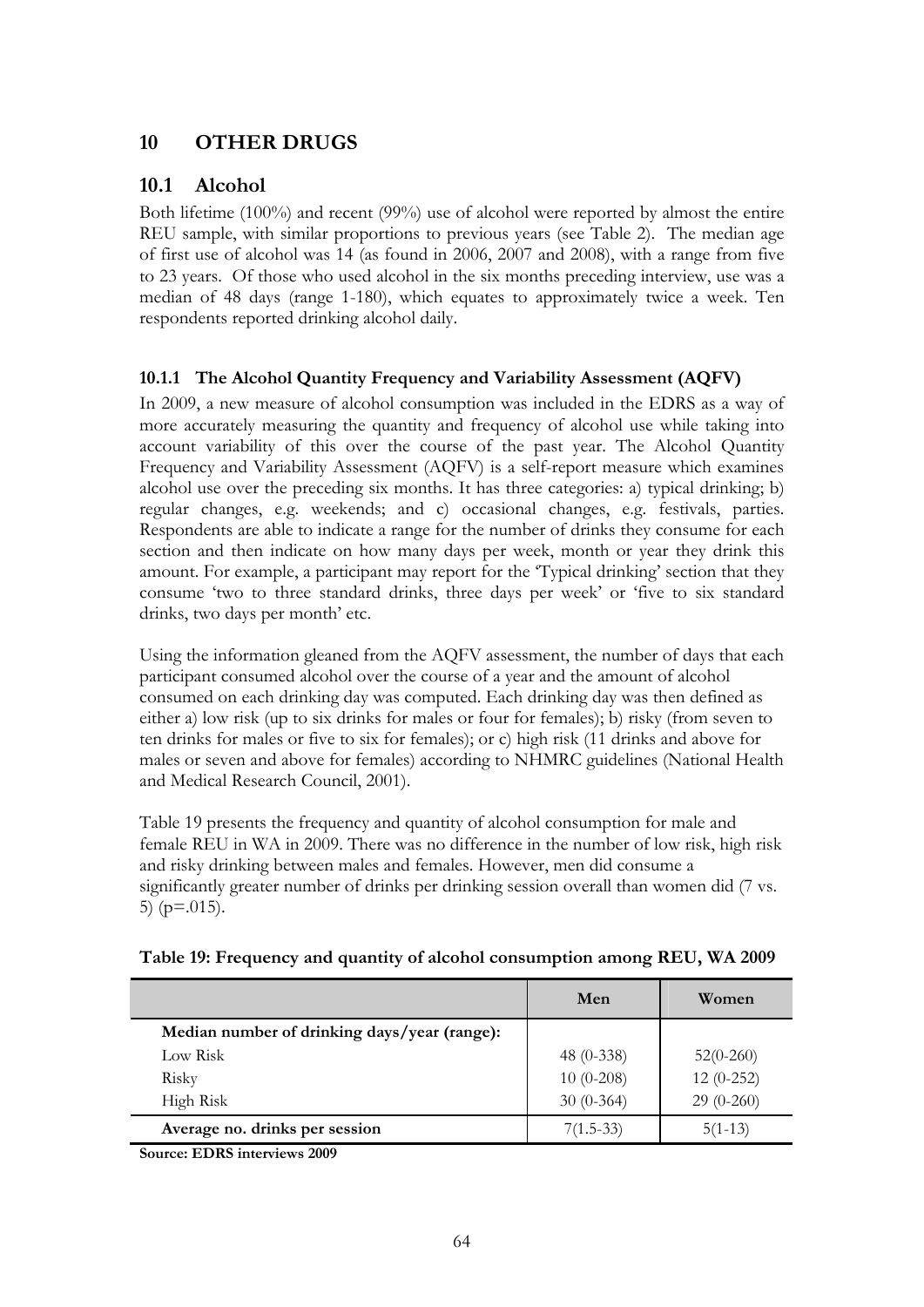# 10 OTHER DRUGS

## 10.1 Alcohol

Both lifetime (100%) and recent (99%) use of alcohol were reported by almost the entire REU sample, with similar proportions to previous years (see Table 2). The median age of first use of alcohol was 14 (as found in 2006, 2007 and 2008), with a range from five to 23 years. Of those who used alcohol in the six months preceding interview, use was a median of 48 days (range 1-180), which equates to approximately twice a week. Ten respondents reported drinking alcohol daily.

### 10.1.1 The Alcohol Quantity Frequency and Variability Assessment (AQFV)

In 2009, a new measure of alcohol consumption was included in the EDRS as a way of more accurately measuring the quantity and frequency of alcohol use while taking into account variability of this over the course of the past year. The Alcohol Quantity Frequency and Variability Assessment (AQFV) is a self-report measure which examines alcohol use over the preceding six months. It has three categories: a) typical drinking; b) regular changes, e.g. weekends; and c) occasional changes, e.g. festivals, parties. Respondents are able to indicate a range for the number of drinks they consume for each section and then indicate on how many days per week, month or year they drink this amount. For example, a participant may report for the 'Typical drinking' section that they consume 'two to three standard drinks, three days per week' or 'five to six standard drinks, two days per month' etc.

Using the information gleaned from the AQFV assessment, the number of days that each participant consumed alcohol over the course of a year and the amount of alcohol consumed on each drinking day was computed. Each drinking day was then defined as either a) low risk (up to six drinks for males or four for females); b) risky (from seven to ten drinks for males or five to six for females); or c) high risk (11 drinks and above for males or seven and above for females) according to NHMRC guidelines (National Health and Medical Research Council, 2001).

Table 19 presents the frequency and quantity of alcohol consumption for male and female REU in WA in 2009. There was no difference in the number of low risk, high risk and risky drinking between males and females. However, men did consume a significantly greater number of drinks per drinking session overall than women did (7 vs. 5) ($p=.015$).

**Table 19: Frequency and quantity of alcohol consumption among REU, WA 2009**

| | Men | Women |
|---|---|---|
| **Median number of drinking days/year (range):** | | |
| Low Risk | 48 (0-338) | 52(0-260) |
| Risky | 10 (0-208) | 12 (0-252) |
| High Risk | 30 (0-364) | 29 (0-260) |
| **Average no. drinks per session** | 7(1.5-33) | 5(1-13) |

**Source: EDRS interviews 2009**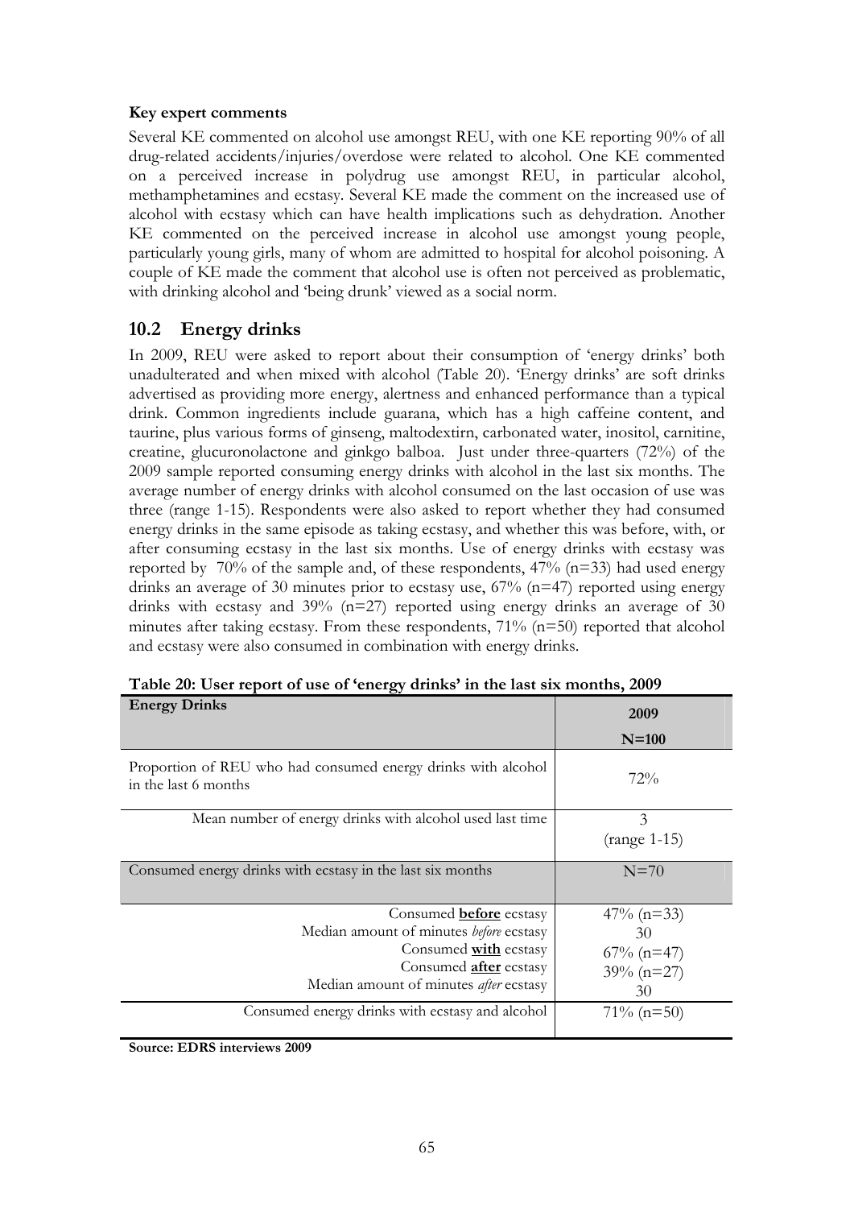**Key expert comments**

Several KE commented on alcohol use amongst REU, with one KE reporting 90% of all drug-related accidents/injuries/overdose were related to alcohol. One KE commented on a perceived increase in polydrug use amongst REU, in particular alcohol, methamphetamines and ecstasy. Several KE made the comment on the increased use of alcohol with ecstasy which can have health implications such as dehydration. Another KE commented on the perceived increase in alcohol use amongst young people, particularly young girls, many of whom are admitted to hospital for alcohol poisoning. A couple of KE made the comment that alcohol use is often not perceived as problematic, with drinking alcohol and 'being drunk' viewed as a social norm.

## 10.2 Energy drinks

In 2009, REU were asked to report about their consumption of 'energy drinks' both unadulterated and when mixed with alcohol (Table 20). 'Energy drinks' are soft drinks advertised as providing more energy, alertness and enhanced performance than a typical drink. Common ingredients include guarana, which has a high caffeine content, and taurine, plus various forms of ginseng, maltodextirn, carbonated water, inositol, carnitine, creatine, glucuronolactone and ginkgo balboa. Just under three-quarters (72%) of the 2009 sample reported consuming energy drinks with alcohol in the last six months. The average number of energy drinks with alcohol consumed on the last occasion of use was three (range 1-15). Respondents were also asked to report whether they had consumed energy drinks in the same episode as taking ecstasy, and whether this was before, with, or after consuming ecstasy in the last six months. Use of energy drinks with ecstasy was reported by 70% of the sample and, of these respondents, 47% (n=33) had used energy drinks an average of 30 minutes prior to ecstasy use, 67% (n=47) reported using energy drinks with ecstasy and 39% (n=27) reported using energy drinks an average of 30 minutes after taking ecstasy. From these respondents, 71% (n=50) reported that alcohol and ecstasy were also consumed in combination with energy drinks.

**Table 20: User report of use of 'energy drinks' in the last six months, 2009**

| Energy Drinks | 2009<br>N=100 |
|---|---|
| Proportion of REU who had consumed energy drinks with alcohol in the last 6 months | 72% |
| Mean number of energy drinks with alcohol used last time | 3<br>(range 1-15) |
| Consumed energy drinks with ecstasy in the last six months | N=70 |
| Consumed **before** ecstasy | 47% (n=33) |
| Median amount of minutes *before* ecstasy | 30 |
| Consumed **with** ecstasy | 67% (n=47) |
| Consumed **after** ecstasy | 39% (n=27) |
| Median amount of minutes *after* ecstasy | 30 |
| Consumed energy drinks with ecstasy and alcohol | 71% (n=50) |

**Source: EDRS interviews 2009**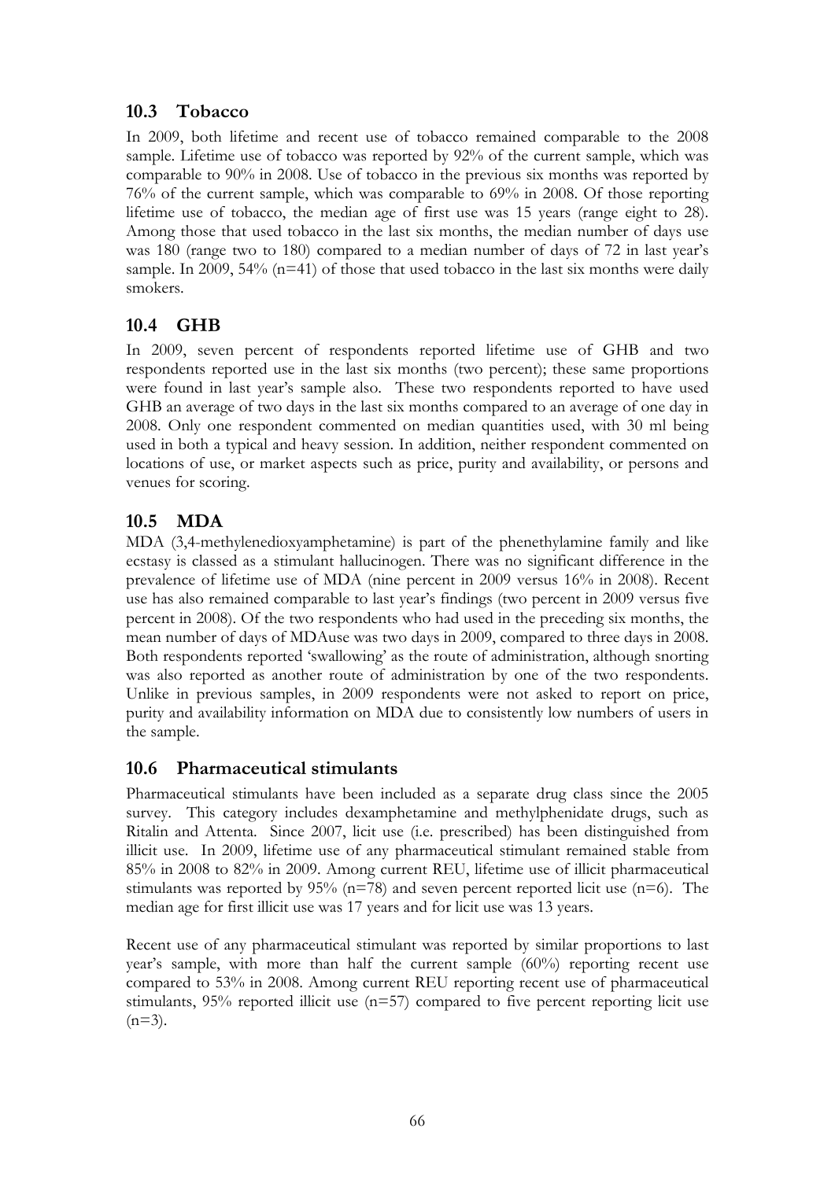## 10.3 Tobacco

In 2009, both lifetime and recent use of tobacco remained comparable to the 2008 sample. Lifetime use of tobacco was reported by 92% of the current sample, which was comparable to 90% in 2008. Use of tobacco in the previous six months was reported by 76% of the current sample, which was comparable to 69% in 2008. Of those reporting lifetime use of tobacco, the median age of first use was 15 years (range eight to 28). Among those that used tobacco in the last six months, the median number of days use was 180 (range two to 180) compared to a median number of days of 72 in last year's sample. In 2009, 54% (n=41) of those that used tobacco in the last six months were daily smokers.

## 10.4 GHB

In 2009, seven percent of respondents reported lifetime use of GHB and two respondents reported use in the last six months (two percent); these same proportions were found in last year's sample also. These two respondents reported to have used GHB an average of two days in the last six months compared to an average of one day in 2008. Only one respondent commented on median quantities used, with 30 ml being used in both a typical and heavy session. In addition, neither respondent commented on locations of use, or market aspects such as price, purity and availability, or persons and venues for scoring.

## 10.5 MDA

MDA (3,4-methylenedioxyamphetamine) is part of the phenethylamine family and like ecstasy is classed as a stimulant hallucinogen. There was no significant difference in the prevalence of lifetime use of MDA (nine percent in 2009 versus 16% in 2008). Recent use has also remained comparable to last year's findings (two percent in 2009 versus five percent in 2008). Of the two respondents who had used in the preceding six months, the mean number of days of MDAuse was two days in 2009, compared to three days in 2008. Both respondents reported 'swallowing' as the route of administration, although snorting was also reported as another route of administration by one of the two respondents. Unlike in previous samples, in 2009 respondents were not asked to report on price, purity and availability information on MDA due to consistently low numbers of users in the sample.

## 10.6 Pharmaceutical stimulants

Pharmaceutical stimulants have been included as a separate drug class since the 2005 survey. This category includes dexamphetamine and methylphenidate drugs, such as Ritalin and Attenta. Since 2007, licit use (i.e. prescribed) has been distinguished from illicit use. In 2009, lifetime use of any pharmaceutical stimulant remained stable from 85% in 2008 to 82% in 2009. Among current REU, lifetime use of illicit pharmaceutical stimulants was reported by 95% (n=78) and seven percent reported licit use (n=6). The median age for first illicit use was 17 years and for licit use was 13 years.

Recent use of any pharmaceutical stimulant was reported by similar proportions to last year's sample, with more than half the current sample (60%) reporting recent use compared to 53% in 2008. Among current REU reporting recent use of pharmaceutical stimulants, 95% reported illicit use (n=57) compared to five percent reporting licit use (n=3).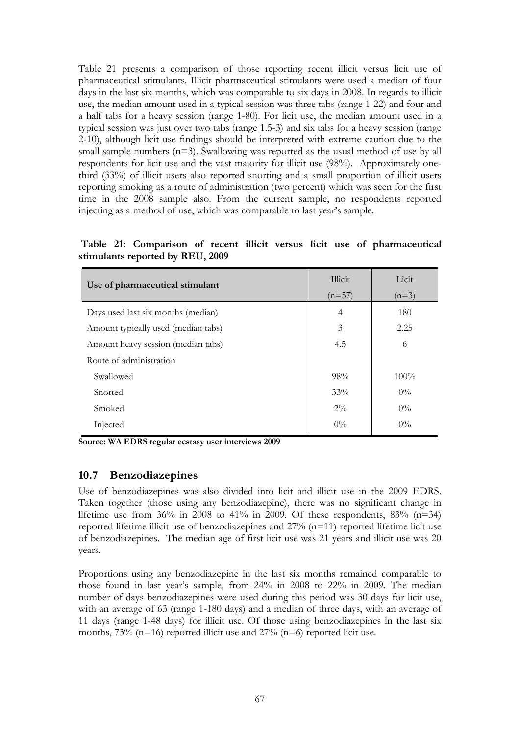Table 21 presents a comparison of those reporting recent illicit versus licit use of pharmaceutical stimulants. Illicit pharmaceutical stimulants were used a median of four days in the last six months, which was comparable to six days in 2008. In regards to illicit use, the median amount used in a typical session was three tabs (range 1-22) and four and a half tabs for a heavy session (range 1-80). For licit use, the median amount used in a typical session was just over two tabs (range 1.5-3) and six tabs for a heavy session (range 2-10), although licit use findings should be interpreted with extreme caution due to the small sample numbers (n=3). Swallowing was reported as the usual method of use by all respondents for licit use and the vast majority for illicit use (98%). Approximately one-third (33%) of illicit users also reported snorting and a small proportion of illicit users reporting smoking as a route of administration (two percent) which was seen for the first time in the 2008 sample also. From the current sample, no respondents reported injecting as a method of use, which was comparable to last year's sample.

**Table 21: Comparison of recent illicit versus licit use of pharmaceutical stimulants reported by REU, 2009**

| Use of pharmaceutical stimulant | Illicit (n=57) | Licit (n=3) |
|---|---|---|
| Days used last six months (median) | 4 | 180 |
| Amount typically used (median tabs) | 3 | 2.25 |
| Amount heavy session (median tabs) | 4.5 | 6 |
| Route of administration | | |
| Swallowed | 98% | 100% |
| Snorted | 33% | 0% |
| Smoked | 2% | 0% |
| Injected | 0% | 0% |

**Source: WA EDRS regular ecstasy user interviews 2009**

## 10.7 Benzodiazepines

Use of benzodiazepines was also divided into licit and illicit use in the 2009 EDRS. Taken together (those using any benzodiazepine), there was no significant change in lifetime use from 36% in 2008 to 41% in 2009. Of these respondents, 83% (n=34) reported lifetime illicit use of benzodiazepines and 27% (n=11) reported lifetime licit use of benzodiazepines. The median age of first licit use was 21 years and illicit use was 20 years.

Proportions using any benzodiazepine in the last six months remained comparable to those found in last year's sample, from 24% in 2008 to 22% in 2009. The median number of days benzodiazepines were used during this period was 30 days for licit use, with an average of 63 (range 1-180 days) and a median of three days, with an average of 11 days (range 1-48 days) for illicit use. Of those using benzodiazepines in the last six months, 73% (n=16) reported illicit use and 27% (n=6) reported licit use.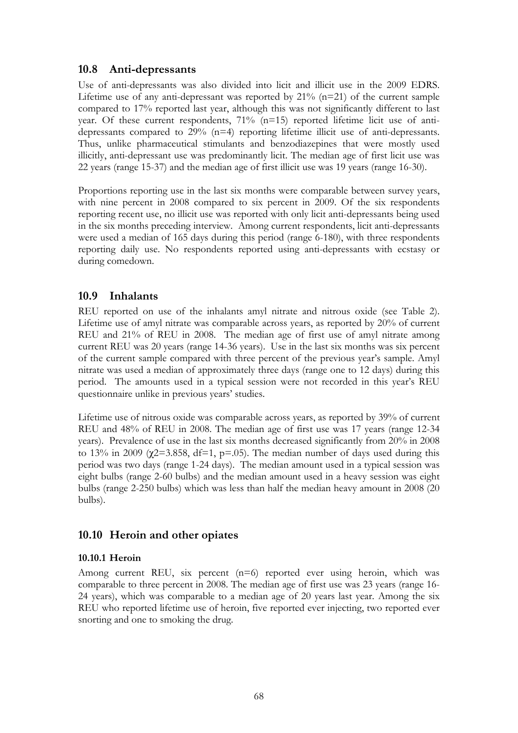## 10.8 Anti-depressants

Use of anti-depressants was also divided into licit and illicit use in the 2009 EDRS. Lifetime use of any anti-depressant was reported by 21% (n=21) of the current sample compared to 17% reported last year, although this was not significantly different to last year. Of these current respondents, 71% (n=15) reported lifetime licit use of anti-depressants compared to 29% (n=4) reporting lifetime illicit use of anti-depressants. Thus, unlike pharmaceutical stimulants and benzodiazepines that were mostly used illicitly, anti-depressant use was predominantly licit. The median age of first licit use was 22 years (range 15-37) and the median age of first illicit use was 19 years (range 16-30).

Proportions reporting use in the last six months were comparable between survey years, with nine percent in 2008 compared to six percent in 2009. Of the six respondents reporting recent use, no illicit use was reported with only licit anti-depressants being used in the six months preceding interview. Among current respondents, licit anti-depressants were used a median of 165 days during this period (range 6-180), with three respondents reporting daily use. No respondents reported using anti-depressants with ecstasy or during comedown.

## 10.9 Inhalants

REU reported on use of the inhalants amyl nitrate and nitrous oxide (see Table 2). Lifetime use of amyl nitrate was comparable across years, as reported by 20% of current REU and 21% of REU in 2008. The median age of first use of amyl nitrate among current REU was 20 years (range 14-36 years). Use in the last six months was six percent of the current sample compared with three percent of the previous year's sample. Amyl nitrate was used a median of approximately three days (range one to 12 days) during this period. The amounts used in a typical session were not recorded in this year's REU questionnaire unlike in previous years' studies.

Lifetime use of nitrous oxide was comparable across years, as reported by 39% of current REU and 48% of REU in 2008. The median age of first use was 17 years (range 12-34 years). Prevalence of use in the last six months decreased significantly from 20% in 2008 to 13% in 2009 ($\chi 2=3.858$, df=1, p=.05). The median number of days used during this period was two days (range 1-24 days). The median amount used in a typical session was eight bulbs (range 2-60 bulbs) and the median amount used in a heavy session was eight bulbs (range 2-250 bulbs) which was less than half the median heavy amount in 2008 (20 bulbs).

## 10.10 Heroin and other opiates

### 10.10.1 Heroin

Among current REU, six percent (n=6) reported ever using heroin, which was comparable to three percent in 2008. The median age of first use was 23 years (range 16-24 years), which was comparable to a median age of 20 years last year. Among the six REU who reported lifetime use of heroin, five reported ever injecting, two reported ever snorting and one to smoking the drug.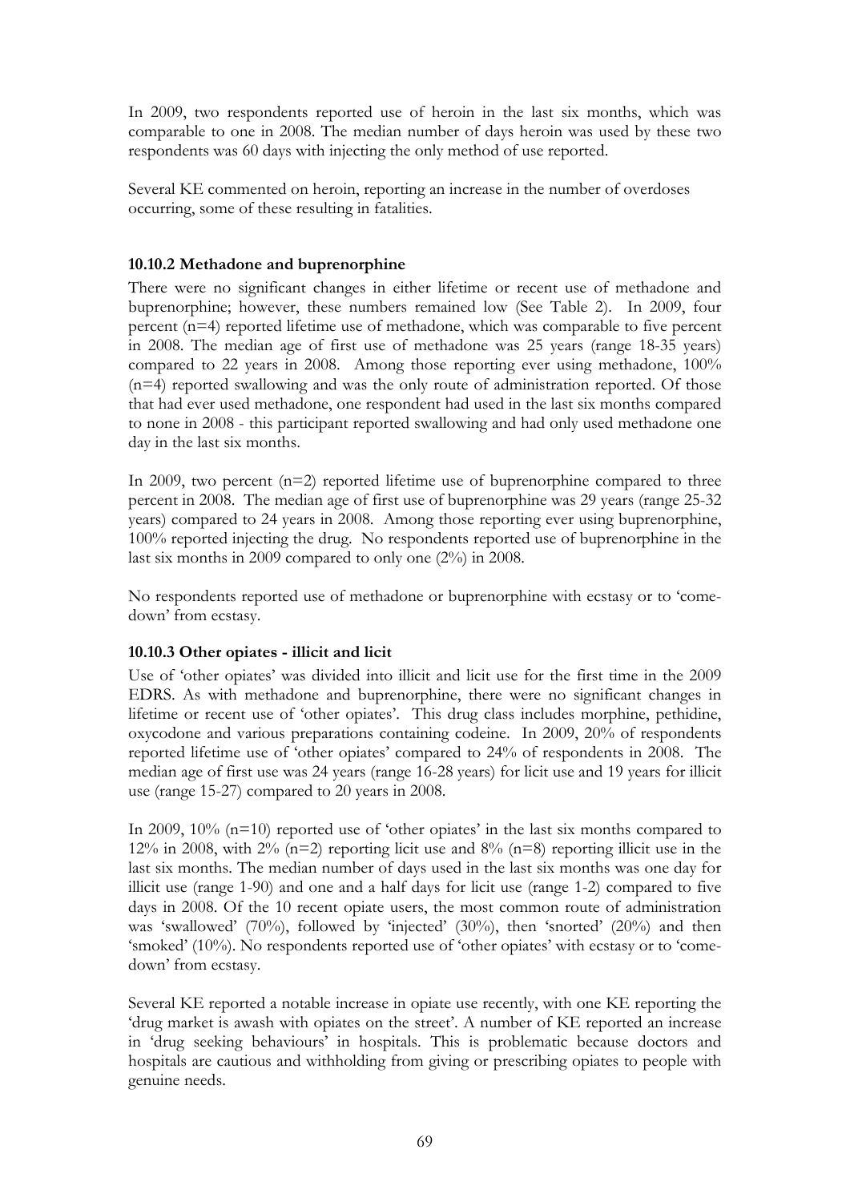In 2009, two respondents reported use of heroin in the last six months, which was comparable to one in 2008. The median number of days heroin was used by these two respondents was 60 days with injecting the only method of use reported.

Several KE commented on heroin, reporting an increase in the number of overdoses occurring, some of these resulting in fatalities.

### 10.10.2 Methadone and buprenorphine

There were no significant changes in either lifetime or recent use of methadone and buprenorphine; however, these numbers remained low (See Table 2). In 2009, four percent (n=4) reported lifetime use of methadone, which was comparable to five percent in 2008. The median age of first use of methadone was 25 years (range 18-35 years) compared to 22 years in 2008. Among those reporting ever using methadone, 100% (n=4) reported swallowing and was the only route of administration reported. Of those that had ever used methadone, one respondent had used in the last six months compared to none in 2008 - this participant reported swallowing and had only used methadone one day in the last six months.

In 2009, two percent (n=2) reported lifetime use of buprenorphine compared to three percent in 2008. The median age of first use of buprenorphine was 29 years (range 25-32 years) compared to 24 years in 2008. Among those reporting ever using buprenorphine, 100% reported injecting the drug. No respondents reported use of buprenorphine in the last six months in 2009 compared to only one (2%) in 2008.

No respondents reported use of methadone or buprenorphine with ecstasy or to 'come-down' from ecstasy.

### 10.10.3 Other opiates - illicit and licit

Use of 'other opiates' was divided into illicit and licit use for the first time in the 2009 EDRS. As with methadone and buprenorphine, there were no significant changes in lifetime or recent use of 'other opiates'. This drug class includes morphine, pethidine, oxycodone and various preparations containing codeine. In 2009, 20% of respondents reported lifetime use of 'other opiates' compared to 24% of respondents in 2008. The median age of first use was 24 years (range 16-28 years) for licit use and 19 years for illicit use (range 15-27) compared to 20 years in 2008.

In 2009, 10% (n=10) reported use of 'other opiates' in the last six months compared to 12% in 2008, with 2% (n=2) reporting licit use and 8% (n=8) reporting illicit use in the last six months. The median number of days used in the last six months was one day for illicit use (range 1-90) and one and a half days for licit use (range 1-2) compared to five days in 2008. Of the 10 recent opiate users, the most common route of administration was 'swallowed' (70%), followed by 'injected' (30%), then 'snorted' (20%) and then 'smoked' (10%). No respondents reported use of 'other opiates' with ecstasy or to 'come-down' from ecstasy.

Several KE reported a notable increase in opiate use recently, with one KE reporting the 'drug market is awash with opiates on the street'. A number of KE reported an increase in 'drug seeking behaviours' in hospitals. This is problematic because doctors and hospitals are cautious and withholding from giving or prescribing opiates to people with genuine needs.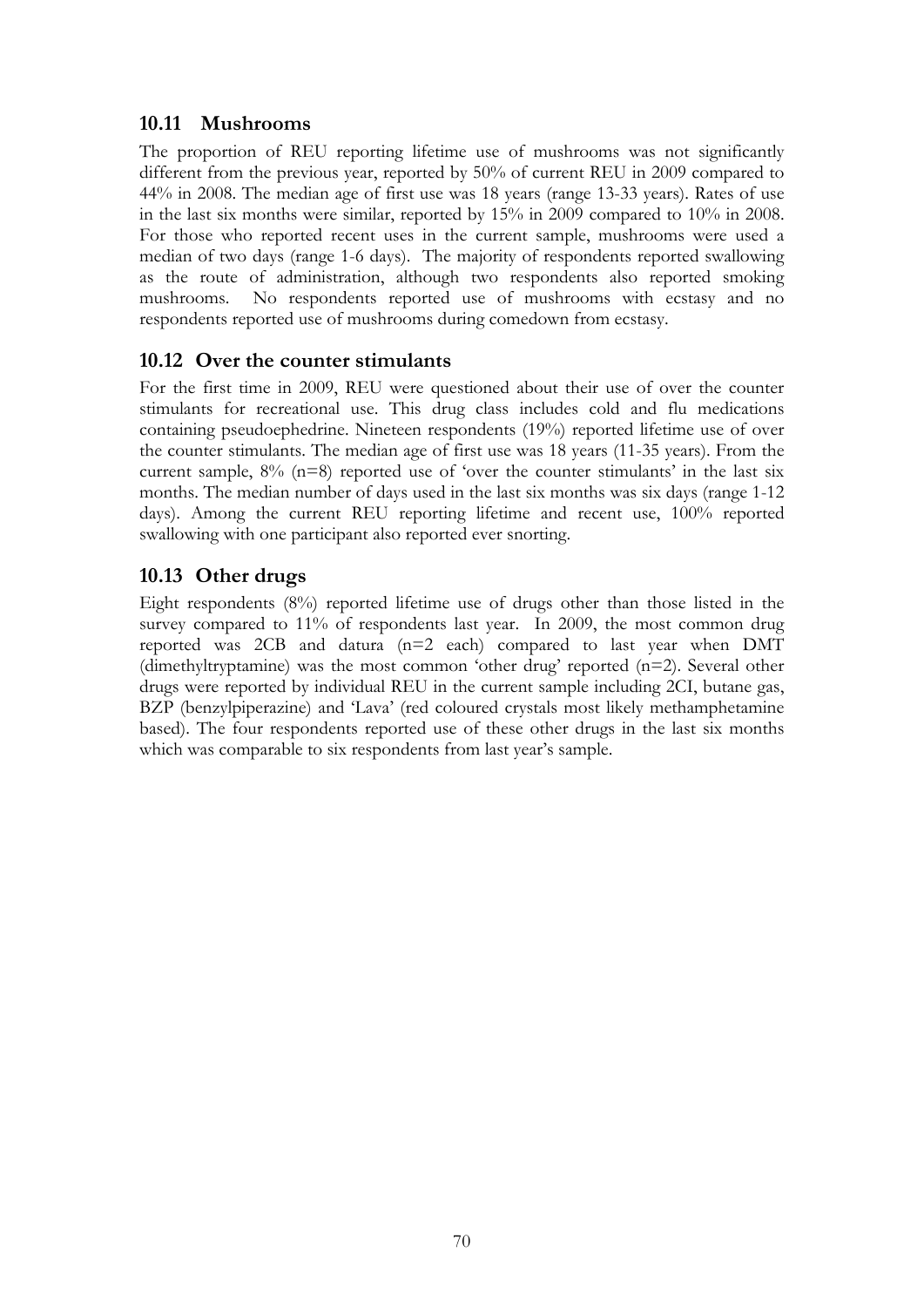## 10.11 Mushrooms

The proportion of REU reporting lifetime use of mushrooms was not significantly different from the previous year, reported by 50% of current REU in 2009 compared to 44% in 2008. The median age of first use was 18 years (range 13-33 years). Rates of use in the last six months were similar, reported by 15% in 2009 compared to 10% in 2008. For those who reported recent uses in the current sample, mushrooms were used a median of two days (range 1-6 days). The majority of respondents reported swallowing as the route of administration, although two respondents also reported smoking mushrooms. No respondents reported use of mushrooms with ecstasy and no respondents reported use of mushrooms during comedown from ecstasy.

## 10.12 Over the counter stimulants

For the first time in 2009, REU were questioned about their use of over the counter stimulants for recreational use. This drug class includes cold and flu medications containing pseudoephedrine. Nineteen respondents (19%) reported lifetime use of over the counter stimulants. The median age of first use was 18 years (11-35 years). From the current sample, 8% (n=8) reported use of 'over the counter stimulants' in the last six months. The median number of days used in the last six months was six days (range 1-12 days). Among the current REU reporting lifetime and recent use, 100% reported swallowing with one participant also reported ever snorting.

## 10.13 Other drugs

Eight respondents (8%) reported lifetime use of drugs other than those listed in the survey compared to 11% of respondents last year. In 2009, the most common drug reported was 2CB and datura (n=2 each) compared to last year when DMT (dimethyltryptamine) was the most common 'other drug' reported (n=2). Several other drugs were reported by individual REU in the current sample including 2CI, butane gas, BZP (benzylpiperazine) and 'Lava' (red coloured crystals most likely methamphetamine based). The four respondents reported use of these other drugs in the last six months which was comparable to six respondents from last year's sample.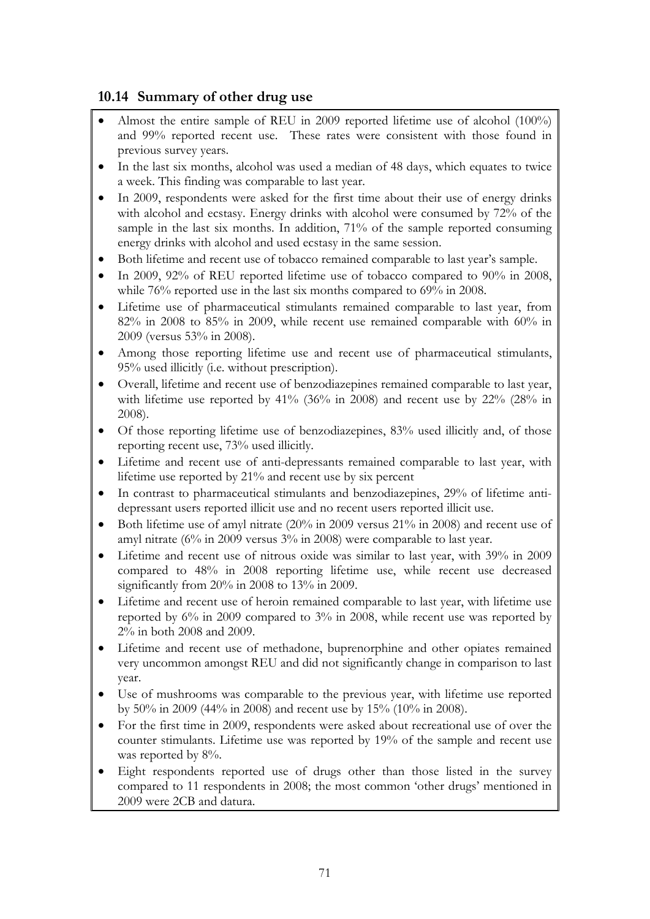## 10.14 Summary of other drug use

- Almost the entire sample of REU in 2009 reported lifetime use of alcohol (100%) and 99% reported recent use. These rates were consistent with those found in previous survey years.
- In the last six months, alcohol was used a median of 48 days, which equates to twice a week. This finding was comparable to last year.
- In 2009, respondents were asked for the first time about their use of energy drinks with alcohol and ecstasy. Energy drinks with alcohol were consumed by 72% of the sample in the last six months. In addition, 71% of the sample reported consuming energy drinks with alcohol and used ecstasy in the same session.
- Both lifetime and recent use of tobacco remained comparable to last year's sample.
- In 2009, 92% of REU reported lifetime use of tobacco compared to 90% in 2008, while 76% reported use in the last six months compared to 69% in 2008.
- Lifetime use of pharmaceutical stimulants remained comparable to last year, from 82% in 2008 to 85% in 2009, while recent use remained comparable with 60% in 2009 (versus 53% in 2008).
- Among those reporting lifetime use and recent use of pharmaceutical stimulants, 95% used illicitly (i.e. without prescription).
- Overall, lifetime and recent use of benzodiazepines remained comparable to last year, with lifetime use reported by 41% (36% in 2008) and recent use by 22% (28% in 2008).
- Of those reporting lifetime use of benzodiazepines, 83% used illicitly and, of those reporting recent use, 73% used illicitly.
- Lifetime and recent use of anti-depressants remained comparable to last year, with lifetime use reported by 21% and recent use by six percent
- In contrast to pharmaceutical stimulants and benzodiazepines, 29% of lifetime anti-depressant users reported illicit use and no recent users reported illicit use.
- Both lifetime use of amyl nitrate (20% in 2009 versus 21% in 2008) and recent use of amyl nitrate (6% in 2009 versus 3% in 2008) were comparable to last year.
- Lifetime and recent use of nitrous oxide was similar to last year, with 39% in 2009 compared to 48% in 2008 reporting lifetime use, while recent use decreased significantly from 20% in 2008 to 13% in 2009.
- Lifetime and recent use of heroin remained comparable to last year, with lifetime use reported by 6% in 2009 compared to 3% in 2008, while recent use was reported by 2% in both 2008 and 2009.
- Lifetime and recent use of methadone, buprenorphine and other opiates remained very uncommon amongst REU and did not significantly change in comparison to last year.
- Use of mushrooms was comparable to the previous year, with lifetime use reported by 50% in 2009 (44% in 2008) and recent use by 15% (10% in 2008).
- For the first time in 2009, respondents were asked about recreational use of over the counter stimulants. Lifetime use was reported by 19% of the sample and recent use was reported by 8%.
- Eight respondents reported use of drugs other than those listed in the survey compared to 11 respondents in 2008; the most common 'other drugs' mentioned in 2009 were 2CB and datura.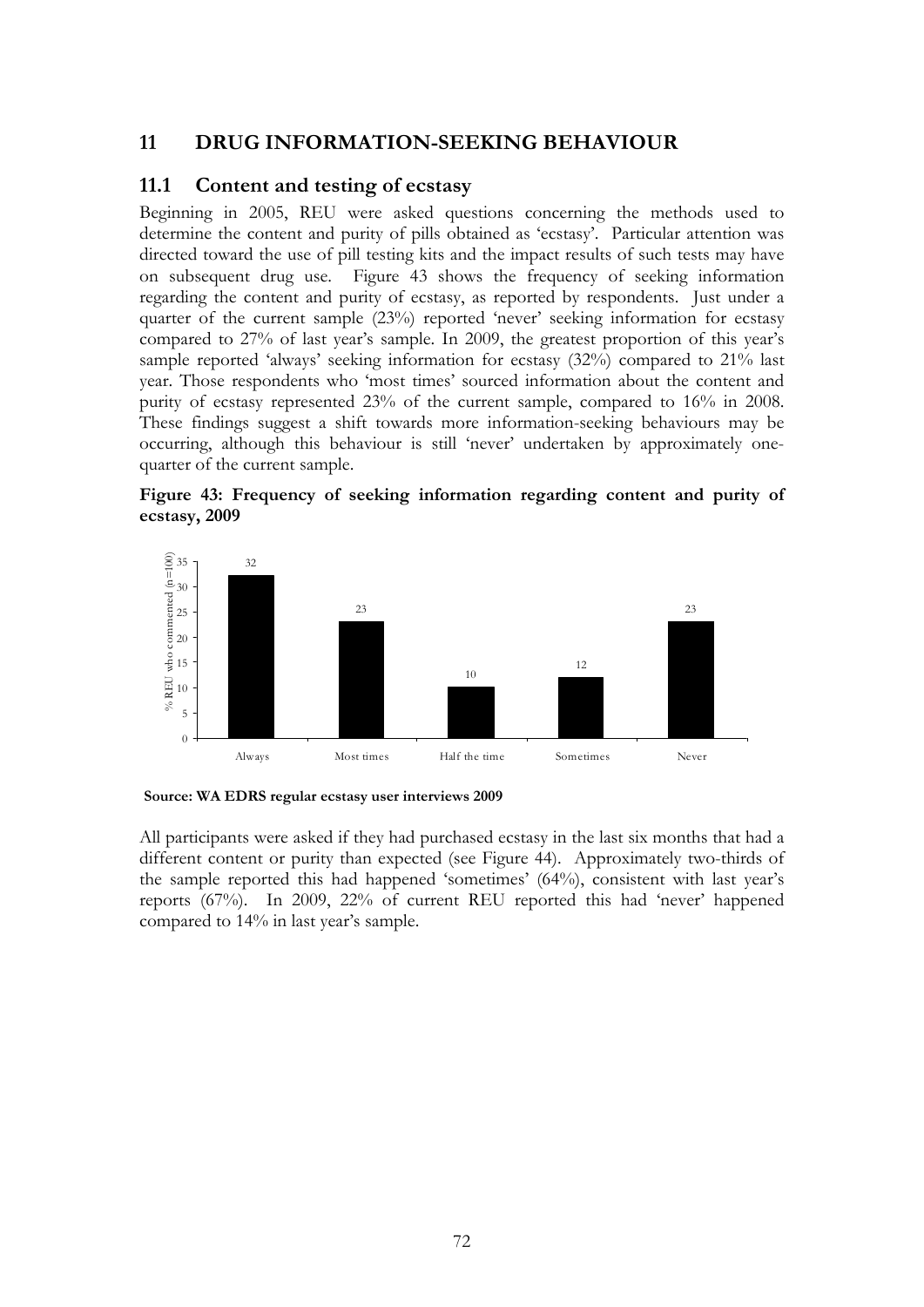## 11 DRUG INFORMATION-SEEKING BEHAVIOUR

### 11.1 Content and testing of ecstasy

Beginning in 2005, REU were asked questions concerning the methods used to determine the content and purity of pills obtained as 'ecstasy'. Particular attention was directed toward the use of pill testing kits and the impact results of such tests may have on subsequent drug use. Figure 43 shows the frequency of seeking information regarding the content and purity of ecstasy, as reported by respondents. Just under a quarter of the current sample (23%) reported 'never' seeking information for ecstasy compared to 27% of last year's sample. In 2009, the greatest proportion of this year's sample reported 'always' seeking information for ecstasy (32%) compared to 21% last year. Those respondents who 'most times' sourced information about the content and purity of ecstasy represented 23% of the current sample, compared to 16% in 2008. These findings suggest a shift towards more information-seeking behaviours may be occurring, although this behaviour is still 'never' undertaken by approximately one-quarter of the current sample.

**Figure 43: Frequency of seeking information regarding content and purity of ecstasy, 2009**

| Frequency | % REU who commented (n=100) |
|---|---|
| Always | 32 |
| Most times | 23 |
| Half the time | 10 |
| Sometimes | 12 |
| Never | 23 |

**Source: WA EDRS regular ecstasy user interviews 2009**

All participants were asked if they had purchased ecstasy in the last six months that had a different content or purity than expected (see Figure 44). Approximately two-thirds of the sample reported this had happened 'sometimes' (64%), consistent with last year's reports (67%). In 2009, 22% of current REU reported this had 'never' happened compared to 14% in last year's sample.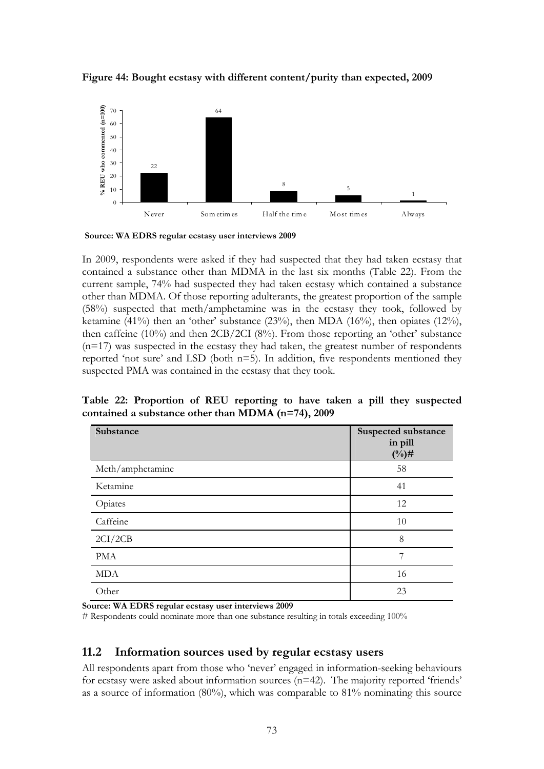**Figure 44: Bought ecstasy with different content/purity than expected, 2009**

Source: WA EDRS regular ecstasy user interviews 2009

In 2009, respondents were asked if they had suspected that they had taken ecstasy that contained a substance other than MDMA in the last six months (Table 22). From the current sample, 74% had suspected they had taken ecstasy which contained a substance other than MDMA. Of those reporting adulterants, the greatest proportion of the sample (58%) suspected that meth/amphetamine was in the ecstasy they took, followed by ketamine (41%) then an 'other' substance (23%), then MDA (16%), then opiates (12%), then caffeine (10%) and then 2CB/2CI (8%). From those reporting an 'other' substance (n=17) was suspected in the ecstasy they had taken, the greatest number of respondents reported 'not sure' and LSD (both n=5). In addition, five respondents mentioned they suspected PMA was contained in the ecstasy that they took.

**Table 22: Proportion of REU reporting to have taken a pill they suspected contained a substance other than MDMA (n=74), 2009**

| Substance | Suspected substance in pill (%)# |
|---|---|
| Meth/amphetamine | 58 |
| Ketamine | 41 |
| Opiates | 12 |
| Caffeine | 10 |
| 2CI/2CB | 8 |
| PMA | 7 |
| MDA | 16 |
| Other | 23 |

**Source: WA EDRS regular ecstasy user interviews 2009**

# Respondents could nominate more than one substance resulting in totals exceeding 100%

## 11.2 Information sources used by regular ecstasy users

All respondents apart from those who 'never' engaged in information-seeking behaviours for ecstasy were asked about information sources (n=42). The majority reported 'friends' as a source of information (80%), which was comparable to 81% nominating this source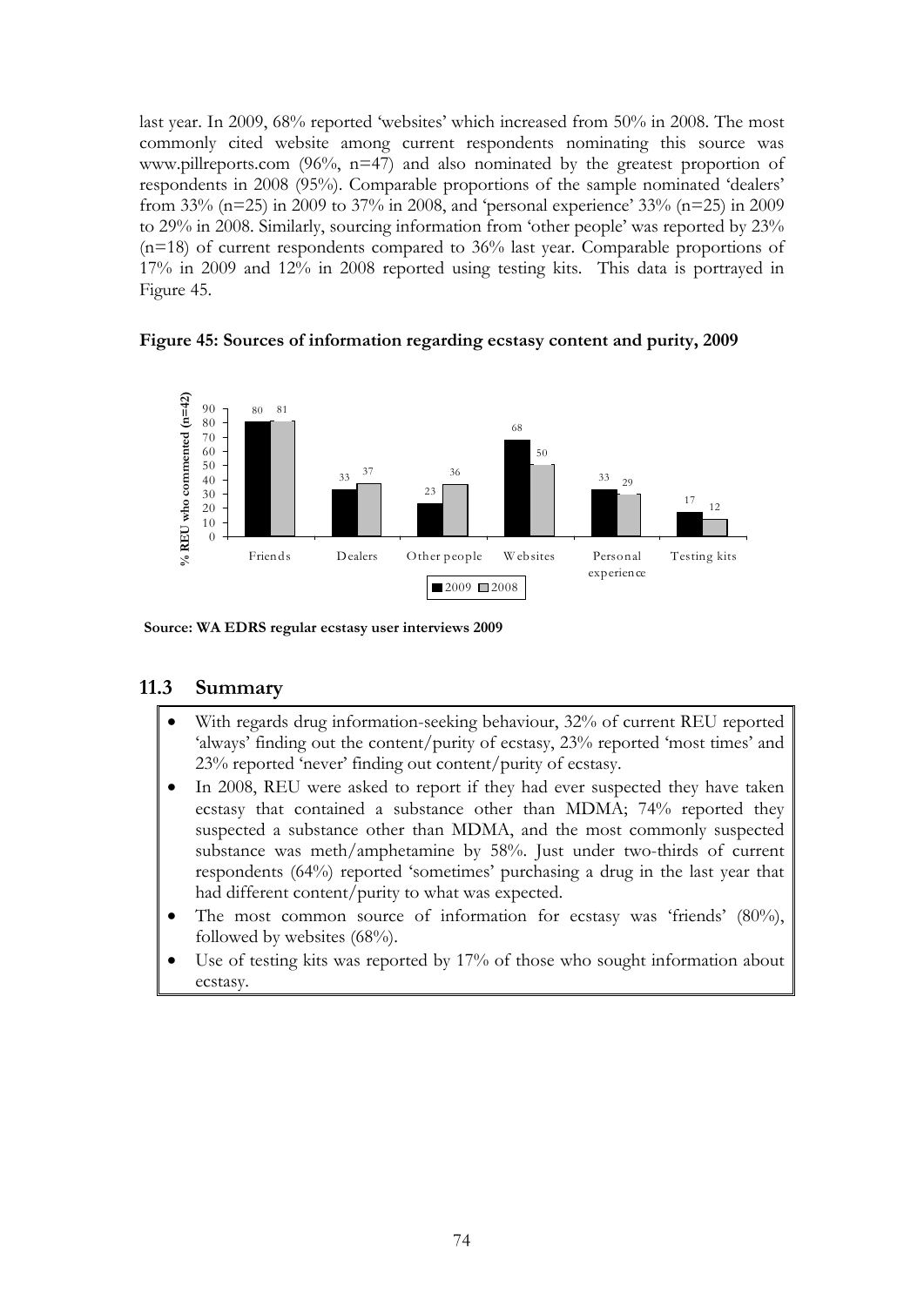last year. In 2009, 68% reported 'websites' which increased from 50% in 2008. The most commonly cited website among current respondents nominating this source was www.pillreports.com (96%, n=47) and also nominated by the greatest proportion of respondents in 2008 (95%). Comparable proportions of the sample nominated 'dealers' from 33% (n=25) in 2009 to 37% in 2008, and 'personal experience' 33% (n=25) in 2009 to 29% in 2008. Similarly, sourcing information from 'other people' was reported by 23% (n=18) of current respondents compared to 36% last year. Comparable proportions of 17% in 2009 and 12% in 2008 reported using testing kits. This data is portrayed in Figure 45.

**Figure 45: Sources of information regarding ecstasy content and purity, 2009**

| % REU who commented (n=42) | 2009 | 2008 |
|---|---|---|
| Friends | 80 | 81 |
| Dealers | 33 | 37 |
| Other people | 23 | 36 |
| Websites | 68 | 50 |
| Personal experience | 33 | 29 |
| Testing kits | 17 | 12 |

**Source: WA EDRS regular ecstasy user interviews 2009**

## 11.3 Summary

- With regards drug information-seeking behaviour, 32% of current REU reported 'always' finding out the content/purity of ecstasy, 23% reported 'most times' and 23% reported 'never' finding out content/purity of ecstasy.
- In 2008, REU were asked to report if they had ever suspected they have taken ecstasy that contained a substance other than MDMA; 74% reported they suspected a substance other than MDMA, and the most commonly suspected substance was meth/amphetamine by 58%. Just under two-thirds of current respondents (64%) reported 'sometimes' purchasing a drug in the last year that had different content/purity to what was expected.
- The most common source of information for ecstasy was 'friends' (80%), followed by websites (68%).
- Use of testing kits was reported by 17% of those who sought information about ecstasy.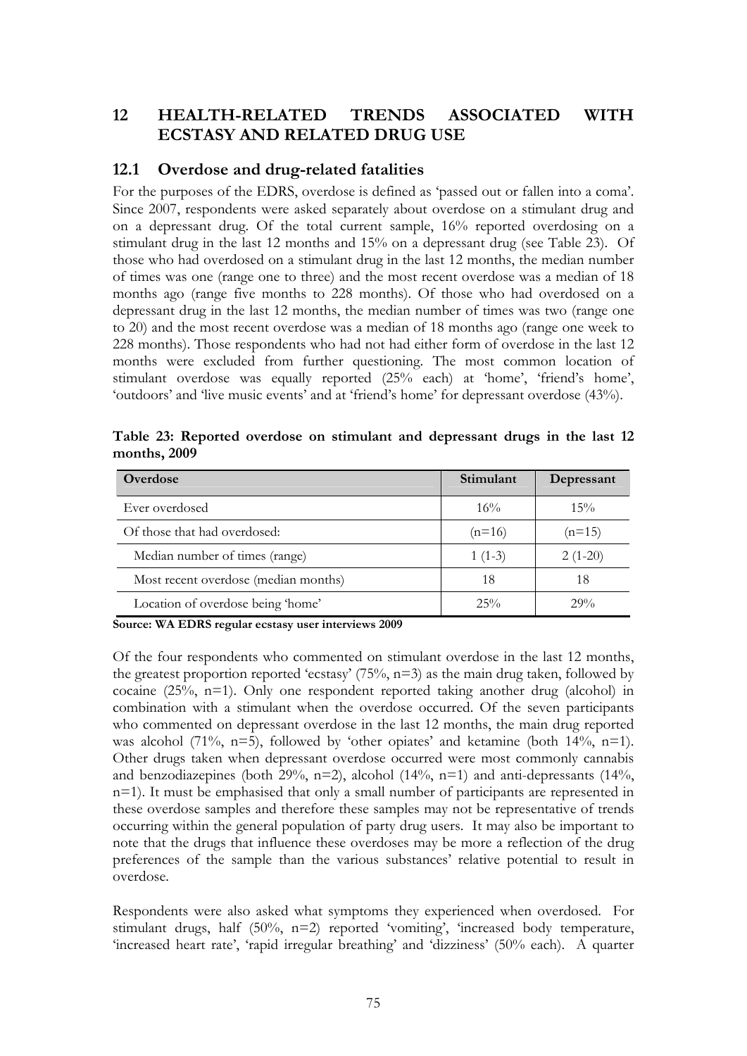## 12 HEALTH-RELATED TRENDS ASSOCIATED WITH ECSTASY AND RELATED DRUG USE

### 12.1 Overdose and drug-related fatalities

For the purposes of the EDRS, overdose is defined as 'passed out or fallen into a coma'. Since 2007, respondents were asked separately about overdose on a stimulant drug and on a depressant drug. Of the total current sample, 16% reported overdosing on a stimulant drug in the last 12 months and 15% on a depressant drug (see Table 23). Of those who had overdosed on a stimulant drug in the last 12 months, the median number of times was one (range one to three) and the most recent overdose was a median of 18 months ago (range five months to 228 months). Of those who had overdosed on a depressant drug in the last 12 months, the median number of times was two (range one to 20) and the most recent overdose was a median of 18 months ago (range one week to 228 months). Those respondents who had not had either form of overdose in the last 12 months were excluded from further questioning. The most common location of stimulant overdose was equally reported (25% each) at 'home', 'friend's home', 'outdoors' and 'live music events' and at 'friend's home' for depressant overdose (43%).

**Table 23: Reported overdose on stimulant and depressant drugs in the last 12 months, 2009**

| Overdose | Stimulant | Depressant |
|---|---|---|
| Ever overdosed | 16% | 15% |
| Of those that had overdosed: | (n=16) | (n=15) |
| Median number of times (range) | 1 (1-3) | 2 (1-20) |
| Most recent overdose (median months) | 18 | 18 |
| Location of overdose being 'home' | 25% | 29% |

**Source: WA EDRS regular ecstasy user interviews 2009**

Of the four respondents who commented on stimulant overdose in the last 12 months, the greatest proportion reported 'ecstasy' (75%, n=3) as the main drug taken, followed by cocaine (25%, n=1). Only one respondent reported taking another drug (alcohol) in combination with a stimulant when the overdose occurred. Of the seven participants who commented on depressant overdose in the last 12 months, the main drug reported was alcohol (71%, n=5), followed by 'other opiates' and ketamine (both 14%, n=1). Other drugs taken when depressant overdose occurred were most commonly cannabis and benzodiazepines (both 29%, n=2), alcohol (14%, n=1) and anti-depressants (14%, n=1). It must be emphasised that only a small number of participants are represented in these overdose samples and therefore these samples may not be representative of trends occurring within the general population of party drug users. It may also be important to note that the drugs that influence these overdoses may be more a reflection of the drug preferences of the sample than the various substances' relative potential to result in overdose.

Respondents were also asked what symptoms they experienced when overdosed. For stimulant drugs, half (50%, n=2) reported 'vomiting', 'increased body temperature, 'increased heart rate', 'rapid irregular breathing' and 'dizziness' (50% each). A quarter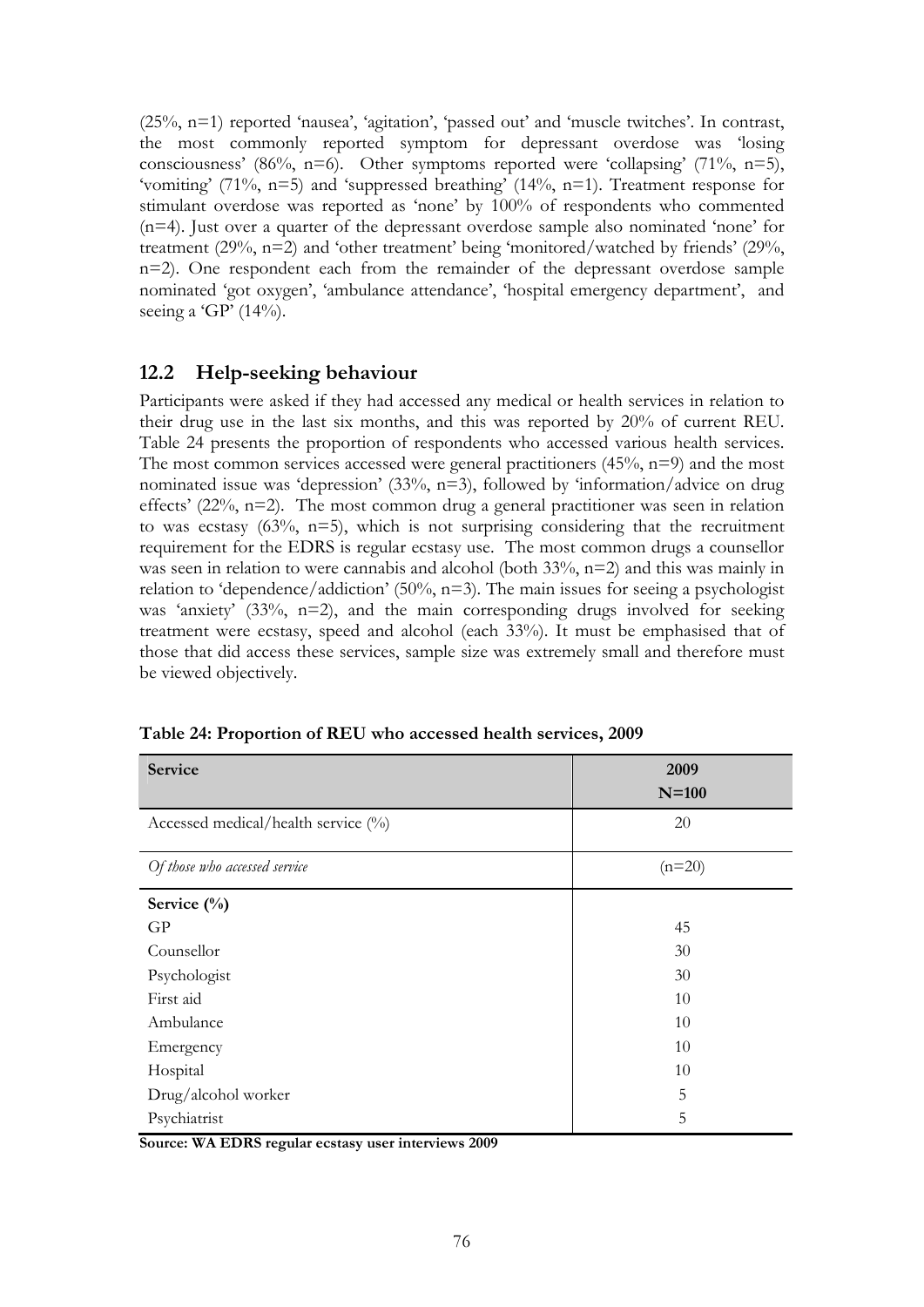(25%, n=1) reported 'nausea', 'agitation', 'passed out' and 'muscle twitches'. In contrast, the most commonly reported symptom for depressant overdose was 'losing consciousness' (86%, n=6). Other symptoms reported were 'collapsing' (71%, n=5), 'vomiting' (71%, n=5) and 'suppressed breathing' (14%, n=1). Treatment response for stimulant overdose was reported as 'none' by 100% of respondents who commented (n=4). Just over a quarter of the depressant overdose sample also nominated 'none' for treatment (29%, n=2) and 'other treatment' being 'monitored/watched by friends' (29%, n=2). One respondent each from the remainder of the depressant overdose sample nominated 'got oxygen', 'ambulance attendance', 'hospital emergency department', and seeing a 'GP' (14%).

## 12.2 Help-seeking behaviour

Participants were asked if they had accessed any medical or health services in relation to their drug use in the last six months, and this was reported by 20% of current REU. Table 24 presents the proportion of respondents who accessed various health services. The most common services accessed were general practitioners (45%, n=9) and the most nominated issue was 'depression' (33%, n=3), followed by 'information/advice on drug effects' (22%, n=2). The most common drug a general practitioner was seen in relation to was ecstasy (63%, n=5), which is not surprising considering that the recruitment requirement for the EDRS is regular ecstasy use. The most common drugs a counsellor was seen in relation to were cannabis and alcohol (both 33%, n=2) and this was mainly in relation to 'dependence/addiction' (50%, n=3). The main issues for seeing a psychologist was 'anxiety' (33%, n=2), and the main corresponding drugs involved for seeking treatment were ecstasy, speed and alcohol (each 33%). It must be emphasised that of those that did access these services, sample size was extremely small and therefore must be viewed objectively.

**Table 24: Proportion of REU who accessed health services, 2009**

| Service | 2009 N=100 |
|---|---|
| Accessed medical/health service (%) | 20 |
| *Of those who accessed service* | (n=20) |
| **Service (%)** | |
| GP | 45 |
| Counsellor | 30 |
| Psychologist | 30 |
| First aid | 10 |
| Ambulance | 10 |
| Emergency | 10 |
| Hospital | 10 |
| Drug/alcohol worker | 5 |
| Psychiatrist | 5 |

**Source: WA EDRS regular ecstasy user interviews 2009**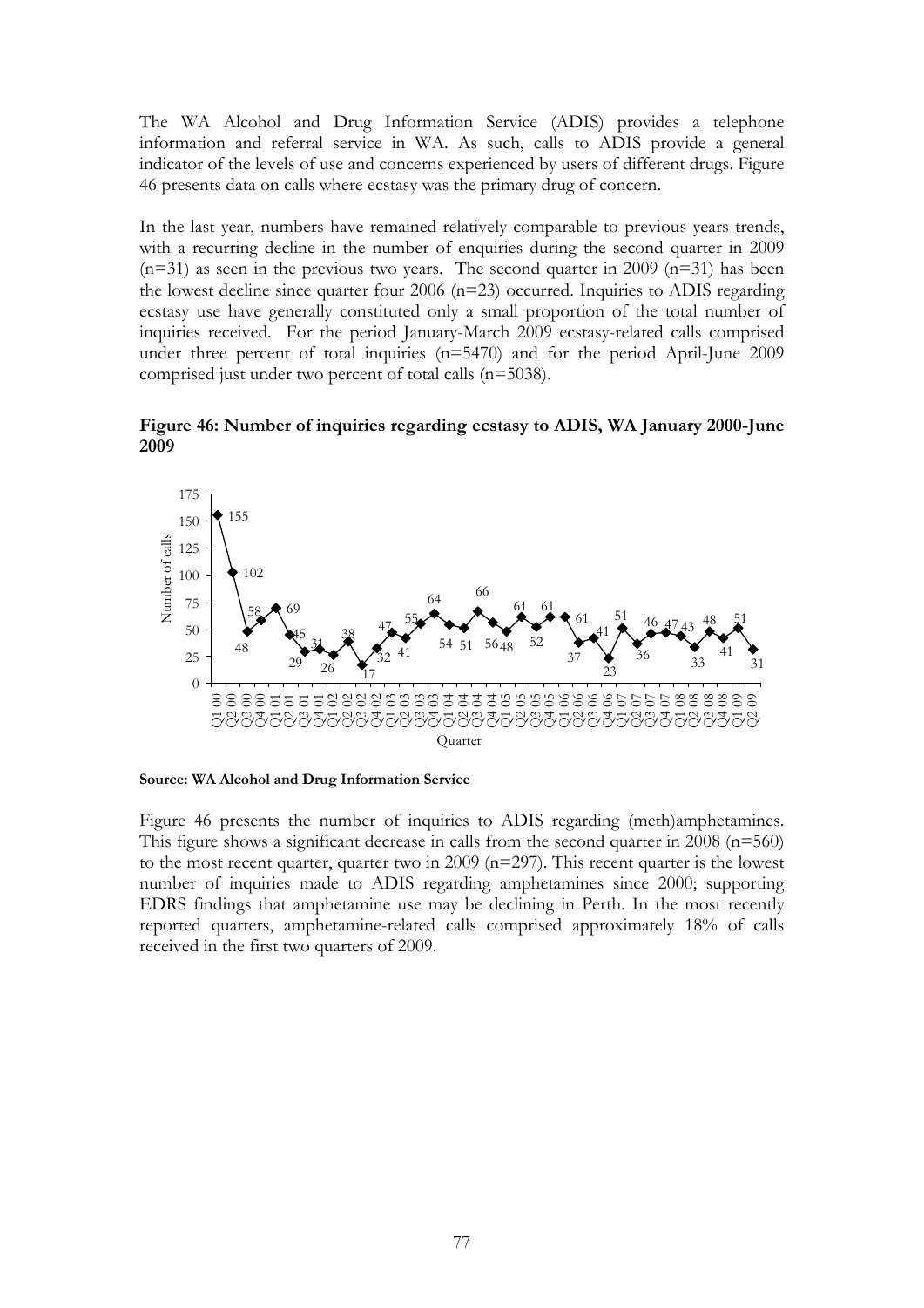The WA Alcohol and Drug Information Service (ADIS) provides a telephone information and referral service in WA. As such, calls to ADIS provide a general indicator of the levels of use and concerns experienced by users of different drugs. Figure 46 presents data on calls where ecstasy was the primary drug of concern.

In the last year, numbers have remained relatively comparable to previous years trends, with a recurring decline in the number of enquiries during the second quarter in 2009 (n=31) as seen in the previous two years. The second quarter in 2009 (n=31) has been the lowest decline since quarter four 2006 (n=23) occurred. Inquiries to ADIS regarding ecstasy use have generally constituted only a small proportion of the total number of inquiries received. For the period January-March 2009 ecstasy-related calls comprised under three percent of total inquiries (n=5470) and for the period April-June 2009 comprised just under two percent of total calls (n=5038).

**Figure 46: Number of inquiries regarding ecstasy to ADIS, WA January 2000-June 2009**

| Quarter | Number of calls |
|---|---|
| Q1 00 | 155 |
| Q2 00 | 102 |
| Q3 00 | 48 |
| Q4 00 | 58 |
| Q1 01 | 69 |
| Q2 01 | 45 |
| Q3 01 | 29 |
| Q4 01 | 31 |
| Q1 02 | 26 |
| Q2 02 | 38 |
| Q3 02 | 17 |
| Q4 02 | 32 |
| Q1 03 | 47 |
| Q2 03 | 41 |
| Q3 03 | 55 |
| Q4 03 | 64 |
| Q1 04 | 54 |
| Q2 04 | 51 |
| Q3 04 | 66 |
| Q4 04 | 56 |
| Q1 05 | 48 |
| Q2 05 | 61 |
| Q3 05 | 52 |
| Q4 05 | 61 |
| Q1 06 | 61 |
| Q2 06 | 37 |
| Q3 06 | 41 |
| Q4 06 | 23 |
| Q1 07 | 51 |
| Q2 07 | 36 |
| Q3 07 | 46 |
| Q4 07 | 47 |
| Q1 08 | 43 |
| Q2 08 | 33 |
| Q3 08 | 48 |
| Q4 08 | 41 |
| Q1 09 | 51 |
| Q2 09 | 31 |

**Source: WA Alcohol and Drug Information Service**

Figure 46 presents the number of inquiries to ADIS regarding (meth)amphetamines. This figure shows a significant decrease in calls from the second quarter in 2008 (n=560) to the most recent quarter, quarter two in 2009 (n=297). This recent quarter is the lowest number of inquiries made to ADIS regarding amphetamines since 2000; supporting EDRS findings that amphetamine use may be declining in Perth. In the most recently reported quarters, amphetamine-related calls comprised approximately 18% of calls received in the first two quarters of 2009.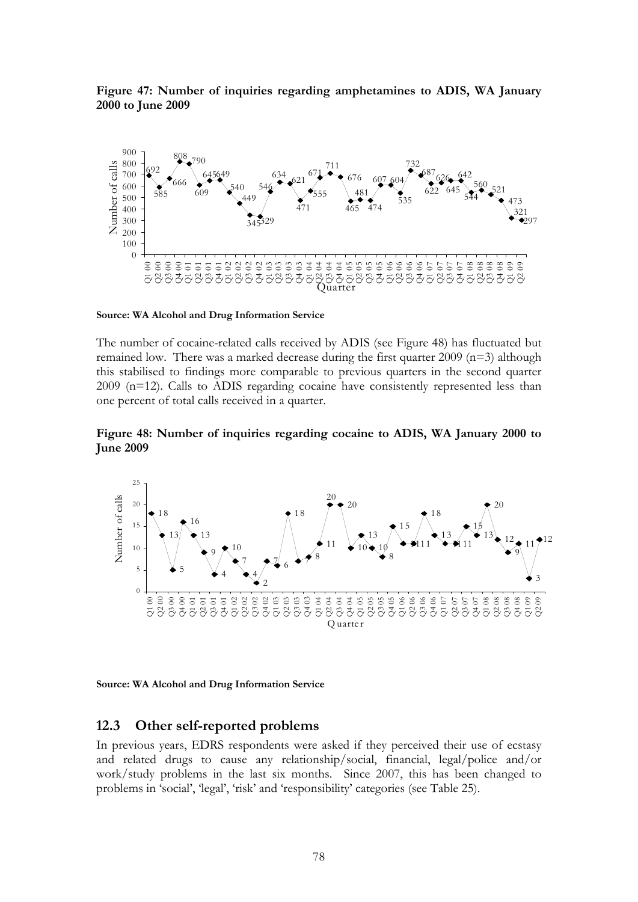**Figure 47: Number of inquiries regarding amphetamines to ADIS, WA January 2000 to June 2009**

**Source: WA Alcohol and Drug Information Service**

The number of cocaine-related calls received by ADIS (see Figure 48) has fluctuated but remained low. There was a marked decrease during the first quarter 2009 (n=3) although this stabilised to findings more comparable to previous quarters in the second quarter 2009 (n=12). Calls to ADIS regarding cocaine have consistently represented less than one percent of total calls received in a quarter.

**Figure 48: Number of inquiries regarding cocaine to ADIS, WA January 2000 to June 2009**

**Source: WA Alcohol and Drug Information Service**

## 12.3 Other self-reported problems

In previous years, EDRS respondents were asked if they perceived their use of ecstasy and related drugs to cause any relationship/social, financial, legal/police and/or work/study problems in the last six months. Since 2007, this has been changed to problems in 'social', 'legal', 'risk' and 'responsibility' categories (see Table 25).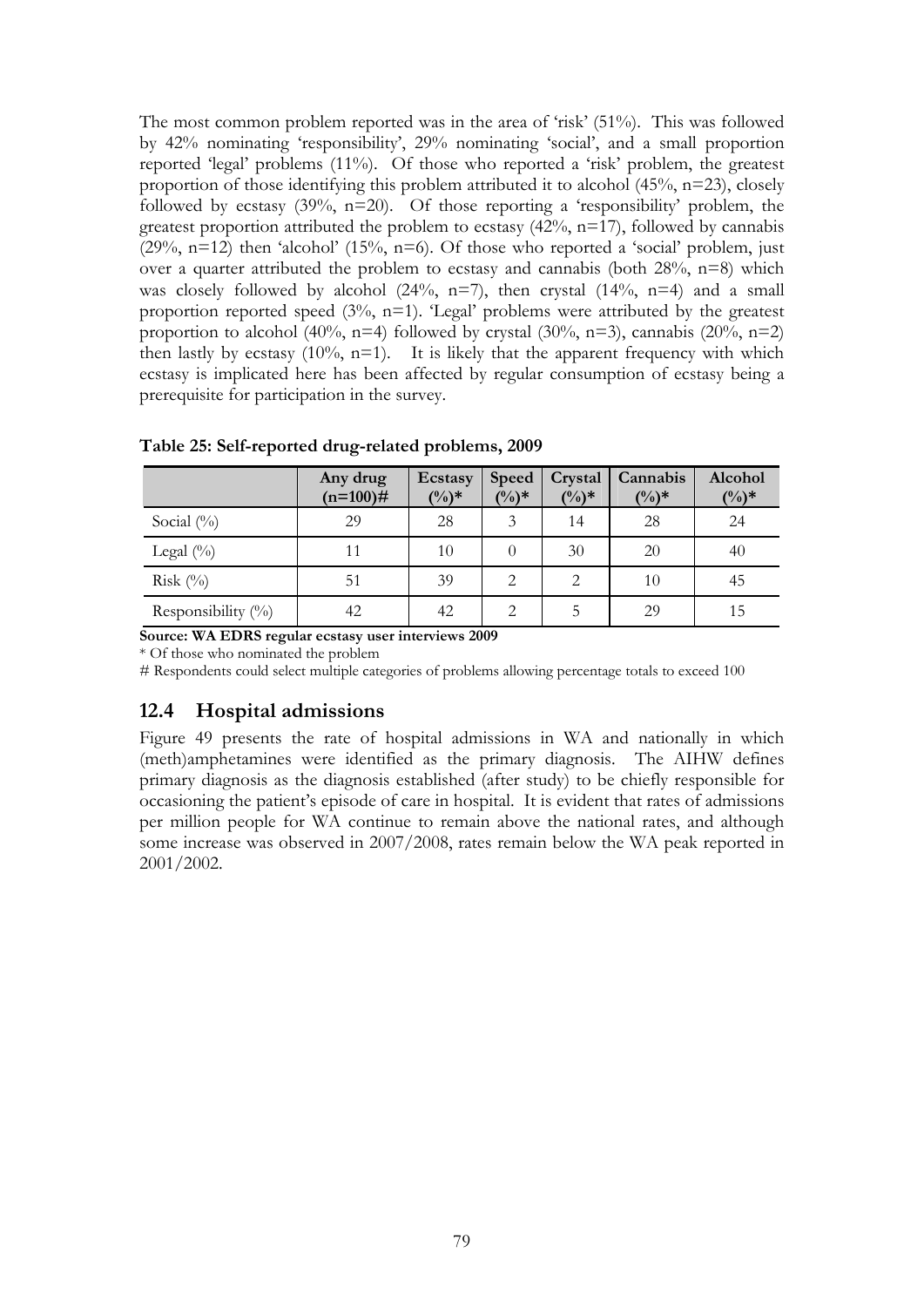The most common problem reported was in the area of 'risk' (51%). This was followed by 42% nominating 'responsibility', 29% nominating 'social', and a small proportion reported 'legal' problems (11%). Of those who reported a 'risk' problem, the greatest proportion of those identifying this problem attributed it to alcohol (45%, n=23), closely followed by ecstasy (39%, n=20). Of those reporting a 'responsibility' problem, the greatest proportion attributed the problem to ecstasy (42%, n=17), followed by cannabis (29%, n=12) then 'alcohol' (15%, n=6). Of those who reported a 'social' problem, just over a quarter attributed the problem to ecstasy and cannabis (both 28%, n=8) which was closely followed by alcohol (24%, n=7), then crystal (14%, n=4) and a small proportion reported speed (3%, n=1). 'Legal' problems were attributed by the greatest proportion to alcohol (40%, n=4) followed by crystal (30%, n=3), cannabis (20%, n=2) then lastly by ecstasy (10%, n=1). It is likely that the apparent frequency with which ecstasy is implicated here has been affected by regular consumption of ecstasy being a prerequisite for participation in the survey.

**Table 25: Self-reported drug-related problems, 2009**

| | Any drug (n=100)# | Ecstasy (%)* | Speed (%)* | Crystal (%)* | Cannabis (%)* | Alcohol (%)* |
|---|---|---|---|---|---|---|
| Social (%) | 29 | 28 | 3 | 14 | 28 | 24 |
| Legal (%) | 11 | 10 | 0 | 30 | 20 | 40 |
| Risk (%) | 51 | 39 | 2 | 2 | 10 | 45 |
| Responsibility (%) | 42 | 42 | 2 | 5 | 29 | 15 |

**Source: WA EDRS regular ecstasy user interviews 2009**

* Of those who nominated the problem

# Respondents could select multiple categories of problems allowing percentage totals to exceed 100

## 12.4 Hospital admissions

Figure 49 presents the rate of hospital admissions in WA and nationally in which (meth)amphetamines were identified as the primary diagnosis. The AIHW defines primary diagnosis as the diagnosis established (after study) to be chiefly responsible for occasioning the patient's episode of care in hospital. It is evident that rates of admissions per million people for WA continue to remain above the national rates, and although some increase was observed in 2007/2008, rates remain below the WA peak reported in 2001/2002.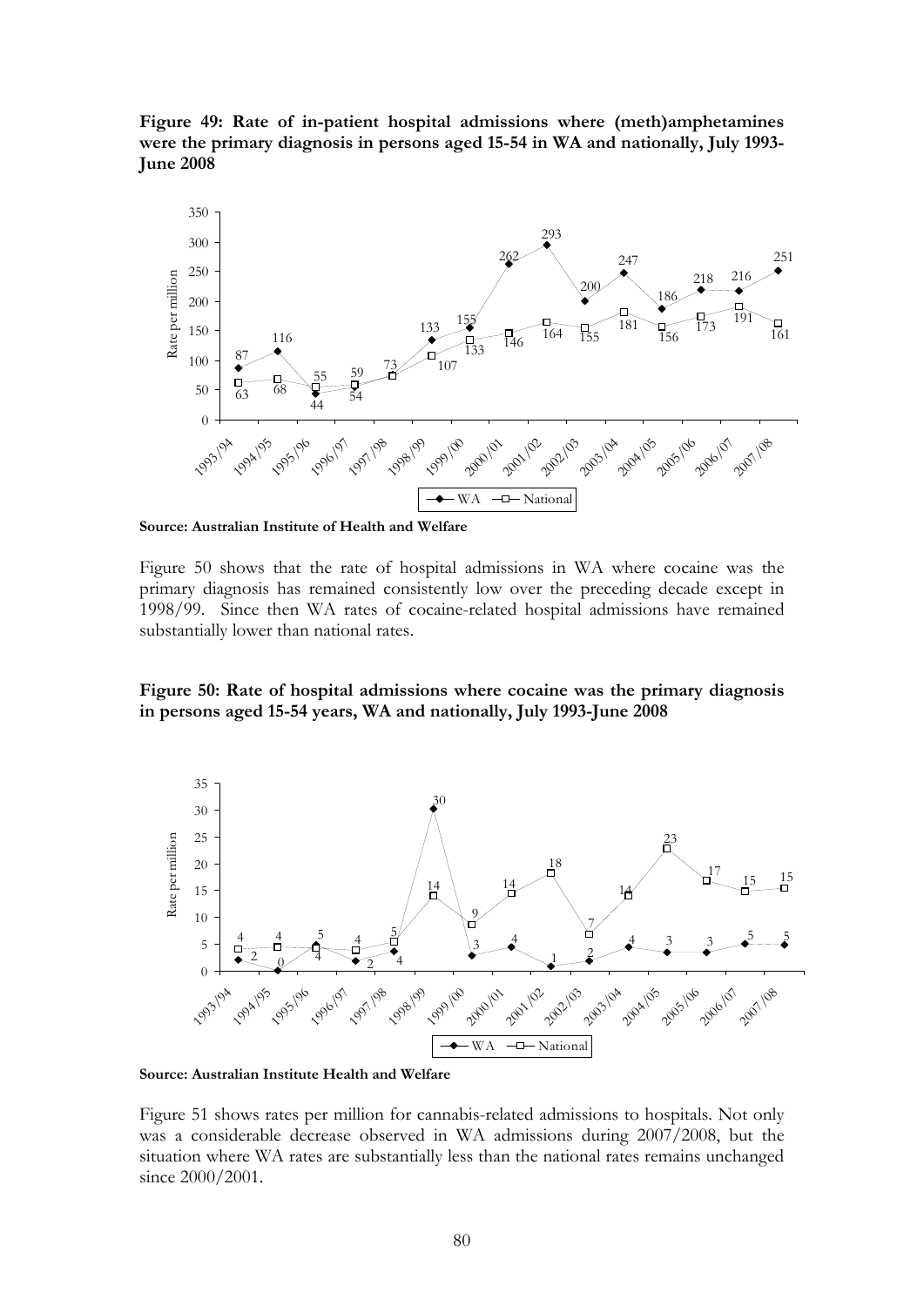**Figure 49: Rate of in-patient hospital admissions where (meth)amphetamines were the primary diagnosis in persons aged 15-54 in WA and nationally, July 1993-June 2008**

| Year | WA | National |
|---|---|---|
| 1993/94 | 87 | 63 |
| 1994/95 | 116 | 68 |
| 1995/96 | 44 | 55 |
| 1996/97 | 54 | 59 |
| 1997/98 | 73 | 73 |
| 1998/99 | 133 | 107 |
| 1999/00 | 155 | 133 |
| 2000/01 | 262 | 146 |
| 2001/02 | 293 | 164 |
| 2002/03 | 200 | 155 |
| 2003/04 | 247 | 181 |
| 2004/05 | 186 | 156 |
| 2005/06 | 218 | 173 |
| 2006/07 | 216 | 191 |
| 2007/08 | 251 | 161 |

**Source: Australian Institute of Health and Welfare**

Figure 50 shows that the rate of hospital admissions in WA where cocaine was the primary diagnosis has remained consistently low over the preceding decade except in 1998/99. Since then WA rates of cocaine-related hospital admissions have remained substantially lower than national rates.

**Figure 50: Rate of hospital admissions where cocaine was the primary diagnosis in persons aged 15-54 years, WA and nationally, July 1993-June 2008**

| Year | WA | National |
|---|---|---|
| 1993/94 | 2 | 4 |
| 1994/95 | 0 | 4 |
| 1995/96 | 5 | 4 |
| 1996/97 | 2 | 4 |
| 1997/98 | 4 | 5 |
| 1998/99 | 30 | 14 |
| 1999/00 | 3 | 9 |
| 2000/01 | 4 | 14 |
| 2001/02 | 1 | 18 |
| 2002/03 | 2 | 7 |
| 2003/04 | 4 | 14 |
| 2004/05 | 3 | 23 |
| 2005/06 | 3 | 17 |
| 2006/07 | 5 | 15 |
| 2007/08 | 5 | 15 |

**Source: Australian Institute Health and Welfare**

Figure 51 shows rates per million for cannabis-related admissions to hospitals. Not only was a considerable decrease observed in WA admissions during 2007/2008, but the situation where WA rates are substantially less than the national rates remains unchanged since 2000/2001.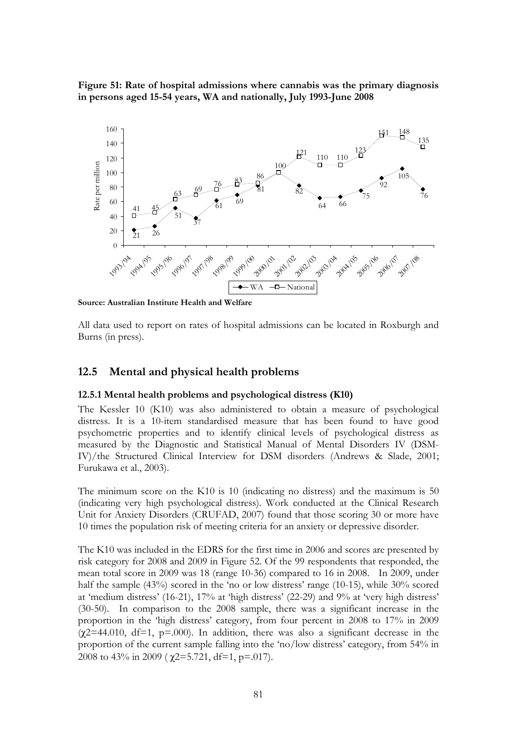**Figure 51: Rate of hospital admissions where cannabis was the primary diagnosis in persons aged 15-54 years, WA and nationally, July 1993-June 2008**

**Source: Australian Institute Health and Welfare**

All data used to report on rates of hospital admissions can be located in Roxburgh and Burns (in press).

## 12.5 Mental and physical health problems

### 12.5.1 Mental health problems and psychological distress (K10)

The Kessler 10 (K10) was also administered to obtain a measure of psychological distress. It is a 10-item standardised measure that has been found to have good psychometric properties and to identify clinical levels of psychological distress as measured by the Diagnostic and Statistical Manual of Mental Disorders IV (DSM-IV)/the Structured Clinical Interview for DSM disorders (Andrews & Slade, 2001; Furukawa et al., 2003).

The minimum score on the K10 is 10 (indicating no distress) and the maximum is 50 (indicating very high psychological distress). Work conducted at the Clinical Research Unit for Anxiety Disorders (CRUFAD, 2007) found that those scoring 30 or more have 10 times the population risk of meeting criteria for an anxiety or depressive disorder.

The K10 was included in the EDRS for the first time in 2006 and scores are presented by risk category for 2008 and 2009 in Figure 52. Of the 99 respondents that responded, the mean total score in 2009 was 18 (range 10-36) compared to 16 in 2008. In 2009, under half the sample (43%) scored in the 'no or low distress' range (10-15), while 30% scored at 'medium distress' (16-21), 17% at 'high distress' (22-29) and 9% at 'very high distress' (30-50). In comparison to the 2008 sample, there was a significant increase in the proportion in the 'high distress' category, from four percent in 2008 to 17% in 2009 ($\chi 2=44.010$, df=1, p=.000). In addition, there was also a significant decrease in the proportion of the current sample falling into the 'no/low distress' category, from 54% in 2008 to 43% in 2009 ( $\chi 2=5.721$, df=1, p=.017).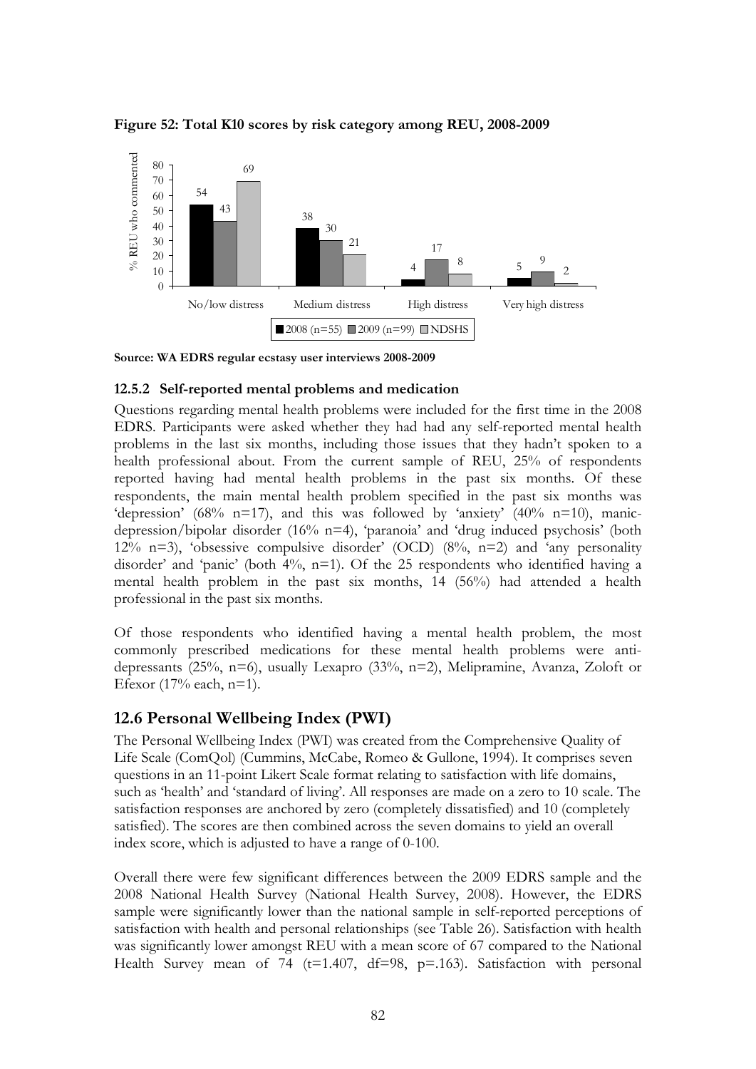**Figure 52: Total K10 scores by risk category among REU, 2008-2009**

| % REU who commented | No/low distress | Medium distress | High distress | Very high distress |
|---|---|---|---|---|
| 2008 (n=55) | 54 | 38 | 4 | 5 |
| 2009 (n=99) | 43 | 30 | 17 | 9 |
| NDSHS | 69 | 21 | 8 | 2 |

**Source: WA EDRS regular ecstasy user interviews 2008-2009**

### 12.5.2 Self-reported mental problems and medication

Questions regarding mental health problems were included for the first time in the 2008 EDRS. Participants were asked whether they had had any self-reported mental health problems in the last six months, including those issues that they hadn't spoken to a health professional about. From the current sample of REU, 25% of respondents reported having had mental health problems in the past six months. Of these respondents, the main mental health problem specified in the past six months was 'depression' (68% n=17), and this was followed by 'anxiety' (40% n=10), manic-depression/bipolar disorder (16% n=4), 'paranoia' and 'drug induced psychosis' (both 12% n=3), 'obsessive compulsive disorder' (OCD) (8%, n=2) and 'any personality disorder' and 'panic' (both 4%, n=1). Of the 25 respondents who identified having a mental health problem in the past six months, 14 (56%) had attended a health professional in the past six months.

Of those respondents who identified having a mental health problem, the most commonly prescribed medications for these mental health problems were anti-depressants (25%, n=6), usually Lexapro (33%, n=2), Melipramine, Avanza, Zoloft or Efexor (17% each, n=1).

## 12.6 Personal Wellbeing Index (PWI)

The Personal Wellbeing Index (PWI) was created from the Comprehensive Quality of Life Scale (ComQol) (Cummins, McCabe, Romeo & Gullone, 1994). It comprises seven questions in an 11-point Likert Scale format relating to satisfaction with life domains, such as 'health' and 'standard of living'. All responses are made on a zero to 10 scale. The satisfaction responses are anchored by zero (completely dissatisfied) and 10 (completely satisfied). The scores are then combined across the seven domains to yield an overall index score, which is adjusted to have a range of 0-100.

Overall there were few significant differences between the 2009 EDRS sample and the 2008 National Health Survey (National Health Survey, 2008). However, the EDRS sample were significantly lower than the national sample in self-reported perceptions of satisfaction with health and personal relationships (see Table 26). Satisfaction with health was significantly lower amongst REU with a mean score of 67 compared to the National Health Survey mean of 74 ($t=1.407$, $df=98$, $p=.163$). Satisfaction with personal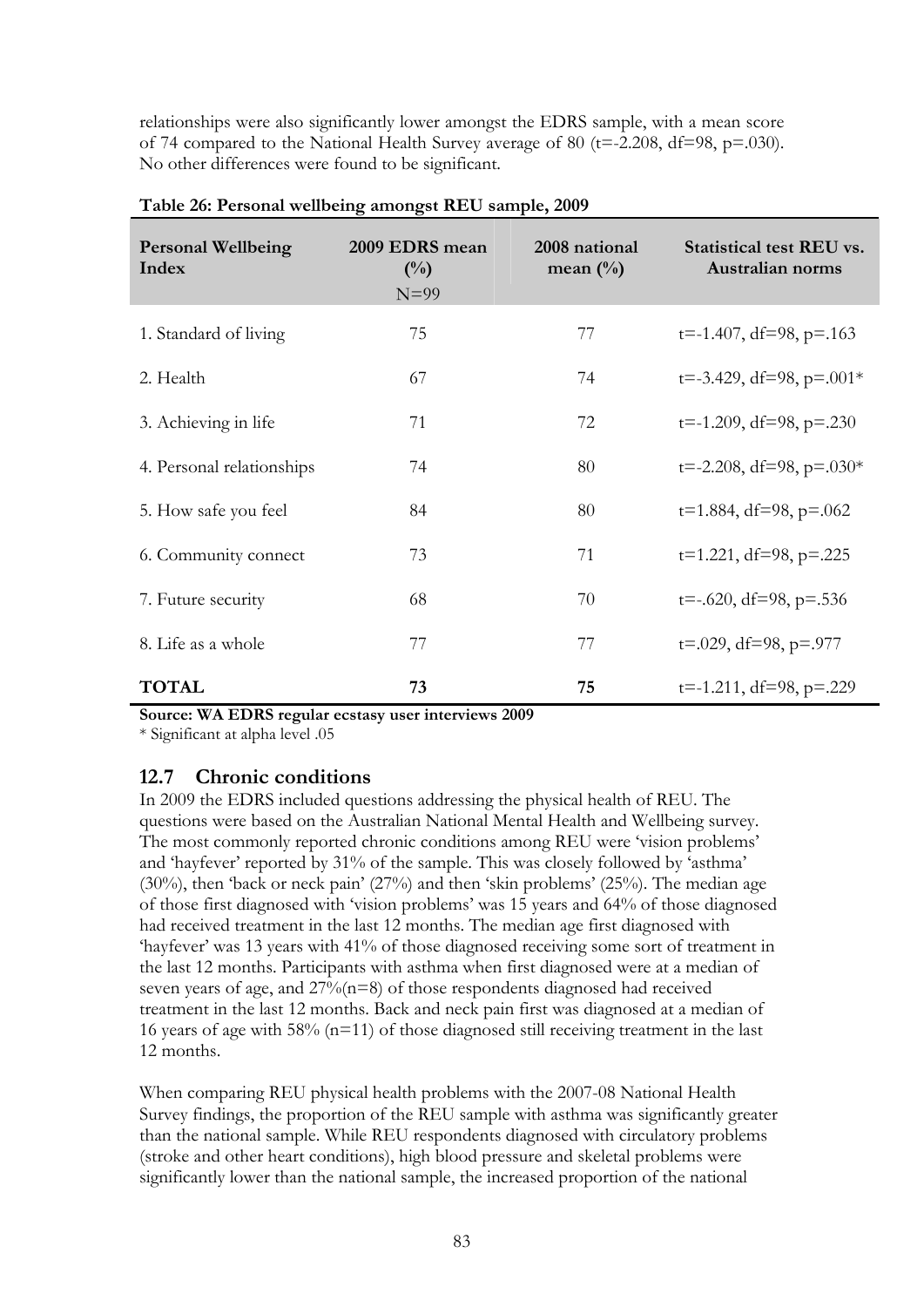relationships were also significantly lower amongst the EDRS sample, with a mean score of 74 compared to the National Health Survey average of 80 (t=-2.208, df=98, p=.030). No other differences were found to be significant.

**Table 26: Personal wellbeing amongst REU sample, 2009**

| Personal Wellbeing Index | 2009 EDRS mean (%) N=99 | 2008 national mean (%) | Statistical test REU vs. Australian norms |
|---|---|---|---|
| 1. Standard of living | 75 | 77 | t=-1.407, df=98, p=.163 |
| 2. Health | 67 | 74 | t=-3.429, df=98, p=.001* |
| 3. Achieving in life | 71 | 72 | t=-1.209, df=98, p=.230 |
| 4. Personal relationships | 74 | 80 | t=-2.208, df=98, p=.030* |
| 5. How safe you feel | 84 | 80 | t=1.884, df=98, p=.062 |
| 6. Community connect | 73 | 71 | t=1.221, df=98, p=.225 |
| 7. Future security | 68 | 70 | t=-.620, df=98, p=.536 |
| 8. Life as a whole | 77 | 77 | t=.029, df=98, p=.977 |
| **TOTAL** | **73** | **75** | t=-1.211, df=98, p=.229 |

**Source: WA EDRS regular ecstasy user interviews 2009**

* Significant at alpha level .05

## 12.7 Chronic conditions

In 2009 the EDRS included questions addressing the physical health of REU. The questions were based on the Australian National Mental Health and Wellbeing survey. The most commonly reported chronic conditions among REU were 'vision problems' and 'hayfever' reported by 31% of the sample. This was closely followed by 'asthma' (30%), then 'back or neck pain' (27%) and then 'skin problems' (25%). The median age of those first diagnosed with 'vision problems' was 15 years and 64% of those diagnosed had received treatment in the last 12 months. The median age first diagnosed with 'hayfever' was 13 years with 41% of those diagnosed receiving some sort of treatment in the last 12 months. Participants with asthma when first diagnosed were at a median of seven years of age, and 27%(n=8) of those respondents diagnosed had received treatment in the last 12 months. Back and neck pain first was diagnosed at a median of 16 years of age with 58% (n=11) of those diagnosed still receiving treatment in the last 12 months.

When comparing REU physical health problems with the 2007-08 National Health Survey findings, the proportion of the REU sample with asthma was significantly greater than the national sample. While REU respondents diagnosed with circulatory problems (stroke and other heart conditions), high blood pressure and skeletal problems were significantly lower than the national sample, the increased proportion of the national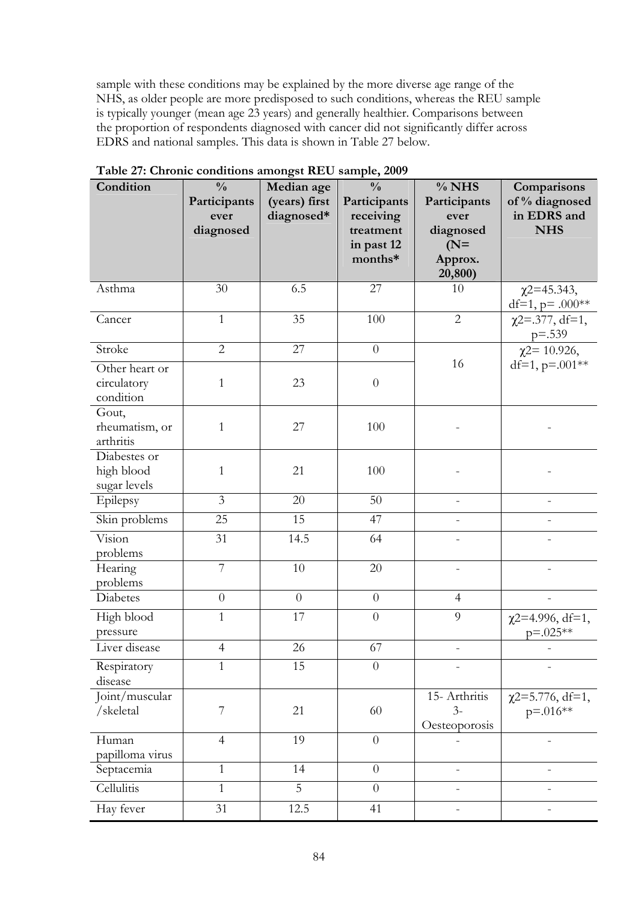sample with these conditions may be explained by the more diverse age range of the NHS, as older people are more predisposed to such conditions, whereas the REU sample is typically younger (mean age 23 years) and generally healthier. Comparisons between the proportion of respondents diagnosed with cancer did not significantly differ across EDRS and national samples. This data is shown in Table 27 below.

**Table 27: Chronic conditions amongst REU sample, 2009**

| Condition | % Participants ever diagnosed | Median age (years) first diagnosed* | % Participants receiving treatment in past 12 months* | % NHS Participants ever diagnosed (N= Approx. 20,800) | Comparisons of % diagnosed in EDRS and NHS |
|---|---|---|---|---|---|
| Asthma | 30 | 6.5 | 27 | 10 | $\chi2$=45.343, df=1, p= .000** |
| Cancer | 1 | 35 | 100 | 2 | $\chi2$=.377, df=1, p=.539 |
| Stroke | 2 | 27 | 0 | 16 | $\chi2$= 10.926, df=1, p=.001** |
| Other heart or circulatory condition | 1 | 23 | 0 | | |
| Gout, rheumatism, or arthritis | 1 | 27 | 100 | - | - |
| Diabestes or high blood sugar levels | 1 | 21 | 100 | - | - |
| Epilepsy | 3 | 20 | 50 | - | - |
| Skin problems | 25 | 15 | 47 | - | - |
| Vision problems | 31 | 14.5 | 64 | - | - |
| Hearing problems | 7 | 10 | 20 | - | - |
| Diabetes | 0 | 0 | 0 | 4 | - |
| High blood pressure | 1 | 17 | 0 | 9 | $\chi2$=4.996, df=1, p=.025** |
| Liver disease | 4 | 26 | 67 | - | - |
| Respiratory disease | 1 | 15 | 0 | - | - |
| Joint/muscular /skeletal | 7 | 21 | 60 | 15- Arthritis 3- Oesteoporosis | $\chi2$=5.776, df=1, p=.016** |
| Human papilloma virus | 4 | 19 | 0 | - | - |
| Septacemia | 1 | 14 | 0 | - | - |
| Cellulitis | 1 | 5 | 0 | - | - |
| Hay fever | 31 | 12.5 | 41 | - | - |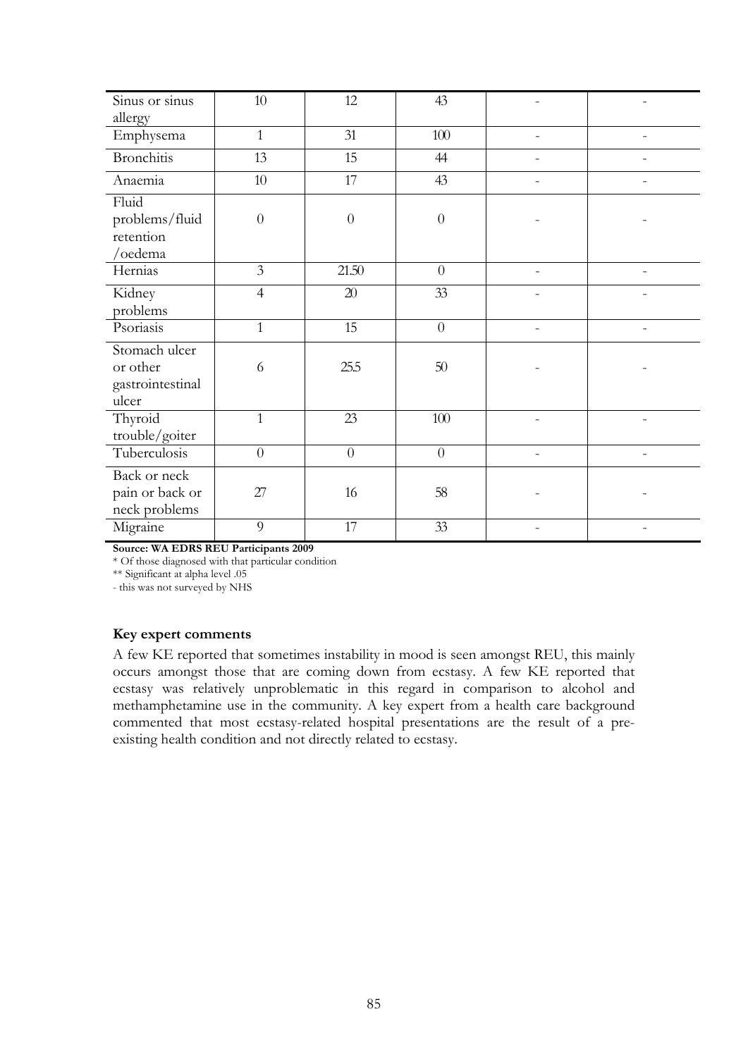| | | | | | |
|---|---|---|---|---|---|
| Sinus or sinus allergy | 10 | 12 | 43 | - | - |
| Emphysema | 1 | 31 | 100 | - | - |
| Bronchitis | 13 | 15 | 44 | - | - |
| Anaemia | 10 | 17 | 43 | - | - |
| Fluid problems/fluid retention /oedema | 0 | 0 | 0 | - | - |
| Hernias | 3 | 21.50 | 0 | - | - |
| Kidney problems | 4 | 20 | 33 | - | - |
| Psoriasis | 1 | 15 | 0 | - | - |
| Stomach ulcer or other gastrointestinal ulcer | 6 | 25.5 | 50 | - | - |
| Thyroid trouble/goiter | 1 | 23 | 100 | - | - |
| Tuberculosis | 0 | 0 | 0 | - | - |
| Back or neck pain or back or neck problems | 27 | 16 | 58 | - | - |
| Migraine | 9 | 17 | 33 | - | - |

**Source: WA EDRS REU Participants 2009**

* Of those diagnosed with that particular condition

** Significant at alpha level .05

- this was not surveyed by NHS

**Key expert comments**

A few KE reported that sometimes instability in mood is seen amongst REU, this mainly occurs amongst those that are coming down from ecstasy. A few KE reported that ecstasy was relatively unproblematic in this regard in comparison to alcohol and methamphetamine use in the community. A key expert from a health care background commented that most ecstasy-related hospital presentations are the result of a pre-existing health condition and not directly related to ecstasy.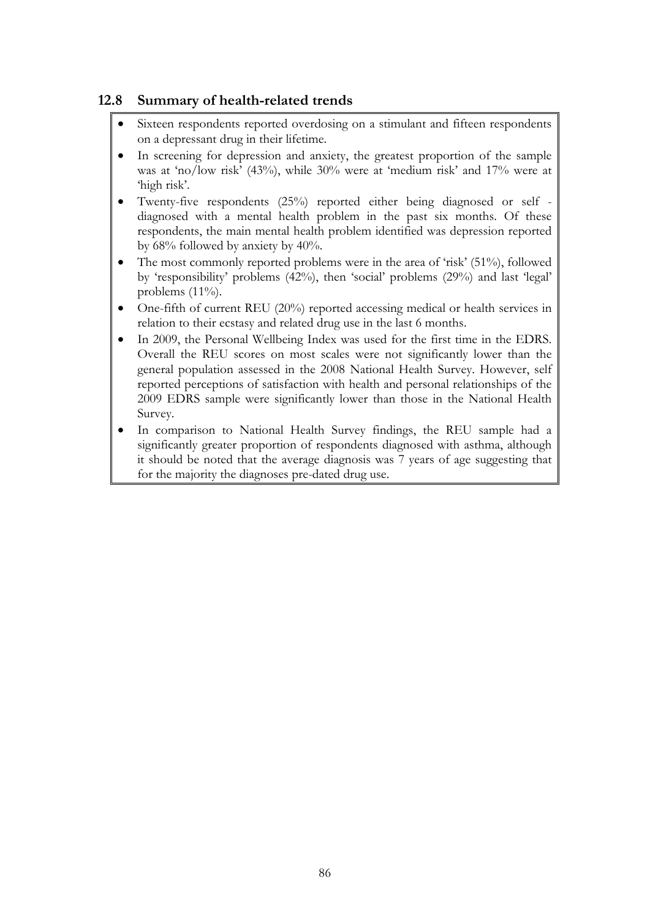## 12.8 Summary of health-related trends

- Sixteen respondents reported overdosing on a stimulant and fifteen respondents on a depressant drug in their lifetime.
- In screening for depression and anxiety, the greatest proportion of the sample was at 'no/low risk' (43%), while 30% were at 'medium risk' and 17% were at 'high risk'.
- Twenty-five respondents (25%) reported either being diagnosed or self - diagnosed with a mental health problem in the past six months. Of these respondents, the main mental health problem identified was depression reported by 68% followed by anxiety by 40%.
- The most commonly reported problems were in the area of 'risk' (51%), followed by 'responsibility' problems (42%), then 'social' problems (29%) and last 'legal' problems (11%).
- One-fifth of current REU (20%) reported accessing medical or health services in relation to their ecstasy and related drug use in the last 6 months.
- In 2009, the Personal Wellbeing Index was used for the first time in the EDRS. Overall the REU scores on most scales were not significantly lower than the general population assessed in the 2008 National Health Survey. However, self reported perceptions of satisfaction with health and personal relationships of the 2009 EDRS sample were significantly lower than those in the National Health Survey.
- In comparison to National Health Survey findings, the REU sample had a significantly greater proportion of respondents diagnosed with asthma, although it should be noted that the average diagnosis was 7 years of age suggesting that for the majority the diagnoses pre-dated drug use.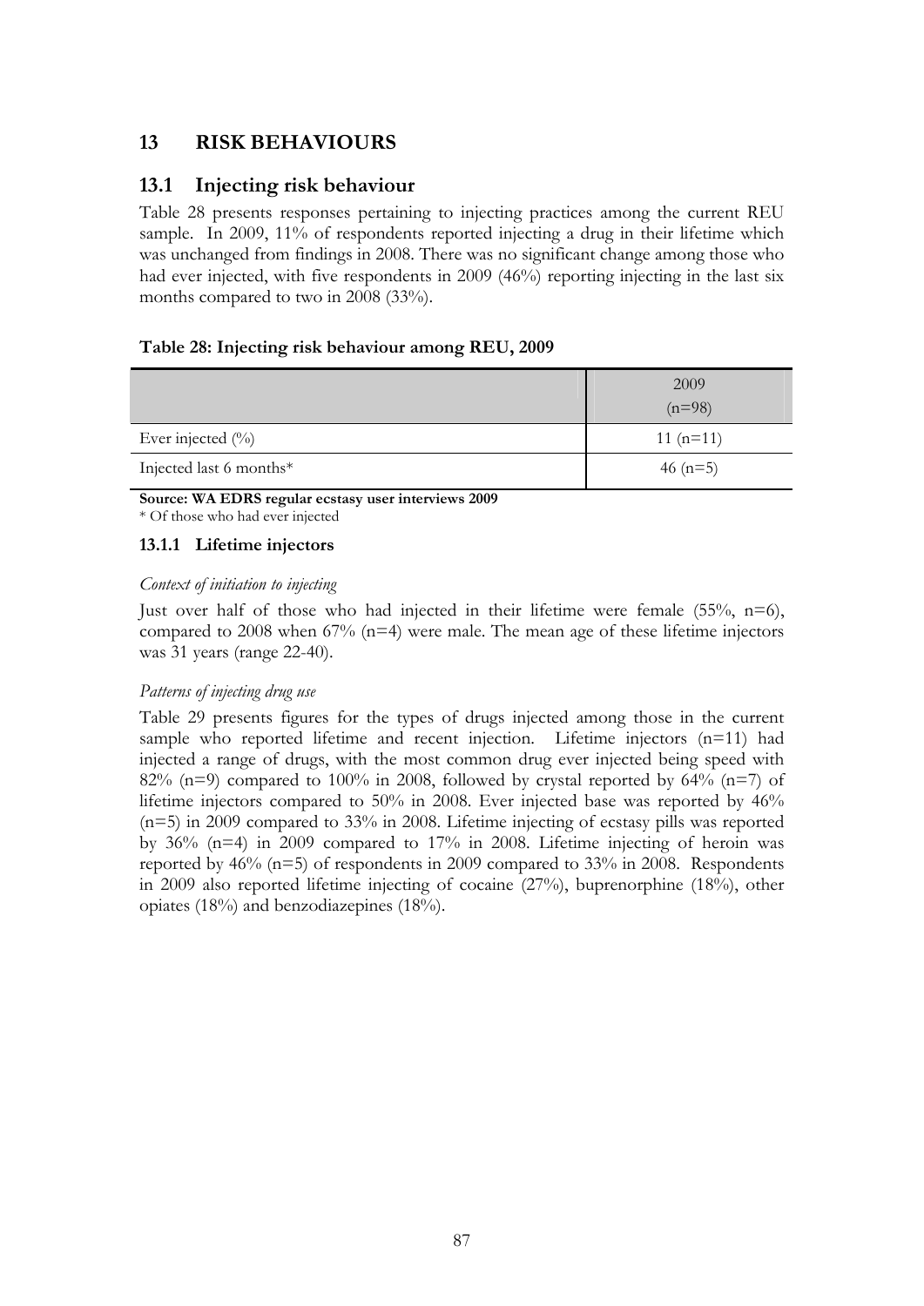## 13 RISK BEHAVIOURS

### 13.1 Injecting risk behaviour

Table 28 presents responses pertaining to injecting practices among the current REU sample. In 2009, 11% of respondents reported injecting a drug in their lifetime which was unchanged from findings in 2008. There was no significant change among those who had ever injected, with five respondents in 2009 (46%) reporting injecting in the last six months compared to two in 2008 (33%).

**Table 28: Injecting risk behaviour among REU, 2009**

| | 2009 (n=98) |
|---|---|
| Ever injected (%) | 11 (n=11) |
| Injected last 6 months* | 46 (n=5) |

**Source: WA EDRS regular ecstasy user interviews 2009**
\* Of those who had ever injected

#### 13.1.1 Lifetime injectors

*Context of initiation to injecting*

Just over half of those who had injected in their lifetime were female (55%, n=6), compared to 2008 when 67% (n=4) were male. The mean age of these lifetime injectors was 31 years (range 22-40).

*Patterns of injecting drug use*

Table 29 presents figures for the types of drugs injected among those in the current sample who reported lifetime and recent injection. Lifetime injectors (n=11) had injected a range of drugs, with the most common drug ever injected being speed with 82% (n=9) compared to 100% in 2008, followed by crystal reported by 64% (n=7) of lifetime injectors compared to 50% in 2008. Ever injected base was reported by 46% (n=5) in 2009 compared to 33% in 2008. Lifetime injecting of ecstasy pills was reported by 36% (n=4) in 2009 compared to 17% in 2008. Lifetime injecting of heroin was reported by 46% (n=5) of respondents in 2009 compared to 33% in 2008. Respondents in 2009 also reported lifetime injecting of cocaine (27%), buprenorphine (18%), other opiates (18%) and benzodiazepines (18%).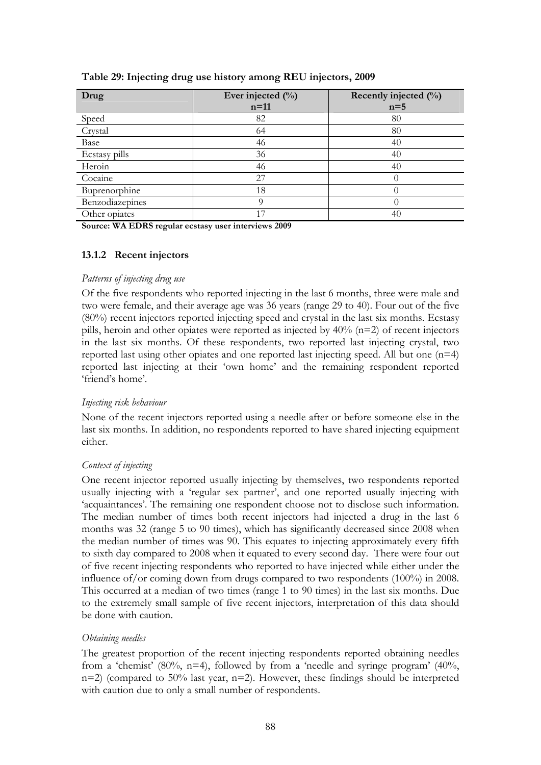**Table 29: Injecting drug use history among REU injectors, 2009**

| Drug | Ever injected (%) n=11 | Recently injected (%) n=5 |
|---|---|---|
| Speed | 82 | 80 |
| Crystal | 64 | 80 |
| Base | 46 | 40 |
| Ecstasy pills | 36 | 40 |
| Heroin | 46 | 40 |
| Cocaine | 27 | 0 |
| Buprenorphine | 18 | 0 |
| Benzodiazepines | 9 | 0 |
| Other opiates | 17 | 40 |

**Source: WA EDRS regular ecstasy user interviews 2009**

### 13.1.2 Recent injectors

*Patterns of injecting drug use*

Of the five respondents who reported injecting in the last 6 months, three were male and two were female, and their average age was 36 years (range 29 to 40). Four out of the five (80%) recent injectors reported injecting speed and crystal in the last six months. Ecstasy pills, heroin and other opiates were reported as injected by 40% (n=2) of recent injectors in the last six months. Of these respondents, two reported last injecting crystal, two reported last using other opiates and one reported last injecting speed. All but one (n=4) reported last injecting at their 'own home' and the remaining respondent reported 'friend's home'.

*Injecting risk behaviour*

None of the recent injectors reported using a needle after or before someone else in the last six months. In addition, no respondents reported to have shared injecting equipment either.

*Context of injecting*

One recent injector reported usually injecting by themselves, two respondents reported usually injecting with a 'regular sex partner', and one reported usually injecting with 'acquaintances'. The remaining one respondent choose not to disclose such information. The median number of times both recent injectors had injected a drug in the last 6 months was 32 (range 5 to 90 times), which has significantly decreased since 2008 when the median number of times was 90. This equates to injecting approximately every fifth to sixth day compared to 2008 when it equated to every second day. There were four out of five recent injecting respondents who reported to have injected while either under the influence of/or coming down from drugs compared to two respondents (100%) in 2008. This occurred at a median of two times (range 1 to 90 times) in the last six months. Due to the extremely small sample of five recent injectors, interpretation of this data should be done with caution.

*Obtaining needles*

The greatest proportion of the recent injecting respondents reported obtaining needles from a 'chemist' (80%, n=4), followed by from a 'needle and syringe program' (40%, n=2) (compared to 50% last year, n=2). However, these findings should be interpreted with caution due to only a small number of respondents.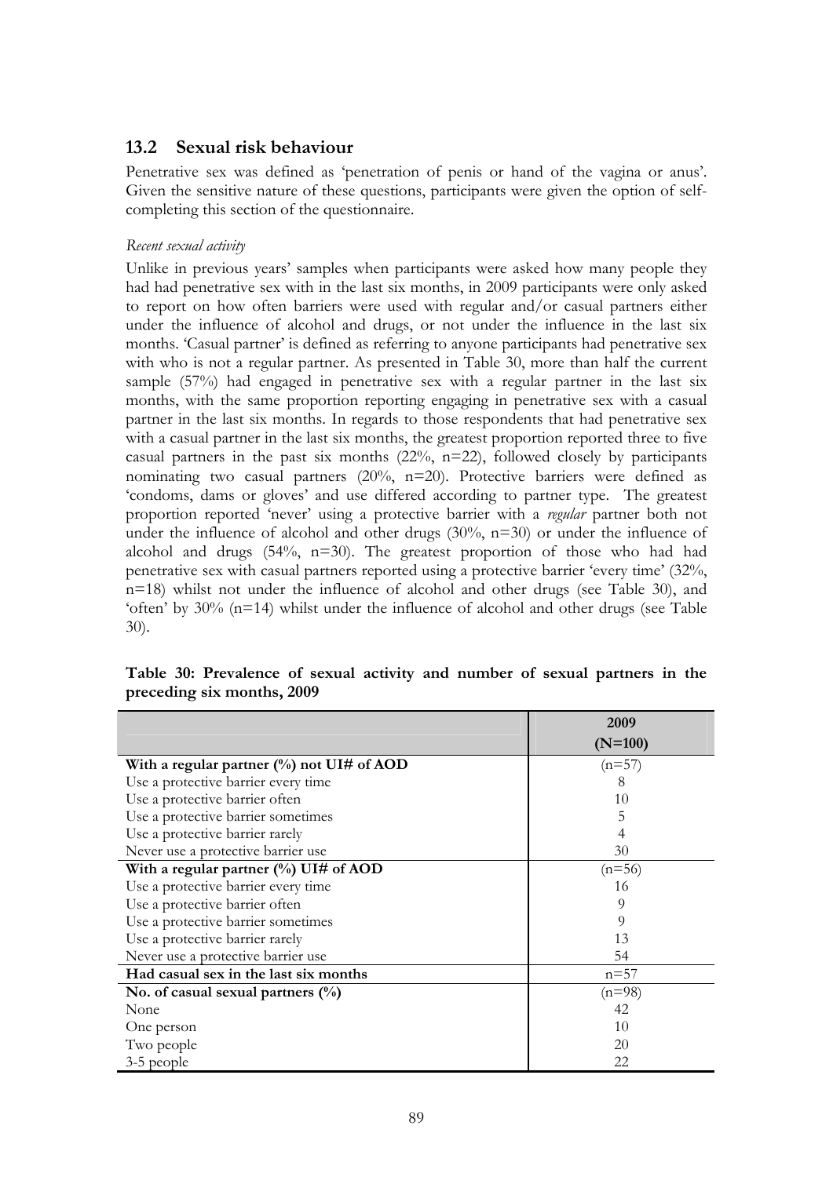## 13.2 Sexual risk behaviour

Penetrative sex was defined as 'penetration of penis or hand of the vagina or anus'. Given the sensitive nature of these questions, participants were given the option of self-completing this section of the questionnaire.

*Recent sexual activity*

Unlike in previous years' samples when participants were asked how many people they had had penetrative sex with in the last six months, in 2009 participants were only asked to report on how often barriers were used with regular and/or casual partners either under the influence of alcohol and drugs, or not under the influence in the last six months. 'Casual partner' is defined as referring to anyone participants had penetrative sex with who is not a regular partner. As presented in Table 30, more than half the current sample (57%) had engaged in penetrative sex with a regular partner in the last six months, with the same proportion reporting engaging in penetrative sex with a casual partner in the last six months. In regards to those respondents that had penetrative sex with a casual partner in the last six months, the greatest proportion reported three to five casual partners in the past six months (22%, n=22), followed closely by participants nominating two casual partners (20%, n=20). Protective barriers were defined as 'condoms, dams or gloves' and use differed according to partner type. The greatest proportion reported 'never' using a protective barrier with a *regular* partner both not under the influence of alcohol and other drugs (30%, n=30) or under the influence of alcohol and drugs (54%, n=30). The greatest proportion of those who had had penetrative sex with casual partners reported using a protective barrier 'every time' (32%, n=18) whilst not under the influence of alcohol and other drugs (see Table 30), and 'often' by 30% (n=14) whilst under the influence of alcohol and other drugs (see Table 30).

**Table 30: Prevalence of sexual activity and number of sexual partners in the preceding six months, 2009**

| | 2009 (N=100) |
|---|---|
| **With a regular partner (%) not UI# of AOD** | (n=57) |
| Use a protective barrier every time | 8 |
| Use a protective barrier often | 10 |
| Use a protective barrier sometimes | 5 |
| Use a protective barrier rarely | 4 |
| Never use a protective barrier use | 30 |
| **With a regular partner (%) UI# of AOD** | (n=56) |
| Use a protective barrier every time | 16 |
| Use a protective barrier often | 9 |
| Use a protective barrier sometimes | 9 |
| Use a protective barrier rarely | 13 |
| Never use a protective barrier use | 54 |
| **Had casual sex in the last six months** | n=57 |
| **No. of casual sexual partners (%)** | (n=98) |
| None | 42 |
| One person | 10 |
| Two people | 20 |
| 3-5 people | 22 |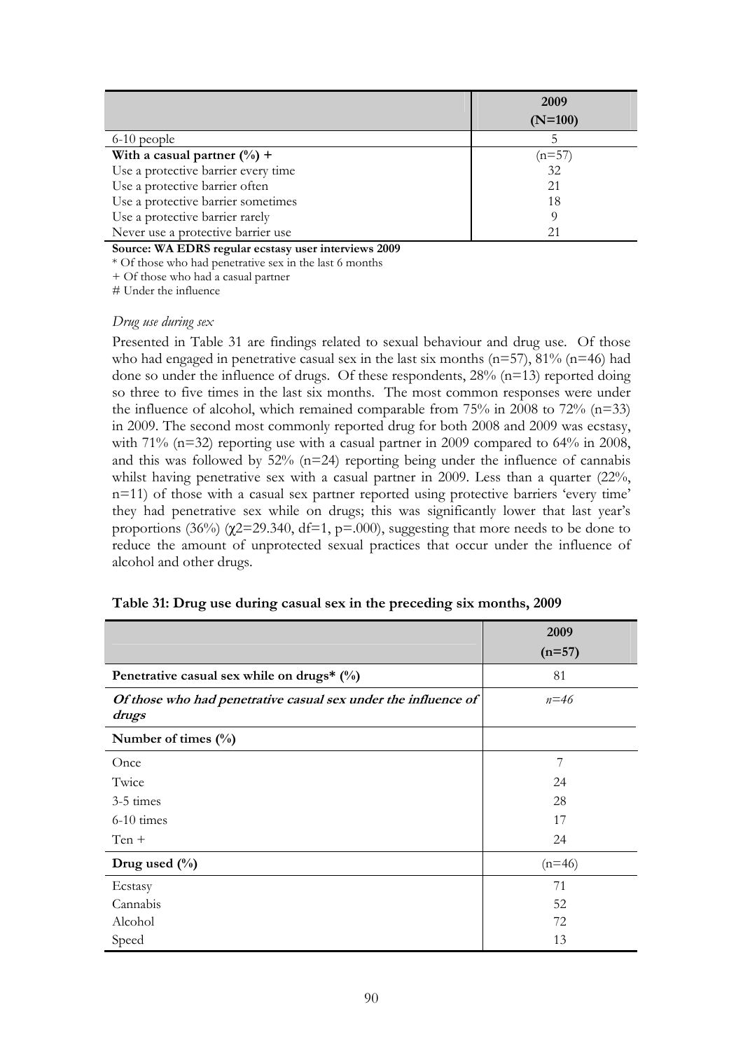| | 2009 (N=100) |
|---|---|
| 6-10 people | 5 |
| **With a casual partner (%) +** | (n=57) |
| Use a protective barrier every time | 32 |
| Use a protective barrier often | 21 |
| Use a protective barrier sometimes | 18 |
| Use a protective barrier rarely | 9 |
| Never use a protective barrier use | 21 |

**Source: WA EDRS regular ecstasy user interviews 2009**

* Of those who had penetrative sex in the last 6 months

+ Of those who had a casual partner

# Under the influence

*Drug use during sex*

Presented in Table 31 are findings related to sexual behaviour and drug use. Of those who had engaged in penetrative casual sex in the last six months (n=57), 81% (n=46) had done so under the influence of drugs. Of these respondents, 28% (n=13) reported doing so three to five times in the last six months. The most common responses were under the influence of alcohol, which remained comparable from 75% in 2008 to 72% (n=33) in 2009. The second most commonly reported drug for both 2008 and 2009 was ecstasy, with 71% (n=32) reporting use with a casual partner in 2009 compared to 64% in 2008, and this was followed by 52% (n=24) reporting being under the influence of cannabis whilst having penetrative sex with a casual partner in 2009. Less than a quarter (22%, n=11) of those with a casual sex partner reported using protective barriers 'every time' they had penetrative sex while on drugs; this was significantly lower that last year's proportions (36%) ($\chi 2$=29.340, df=1, p=.000), suggesting that more needs to be done to reduce the amount of unprotected sexual practices that occur under the influence of alcohol and other drugs.

**Table 31: Drug use during casual sex in the preceding six months, 2009**

| | 2009 (n=57) |
|---|---|
| **Penetrative casual sex while on drugs* (%)** | 81 |
| ***Of those who had penetrative casual sex under the influence of drugs*** | *n=46* |
| **Number of times (%)** | |
| Once | 7 |
| Twice | 24 |
| 3-5 times | 28 |
| 6-10 times | 17 |
| Ten + | 24 |
| **Drug used (%)** | (n=46) |
| Ecstasy | 71 |
| Cannabis | 52 |
| Alcohol | 72 |
| Speed | 13 |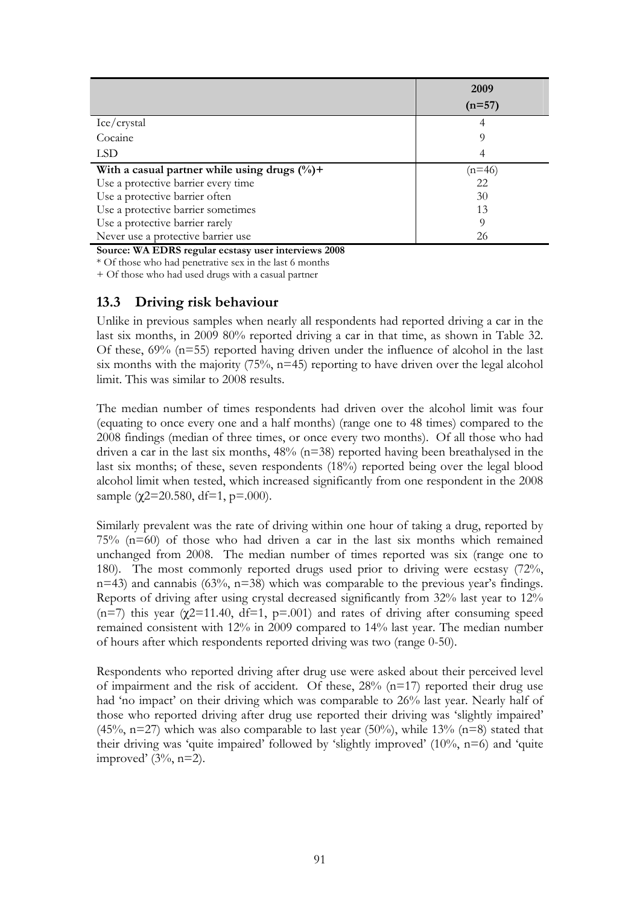| | 2009 (n=57) |
|---|---|
| Ice/crystal | 4 |
| Cocaine | 9 |
| LSD | 4 |
| **With a casual partner while using drugs (%)+** | (n=46) |
| Use a protective barrier every time | 22 |
| Use a protective barrier often | 30 |
| Use a protective barrier sometimes | 13 |
| Use a protective barrier rarely | 9 |
| Never use a protective barrier use | 26 |

**Source: WA EDRS regular ecstasy user interviews 2008**

\* Of those who had penetrative sex in the last 6 months

\+ Of those who had used drugs with a casual partner

## 13.3 Driving risk behaviour

Unlike in previous samples when nearly all respondents had reported driving a car in the last six months, in 2009 80% reported driving a car in that time, as shown in Table 32. Of these, 69% (n=55) reported having driven under the influence of alcohol in the last six months with the majority (75%, n=45) reporting to have driven over the legal alcohol limit. This was similar to 2008 results.

The median number of times respondents had driven over the alcohol limit was four (equating to once every one and a half months) (range one to 48 times) compared to the 2008 findings (median of three times, or once every two months). Of all those who had driven a car in the last six months, 48% (n=38) reported having been breathalysed in the last six months; of these, seven respondents (18%) reported being over the legal blood alcohol limit when tested, which increased significantly from one respondent in the 2008 sample ($\chi^2$=20.580, df=1, p=.000).

Similarly prevalent was the rate of driving within one hour of taking a drug, reported by 75% (n=60) of those who had driven a car in the last six months which remained unchanged from 2008. The median number of times reported was six (range one to 180). The most commonly reported drugs used prior to driving were ecstasy (72%, n=43) and cannabis (63%, n=38) which was comparable to the previous year's findings. Reports of driving after using crystal decreased significantly from 32% last year to 12% (n=7) this year ($\chi^2$=11.40, df=1, p=.001) and rates of driving after consuming speed remained consistent with 12% in 2009 compared to 14% last year. The median number of hours after which respondents reported driving was two (range 0-50).

Respondents who reported driving after drug use were asked about their perceived level of impairment and the risk of accident. Of these, 28% (n=17) reported their drug use had 'no impact' on their driving which was comparable to 26% last year. Nearly half of those who reported driving after drug use reported their driving was 'slightly impaired' (45%, n=27) which was also comparable to last year (50%), while 13% (n=8) stated that their driving was 'quite impaired' followed by 'slightly improved' (10%, n=6) and 'quite improved' (3%, n=2).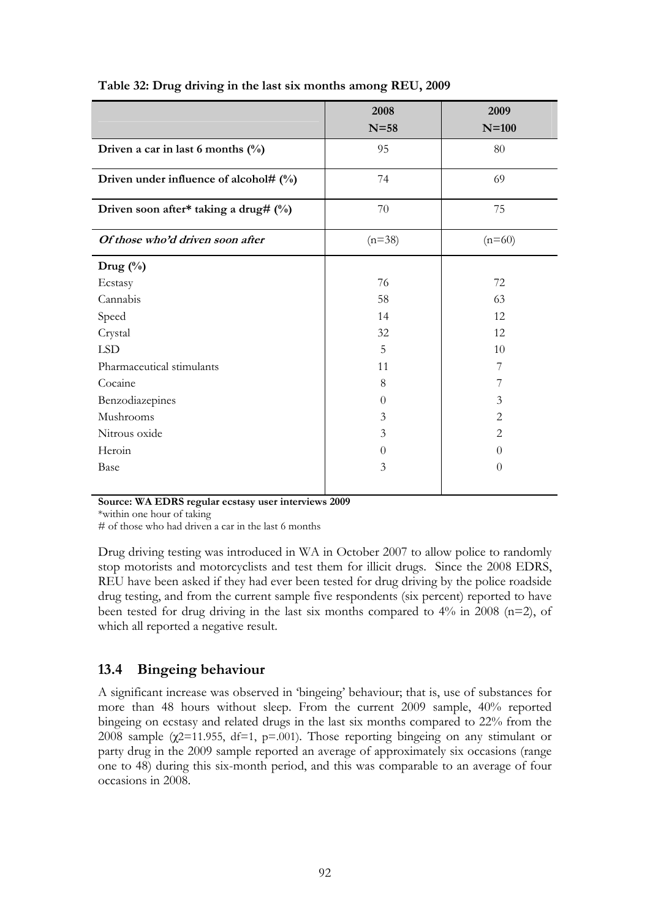**Table 32: Drug driving in the last six months among REU, 2009**

| | 2008 N=58 | 2009 N=100 |
|---|---|---|
| **Driven a car in last 6 months (%)** | 95 | 80 |
| **Driven under influence of alcohol# (%)** | 74 | 69 |
| **Driven soon after* taking a drug# (%)** | 70 | 75 |
| ***Of those who'd driven soon after*** | (n=38) | (n=60) |
| **Drug (%)** | | |
| Ecstasy | 76 | 72 |
| Cannabis | 58 | 63 |
| Speed | 14 | 12 |
| Crystal | 32 | 12 |
| LSD | 5 | 10 |
| Pharmaceutical stimulants | 11 | 7 |
| Cocaine | 8 | 7 |
| Benzodiazepines | 0 | 3 |
| Mushrooms | 3 | 2 |
| Nitrous oxide | 3 | 2 |
| Heroin | 0 | 0 |
| Base | 3 | 0 |

**Source: WA EDRS regular ecstasy user interviews 2009**
*within one hour of taking
# of those who had driven a car in the last 6 months

Drug driving testing was introduced in WA in October 2007 to allow police to randomly stop motorists and motorcyclists and test them for illicit drugs. Since the 2008 EDRS, REU have been asked if they had ever been tested for drug driving by the police roadside drug testing, and from the current sample five respondents (six percent) reported to have been tested for drug driving in the last six months compared to 4% in 2008 (n=2), of which all reported a negative result.

## 13.4 Bingeing behaviour

A significant increase was observed in 'bingeing' behaviour; that is, use of substances for more than 48 hours without sleep. From the current 2009 sample, 40% reported bingeing on ecstasy and related drugs in the last six months compared to 22% from the 2008 sample ($\chi^2=11.955$, df=1, p=.001). Those reporting bingeing on any stimulant or party drug in the 2009 sample reported an average of approximately six occasions (range one to 48) during this six-month period, and this was comparable to an average of four occasions in 2008.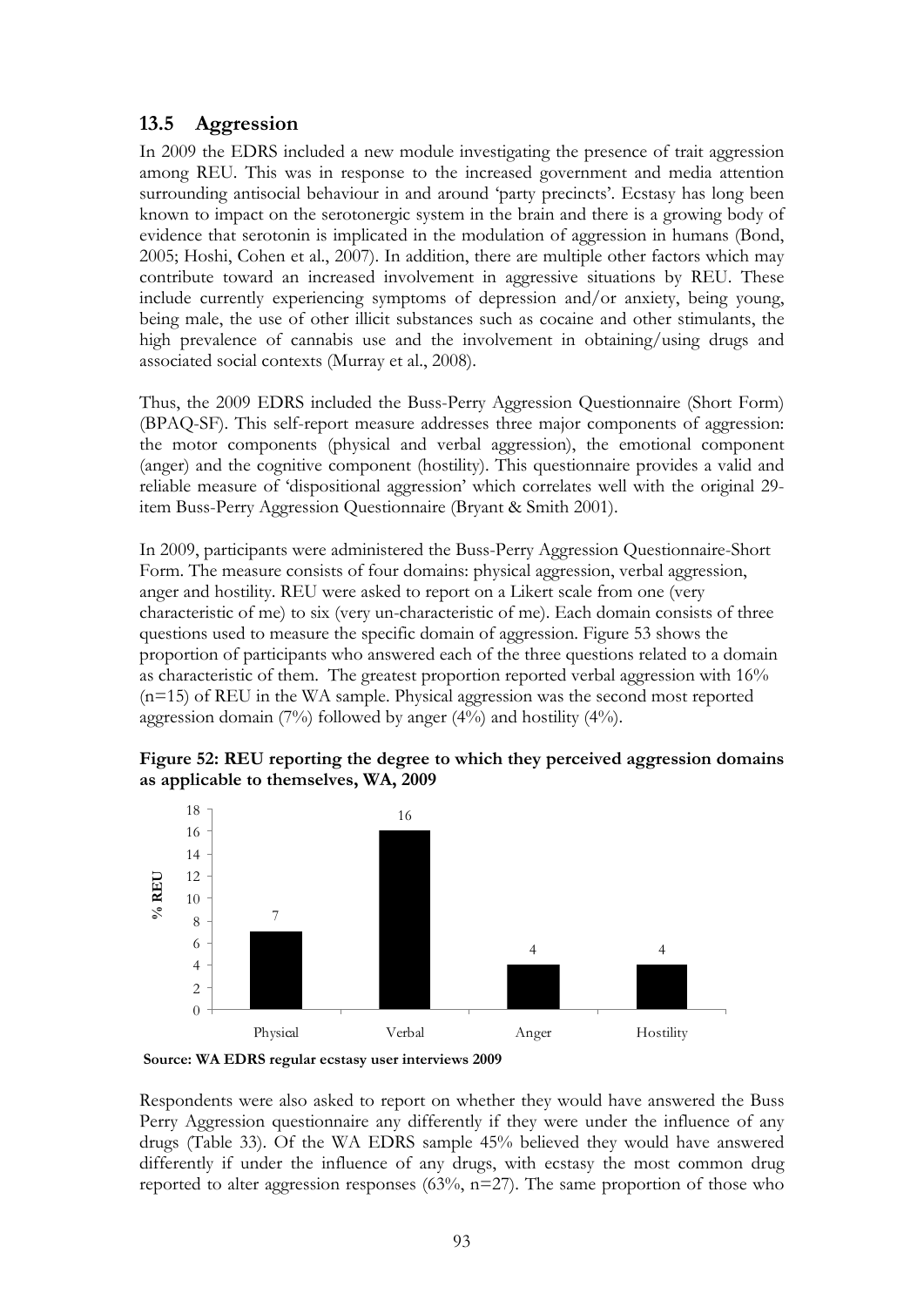## 13.5 Aggression

In 2009 the EDRS included a new module investigating the presence of trait aggression among REU. This was in response to the increased government and media attention surrounding antisocial behaviour in and around 'party precincts'. Ecstasy has long been known to impact on the serotonergic system in the brain and there is a growing body of evidence that serotonin is implicated in the modulation of aggression in humans (Bond, 2005; Hoshi, Cohen et al., 2007). In addition, there are multiple other factors which may contribute toward an increased involvement in aggressive situations by REU. These include currently experiencing symptoms of depression and/or anxiety, being young, being male, the use of other illicit substances such as cocaine and other stimulants, the high prevalence of cannabis use and the involvement in obtaining/using drugs and associated social contexts (Murray et al., 2008).

Thus, the 2009 EDRS included the Buss-Perry Aggression Questionnaire (Short Form) (BPAQ-SF). This self-report measure addresses three major components of aggression: the motor components (physical and verbal aggression), the emotional component (anger) and the cognitive component (hostility). This questionnaire provides a valid and reliable measure of 'dispositional aggression' which correlates well with the original 29-item Buss-Perry Aggression Questionnaire (Bryant & Smith 2001).

In 2009, participants were administered the Buss-Perry Aggression Questionnaire-Short Form. The measure consists of four domains: physical aggression, verbal aggression, anger and hostility. REU were asked to report on a Likert scale from one (very characteristic of me) to six (very un-characteristic of me). Each domain consists of three questions used to measure the specific domain of aggression. Figure 53 shows the proportion of participants who answered each of the three questions related to a domain as characteristic of them. The greatest proportion reported verbal aggression with 16% (n=15) of REU in the WA sample. Physical aggression was the second most reported aggression domain (7%) followed by anger (4%) and hostility (4%).

**Figure 52: REU reporting the degree to which they perceived aggression domains as applicable to themselves, WA, 2009**

| | Physical | Verbal | Anger | Hostility |
|---|---|---|---|---|
| % REU | 7 | 16 | 4 | 4 |

**Source: WA EDRS regular ecstasy user interviews 2009**

Respondents were also asked to report on whether they would have answered the Buss Perry Aggression questionnaire any differently if they were under the influence of any drugs (Table 33). Of the WA EDRS sample 45% believed they would have answered differently if under the influence of any drugs, with ecstasy the most common drug reported to alter aggression responses (63%, n=27). The same proportion of those who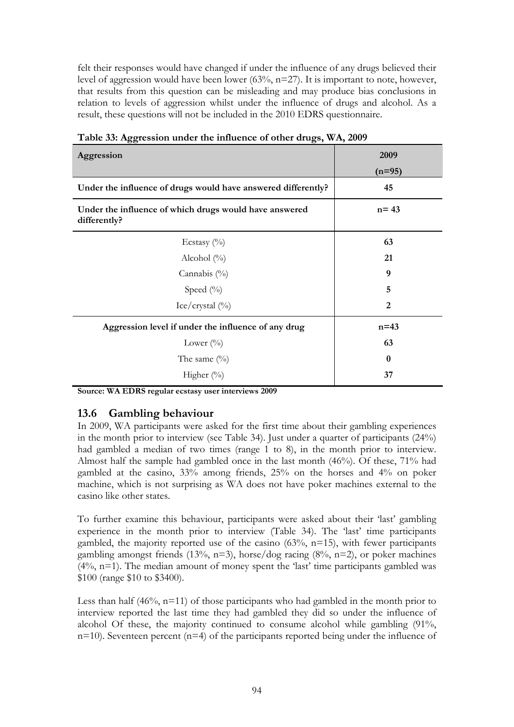felt their responses would have changed if under the influence of any drugs believed their level of aggression would have been lower (63%, n=27). It is important to note, however, that results from this question can be misleading and may produce bias conclusions in relation to levels of aggression whilst under the influence of drugs and alcohol. As a result, these questions will not be included in the 2010 EDRS questionnaire.

**Table 33: Aggression under the influence of other drugs, WA, 2009**

| Aggression | 2009 (n=95) |
|---|---|
| **Under the influence of drugs would have answered differently?** | **45** |
| **Under the influence of which drugs would have answered differently?** | **n= 43** |
| Ecstasy (%) | **63** |
| Alcohol (%) | **21** |
| Cannabis (%) | **9** |
| Speed (%) | **5** |
| Ice/crystal (%) | **2** |
| **Aggression level if under the influence of any drug** | **n=43** |
| Lower (%) | **63** |
| The same (%) | **0** |
| Higher (%) | **37** |

**Source: WA EDRS regular ecstasy user interviews 2009**

## 13.6 Gambling behaviour

In 2009, WA participants were asked for the first time about their gambling experiences in the month prior to interview (see Table 34). Just under a quarter of participants (24%) had gambled a median of two times (range 1 to 8), in the month prior to interview. Almost half the sample had gambled once in the last month (46%). Of these, 71% had gambled at the casino, 33% among friends, 25% on the horses and 4% on poker machine, which is not surprising as WA does not have poker machines external to the casino like other states.

To further examine this behaviour, participants were asked about their 'last' gambling experience in the month prior to interview (Table 34). The 'last' time participants gambled, the majority reported use of the casino (63%, n=15), with fewer participants gambling amongst friends (13%, n=3), horse/dog racing (8%, n=2), or poker machines (4%, n=1). The median amount of money spent the 'last' time participants gambled was $100 (range $10 to $3400).

Less than half (46%, n=11) of those participants who had gambled in the month prior to interview reported the last time they had gambled they did so under the influence of alcohol Of these, the majority continued to consume alcohol while gambling (91%, n=10). Seventeen percent (n=4) of the participants reported being under the influence of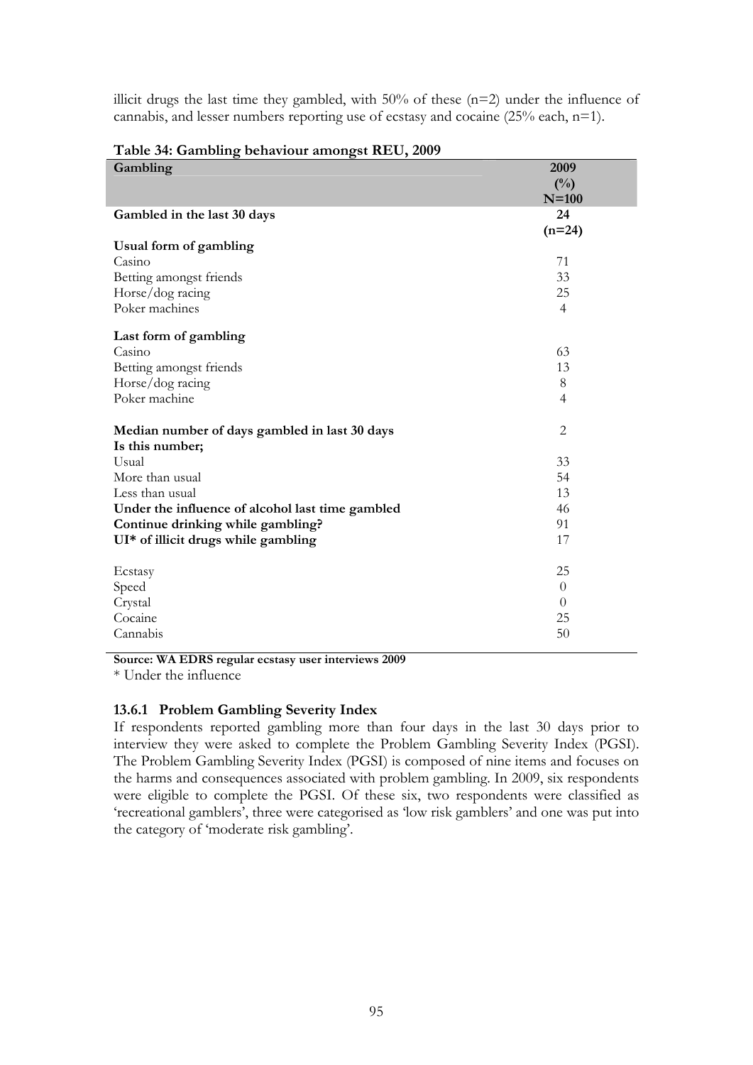illicit drugs the last time they gambled, with 50% of these (n=2) under the influence of cannabis, and lesser numbers reporting use of ecstasy and cocaine (25% each, n=1).

**Table 34: Gambling behaviour amongst REU, 2009**

| Gambling | 2009 (%) N=100 |
|---|---|
| **Gambled in the last 30 days** | **24 (n=24)** |
| **Usual form of gambling** | |
| Casino | 71 |
| Betting amongst friends | 33 |
| Horse/dog racing | 25 |
| Poker machines | 4 |
| **Last form of gambling** | |
| Casino | 63 |
| Betting amongst friends | 13 |
| Horse/dog racing | 8 |
| Poker machine | 4 |
| **Median number of days gambled in last 30 days** | 2 |
| **Is this number;** | |
| Usual | 33 |
| More than usual | 54 |
| Less than usual | 13 |
| **Under the influence of alcohol last time gambled** | 46 |
| **Continue drinking while gambling?** | 91 |
| **UI* of illicit drugs while gambling** | 17 |
| Ecstasy | 25 |
| Speed | 0 |
| Crystal | 0 |
| Cocaine | 25 |
| Cannabis | 50 |

**Source: WA EDRS regular ecstasy user interviews 2009**

* Under the influence

### 13.6.1 Problem Gambling Severity Index

If respondents reported gambling more than four days in the last 30 days prior to interview they were asked to complete the Problem Gambling Severity Index (PGSI). The Problem Gambling Severity Index (PGSI) is composed of nine items and focuses on the harms and consequences associated with problem gambling. In 2009, six respondents were eligible to complete the PGSI. Of these six, two respondents were classified as 'recreational gamblers', three were categorised as 'low risk gamblers' and one was put into the category of 'moderate risk gambling'.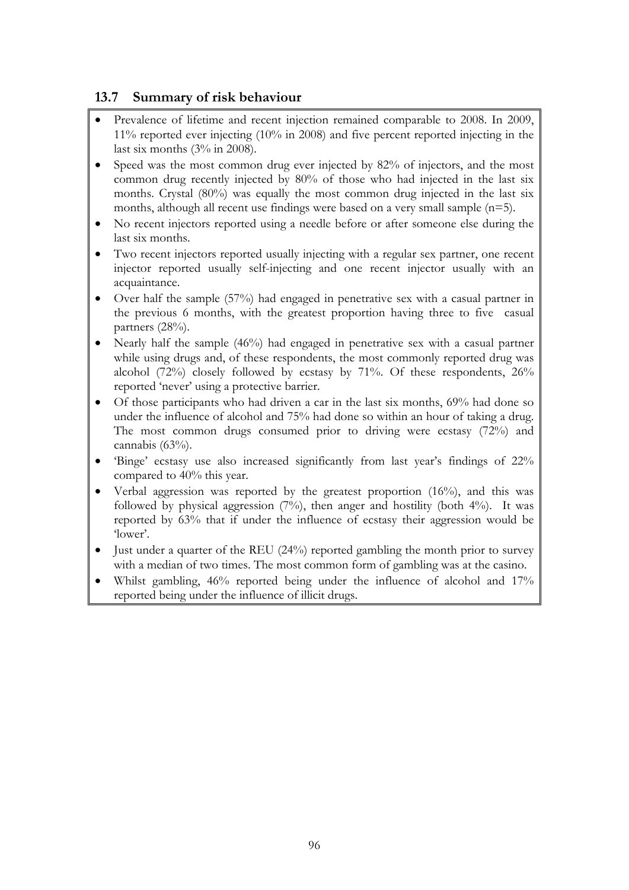### 13.7 Summary of risk behaviour

- Prevalence of lifetime and recent injection remained comparable to 2008. In 2009, 11% reported ever injecting (10% in 2008) and five percent reported injecting in the last six months (3% in 2008).
- Speed was the most common drug ever injected by 82% of injectors, and the most common drug recently injected by 80% of those who had injected in the last six months. Crystal (80%) was equally the most common drug injected in the last six months, although all recent use findings were based on a very small sample (n=5).
- No recent injectors reported using a needle before or after someone else during the last six months.
- Two recent injectors reported usually injecting with a regular sex partner, one recent injector reported usually self-injecting and one recent injector usually with an acquaintance.
- Over half the sample (57%) had engaged in penetrative sex with a casual partner in the previous 6 months, with the greatest proportion having three to five casual partners (28%).
- Nearly half the sample (46%) had engaged in penetrative sex with a casual partner while using drugs and, of these respondents, the most commonly reported drug was alcohol (72%) closely followed by ecstasy by 71%. Of these respondents, 26% reported 'never' using a protective barrier.
- Of those participants who had driven a car in the last six months, 69% had done so under the influence of alcohol and 75% had done so within an hour of taking a drug. The most common drugs consumed prior to driving were ecstasy (72%) and cannabis (63%).
- 'Binge' ecstasy use also increased significantly from last year's findings of 22% compared to 40% this year.
- Verbal aggression was reported by the greatest proportion (16%), and this was followed by physical aggression (7%), then anger and hostility (both 4%). It was reported by 63% that if under the influence of ecstasy their aggression would be 'lower'.
- Just under a quarter of the REU (24%) reported gambling the month prior to survey with a median of two times. The most common form of gambling was at the casino.
- Whilst gambling, 46% reported being under the influence of alcohol and 17% reported being under the influence of illicit drugs.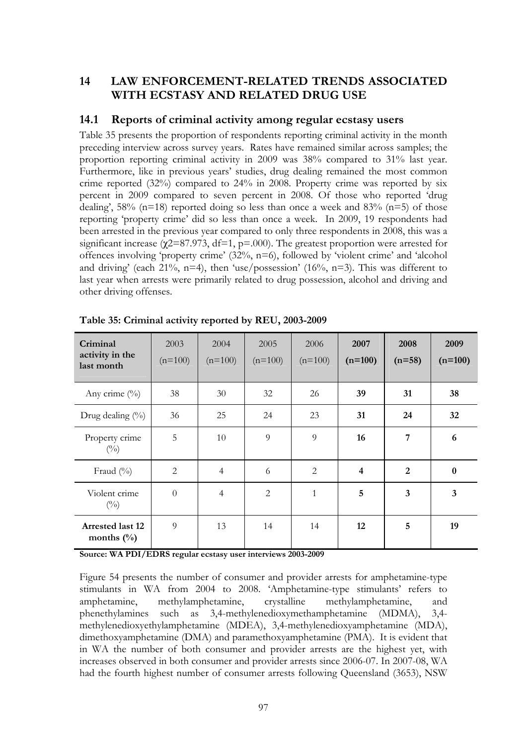# 14 LAW ENFORCEMENT-RELATED TRENDS ASSOCIATED WITH ECSTASY AND RELATED DRUG USE

## 14.1 Reports of criminal activity among regular ecstasy users

Table 35 presents the proportion of respondents reporting criminal activity in the month preceding interview across survey years. Rates have remained similar across samples; the proportion reporting criminal activity in 2009 was 38% compared to 31% last year. Furthermore, like in previous years' studies, drug dealing remained the most common crime reported (32%) compared to 24% in 2008. Property crime was reported by six percent in 2009 compared to seven percent in 2008. Of those who reported 'drug dealing', 58% (n=18) reported doing so less than once a week and 83% (n=5) of those reporting 'property crime' did so less than once a week. In 2009, 19 respondents had been arrested in the previous year compared to only three respondents in 2008, this was a significant increase ($\chi 2$=87.973, df=1, p=.000). The greatest proportion were arrested for offences involving 'property crime' (32%, n=6), followed by 'violent crime' and 'alcohol and driving' (each 21%, n=4), then 'use/possession' (16%, n=3). This was different to last year when arrests were primarily related to drug possession, alcohol and driving and other driving offenses.

**Table 35: Criminal activity reported by REU, 2003-2009**

| Criminal activity in the last month | 2003 (n=100) | 2004 (n=100) | 2005 (n=100) | 2006 (n=100) | **2007 (n=100)** | **2008 (n=58)** | **2009 (n=100)** |
|---|---|---|---|---|---|---|---|
| Any crime (%) | 38 | 30 | 32 | 26 | **39** | **31** | **38** |
| Drug dealing (%) | 36 | 25 | 24 | 23 | **31** | **24** | **32** |
| Property crime (%) | 5 | 10 | 9 | 9 | **16** | **7** | **6** |
| Fraud (%) | 2 | 4 | 6 | 2 | **4** | **2** | **0** |
| Violent crime (%) | 0 | 4 | 2 | 1 | **5** | **3** | **3** |
| **Arrested last 12 months (%)** | 9 | 13 | 14 | 14 | **12** | **5** | **19** |

**Source: WA PDI/EDRS regular ecstasy user interviews 2003-2009**

Figure 54 presents the number of consumer and provider arrests for amphetamine-type stimulants in WA from 2004 to 2008. 'Amphetamine-type stimulants' refers to amphetamine, methylamphetamine, crystalline methylamphetamine, and phenethylamines such as 3,4-methylenedioxymethamphetamine (MDMA), 3,4-methylenedioxyethylamphetamine (MDEA), 3,4-methylenedioxyamphetamine (MDA), dimethoxyamphetamine (DMA) and paramethoxyamphetamine (PMA). It is evident that in WA the number of both consumer and provider arrests are the highest yet, with increases observed in both consumer and provider arrests since 2006-07. In 2007-08, WA had the fourth highest number of consumer arrests following Queensland (3653), NSW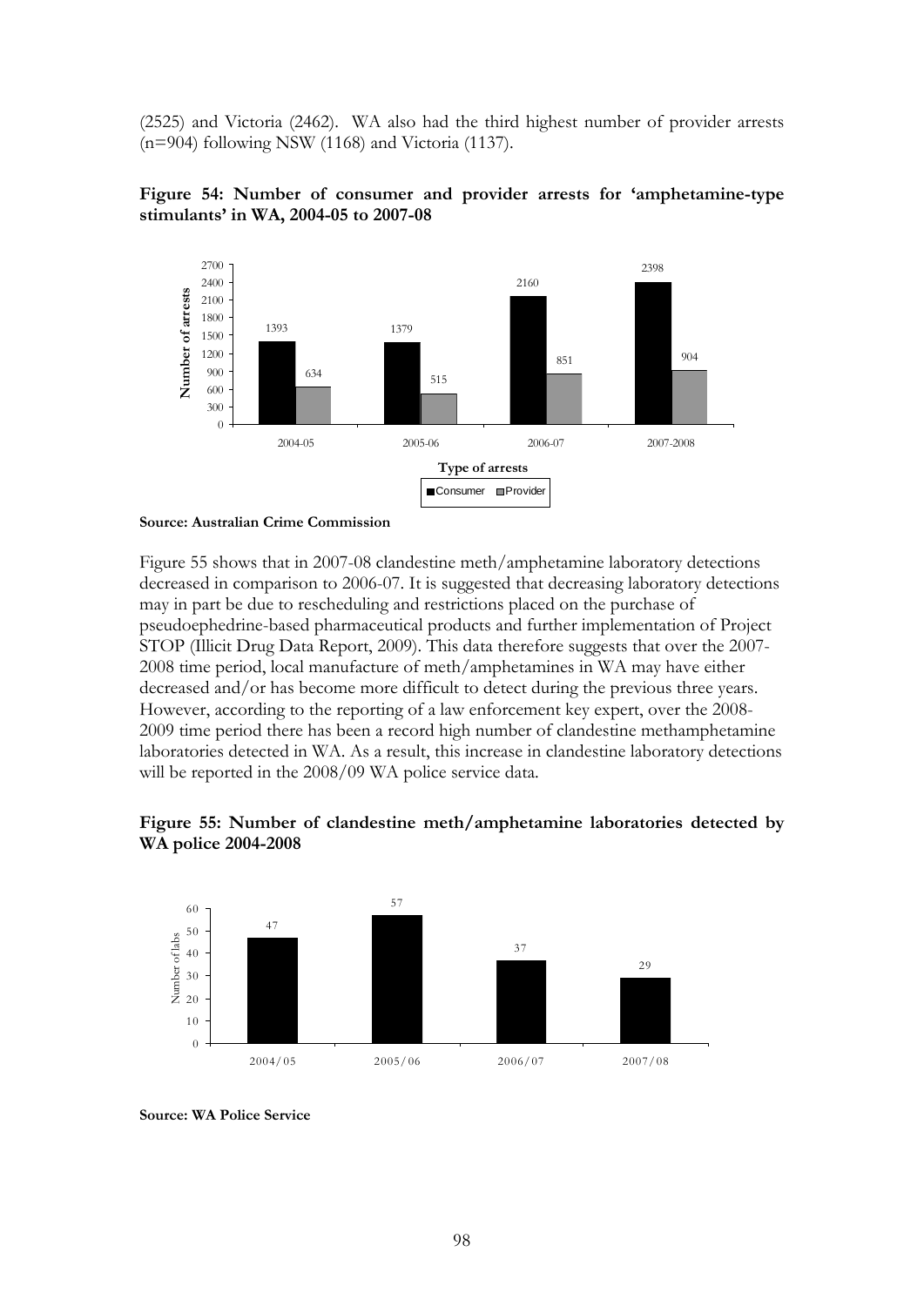(2525) and Victoria (2462). WA also had the third highest number of provider arrests (n=904) following NSW (1168) and Victoria (1137).

**Figure 54: Number of consumer and provider arrests for 'amphetamine-type stimulants' in WA, 2004-05 to 2007-08**

| Type of arrests | 2004-05 | 2005-06 | 2006-07 | 2007-2008 |
|---|---|---|---|---|
| Consumer | 1393 | 1379 | 2160 | 2398 |
| Provider | 634 | 515 | 851 | 904 |

**Source: Australian Crime Commission**

Figure 55 shows that in 2007-08 clandestine meth/amphetamine laboratory detections decreased in comparison to 2006-07. It is suggested that decreasing laboratory detections may in part be due to rescheduling and restrictions placed on the purchase of pseudoephedrine-based pharmaceutical products and further implementation of Project STOP (Illicit Drug Data Report, 2009). This data therefore suggests that over the 2007-2008 time period, local manufacture of meth/amphetamines in WA may have either decreased and/or has become more difficult to detect during the previous three years. However, according to the reporting of a law enforcement key expert, over the 2008-2009 time period there has been a record high number of clandestine methamphetamine laboratories detected in WA. As a result, this increase in clandestine laboratory detections will be reported in the 2008/09 WA police service data.

**Figure 55: Number of clandestine meth/amphetamine laboratories detected by WA police 2004-2008**

| | 2004/05 | 2005/06 | 2006/07 | 2007/08 |
|---|---|---|---|---|
| Number of labs | 47 | 57 | 37 | 29 |

**Source: WA Police Service**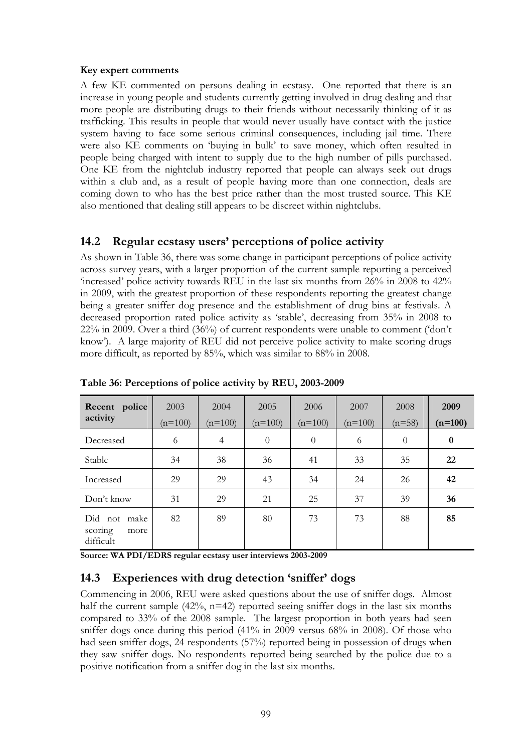**Key expert comments**

A few KE commented on persons dealing in ecstasy. One reported that there is an increase in young people and students currently getting involved in drug dealing and that more people are distributing drugs to their friends without necessarily thinking of it as trafficking. This results in people that would never usually have contact with the justice system having to face some serious criminal consequences, including jail time. There were also KE comments on 'buying in bulk' to save money, which often resulted in people being charged with intent to supply due to the high number of pills purchased. One KE from the nightclub industry reported that people can always seek out drugs within a club and, as a result of people having more than one connection, deals are coming down to who has the best price rather than the most trusted source. This KE also mentioned that dealing still appears to be discreet within nightclubs.

## 14.2 Regular ecstasy users' perceptions of police activity

As shown in Table 36, there was some change in participant perceptions of police activity across survey years, with a larger proportion of the current sample reporting a perceived 'increased' police activity towards REU in the last six months from 26% in 2008 to 42% in 2009, with the greatest proportion of these respondents reporting the greatest change being a greater sniffer dog presence and the establishment of drug bins at festivals. A decreased proportion rated police activity as 'stable', decreasing from 35% in 2008 to 22% in 2009. Over a third (36%) of current respondents were unable to comment ('don't know'). A large majority of REU did not perceive police activity to make scoring drugs more difficult, as reported by 85%, which was similar to 88% in 2008.

**Table 36: Perceptions of police activity by REU, 2003-2009**

| Recent police activity | 2003 (n=100) | 2004 (n=100) | 2005 (n=100) | 2006 (n=100) | 2007 (n=100) | 2008 (n=58) | **2009 (n=100)** |
|---|---|---|---|---|---|---|---|
| Decreased | 6 | 4 | 0 | 0 | 6 | 0 | **0** |
| Stable | 34 | 38 | 36 | 41 | 33 | 35 | **22** |
| Increased | 29 | 29 | 43 | 34 | 24 | 26 | **42** |
| Don't know | 31 | 29 | 21 | 25 | 37 | 39 | **36** |
| Did not make scoring more difficult | 82 | 89 | 80 | 73 | 73 | 88 | **85** |

**Source: WA PDI/EDRS regular ecstasy user interviews 2003-2009**

## 14.3 Experiences with drug detection 'sniffer' dogs

Commencing in 2006, REU were asked questions about the use of sniffer dogs. Almost half the current sample (42%, n=42) reported seeing sniffer dogs in the last six months compared to 33% of the 2008 sample. The largest proportion in both years had seen sniffer dogs once during this period (41% in 2009 versus 68% in 2008). Of those who had seen sniffer dogs, 24 respondents (57%) reported being in possession of drugs when they saw sniffer dogs. No respondents reported being searched by the police due to a positive notification from a sniffer dog in the last six months.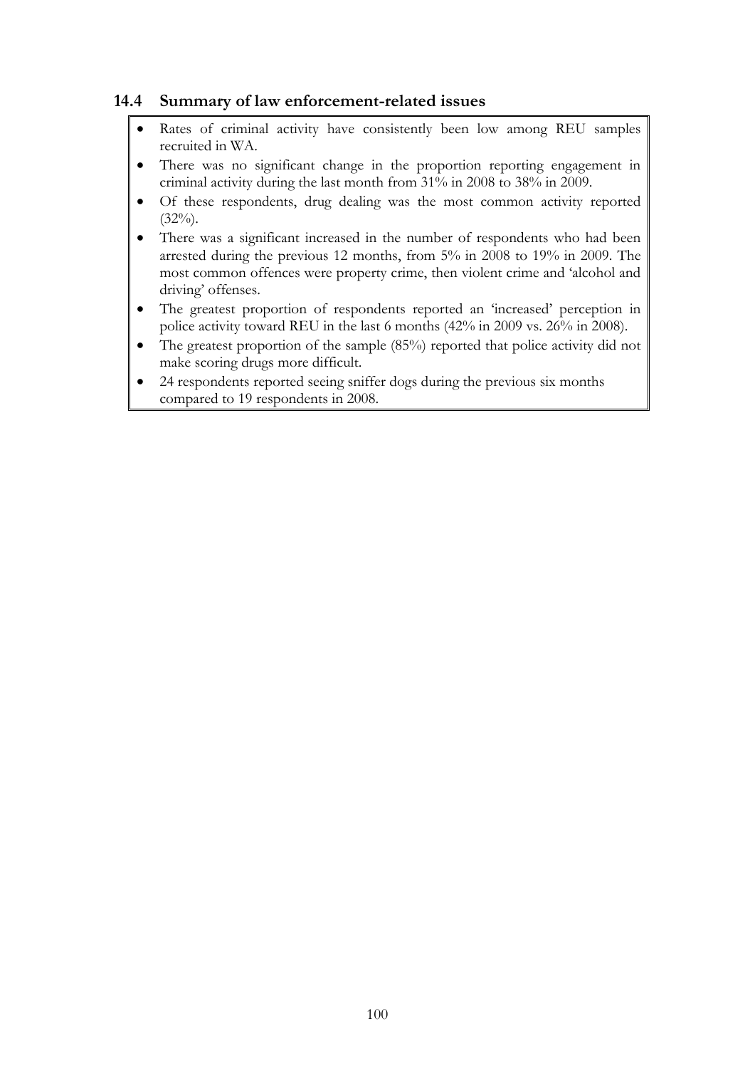## 14.4 Summary of law enforcement-related issues

- Rates of criminal activity have consistently been low among REU samples recruited in WA.
- There was no significant change in the proportion reporting engagement in criminal activity during the last month from 31% in 2008 to 38% in 2009.
- Of these respondents, drug dealing was the most common activity reported (32%).
- There was a significant increased in the number of respondents who had been arrested during the previous 12 months, from 5% in 2008 to 19% in 2009. The most common offences were property crime, then violent crime and 'alcohol and driving' offenses.
- The greatest proportion of respondents reported an 'increased' perception in police activity toward REU in the last 6 months (42% in 2009 vs. 26% in 2008).
- The greatest proportion of the sample (85%) reported that police activity did not make scoring drugs more difficult.
- 24 respondents reported seeing sniffer dogs during the previous six months compared to 19 respondents in 2008.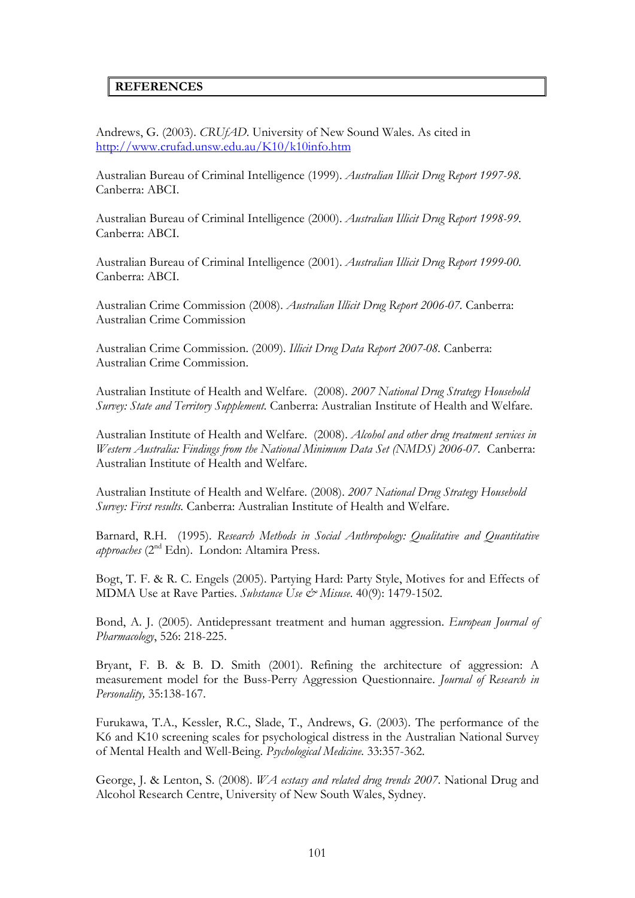## REFERENCES

Andrews, G. (2003). *CRUfAD*. University of New Sound Wales. As cited in http://www.crufad.unsw.edu.au/K10/k10info.htm

Australian Bureau of Criminal Intelligence (1999). *Australian Illicit Drug Report 1997-98.* Canberra: ABCI.

Australian Bureau of Criminal Intelligence (2000). *Australian Illicit Drug Report 1998-99.* Canberra: ABCI.

Australian Bureau of Criminal Intelligence (2001). *Australian Illicit Drug Report 1999-00.* Canberra: ABCI.

Australian Crime Commission (2008). *Australian Illicit Drug Report 2006-07.* Canberra: Australian Crime Commission

Australian Crime Commission. (2009). *Illicit Drug Data Report 2007-08.* Canberra: Australian Crime Commission.

Australian Institute of Health and Welfare. (2008). *2007 National Drug Strategy Household Survey: State and Territory Supplement.* Canberra: Australian Institute of Health and Welfare.

Australian Institute of Health and Welfare. (2008). *Alcohol and other drug treatment services in Western Australia: Findings from the National Minimum Data Set (NMDS) 2006-07.* Canberra: Australian Institute of Health and Welfare.

Australian Institute of Health and Welfare. (2008). *2007 National Drug Strategy Household Survey: First results.* Canberra: Australian Institute of Health and Welfare.

Barnard, R.H. (1995). *Research Methods in Social Anthropology: Qualitative and Quantitative approaches* (2nd Edn). London: Altamira Press.

Bogt, T. F. & R. C. Engels (2005). Partying Hard: Party Style, Motives for and Effects of MDMA Use at Rave Parties. *Substance Use & Misuse.* 40(9): 1479-1502.

Bond, A. J. (2005). Antidepressant treatment and human aggression. *European Journal of Pharmacology*, 526: 218-225.

Bryant, F. B. & B. D. Smith (2001). Refining the architecture of aggression: A measurement model for the Buss-Perry Aggression Questionnaire. *Journal of Research in Personality,* 35:138-167.

Furukawa, T.A., Kessler, R.C., Slade, T., Andrews, G. (2003). The performance of the K6 and K10 screening scales for psychological distress in the Australian National Survey of Mental Health and Well-Being. *Psychological Medicine.* 33:357-362.

George, J. & Lenton, S. (2008). *WA ecstasy and related drug trends 2007.* National Drug and Alcohol Research Centre, University of New South Wales, Sydney.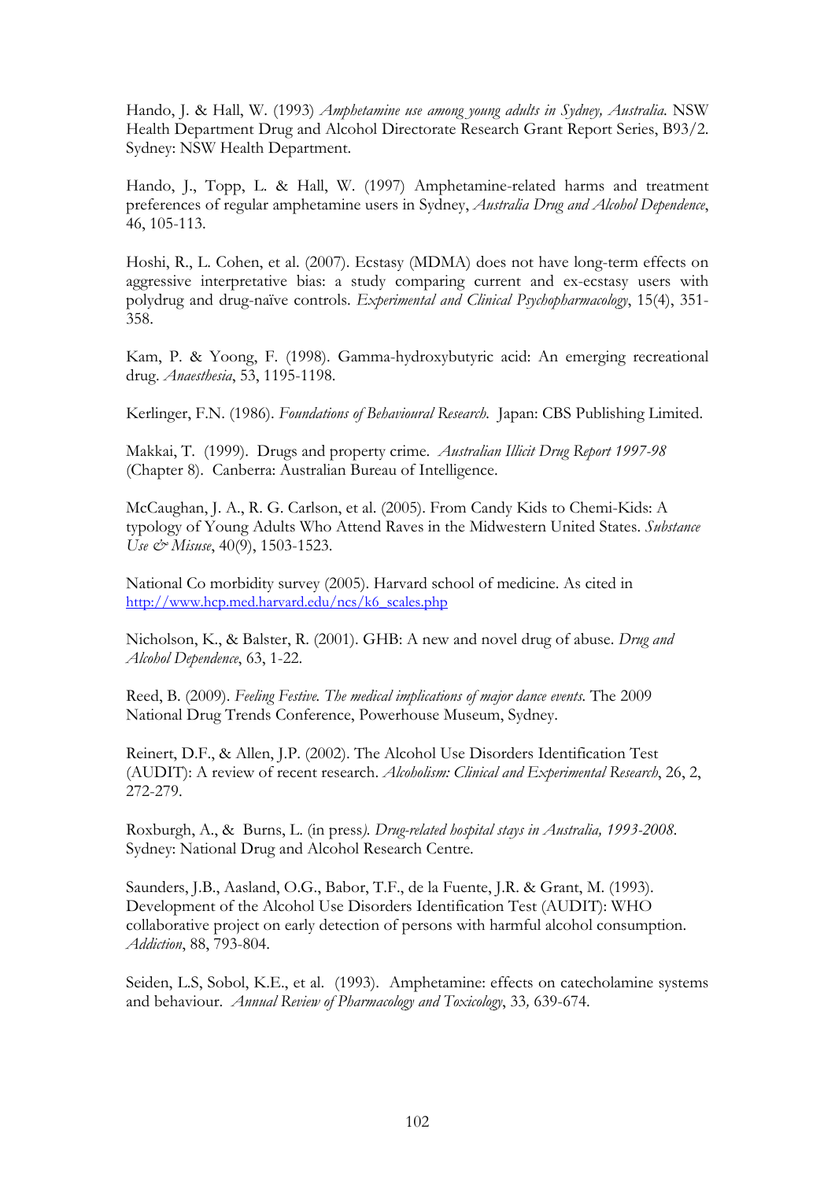Hando, J. & Hall, W. (1993) *Amphetamine use among young adults in Sydney, Australia.* NSW Health Department Drug and Alcohol Directorate Research Grant Report Series, B93/2. Sydney: NSW Health Department.

Hando, J., Topp, L. & Hall, W. (1997) Amphetamine-related harms and treatment preferences of regular amphetamine users in Sydney, *Australia Drug and Alcohol Dependence*, 46, 105-113.

Hoshi, R., L. Cohen, et al. (2007). Ecstasy (MDMA) does not have long-term effects on aggressive interpretative bias: a study comparing current and ex-ecstasy users with polydrug and drug-naïve controls. *Experimental and Clinical Psychopharmacology*, 15(4), 351-358.

Kam, P. & Yoong, F. (1998). Gamma-hydroxybutyric acid: An emerging recreational drug. *Anaesthesia*, 53, 1195-1198.

Kerlinger, F.N. (1986). *Foundations of Behavioural Research.* Japan: CBS Publishing Limited.

Makkai, T. (1999). Drugs and property crime. *Australian Illicit Drug Report 1997-98* (Chapter 8). Canberra: Australian Bureau of Intelligence.

McCaughan, J. A., R. G. Carlson, et al. (2005). From Candy Kids to Chemi-Kids: A typology of Young Adults Who Attend Raves in the Midwestern United States. *Substance Use & Misuse*, 40(9), 1503-1523.

National Co morbidity survey (2005). Harvard school of medicine. As cited in http://www.hcp.med.harvard.edu/ncs/k6_scales.php

Nicholson, K., & Balster, R. (2001). GHB: A new and novel drug of abuse. *Drug and Alcohol Dependence*, 63, 1-22.

Reed, B. (2009). *Feeling Festive. The medical implications of major dance events.* The 2009 National Drug Trends Conference, Powerhouse Museum, Sydney.

Reinert, D.F., & Allen, J.P. (2002). The Alcohol Use Disorders Identification Test (AUDIT): A review of recent research. *Alcoholism: Clinical and Experimental Research*, 26, 2, 272-279.

Roxburgh, A., & Burns, L. (in press). *Drug-related hospital stays in Australia, 1993-2008.* Sydney: National Drug and Alcohol Research Centre.

Saunders, J.B., Aasland, O.G., Babor, T.F., de la Fuente, J.R. & Grant, M. (1993). Development of the Alcohol Use Disorders Identification Test (AUDIT): WHO collaborative project on early detection of persons with harmful alcohol consumption. *Addiction*, 88, 793-804.

Seiden, L.S, Sobol, K.E., et al. (1993). Amphetamine: effects on catecholamine systems and behaviour. *Annual Review of Pharmacology and Toxicology*, 33, 639-674.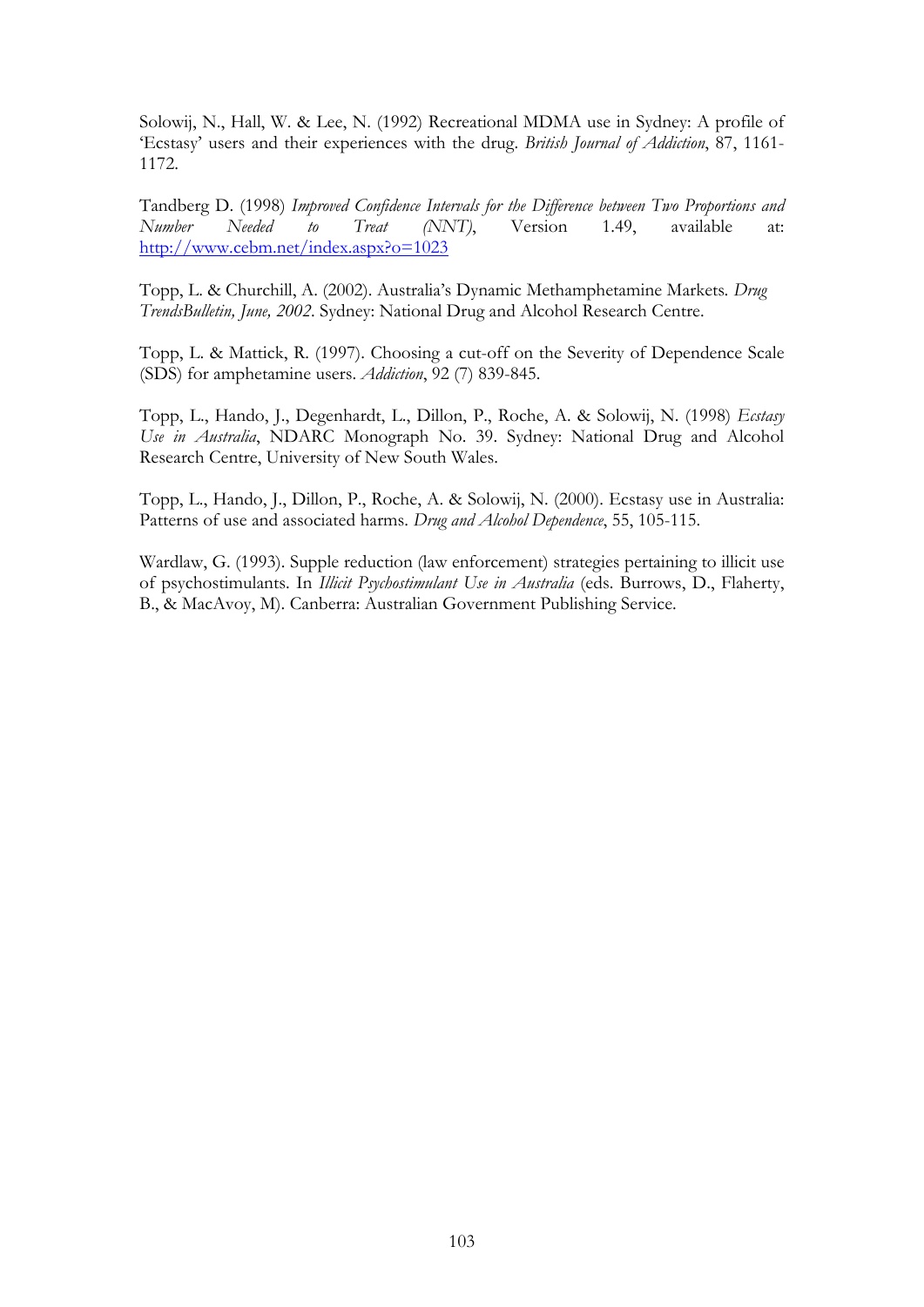Solowij, N., Hall, W. & Lee, N. (1992) Recreational MDMA use in Sydney: A profile of 'Ecstasy' users and their experiences with the drug. *British Journal of Addiction*, 87, 1161-1172.

Tandberg D. (1998) *Improved Confidence Intervals for the Difference between Two Proportions and Number Needed to Treat (NNT)*, Version 1.49, available at: http://www.cebm.net/index.aspx?o=1023

Topp, L. & Churchill, A. (2002). Australia's Dynamic Methamphetamine Markets. *Drug TrendsBulletin, June, 2002*. Sydney: National Drug and Alcohol Research Centre.

Topp, L. & Mattick, R. (1997). Choosing a cut-off on the Severity of Dependence Scale (SDS) for amphetamine users. *Addiction*, 92 (7) 839-845.

Topp, L., Hando, J., Degenhardt, L., Dillon, P., Roche, A. & Solowij, N. (1998) *Ecstasy Use in Australia*, NDARC Monograph No. 39. Sydney: National Drug and Alcohol Research Centre, University of New South Wales.

Topp, L., Hando, J., Dillon, P., Roche, A. & Solowij, N. (2000). Ecstasy use in Australia: Patterns of use and associated harms. *Drug and Alcohol Dependence*, 55, 105-115.

Wardlaw, G. (1993). Supple reduction (law enforcement) strategies pertaining to illicit use of psychostimulants. In *Illicit Psychostimulant Use in Australia* (eds. Burrows, D., Flaherty, B., & MacAvoy, M). Canberra: Australian Government Publishing Service.